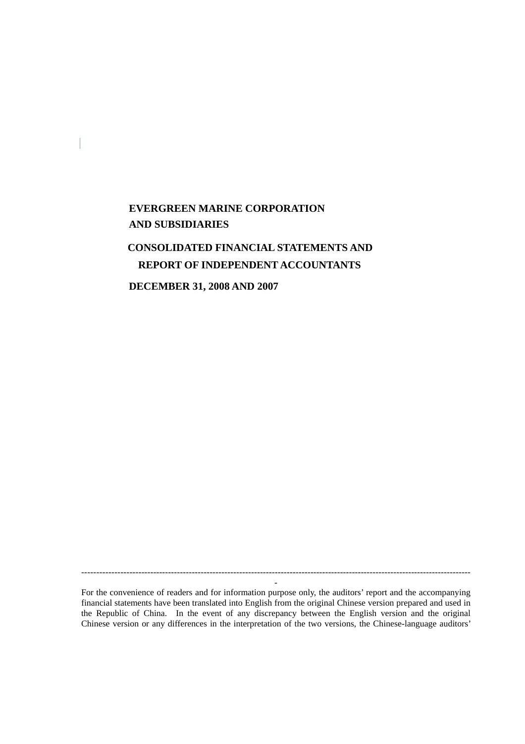# EVERGREEN MARINE CORPORATION AND SUBSIDIARIES

## CONSOLIDATED FINANCIAL STATEMENTS AND REPORT OF INDEPENDENT ACCOUNTANTS

## DECEMBER 31, 2008 AND 2007

---

For the convenience of readers and for information purpose only, the auditors' report and the accompanying financial statements have been translated into English from the original Chinese version prepared and used in the Republic of China. In the event of any discrepancy between the English version and the original Chinese version or any differences in the interpretation of the two versions, the Chinese-language auditors'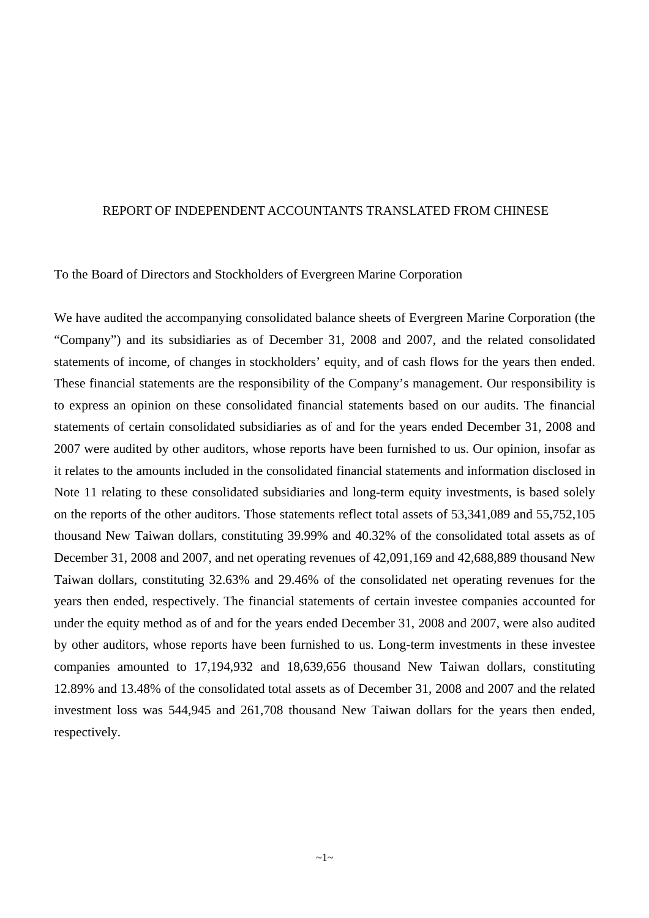# REPORT OF INDEPENDENT ACCOUNTANTS TRANSLATED FROM CHINESE

To the Board of Directors and Stockholders of Evergreen Marine Corporation

We have audited the accompanying consolidated balance sheets of Evergreen Marine Corporation (the "Company") and its subsidiaries as of December 31, 2008 and 2007, and the related consolidated statements of income, of changes in stockholders' equity, and of cash flows for the years then ended. These financial statements are the responsibility of the Company's management. Our responsibility is to express an opinion on these consolidated financial statements based on our audits. The financial statements of certain consolidated subsidiaries as of and for the years ended December 31, 2008 and 2007 were audited by other auditors, whose reports have been furnished to us. Our opinion, insofar as it relates to the amounts included in the consolidated financial statements and information disclosed in Note 11 relating to these consolidated subsidiaries and long-term equity investments, is based solely on the reports of the other auditors. Those statements reflect total assets of 53,341,089 and 55,752,105 thousand New Taiwan dollars, constituting 39.99% and 40.32% of the consolidated total assets as of December 31, 2008 and 2007, and net operating revenues of 42,091,169 and 42,688,889 thousand New Taiwan dollars, constituting 32.63% and 29.46% of the consolidated net operating revenues for the years then ended, respectively. The financial statements of certain investee companies accounted for under the equity method as of and for the years ended December 31, 2008 and 2007, were also audited by other auditors, whose reports have been furnished to us. Long-term investments in these investee companies amounted to 17,194,932 and 18,639,656 thousand New Taiwan dollars, constituting 12.89% and 13.48% of the consolidated total assets as of December 31, 2008 and 2007 and the related investment loss was 544,945 and 261,708 thousand New Taiwan dollars for the years then ended, respectively.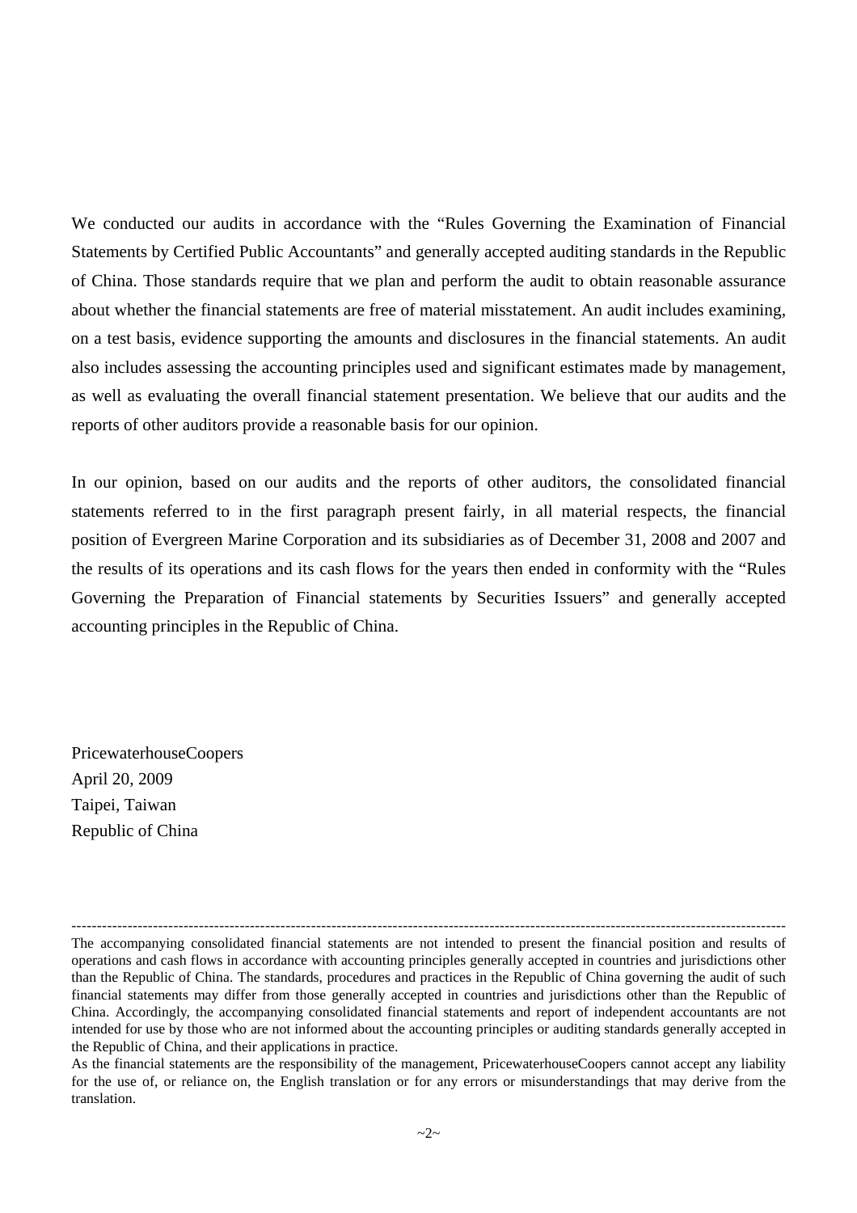We conducted our audits in accordance with the "Rules Governing the Examination of Financial Statements by Certified Public Accountants" and generally accepted auditing standards in the Republic of China. Those standards require that we plan and perform the audit to obtain reasonable assurance about whether the financial statements are free of material misstatement. An audit includes examining, on a test basis, evidence supporting the amounts and disclosures in the financial statements. An audit also includes assessing the accounting principles used and significant estimates made by management, as well as evaluating the overall financial statement presentation. We believe that our audits and the reports of other auditors provide a reasonable basis for our opinion.

In our opinion, based on our audits and the reports of other auditors, the consolidated financial statements referred to in the first paragraph present fairly, in all material respects, the financial position of Evergreen Marine Corporation and its subsidiaries as of December 31, 2008 and 2007 and the results of its operations and its cash flows for the years then ended in conformity with the "Rules Governing the Preparation of Financial statements by Securities Issuers" and generally accepted accounting principles in the Republic of China.

PricewaterhouseCoopers
April 20, 2009
Taipei, Taiwan
Republic of China

---

The accompanying consolidated financial statements are not intended to present the financial position and results of operations and cash flows in accordance with accounting principles generally accepted in countries and jurisdictions other than the Republic of China. The standards, procedures and practices in the Republic of China governing the audit of such financial statements may differ from those generally accepted in countries and jurisdictions other than the Republic of China. Accordingly, the accompanying consolidated financial statements and report of independent accountants are not intended for use by those who are not informed about the accounting principles or auditing standards generally accepted in the Republic of China, and their applications in practice.

As the financial statements are the responsibility of the management, PricewaterhouseCoopers cannot accept any liability for the use of, or reliance on, the English translation or for any errors or misunderstandings that may derive from the translation.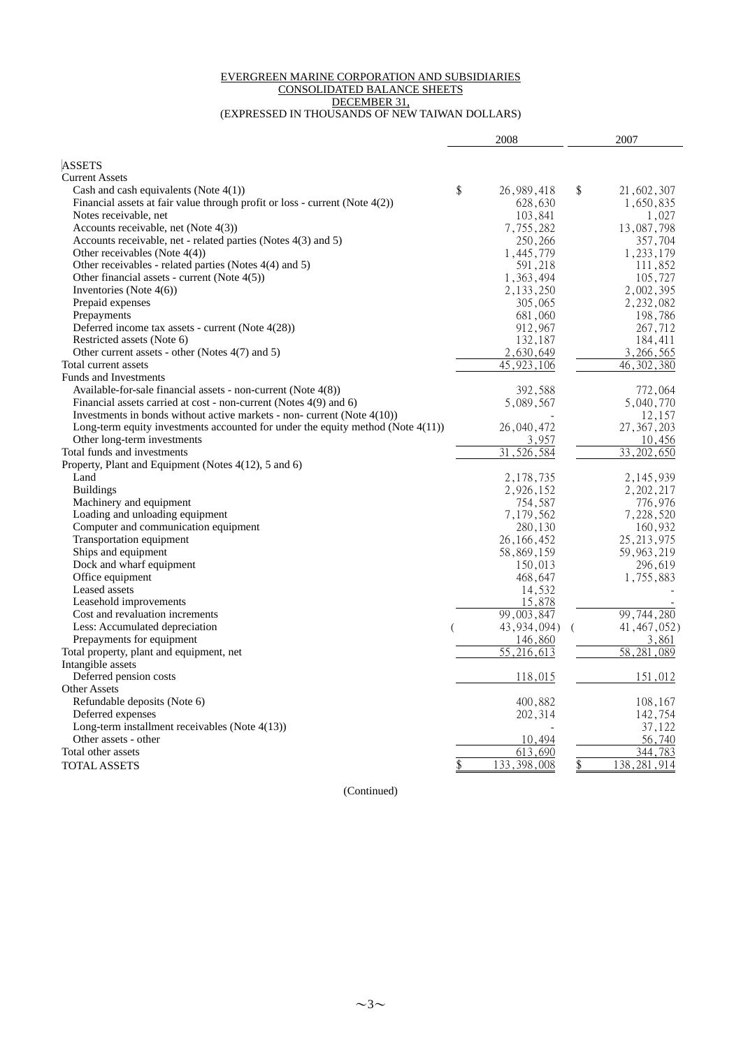EVERGREEN MARINE CORPORATION AND SUBSIDIARIES
CONSOLIDATED BALANCE SHEETS
DECEMBER 31,
(EXPRESSED IN THOUSANDS OF NEW TAIWAN DOLLARS)

| | 2008 | 2007 |
|---|---|---|
| ASSETS | | |
| Current Assets | | |
| Cash and cash equivalents (Note 4(1)) | $ 26,989,418 | $ 21,602,307 |
| Financial assets at fair value through profit or loss - current (Note 4(2)) | 628,630 | 1,650,835 |
| Notes receivable, net | 103,841 | 1,027 |
| Accounts receivable, net (Note 4(3)) | 7,755,282 | 13,087,798 |
| Accounts receivable, net - related parties (Notes 4(3) and 5) | 250,266 | 357,704 |
| Other receivables (Note 4(4)) | 1,445,779 | 1,233,179 |
| Other receivables - related parties (Notes 4(4) and 5) | 591,218 | 111,852 |
| Other financial assets - current (Note 4(5)) | 1,363,494 | 105,727 |
| Inventories (Note 4(6)) | 2,133,250 | 2,002,395 |
| Prepaid expenses | 305,065 | 2,232,082 |
| Prepayments | 681,060 | 198,786 |
| Deferred income tax assets - current (Note 4(28)) | 912,967 | 267,712 |
| Restricted assets (Note 6) | 132,187 | 184,411 |
| Other current assets - other (Notes 4(7) and 5) | 2,630,649 | 3,266,565 |
| Total current assets | 45,923,106 | 46,302,380 |
| Funds and Investments | | |
| Available-for-sale financial assets - non-current (Note 4(8)) | 392,588 | 772,064 |
| Financial assets carried at cost - non-current (Notes 4(9) and 6) | 5,089,567 | 5,040,770 |
| Investments in bonds without active markets - non- current (Note 4(10)) | - | 12,157 |
| Long-term equity investments accounted for under the equity method (Note 4(11)) | 26,040,472 | 27,367,203 |
| Other long-term investments | 3,957 | 10,456 |
| Total funds and investments | 31,526,584 | 33,202,650 |
| Property, Plant and Equipment (Notes 4(12), 5 and 6) | | |
| Land | 2,178,735 | 2,145,939 |
| Buildings | 2,926,152 | 2,202,217 |
| Machinery and equipment | 754,587 | 776,976 |
| Loading and unloading equipment | 7,179,562 | 7,228,520 |
| Computer and communication equipment | 280,130 | 160,932 |
| Transportation equipment | 26,166,452 | 25,213,975 |
| Ships and equipment | 58,869,159 | 59,963,219 |
| Dock and wharf equipment | 150,013 | 296,619 |
| Office equipment | 468,647 | 1,755,883 |
| Leased assets | 14,532 | - |
| Leasehold improvements | 15,878 | - |
| Cost and revaluation increments | 99,003,847 | 99,744,280 |
| Less: Accumulated depreciation | ( 43,934,094) | ( 41,467,052) |
| Prepayments for equipment | 146,860 | 3,861 |
| Total property, plant and equipment, net | 55,216,613 | 58,281,089 |
| Intangible assets | | |
| Deferred pension costs | 118,015 | 151,012 |
| Other Assets | | |
| Refundable deposits (Note 6) | 400,882 | 108,167 |
| Deferred expenses | 202,314 | 142,754 |
| Long-term installment receivables (Note 4(13)) | - | 37,122 |
| Other assets - other | 10,494 | 56,740 |
| Total other assets | 613,690 | 344,783 |
| TOTAL ASSETS | $ 133,398,008 | $ 138,281,914 |

(Continued)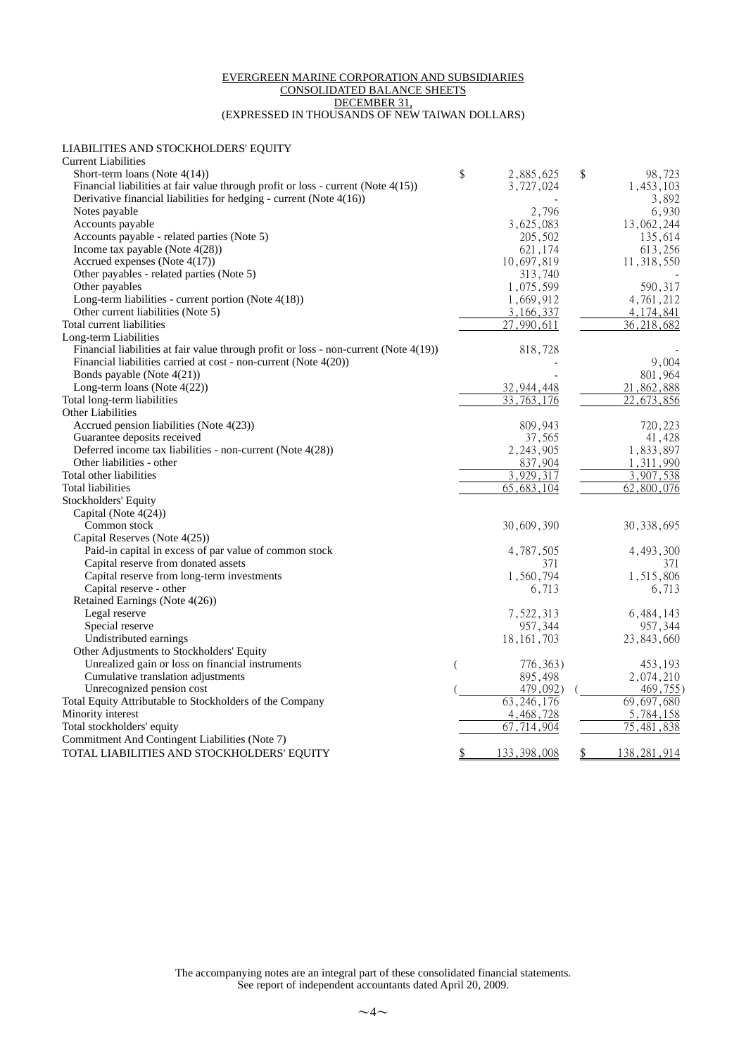EVERGREEN MARINE CORPORATION AND SUBSIDIARIES
CONSOLIDATED BALANCE SHEETS
DECEMBER 31,
(EXPRESSED IN THOUSANDS OF NEW TAIWAN DOLLARS)

| LIABILITIES AND STOCKHOLDERS' EQUITY | | |
|---|---|---|
| **Current Liabilities** | | |
| Short-term loans (Note 4(14)) | $ 2,885,625 | $ 98,723 |
| Financial liabilities at fair value through profit or loss - current (Note 4(15)) | 3,727,024 | 1,453,103 |
| Derivative financial liabilities for hedging - current (Note 4(16)) | - | 3,892 |
| Notes payable | 2,796 | 6,930 |
| Accounts payable | 3,625,083 | 13,062,244 |
| Accounts payable - related parties (Note 5) | 205,502 | 135,614 |
| Income tax payable (Note 4(28)) | 621,174 | 613,256 |
| Accrued expenses (Note 4(17)) | 10,697,819 | 11,318,550 |
| Other payables - related parties (Note 5) | 313,740 | - |
| Other payables | 1,075,599 | 590,317 |
| Long-term liabilities - current portion (Note 4(18)) | 1,669,912 | 4,761,212 |
| Other current liabilities (Note 5) | 3,166,337 | 4,174,841 |
| Total current liabilities | 27,990,611 | 36,218,682 |
| **Long-term Liabilities** | | |
| Financial liabilities at fair value through profit or loss - non-current (Note 4(19)) | 818,728 | - |
| Financial liabilities carried at cost - non-current (Note 4(20)) | - | 9,004 |
| Bonds payable (Note 4(21)) | - | 801,964 |
| Long-term loans (Note 4(22)) | 32,944,448 | 21,862,888 |
| Total long-term liabilities | 33,763,176 | 22,673,856 |
| **Other Liabilities** | | |
| Accrued pension liabilities (Note 4(23)) | 809,943 | 720,223 |
| Guarantee deposits received | 37,565 | 41,428 |
| Deferred income tax liabilities - non-current (Note 4(28)) | 2,243,905 | 1,833,897 |
| Other liabilities - other | 837,904 | 1,311,990 |
| Total other liabilities | 3,929,317 | 3,907,538 |
| Total liabilities | 65,683,104 | 62,800,076 |
| **Stockholders' Equity** | | |
| Capital (Note 4(24)) | | |
| Common stock | 30,609,390 | 30,338,695 |
| Capital Reserves (Note 4(25)) | | |
| Paid-in capital in excess of par value of common stock | 4,787,505 | 4,493,300 |
| Capital reserve from donated assets | 371 | 371 |
| Capital reserve from long-term investments | 1,560,794 | 1,515,806 |
| Capital reserve - other | 6,713 | 6,713 |
| Retained Earnings (Note 4(26)) | | |
| Legal reserve | 7,522,313 | 6,484,143 |
| Special reserve | 957,344 | 957,344 |
| Undistributed earnings | 18,161,703 | 23,843,660 |
| Other Adjustments to Stockholders' Equity | | |
| Unrealized gain or loss on financial instruments | ( 776,363) | 453,193 |
| Cumulative translation adjustments | 895,498 | 2,074,210 |
| Unrecognized pension cost | ( 479,092) | ( 469,755) |
| Total Equity Attributable to Stockholders of the Company | 63,246,176 | 69,697,680 |
| Minority interest | 4,468,728 | 5,784,158 |
| Total stockholders' equity | 67,714,904 | 75,481,838 |
| Commitment And Contingent Liabilities (Note 7) | | |
| TOTAL LIABILITIES AND STOCKHOLDERS' EQUITY | $ 133,398,008 | $ 138,281,914 |

The accompanying notes are an integral part of these consolidated financial statements.
See report of independent accountants dated April 20, 2009.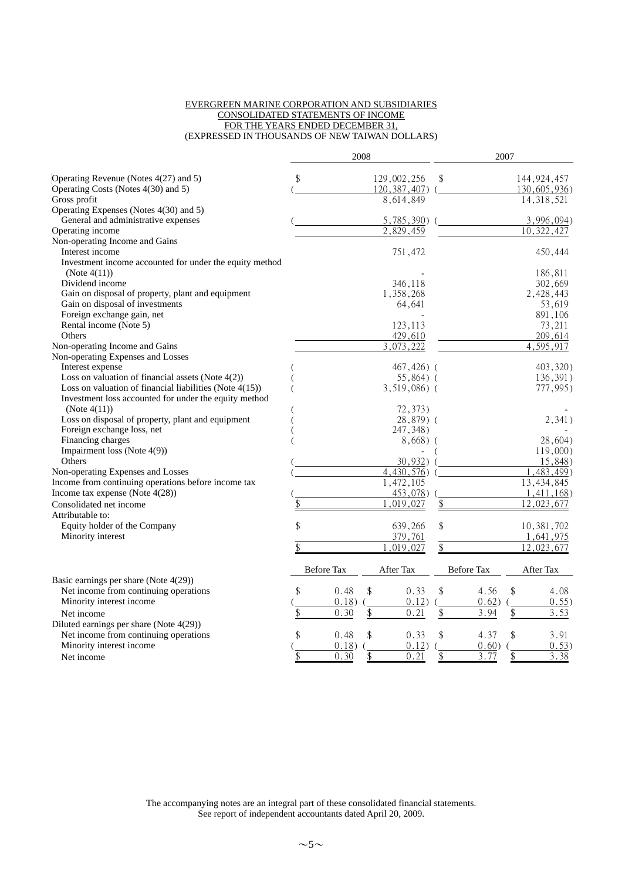EVERGREEN MARINE CORPORATION AND SUBSIDIARIES
CONSOLIDATED STATEMENTS OF INCOME
FOR THE YEARS ENDED DECEMBER 31,
(EXPRESSED IN THOUSANDS OF NEW TAIWAN DOLLARS)

| | 2008 | 2007 |
|---|---|---|
| Operating Revenue (Notes 4(27) and 5) | $ 129,002,256 | $ 144,924,457 |
| Operating Costs (Notes 4(30) and 5) | ( 120,387,407) | ( 130,605,936) |
| Gross profit | 8,614,849 | 14,318,521 |
| Operating Expenses (Notes 4(30) and 5) | | |
| General and administrative expenses | ( 5,785,390) | ( 3,996,094) |
| Operating income | 2,829,459 | 10,322,427 |
| Non-operating Income and Gains | | |
| Interest income | 751,472 | 450,444 |
| Investment income accounted for under the equity method (Note 4(11)) | - | 186,811 |
| Dividend income | 346,118 | 302,669 |
| Gain on disposal of property, plant and equipment | 1,358,268 | 2,428,443 |
| Gain on disposal of investments | 64,641 | 53,619 |
| Foreign exchange gain, net | - | 891,106 |
| Rental income (Note 5) | 123,113 | 73,211 |
| Others | 429,610 | 209,614 |
| Non-operating Income and Gains | 3,073,222 | 4,595,917 |
| Non-operating Expenses and Losses | | |
| Interest expense | ( 467,426) | ( 403,320) |
| Loss on valuation of financial assets (Note 4(2)) | ( 55,864) | ( 136,391) |
| Loss on valuation of financial liabilities (Note 4(15)) | ( 3,519,086) | ( 777,995) |
| Investment loss accounted for under the equity method (Note 4(11)) | ( 72,373) | - |
| Loss on disposal of property, plant and equipment | ( 28,879) | ( 2,341) |
| Foreign exchange loss, net | ( 247,348) | - |
| Financing charges | ( 8,668) | ( 28,604) |
| Impairment loss (Note 4(9)) | - | ( 119,000) |
| Others | ( 30,932) | ( 15,848) |
| Non-operating Expenses and Losses | ( 4,430,576) | ( 1,483,499) |
| Income from continuing operations before income tax | 1,472,105 | 13,434,845 |
| Income tax expense (Note 4(28)) | ( 453,078) | ( 1,411,168) |
| Consolidated net income | $ 1,019,027 | $ 12,023,677 |
| Attributable to: | | |
| Equity holder of the Company | $ 639,266 | $ 10,381,702 |
| Minority interest | 379,761 | 1,641,975 |
| | $ 1,019,027 | $ 12,023,677 |

| | 2008 Before Tax | 2008 After Tax | 2007 Before Tax | 2007 After Tax |
|---|---|---|---|---|
| Basic earnings per share (Note 4(29)) | | | | |
| Net income from continuing operations | $ 0.48 | $ 0.33 | $ 4.56 | $ 4.08 |
| Minority interest income | ( 0.18) | ( 0.12) | ( 0.62) | ( 0.55) |
| Net income | $ 0.30 | $ 0.21 | $ 3.94 | $ 3.53 |
| Diluted earnings per share (Note 4(29)) | | | | |
| Net income from continuing operations | $ 0.48 | $ 0.33 | $ 4.37 | $ 3.91 |
| Minority interest income | ( 0.18) | ( 0.12) | ( 0.60) | ( 0.53) |
| Net income | $ 0.30 | $ 0.21 | $ 3.77 | $ 3.38 |

The accompanying notes are an integral part of these consolidated financial statements.
See report of independent accountants dated April 20, 2009.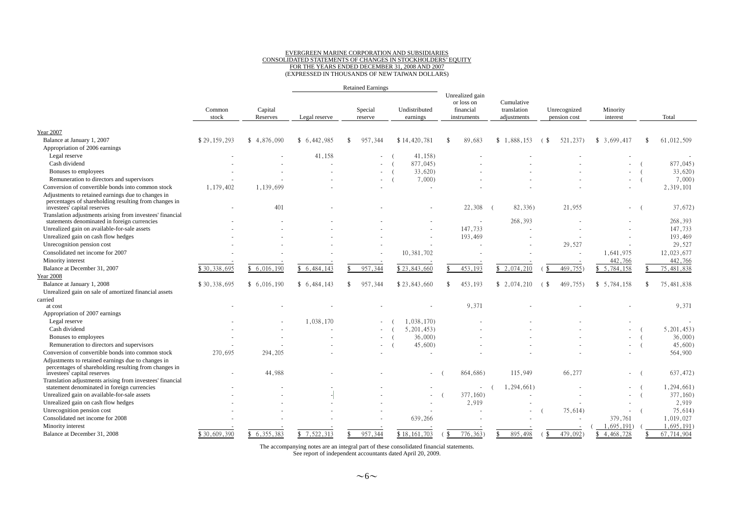EVERGREEN MARINE CORPORATION AND SUBSIDIARIES
CONSOLIDATED STATEMENTS OF CHANGES IN STOCKHOLDERS' EQUITY
FOR THE YEARS ENDED DECEMBER 31, 2008 AND 2007
(EXPRESSED IN THOUSANDS OF NEW TAIWAN DOLLARS)

| | Common stock | Capital Reserves | Retained Earnings | | | Unrealized gain or loss on financial instruments | Cumulative translation adjustments | Unrecognized pension cost | Minority interest | Total |
|---|---|---|---|---|---|---|---|---|---|---|
| | | | Legal reserve | Special reserve | Undistributed earnings | | | | | |
| Year 2007 | | | | | | | | | | |
| Balance at January 1, 2007 | $ 29,159,293 | $ 4,876,090 | $ 6,442,985 | $ 957,344 | $ 14,420,781 | $ 89,683 | $ 1,888,153 | ( $ 521,237) | $ 3,699,417 | $ 61,012,509 |
| Appropriation of 2006 earnings | | | | | | | | | | |
| Legal reserve | - | - | 41,158 | - | ( 41,158) | - | - | - | - | - |
| Cash dividend | - | - | - | - | ( 877,045) | - | - | - | - | ( 877,045) |
| Bonuses to employees | - | - | - | - | ( 33,620) | - | - | - | - | ( 33,620) |
| Remuneration to directors and supervisors | - | - | - | - | ( 7,000) | - | - | - | - | ( 7,000) |
| Conversion of convertible bonds into common stock | 1,179,402 | 1,139,699 | - | - | - | - | - | - | - | 2,319,101 |
| Adjustments to retained earnings due to changes in percentages of shareholding resulting from changes in investees' capital reserves | - | 401 | - | - | - | 22,308 | ( 82,336) | 21,955 | - | ( 37,672) |
| Translation adjustments arising from investees' financial statements denominated in foreign currencies | - | - | - | - | - | - | 268,393 | - | - | 268,393 |
| Unrealized gain on available-for-sale assets | - | - | - | - | - | 147,733 | - | - | - | 147,733 |
| Unrealized gain on cash flow hedges | - | - | - | - | - | 193,469 | - | - | - | 193,469 |
| Unrecognition pension cost | - | - | - | - | - | - | - | 29,527 | - | 29,527 |
| Consolidated net income for 2007 | - | - | - | - | 10,381,702 | - | - | - | 1,641,975 | 12,023,677 |
| Minority interest | - | - | - | - | - | - | - | - | 442,766 | 442,766 |
| Balance at December 31, 2007 | $ 30,338,695 | $ 6,016,190 | $ 6,484,143 | $ 957,344 | $ 23,843,660 | $ 453,193 | $ 2,074,210 | ( $ 469,755) | $ 5,784,158 | $ 75,481,838 |
| Year 2008 | | | | | | | | | | |
| Balance at January 1, 2008 | $ 30,338,695 | $ 6,016,190 | $ 6,484,143 | $ 957,344 | $ 23,843,660 | $ 453,193 | $ 2,074,210 | ( $ 469,755) | $ 5,784,158 | $ 75,481,838 |
| Unrealized gain on sale of amortized financial assets carried at cost | - | - | - | - | - | 9,371 | - | - | - | 9,371 |
| Appropriation of 2007 earnings | | | | | | | | | | |
| Legal reserve | - | - | 1,038,170 | - | ( 1,038,170) | - | - | - | - | - |
| Cash dividend | - | - | - | - | ( 5,201,453) | - | - | - | - | ( 5,201,453) |
| Bonuses to employees | - | - | - | - | ( 36,000) | - | - | - | - | ( 36,000) |
| Remuneration to directors and supervisors | - | - | - | - | ( 45,600) | - | - | - | - | ( 45,600) |
| Conversion of convertible bonds into common stock | 270,695 | 294,205 | - | - | - | - | - | - | - | 564,900 |
| Adjustments to retained earnings due to changes in percentages of shareholding resulting from changes in investees' capital reserves | - | 44,988 | - | - | - | ( 864,686) | 115,949 | 66,277 | - | ( 637,472) |
| Translation adjustments arising from investees' financial statement denominated in foreign currencies | - | - | - | - | - | - | ( 1,294,661) | - | - | ( 1,294,661) |
| Unrealized gain on available-for-sale assets | - | - | - | - | - | ( 377,160) | - | - | - | ( 377,160) |
| Unrealized gain on cash flow hedges | - | - | - | - | - | 2,919 | - | - | - | 2,919 |
| Unrecognition pension cost | - | - | - | - | - | - | - | ( 75,614) | - | ( 75,614) |
| Consolidated net income for 2008 | - | - | - | - | 639,266 | - | - | - | 379,761 | 1,019,027 |
| Minority interest | - | - | - | - | - | - | - | - | ( 1,695,191) | ( 1,695,191) |
| Balance at December 31, 2008 | $ 30,609,390 | $ 6,355,383 | $ 7,522,313 | $ 957,344 | $ 18,161,703 | ( $ 776,363) | $ 895,498 | ( $ 479,092) | $ 4,468,728 | $ 67,714,904 |

The accompanying notes are an integral part of these consolidated financial statements.
See report of independent accountants dated April 20, 2009.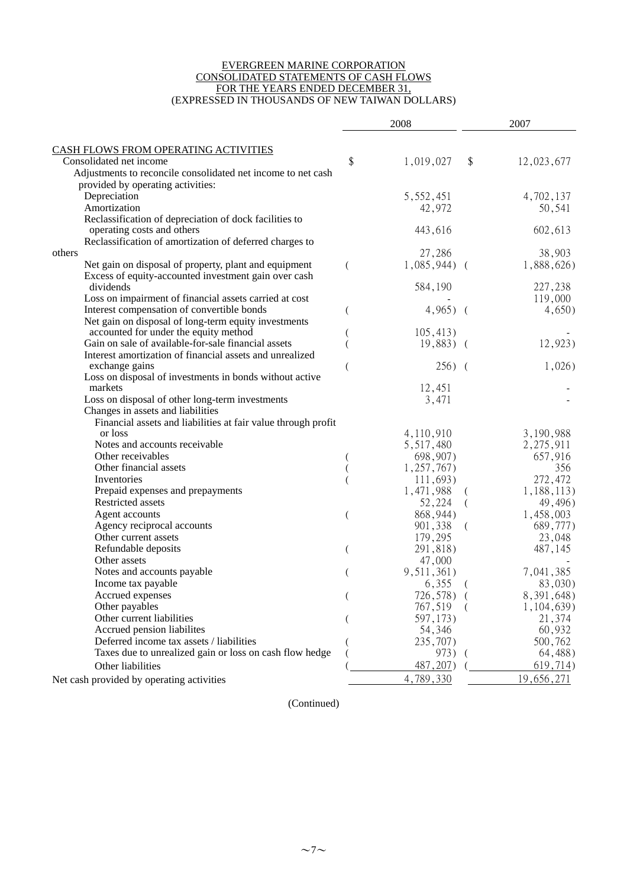EVERGREEN MARINE CORPORATION
CONSOLIDATED STATEMENTS OF CASH FLOWS
FOR THE YEARS ENDED DECEMBER 31,
(EXPRESSED IN THOUSANDS OF NEW TAIWAN DOLLARS)

| | 2008 | 2007 |
|---|---|---|
| **CASH FLOWS FROM OPERATING ACTIVITIES** | | |
| Consolidated net income | $ 1,019,027 | $ 12,023,677 |
| Adjustments to reconcile consolidated net income to net cash provided by operating activities: | | |
| Depreciation | 5,552,451 | 4,702,137 |
| Amortization | 42,972 | 50,541 |
| Reclassification of depreciation of dock facilities to operating costs and others | 443,616 | 602,613 |
| Reclassification of amortization of deferred charges to others | 27,286 | 38,903 |
| Net gain on disposal of property, plant and equipment | ( 1,085,944) | ( 1,888,626) |
| Excess of equity-accounted investment gain over cash dividends | 584,190 | 227,238 |
| Loss on impairment of financial assets carried at cost | - | 119,000 |
| Interest compensation of convertible bonds | ( 4,965) | ( 4,650) |
| Net gain on disposal of long-term equity investments accounted for under the equity method | ( 105,413) | - |
| Gain on sale of available-for-sale financial assets | ( 19,883) | ( 12,923) |
| Interest amortization of financial assets and unrealized exchange gains | ( 256) | ( 1,026) |
| Loss on disposal of investments in bonds without active markets | 12,451 | - |
| Loss on disposal of other long-term investments | 3,471 | - |
| Changes in assets and liabilities | | |
| Financial assets and liabilities at fair value through profit or loss | 4,110,910 | 3,190,988 |
| Notes and accounts receivable | 5,517,480 | 2,275,911 |
| Other receivables | ( 698,907) | 657,916 |
| Other financial assets | ( 1,257,767) | 356 |
| Inventories | ( 111,693) | 272,472 |
| Prepaid expenses and prepayments | 1,471,988 | ( 1,188,113) |
| Restricted assets | 52,224 | ( 49,496) |
| Agent accounts | ( 868,944) | 1,458,003 |
| Agency reciprocal accounts | 901,338 | ( 689,777) |
| Other current assets | 179,295 | 23,048 |
| Refundable deposits | ( 291,818) | 487,145 |
| Other assets | 47,000 | - |
| Notes and accounts payable | ( 9,511,361) | 7,041,385 |
| Income tax payable | 6,355 | ( 83,030) |
| Accrued expenses | ( 726,578) | ( 8,391,648) |
| Other payables | 767,519 | ( 1,104,639) |
| Other current liabilities | ( 597,173) | 21,374 |
| Accrued pension liabilites | 54,346 | 60,932 |
| Deferred income tax assets / liabilities | ( 235,707) | 500,762 |
| Taxes due to unrealized gain or loss on cash flow hedge | ( 973) | ( 64,488) |
| Other liabilities | ( 487,207) | ( 619,714) |
| Net cash provided by operating activities | 4,789,330 | 19,656,271 |

(Continued)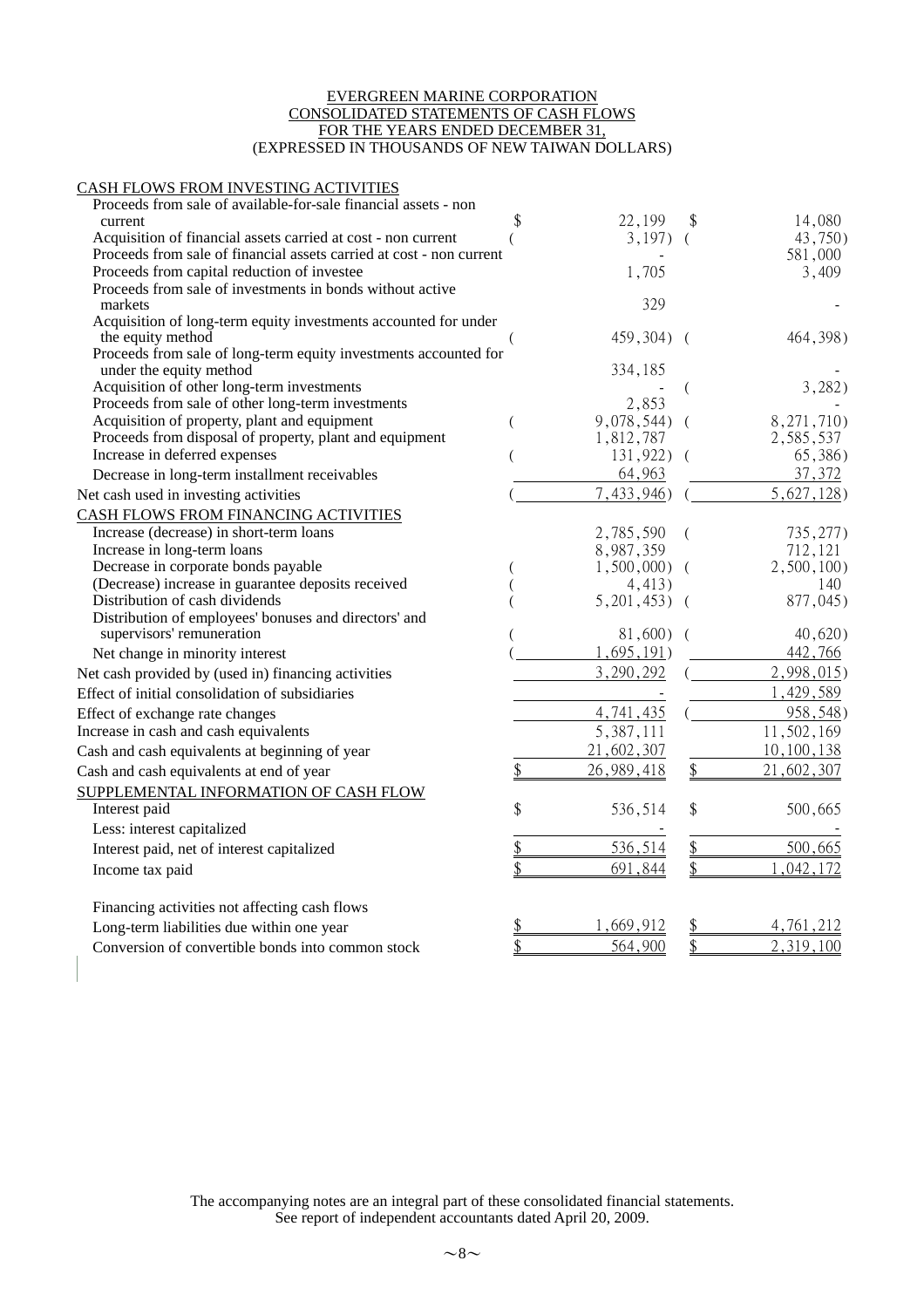EVERGREEN MARINE CORPORATION
CONSOLIDATED STATEMENTS OF CASH FLOWS
FOR THE YEARS ENDED DECEMBER 31,
(EXPRESSED IN THOUSANDS OF NEW TAIWAN DOLLARS)

| | 2008 | 2007 |
|---|---|---|
| **CASH FLOWS FROM INVESTING ACTIVITIES** | | |
| Proceeds from sale of available-for-sale financial assets - non current | $ 22,199 | $ 14,080 |
| Acquisition of financial assets carried at cost - non current | ( 3,197) | ( 43,750) |
| Proceeds from sale of financial assets carried at cost - non current | - | 581,000 |
| Proceeds from capital reduction of investee | 1,705 | 3,409 |
| Proceeds from sale of investments in bonds without active markets | 329 | - |
| Acquisition of long-term equity investments accounted for under the equity method | ( 459,304) | ( 464,398) |
| Proceeds from sale of long-term equity investments accounted for under the equity method | 334,185 | - |
| Acquisition of other long-term investments | - | ( 3,282) |
| Proceeds from sale of other long-term investments | 2,853 | - |
| Acquisition of property, plant and equipment | ( 9,078,544) | ( 8,271,710) |
| Proceeds from disposal of property, plant and equipment | 1,812,787 | 2,585,537 |
| Increase in deferred expenses | ( 131,922) | ( 65,386) |
| Decrease in long-term installment receivables | 64,963 | 37,372 |
| Net cash used in investing activities | ( 7,433,946) | ( 5,627,128) |
| **CASH FLOWS FROM FINANCING ACTIVITIES** | | |
| Increase (decrease) in short-term loans | 2,785,590 | ( 735,277) |
| Increase in long-term loans | 8,987,359 | 712,121 |
| Decrease in corporate bonds payable | ( 1,500,000) | ( 2,500,100) |
| (Decrease) increase in guarantee deposits received | ( 4,413) | 140 |
| Distribution of cash dividends | ( 5,201,453) | ( 877,045) |
| Distribution of employees' bonuses and directors' and supervisors' remuneration | ( 81,600) | ( 40,620) |
| Net change in minority interest | ( 1,695,191) | 442,766 |
| Net cash provided by (used in) financing activities | 3,290,292 | ( 2,998,015) |
| Effect of initial consolidation of subsidiaries | - | 1,429,589 |
| Effect of exchange rate changes | 4,741,435 | ( 958,548) |
| Increase in cash and cash equivalents | 5,387,111 | 11,502,169 |
| Cash and cash equivalents at beginning of year | 21,602,307 | 10,100,138 |
| Cash and cash equivalents at end of year | $ 26,989,418 | $ 21,602,307 |
| **SUPPLEMENTAL INFORMATION OF CASH FLOW** | | |
| Interest paid | $ 536,514 | $ 500,665 |
| Less: interest capitalized | - | - |
| Interest paid, net of interest capitalized | $ 536,514 | $ 500,665 |
| Income tax paid | $ 691,844 | $ 1,042,172 |
| Financing activities not affecting cash flows | | |
| Long-term liabilities due within one year | $ 1,669,912 | $ 4,761,212 |
| Conversion of convertible bonds into common stock | $ 564,900 | $ 2,319,100 |

The accompanying notes are an integral part of these consolidated financial statements.
See report of independent accountants dated April 20, 2009.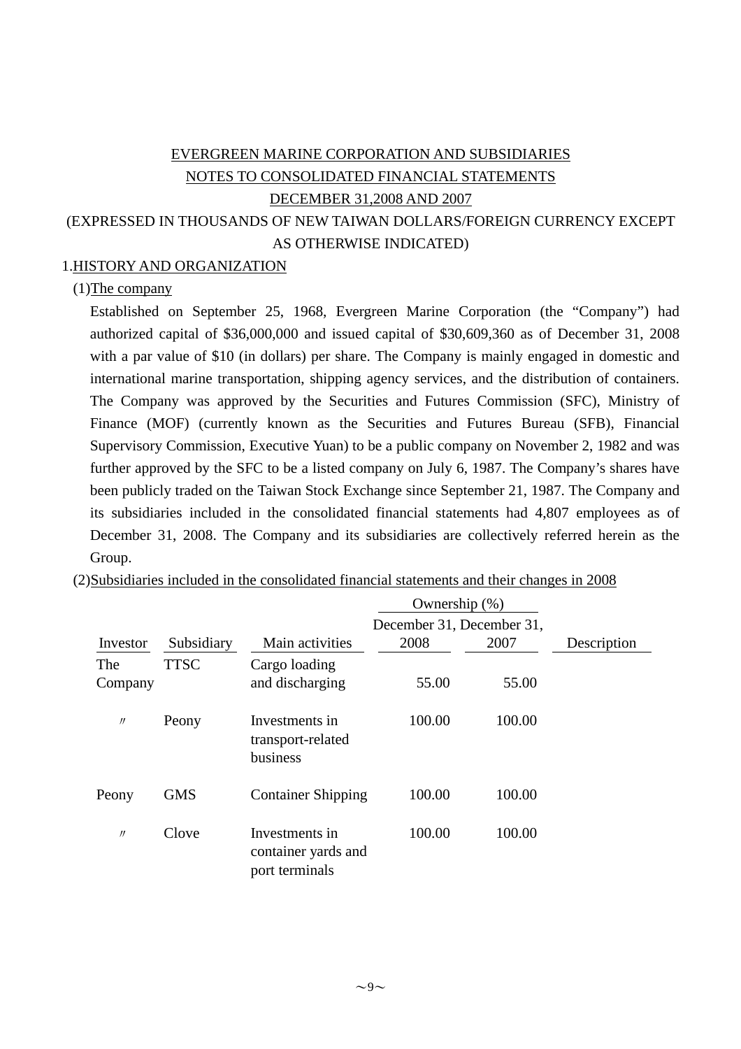EVERGREEN MARINE CORPORATION AND SUBSIDIARIES
NOTES TO CONSOLIDATED FINANCIAL STATEMENTS
DECEMBER 31,2008 AND 2007
(EXPRESSED IN THOUSANDS OF NEW TAIWAN DOLLARS/FOREIGN CURRENCY EXCEPT AS OTHERWISE INDICATED)

## 1.HISTORY AND ORGANIZATION

### (1)The company

Established on September 25, 1968, Evergreen Marine Corporation (the “Company”) had authorized capital of $36,000,000 and issued capital of $30,609,360 as of December 31, 2008 with a par value of $10 (in dollars) per share. The Company is mainly engaged in domestic and international marine transportation, shipping agency services, and the distribution of containers. The Company was approved by the Securities and Futures Commission (SFC), Ministry of Finance (MOF) (currently known as the Securities and Futures Bureau (SFB), Financial Supervisory Commission, Executive Yuan) to be a public company on November 2, 1982 and was further approved by the SFC to be a listed company on July 6, 1987. The Company’s shares have been publicly traded on the Taiwan Stock Exchange since September 21, 1987. The Company and its subsidiaries included in the consolidated financial statements had 4,807 employees as of December 31, 2008. The Company and its subsidiaries are collectively referred herein as the Group.

### (2)Subsidiaries included in the consolidated financial statements and their changes in 2008

| | | | Ownership (%) | | |
|---|---|---|---|---|---|
| Investor | Subsidiary | Main activities | December 31, 2008 | December 31, 2007 | Description |
| The Company | TTSC | Cargo loading and discharging | 55.00 | 55.00 | |
| 〃 | Peony | Investments in transport-related business | 100.00 | 100.00 | |
| Peony | GMS | Container Shipping | 100.00 | 100.00 | |
| 〃 | Clove | Investments in container yards and port terminals | 100.00 | 100.00 | |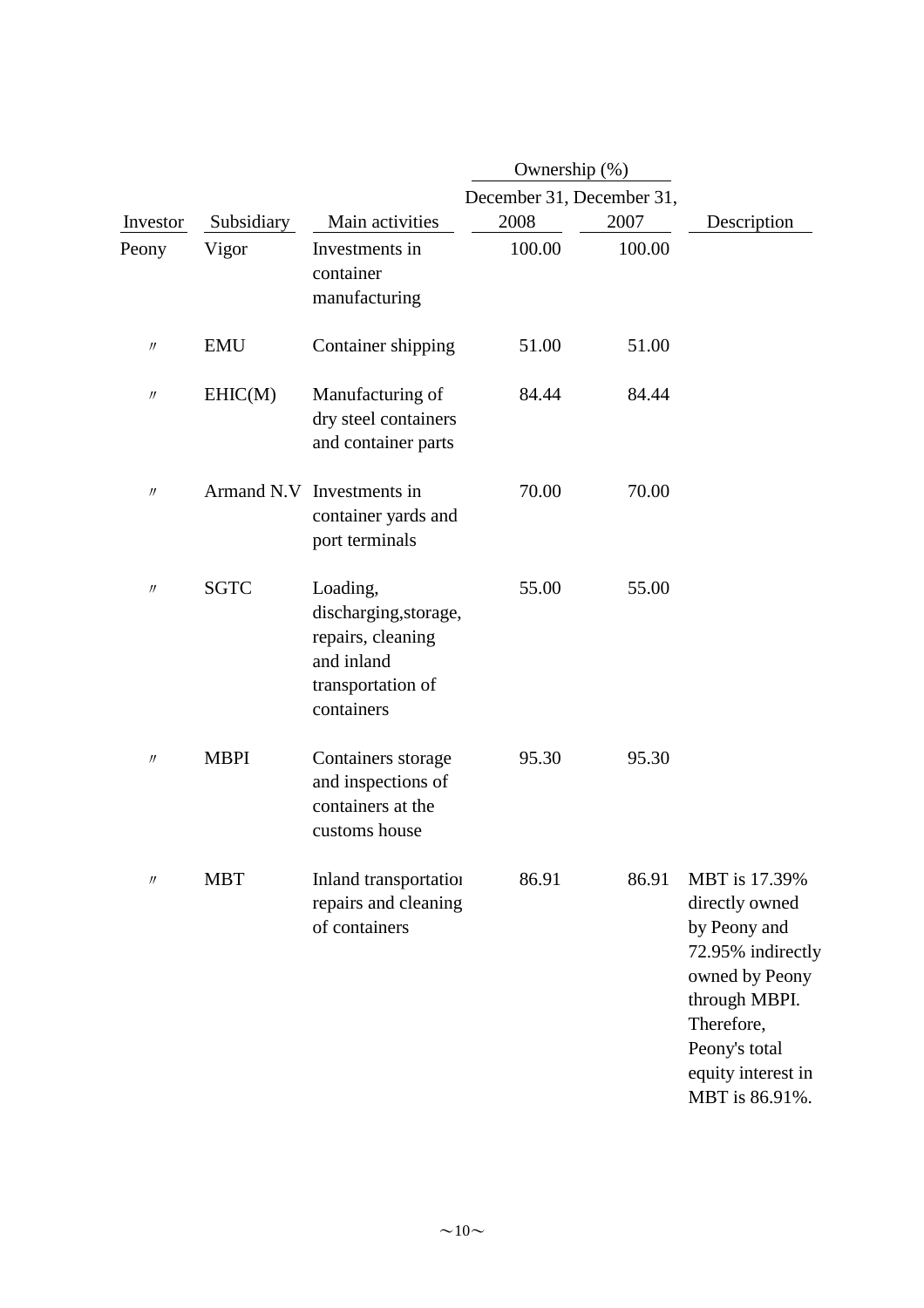| Investor | Subsidiary | Main activities | Ownership (%) December 31, 2008 | December 31, 2007 | Description |
|---|---|---|---|---|---|
| Peony | Vigor | Investments in container manufacturing | 100.00 | 100.00 | |
| 〃 | EMU | Container shipping | 51.00 | 51.00 | |
| 〃 | EHIC(M) | Manufacturing of dry steel containers and container parts | 84.44 | 84.44 | |
| 〃 | Armand N.V | Investments in container yards and port terminals | 70.00 | 70.00 | |
| 〃 | SGTC | Loading, discharging,storage, repairs, cleaning and inland transportation of containers | 55.00 | 55.00 | |
| 〃 | MBPI | Containers storage and inspections of containers at the customs house | 95.30 | 95.30 | |
| 〃 | MBT | Inland transportation repairs and cleaning of containers | 86.91 | 86.91 | MBT is 17.39% directly owned by Peony and 72.95% indirectly owned by Peony through MBPI. Therefore, Peony's total equity interest in MBT is 86.91%. |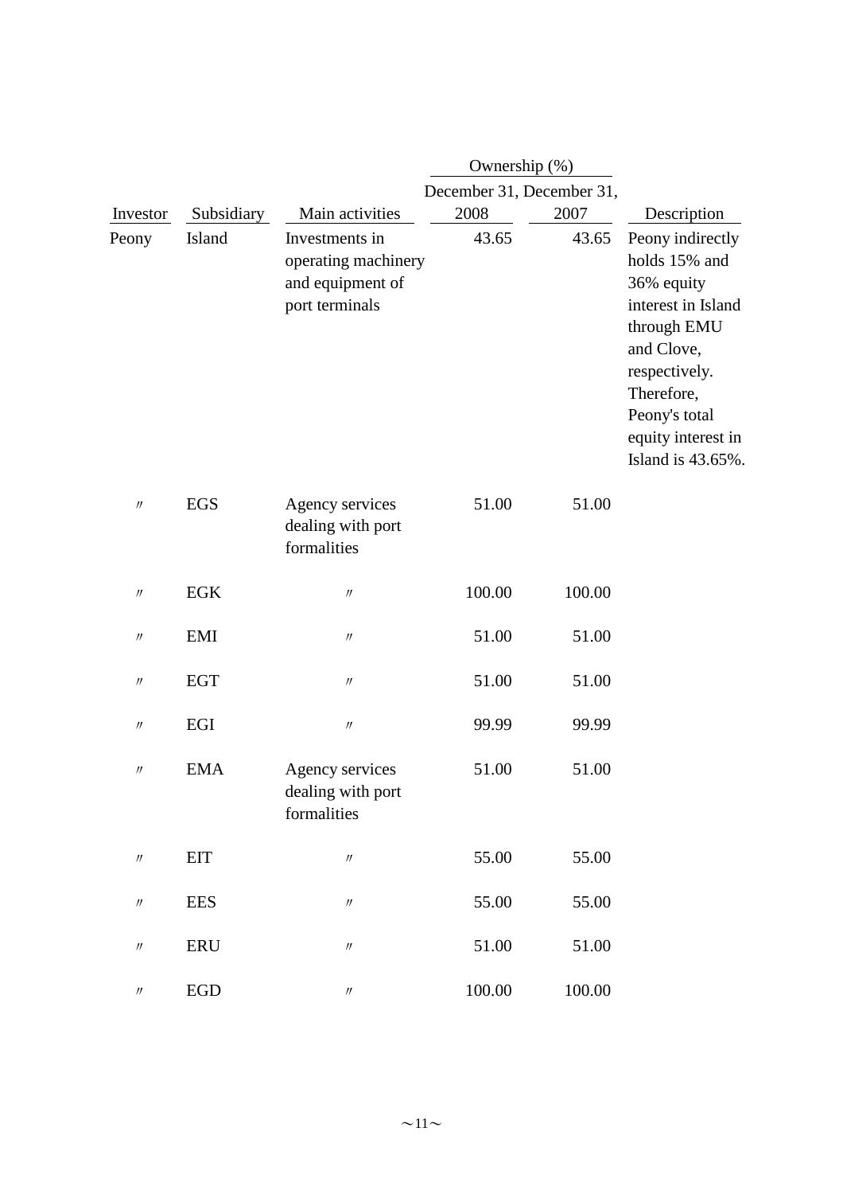| Investor | Subsidiary | Main activities | Ownership (%) December 31, 2008 | Ownership (%) December 31, 2007 | Description |
|---|---|---|---|---|---|
| Peony | Island | Investments in operating machinery and equipment of port terminals | 43.65 | 43.65 | Peony indirectly holds 15% and 36% equity interest in Island through EMU and Clove, respectively. Therefore, Peony's total equity interest in Island is 43.65%. |
| 〃 | EGS | Agency services dealing with port formalities | 51.00 | 51.00 | |
| 〃 | EGK | 〃 | 100.00 | 100.00 | |
| 〃 | EMI | 〃 | 51.00 | 51.00 | |
| 〃 | EGT | 〃 | 51.00 | 51.00 | |
| 〃 | EGI | 〃 | 99.99 | 99.99 | |
| 〃 | EMA | Agency services dealing with port formalities | 51.00 | 51.00 | |
| 〃 | EIT | 〃 | 55.00 | 55.00 | |
| 〃 | EES | 〃 | 55.00 | 55.00 | |
| 〃 | ERU | 〃 | 51.00 | 51.00 | |
| 〃 | EGD | 〃 | 100.00 | 100.00 | |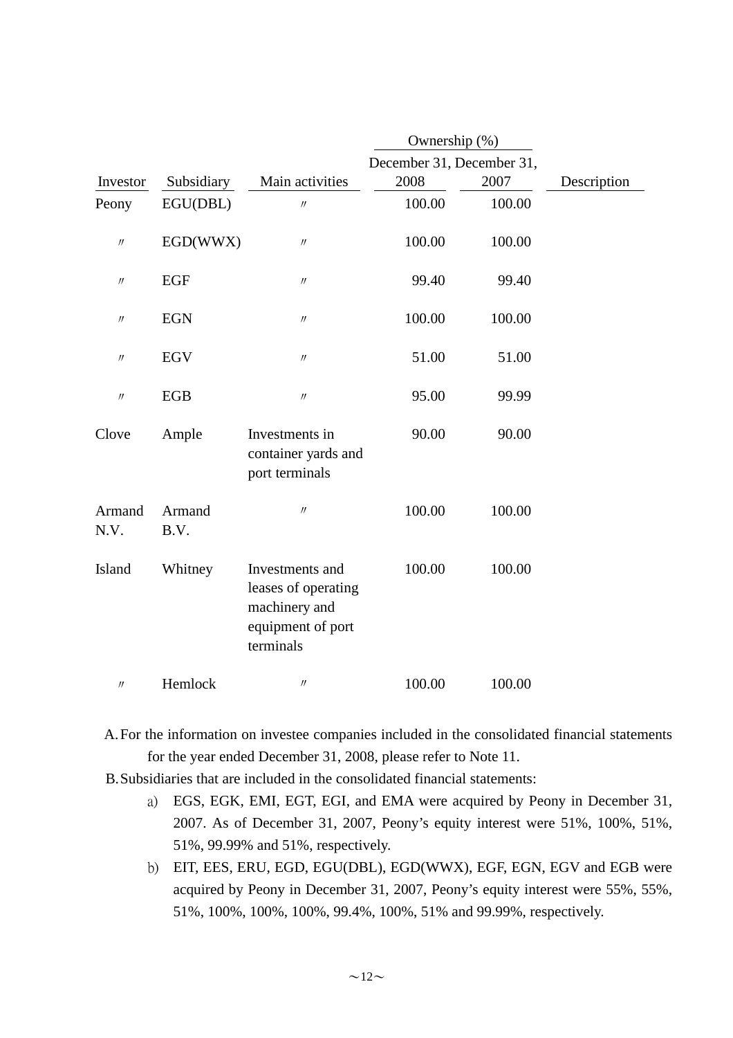| Investor | Subsidiary | Main activities | Ownership (%) | | Description |
|---|---|---|---|---|---|
| | | | December 31, 2008 | December 31, 2007 | |
| Peony | EGU(DBL) | 〃 | 100.00 | 100.00 | |
| 〃 | EGD(WWX) | 〃 | 100.00 | 100.00 | |
| 〃 | EGF | 〃 | 99.40 | 99.40 | |
| 〃 | EGN | 〃 | 100.00 | 100.00 | |
| 〃 | EGV | 〃 | 51.00 | 51.00 | |
| 〃 | EGB | 〃 | 95.00 | 99.99 | |
| Clove | Ample | Investments in container yards and port terminals | 90.00 | 90.00 | |
| Armand N.V. | Armand B.V. | 〃 | 100.00 | 100.00 | |
| Island | Whitney | Investments and leases of operating machinery and equipment of port terminals | 100.00 | 100.00 | |
| 〃 | Hemlock | 〃 | 100.00 | 100.00 | |

A. For the information on investee companies included in the consolidated financial statements for the year ended December 31, 2008, please refer to Note 11.

B. Subsidiaries that are included in the consolidated financial statements:

a) EGS, EGK, EMI, EGT, EGI, and EMA were acquired by Peony in December 31, 2007. As of December 31, 2007, Peony's equity interest were 51%, 100%, 51%, 51%, 99.99% and 51%, respectively.

b) EIT, EES, ERU, EGD, EGU(DBL), EGD(WWX), EGF, EGN, EGV and EGB were acquired by Peony in December 31, 2007, Peony's equity interest were 55%, 55%, 51%, 100%, 100%, 100%, 99.4%, 100%, 51% and 99.99%, respectively.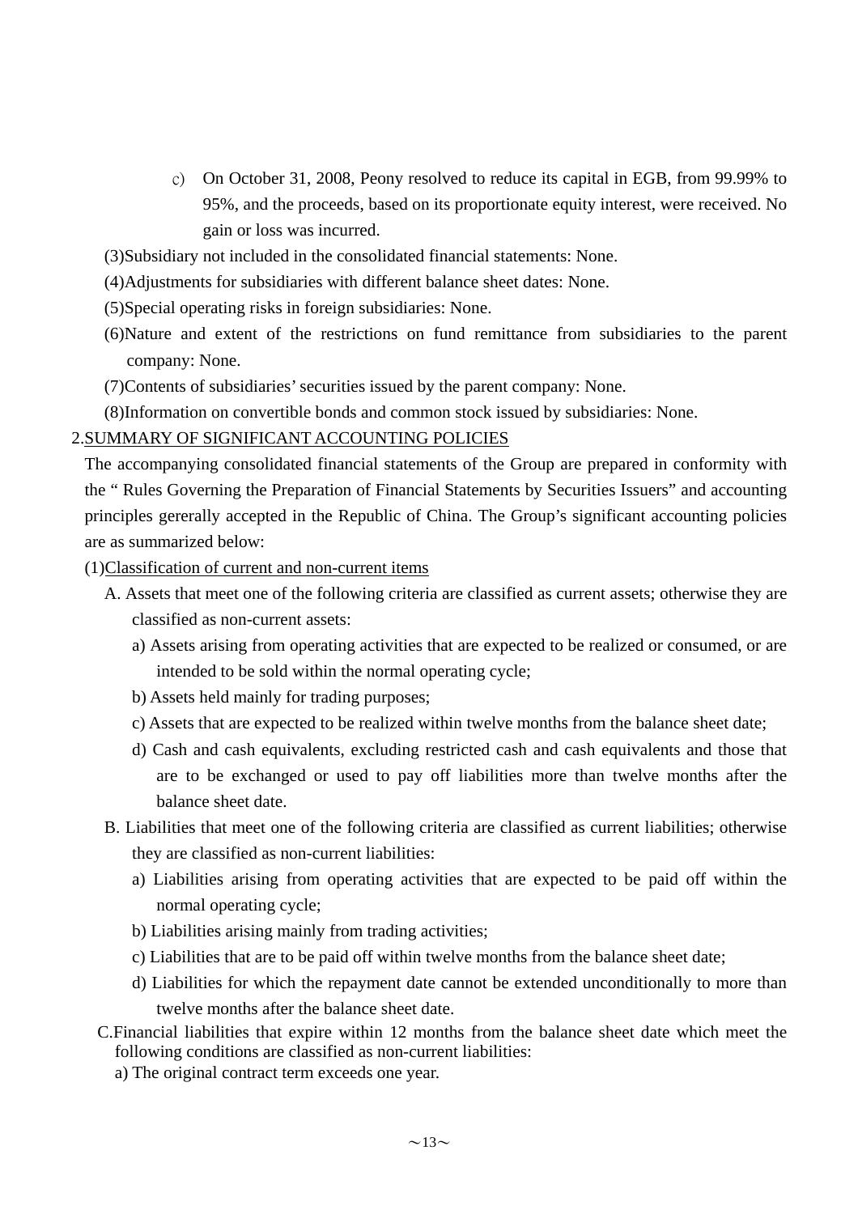c) On October 31, 2008, Peony resolved to reduce its capital in EGB, from 99.99% to 95%, and the proceeds, based on its proportionate equity interest, were received. No gain or loss was incurred.

(3)Subsidiary not included in the consolidated financial statements: None.

(4)Adjustments for subsidiaries with different balance sheet dates: None.

(5)Special operating risks in foreign subsidiaries: None.

(6)Nature and extent of the restrictions on fund remittance from subsidiaries to the parent company: None.

(7)Contents of subsidiaries' securities issued by the parent company: None.

(8)Information on convertible bonds and common stock issued by subsidiaries: None.

## 2.SUMMARY OF SIGNIFICANT ACCOUNTING POLICIES

The accompanying consolidated financial statements of the Group are prepared in conformity with the " Rules Governing the Preparation of Financial Statements by Securities Issuers" and accounting principles gererally accepted in the Republic of China. The Group's significant accounting policies are as summarized below:

(1)Classification of current and non-current items

A. Assets that meet one of the following criteria are classified as current assets; otherwise they are classified as non-current assets:

a) Assets arising from operating activities that are expected to be realized or consumed, or are intended to be sold within the normal operating cycle;

b) Assets held mainly for trading purposes;

c) Assets that are expected to be realized within twelve months from the balance sheet date;

d) Cash and cash equivalents, excluding restricted cash and cash equivalents and those that are to be exchanged or used to pay off liabilities more than twelve months after the balance sheet date.

B. Liabilities that meet one of the following criteria are classified as current liabilities; otherwise they are classified as non-current liabilities:

a) Liabilities arising from operating activities that are expected to be paid off within the normal operating cycle;

b) Liabilities arising mainly from trading activities;

c) Liabilities that are to be paid off within twelve months from the balance sheet date;

d) Liabilities for which the repayment date cannot be extended unconditionally to more than twelve months after the balance sheet date.

C.Financial liabilities that expire within 12 months from the balance sheet date which meet the following conditions are classified as non-current liabilities:

a) The original contract term exceeds one year.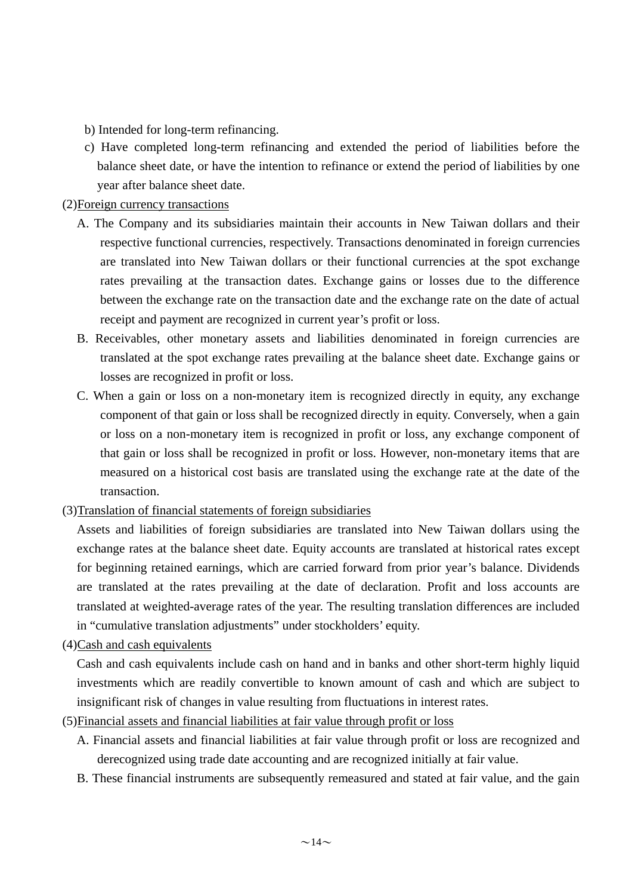b) Intended for long-term refinancing.

c) Have completed long-term refinancing and extended the period of liabilities before the balance sheet date, or have the intention to refinance or extend the period of liabilities by one year after balance sheet date.

(2)<u>Foreign currency transactions</u>

A. The Company and its subsidiaries maintain their accounts in New Taiwan dollars and their respective functional currencies, respectively. Transactions denominated in foreign currencies are translated into New Taiwan dollars or their functional currencies at the spot exchange rates prevailing at the transaction dates. Exchange gains or losses due to the difference between the exchange rate on the transaction date and the exchange rate on the date of actual receipt and payment are recognized in current year's profit or loss.

B. Receivables, other monetary assets and liabilities denominated in foreign currencies are translated at the spot exchange rates prevailing at the balance sheet date. Exchange gains or losses are recognized in profit or loss.

C. When a gain or loss on a non-monetary item is recognized directly in equity, any exchange component of that gain or loss shall be recognized directly in equity. Conversely, when a gain or loss on a non-monetary item is recognized in profit or loss, any exchange component of that gain or loss shall be recognized in profit or loss. However, non-monetary items that are measured on a historical cost basis are translated using the exchange rate at the date of the transaction.

(3)<u>Translation of financial statements of foreign subsidiaries</u>

Assets and liabilities of foreign subsidiaries are translated into New Taiwan dollars using the exchange rates at the balance sheet date. Equity accounts are translated at historical rates except for beginning retained earnings, which are carried forward from prior year's balance. Dividends are translated at the rates prevailing at the date of declaration. Profit and loss accounts are translated at weighted-average rates of the year. The resulting translation differences are included in "cumulative translation adjustments" under stockholders' equity.

(4)<u>Cash and cash equivalents</u>

Cash and cash equivalents include cash on hand and in banks and other short-term highly liquid investments which are readily convertible to known amount of cash and which are subject to insignificant risk of changes in value resulting from fluctuations in interest rates.

(5)<u>Financial assets and financial liabilities at fair value through profit or loss</u>

A. Financial assets and financial liabilities at fair value through profit or loss are recognized and derecognized using trade date accounting and are recognized initially at fair value.

B. These financial instruments are subsequently remeasured and stated at fair value, and the gain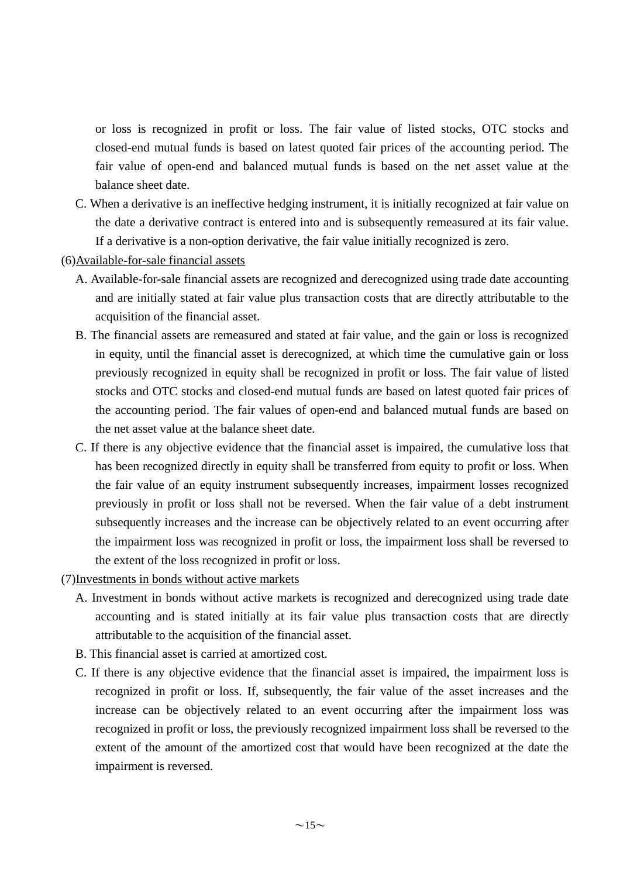or loss is recognized in profit or loss. The fair value of listed stocks, OTC stocks and closed-end mutual funds is based on latest quoted fair prices of the accounting period. The fair value of open-end and balanced mutual funds is based on the net asset value at the balance sheet date.

C. When a derivative is an ineffective hedging instrument, it is initially recognized at fair value on the date a derivative contract is entered into and is subsequently remeasured at its fair value. If a derivative is a non-option derivative, the fair value initially recognized is zero.

(6)<u>Available-for-sale financial assets</u>

A. Available-for-sale financial assets are recognized and derecognized using trade date accounting and are initially stated at fair value plus transaction costs that are directly attributable to the acquisition of the financial asset.

B. The financial assets are remeasured and stated at fair value, and the gain or loss is recognized in equity, until the financial asset is derecognized, at which time the cumulative gain or loss previously recognized in equity shall be recognized in profit or loss. The fair value of listed stocks and OTC stocks and closed-end mutual funds are based on latest quoted fair prices of the accounting period. The fair values of open-end and balanced mutual funds are based on the net asset value at the balance sheet date.

C. If there is any objective evidence that the financial asset is impaired, the cumulative loss that has been recognized directly in equity shall be transferred from equity to profit or loss. When the fair value of an equity instrument subsequently increases, impairment losses recognized previously in profit or loss shall not be reversed. When the fair value of a debt instrument subsequently increases and the increase can be objectively related to an event occurring after the impairment loss was recognized in profit or loss, the impairment loss shall be reversed to the extent of the loss recognized in profit or loss.

(7)<u>Investments in bonds without active markets</u>

A. Investment in bonds without active markets is recognized and derecognized using trade date accounting and is stated initially at its fair value plus transaction costs that are directly attributable to the acquisition of the financial asset.

B. This financial asset is carried at amortized cost.

C. If there is any objective evidence that the financial asset is impaired, the impairment loss is recognized in profit or loss. If, subsequently, the fair value of the asset increases and the increase can be objectively related to an event occurring after the impairment loss was recognized in profit or loss, the previously recognized impairment loss shall be reversed to the extent of the amount of the amortized cost that would have been recognized at the date the impairment is reversed.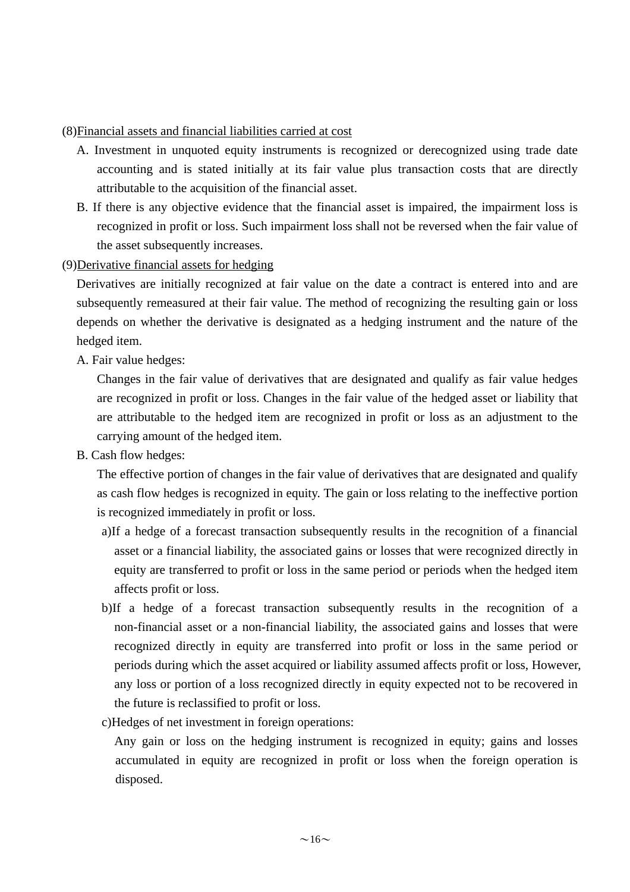(8)<u>Financial assets and financial liabilities carried at cost</u>

A. Investment in unquoted equity instruments is recognized or derecognized using trade date accounting and is stated initially at its fair value plus transaction costs that are directly attributable to the acquisition of the financial asset.

B. If there is any objective evidence that the financial asset is impaired, the impairment loss is recognized in profit or loss. Such impairment loss shall not be reversed when the fair value of the asset subsequently increases.

(9)<u>Derivative financial assets for hedging</u>

Derivatives are initially recognized at fair value on the date a contract is entered into and are subsequently remeasured at their fair value. The method of recognizing the resulting gain or loss depends on whether the derivative is designated as a hedging instrument and the nature of the hedged item.

A. Fair value hedges:

Changes in the fair value of derivatives that are designated and qualify as fair value hedges are recognized in profit or loss. Changes in the fair value of the hedged asset or liability that are attributable to the hedged item are recognized in profit or loss as an adjustment to the carrying amount of the hedged item.

B. Cash flow hedges:

The effective portion of changes in the fair value of derivatives that are designated and qualify as cash flow hedges is recognized in equity. The gain or loss relating to the ineffective portion is recognized immediately in profit or loss.

a)If a hedge of a forecast transaction subsequently results in the recognition of a financial asset or a financial liability, the associated gains or losses that were recognized directly in equity are transferred to profit or loss in the same period or periods when the hedged item affects profit or loss.

b)If a hedge of a forecast transaction subsequently results in the recognition of a non-financial asset or a non-financial liability, the associated gains and losses that were recognized directly in equity are transferred into profit or loss in the same period or periods during which the asset acquired or liability assumed affects profit or loss, However, any loss or portion of a loss recognized directly in equity expected not to be recovered in the future is reclassified to profit or loss.

c)Hedges of net investment in foreign operations:

Any gain or loss on the hedging instrument is recognized in equity; gains and losses accumulated in equity are recognized in profit or loss when the foreign operation is disposed.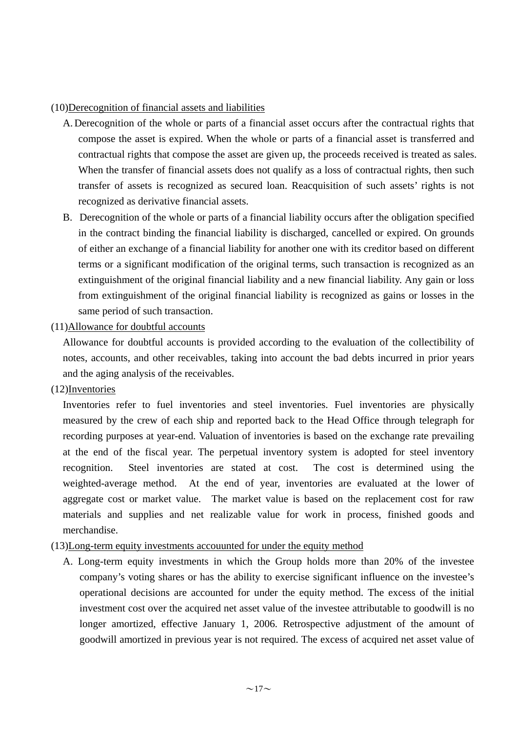(10)<u>Derecognition of financial assets and liabilities</u>

A. Derecognition of the whole or parts of a financial asset occurs after the contractual rights that compose the asset is expired. When the whole or parts of a financial asset is transferred and contractual rights that compose the asset are given up, the proceeds received is treated as sales. When the transfer of financial assets does not qualify as a loss of contractual rights, then such transfer of assets is recognized as secured loan. Reacquisition of such assets' rights is not recognized as derivative financial assets.

B. Derecognition of the whole or parts of a financial liability occurs after the obligation specified in the contract binding the financial liability is discharged, cancelled or expired. On grounds of either an exchange of a financial liability for another one with its creditor based on different terms or a significant modification of the original terms, such transaction is recognized as an extinguishment of the original financial liability and a new financial liability. Any gain or loss from extinguishment of the original financial liability is recognized as gains or losses in the same period of such transaction.

(11)<u>Allowance for doubtful accounts</u>

Allowance for doubtful accounts is provided according to the evaluation of the collectibility of notes, accounts, and other receivables, taking into account the bad debts incurred in prior years and the aging analysis of the receivables.

(12)<u>Inventories</u>

Inventories refer to fuel inventories and steel inventories. Fuel inventories are physically measured by the crew of each ship and reported back to the Head Office through telegraph for recording purposes at year-end. Valuation of inventories is based on the exchange rate prevailing at the end of the fiscal year. The perpetual inventory system is adopted for steel inventory recognition. Steel inventories are stated at cost. The cost is determined using the weighted-average method. At the end of year, inventories are evaluated at the lower of aggregate cost or market value. The market value is based on the replacement cost for raw materials and supplies and net realizable value for work in process, finished goods and merchandise.

(13)<u>Long-term equity investments accouunted for under the equity method</u>

A. Long-term equity investments in which the Group holds more than 20% of the investee company's voting shares or has the ability to exercise significant influence on the investee's operational decisions are accounted for under the equity method. The excess of the initial investment cost over the acquired net asset value of the investee attributable to goodwill is no longer amortized, effective January 1, 2006. Retrospective adjustment of the amount of goodwill amortized in previous year is not required. The excess of acquired net asset value of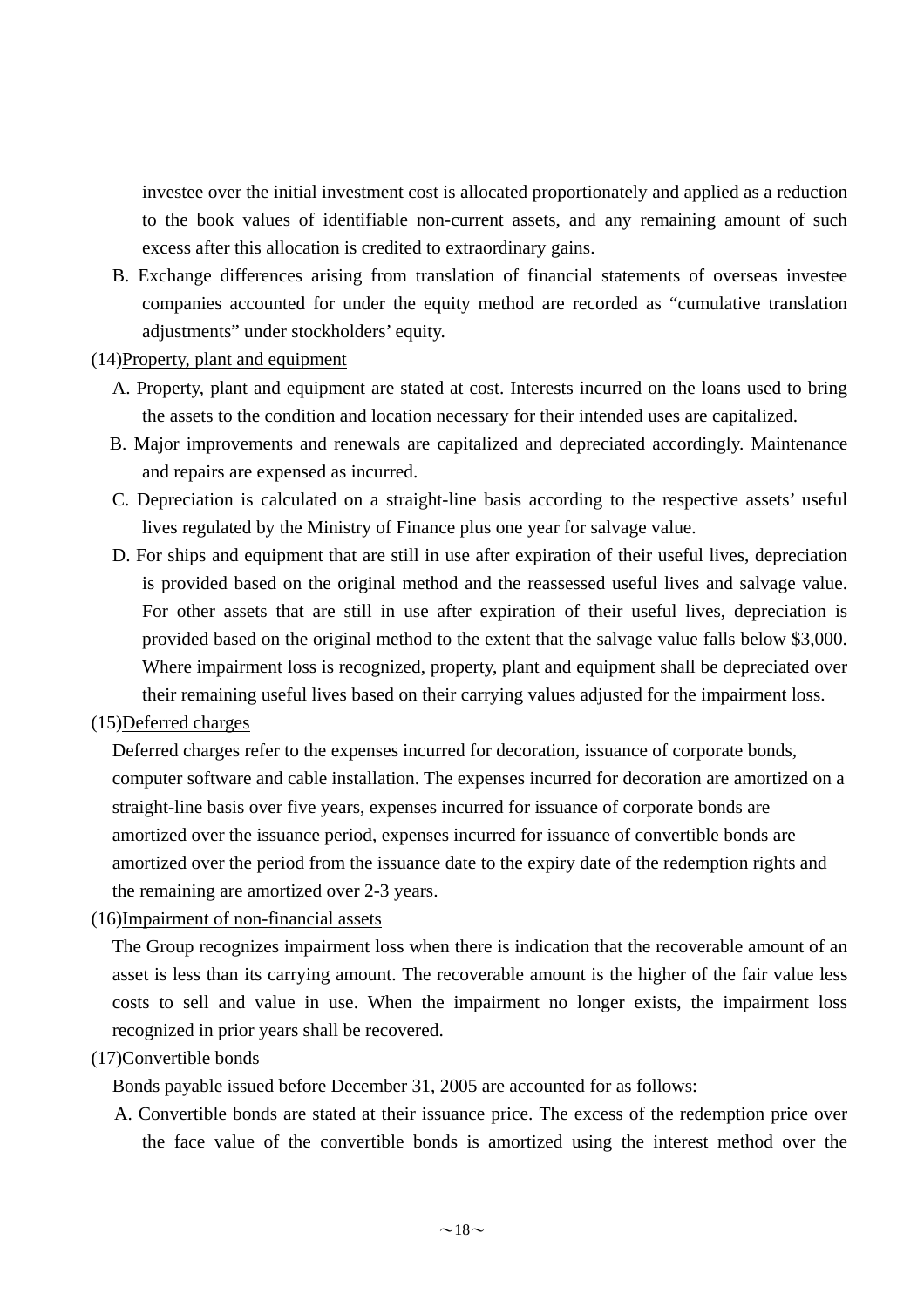investee over the initial investment cost is allocated proportionately and applied as a reduction to the book values of identifiable non-current assets, and any remaining amount of such excess after this allocation is credited to extraordinary gains.

B. Exchange differences arising from translation of financial statements of overseas investee companies accounted for under the equity method are recorded as “cumulative translation adjustments” under stockholders’ equity.

(14)Property, plant and equipment

A. Property, plant and equipment are stated at cost. Interests incurred on the loans used to bring the assets to the condition and location necessary for their intended uses are capitalized.

B. Major improvements and renewals are capitalized and depreciated accordingly. Maintenance and repairs are expensed as incurred.

C. Depreciation is calculated on a straight-line basis according to the respective assets’ useful lives regulated by the Ministry of Finance plus one year for salvage value.

D. For ships and equipment that are still in use after expiration of their useful lives, depreciation is provided based on the original method and the reassessed useful lives and salvage value. For other assets that are still in use after expiration of their useful lives, depreciation is provided based on the original method to the extent that the salvage value falls below $3,000. Where impairment loss is recognized, property, plant and equipment shall be depreciated over their remaining useful lives based on their carrying values adjusted for the impairment loss.

(15)Deferred charges

Deferred charges refer to the expenses incurred for decoration, issuance of corporate bonds, computer software and cable installation. The expenses incurred for decoration are amortized on a straight-line basis over five years, expenses incurred for issuance of corporate bonds are amortized over the issuance period, expenses incurred for issuance of convertible bonds are amortized over the period from the issuance date to the expiry date of the redemption rights and the remaining are amortized over 2-3 years.

(16)Impairment of non-financial assets

The Group recognizes impairment loss when there is indication that the recoverable amount of an asset is less than its carrying amount. The recoverable amount is the higher of the fair value less costs to sell and value in use. When the impairment no longer exists, the impairment loss recognized in prior years shall be recovered.

(17)Convertible bonds

Bonds payable issued before December 31, 2005 are accounted for as follows:

A. Convertible bonds are stated at their issuance price. The excess of the redemption price over the face value of the convertible bonds is amortized using the interest method over the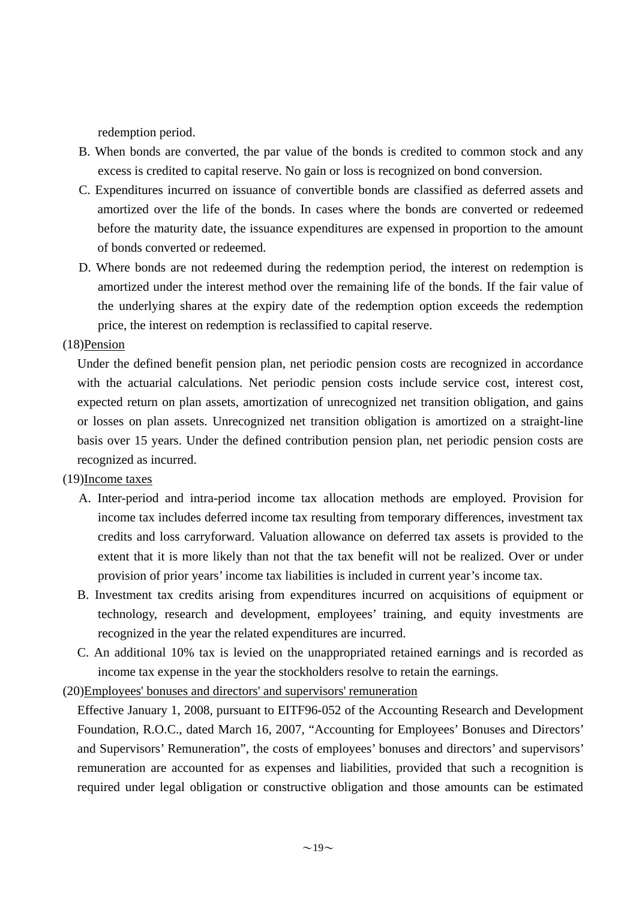redemption period.

B. When bonds are converted, the par value of the bonds is credited to common stock and any excess is credited to capital reserve. No gain or loss is recognized on bond conversion.

C. Expenditures incurred on issuance of convertible bonds are classified as deferred assets and amortized over the life of the bonds. In cases where the bonds are converted or redeemed before the maturity date, the issuance expenditures are expensed in proportion to the amount of bonds converted or redeemed.

D. Where bonds are not redeemed during the redemption period, the interest on redemption is amortized under the interest method over the remaining life of the bonds. If the fair value of the underlying shares at the expiry date of the redemption option exceeds the redemption price, the interest on redemption is reclassified to capital reserve.

(18)<u>Pension</u>

Under the defined benefit pension plan, net periodic pension costs are recognized in accordance with the actuarial calculations. Net periodic pension costs include service cost, interest cost, expected return on plan assets, amortization of unrecognized net transition obligation, and gains or losses on plan assets. Unrecognized net transition obligation is amortized on a straight-line basis over 15 years. Under the defined contribution pension plan, net periodic pension costs are recognized as incurred.

(19)<u>Income taxes</u>

A. Inter-period and intra-period income tax allocation methods are employed. Provision for income tax includes deferred income tax resulting from temporary differences, investment tax credits and loss carryforward. Valuation allowance on deferred tax assets is provided to the extent that it is more likely than not that the tax benefit will not be realized. Over or under provision of prior years' income tax liabilities is included in current year's income tax.

B. Investment tax credits arising from expenditures incurred on acquisitions of equipment or technology, research and development, employees' training, and equity investments are recognized in the year the related expenditures are incurred.

C. An additional 10% tax is levied on the unappropriated retained earnings and is recorded as income tax expense in the year the stockholders resolve to retain the earnings.

(20)<u>Employees' bonuses and directors' and supervisors' remuneration</u>

Effective January 1, 2008, pursuant to EITF96-052 of the Accounting Research and Development Foundation, R.O.C., dated March 16, 2007, "Accounting for Employees' Bonuses and Directors' and Supervisors' Remuneration", the costs of employees' bonuses and directors' and supervisors' remuneration are accounted for as expenses and liabilities, provided that such a recognition is required under legal obligation or constructive obligation and those amounts can be estimated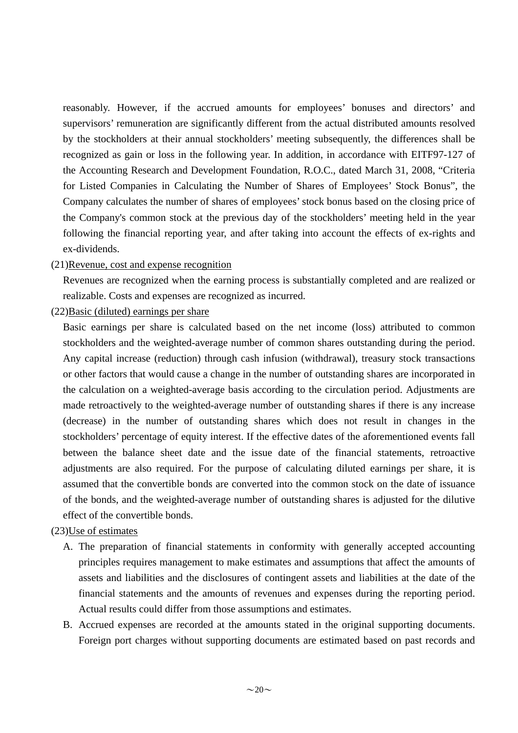reasonably. However, if the accrued amounts for employees' bonuses and directors' and supervisors' remuneration are significantly different from the actual distributed amounts resolved by the stockholders at their annual stockholders' meeting subsequently, the differences shall be recognized as gain or loss in the following year. In addition, in accordance with EITF97-127 of the Accounting Research and Development Foundation, R.O.C., dated March 31, 2008, "Criteria for Listed Companies in Calculating the Number of Shares of Employees' Stock Bonus", the Company calculates the number of shares of employees' stock bonus based on the closing price of the Company's common stock at the previous day of the stockholders' meeting held in the year following the financial reporting year, and after taking into account the effects of ex-rights and ex-dividends.

(21)<u>Revenue, cost and expense recognition</u>

Revenues are recognized when the earning process is substantially completed and are realized or realizable. Costs and expenses are recognized as incurred.

(22)<u>Basic (diluted) earnings per share</u>

Basic earnings per share is calculated based on the net income (loss) attributed to common stockholders and the weighted-average number of common shares outstanding during the period. Any capital increase (reduction) through cash infusion (withdrawal), treasury stock transactions or other factors that would cause a change in the number of outstanding shares are incorporated in the calculation on a weighted-average basis according to the circulation period. Adjustments are made retroactively to the weighted-average number of outstanding shares if there is any increase (decrease) in the number of outstanding shares which does not result in changes in the stockholders' percentage of equity interest. If the effective dates of the aforementioned events fall between the balance sheet date and the issue date of the financial statements, retroactive adjustments are also required. For the purpose of calculating diluted earnings per share, it is assumed that the convertible bonds are converted into the common stock on the date of issuance of the bonds, and the weighted-average number of outstanding shares is adjusted for the dilutive effect of the convertible bonds.

(23)<u>Use of estimates</u>

A. The preparation of financial statements in conformity with generally accepted accounting principles requires management to make estimates and assumptions that affect the amounts of assets and liabilities and the disclosures of contingent assets and liabilities at the date of the financial statements and the amounts of revenues and expenses during the reporting period. Actual results could differ from those assumptions and estimates.

B. Accrued expenses are recorded at the amounts stated in the original supporting documents. Foreign port charges without supporting documents are estimated based on past records and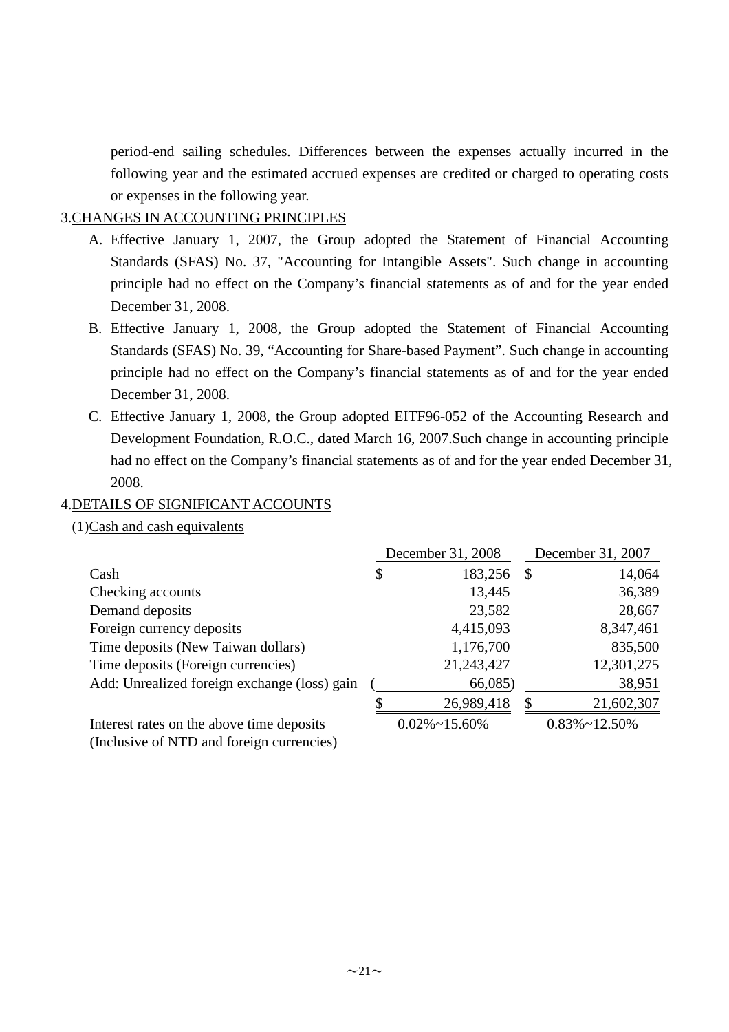period-end sailing schedules. Differences between the expenses actually incurred in the following year and the estimated accrued expenses are credited or charged to operating costs or expenses in the following year.

3.CHANGES IN ACCOUNTING PRINCIPLES

A. Effective January 1, 2007, the Group adopted the Statement of Financial Accounting Standards (SFAS) No. 37, "Accounting for Intangible Assets". Such change in accounting principle had no effect on the Company's financial statements as of and for the year ended December 31, 2008.

B. Effective January 1, 2008, the Group adopted the Statement of Financial Accounting Standards (SFAS) No. 39, "Accounting for Share-based Payment". Such change in accounting principle had no effect on the Company's financial statements as of and for the year ended December 31, 2008.

C. Effective January 1, 2008, the Group adopted EITF96-052 of the Accounting Research and Development Foundation, R.O.C., dated March 16, 2007.Such change in accounting principle had no effect on the Company's financial statements as of and for the year ended December 31, 2008.

4.DETAILS OF SIGNIFICANT ACCOUNTS

(1)Cash and cash equivalents

| | December 31, 2008 | December 31, 2007 |
|---|---|---|
| Cash | $ 183,256 | $ 14,064 |
| Checking accounts | 13,445 | 36,389 |
| Demand deposits | 23,582 | 28,667 |
| Foreign currency deposits | 4,415,093 | 8,347,461 |
| Time deposits (New Taiwan dollars) | 1,176,700 | 835,500 |
| Time deposits (Foreign currencies) | 21,243,427 | 12,301,275 |
| Add: Unrealized foreign exchange (loss) gain | ( 66,085) | 38,951 |
| | $ 26,989,418 | $ 21,602,307 |
| Interest rates on the above time deposits (Inclusive of NTD and foreign currencies) | 0.02%~15.60% | 0.83%~12.50% |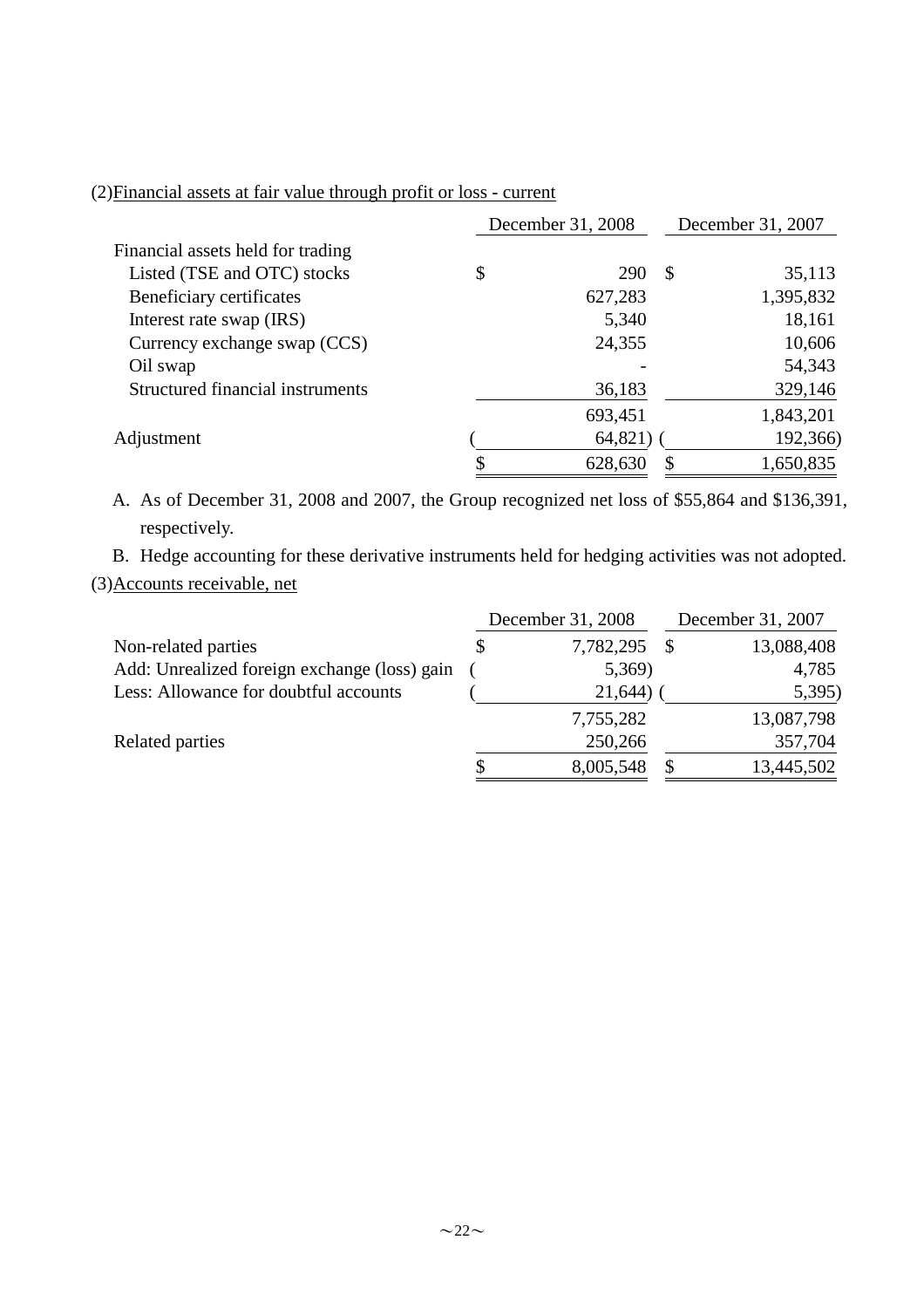(2)Financial assets at fair value through profit or loss - current

| | December 31, 2008 | December 31, 2007 |
|---|---|---|
| Financial assets held for trading | | |
| Listed (TSE and OTC) stocks | $ 290 | $ 35,113 |
| Beneficiary certificates | 627,283 | 1,395,832 |
| Interest rate swap (IRS) | 5,340 | 18,161 |
| Currency exchange swap (CCS) | 24,355 | 10,606 |
| Oil swap | - | 54,343 |
| Structured financial instruments | 36,183 | 329,146 |
| | 693,451 | 1,843,201 |
| Adjustment | ( 64,821) | ( 192,366) |
| | $ 628,630 | $ 1,650,835 |

A. As of December 31, 2008 and 2007, the Group recognized net loss of $55,864 and $136,391, respectively.

B. Hedge accounting for these derivative instruments held for hedging activities was not adopted.

(3)Accounts receivable, net

| | December 31, 2008 | December 31, 2007 |
|---|---|---|
| Non-related parties | $ 7,782,295 | $ 13,088,408 |
| Add: Unrealized foreign exchange (loss) gain | ( 5,369) | 4,785 |
| Less: Allowance for doubtful accounts | ( 21,644) | ( 5,395) |
| | 7,755,282 | 13,087,798 |
| Related parties | 250,266 | 357,704 |
| | $ 8,005,548 | $ 13,445,502 |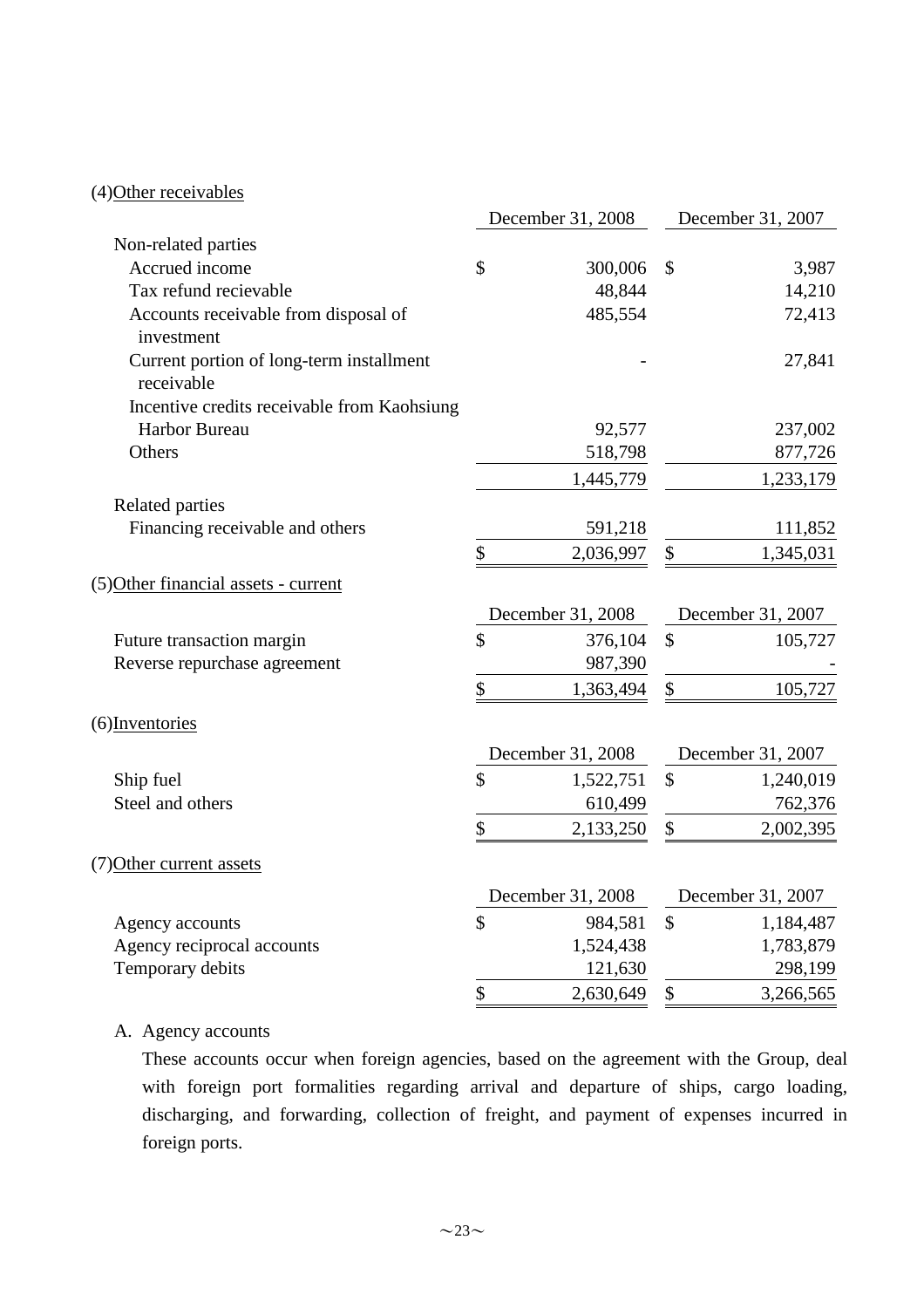(4)Other receivables

| | December 31, 2008 | December 31, 2007 |
|---|---|---|
| Non-related parties | | |
| Accrued income | $ 300,006 | $ 3,987 |
| Tax refund recievable | 48,844 | 14,210 |
| Accounts receivable from disposal of investment | 485,554 | 72,413 |
| Current portion of long-term installment receivable | - | 27,841 |
| Incentive credits receivable from Kaohsiung Harbor Bureau | 92,577 | 237,002 |
| Others | 518,798 | 877,726 |
| | 1,445,779 | 1,233,179 |
| Related parties | | |
| Financing receivable and others | 591,218 | 111,852 |
| | $ 2,036,997 | $ 1,345,031 |

(5)Other financial assets - current

| | December 31, 2008 | December 31, 2007 |
|---|---|---|
| Future transaction margin | $ 376,104 | $ 105,727 |
| Reverse repurchase agreement | 987,390 | - |
| | $ 1,363,494 | $ 105,727 |

(6)Inventories

| | December 31, 2008 | December 31, 2007 |
|---|---|---|
| Ship fuel | $ 1,522,751 | $ 1,240,019 |
| Steel and others | 610,499 | 762,376 |
| | $ 2,133,250 | $ 2,002,395 |

(7)Other current assets

| | December 31, 2008 | December 31, 2007 |
|---|---|---|
| Agency accounts | $ 984,581 | $ 1,184,487 |
| Agency reciprocal accounts | 1,524,438 | 1,783,879 |
| Temporary debits | 121,630 | 298,199 |
| | $ 2,630,649 | $ 3,266,565 |

A. Agency accounts

These accounts occur when foreign agencies, based on the agreement with the Group, deal with foreign port formalities regarding arrival and departure of ships, cargo loading, discharging, and forwarding, collection of freight, and payment of expenses incurred in foreign ports.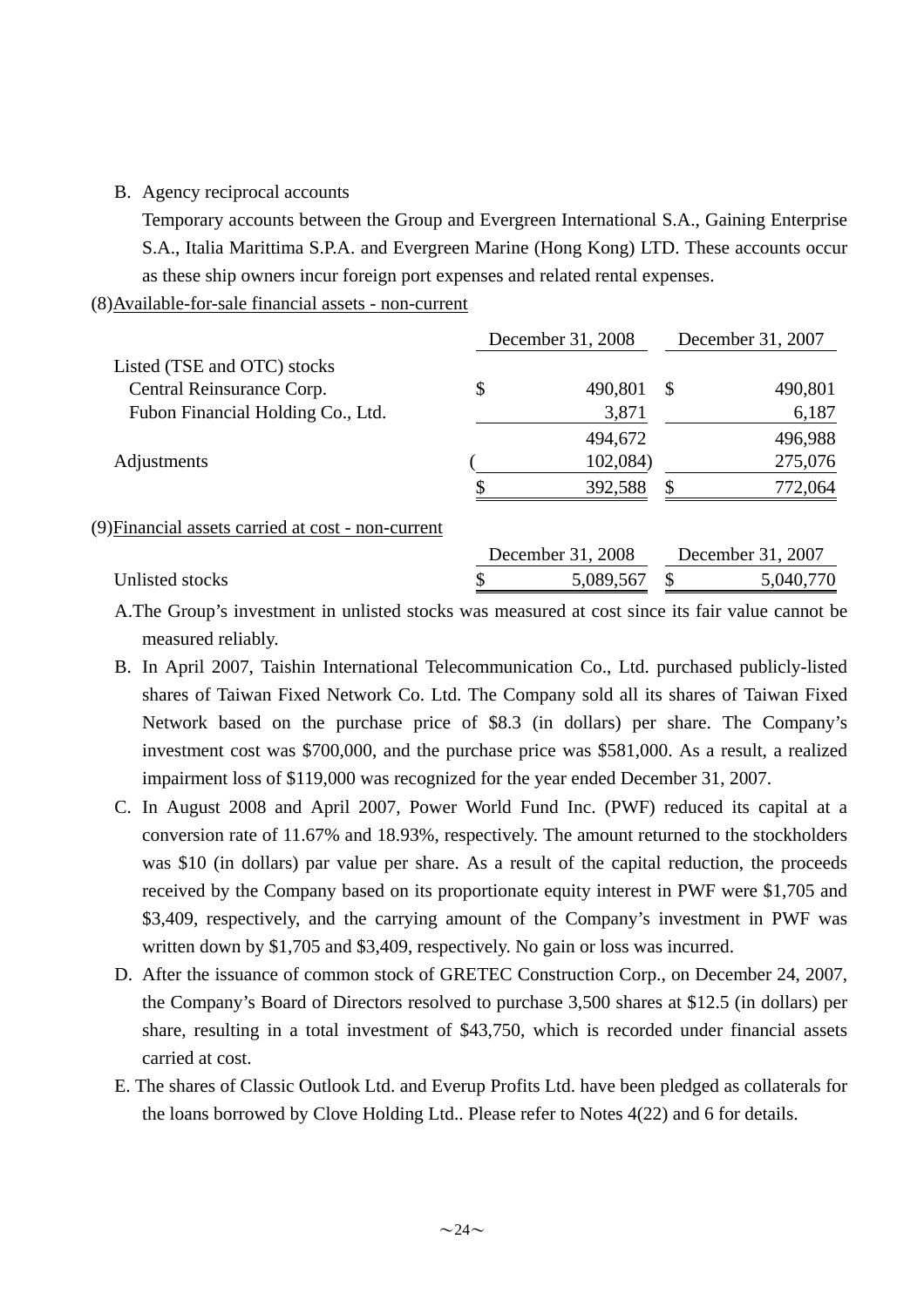B. Agency reciprocal accounts

Temporary accounts between the Group and Evergreen International S.A., Gaining Enterprise S.A., Italia Marittima S.P.A. and Evergreen Marine (Hong Kong) LTD. These accounts occur as these ship owners incur foreign port expenses and related rental expenses.

(8)Available-for-sale financial assets - non-current

| | December 31, 2008 | December 31, 2007 |
|---|---|---|
| Listed (TSE and OTC) stocks | | |
| Central Reinsurance Corp. | $ 490,801 | $ 490,801 |
| Fubon Financial Holding Co., Ltd. | 3,871 | 6,187 |
| | 494,672 | 496,988 |
| Adjustments | ( 102,084) | 275,076 |
| | $ 392,588 | $ 772,064 |

(9)Financial assets carried at cost - non-current

| | December 31, 2008 | December 31, 2007 |
|---|---|---|
| Unlisted stocks | $ 5,089,567 | $ 5,040,770 |

A. The Group's investment in unlisted stocks was measured at cost since its fair value cannot be measured reliably.

B. In April 2007, Taishin International Telecommunication Co., Ltd. purchased publicly-listed shares of Taiwan Fixed Network Co. Ltd. The Company sold all its shares of Taiwan Fixed Network based on the purchase price of $8.3 (in dollars) per share. The Company's investment cost was $700,000, and the purchase price was $581,000. As a result, a realized impairment loss of $119,000 was recognized for the year ended December 31, 2007.

C. In August 2008 and April 2007, Power World Fund Inc. (PWF) reduced its capital at a conversion rate of 11.67% and 18.93%, respectively. The amount returned to the stockholders was $10 (in dollars) par value per share. As a result of the capital reduction, the proceeds received by the Company based on its proportionate equity interest in PWF were $1,705 and $3,409, respectively, and the carrying amount of the Company's investment in PWF was written down by $1,705 and $3,409, respectively. No gain or loss was incurred.

D. After the issuance of common stock of GRETEC Construction Corp., on December 24, 2007, the Company's Board of Directors resolved to purchase 3,500 shares at $12.5 (in dollars) per share, resulting in a total investment of $43,750, which is recorded under financial assets carried at cost.

E. The shares of Classic Outlook Ltd. and Everup Profits Ltd. have been pledged as collaterals for the loans borrowed by Clove Holding Ltd.. Please refer to Notes 4(22) and 6 for details.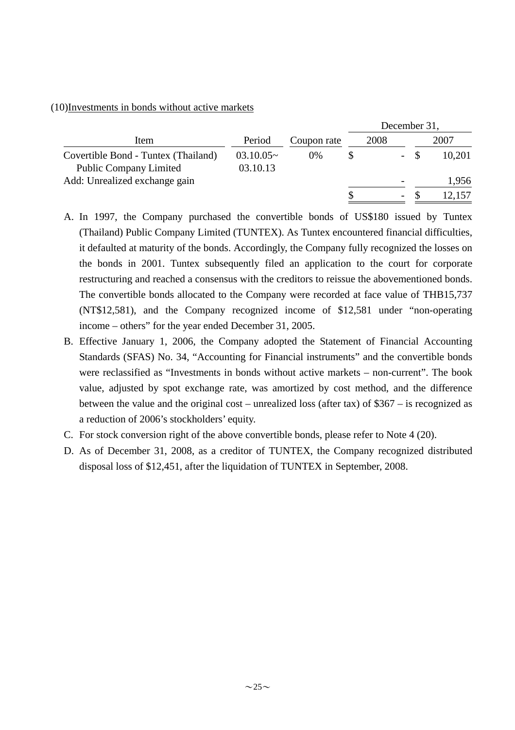(10)Investments in bonds without active markets

| Item | Period | Coupon rate | December 31, 2008 | December 31, 2007 |
|---|---|---|---|---|
| Covertible Bond - Tuntex (Thailand) Public Company Limited | 03.10.05~ 03.10.13 | 0% | $ - | $ 10,201 |
| Add: Unrealized exchange gain | | | - | 1,956 |
| | | | $ - | $ 12,157 |

A. In 1997, the Company purchased the convertible bonds of US$180 issued by Tuntex (Thailand) Public Company Limited (TUNTEX). As Tuntex encountered financial difficulties, it defaulted at maturity of the bonds. Accordingly, the Company fully recognized the losses on the bonds in 2001. Tuntex subsequently filed an application to the court for corporate restructuring and reached a consensus with the creditors to reissue the abovementioned bonds. The convertible bonds allocated to the Company were recorded at face value of THB15,737 (NT$12,581), and the Company recognized income of $12,581 under “non-operating income – others” for the year ended December 31, 2005.

B. Effective January 1, 2006, the Company adopted the Statement of Financial Accounting Standards (SFAS) No. 34, “Accounting for Financial instruments” and the convertible bonds were reclassified as “Investments in bonds without active markets – non-current”. The book value, adjusted by spot exchange rate, was amortized by cost method, and the difference between the value and the original cost – unrealized loss (after tax) of $367 – is recognized as a reduction of 2006’s stockholders’ equity.

C. For stock conversion right of the above convertible bonds, please refer to Note 4 (20).

D. As of December 31, 2008, as a creditor of TUNTEX, the Company recognized distributed disposal loss of $12,451, after the liquidation of TUNTEX in September, 2008.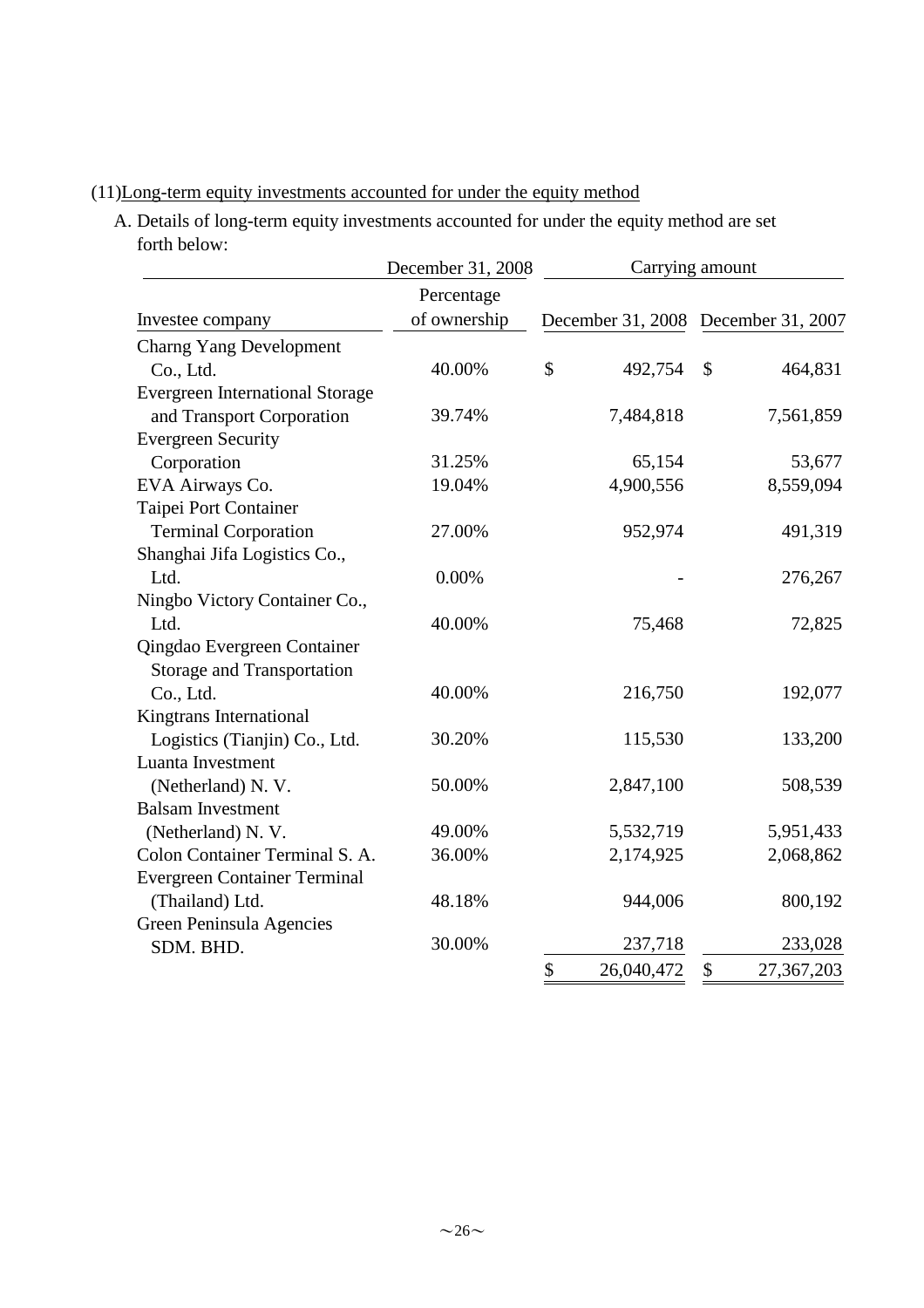(11)Long-term equity investments accounted for under the equity method

A. Details of long-term equity investments accounted for under the equity method are set forth below:

| Investee company | December 31, 2008 Percentage of ownership | Carrying amount December 31, 2008 | Carrying amount December 31, 2007 |
|---|---|---|---|
| Charng Yang Development Co., Ltd. | 40.00% | $ 492,754 | $ 464,831 |
| Evergreen International Storage and Transport Corporation | 39.74% | 7,484,818 | 7,561,859 |
| Evergreen Security Corporation | 31.25% | 65,154 | 53,677 |
| EVA Airways Co. | 19.04% | 4,900,556 | 8,559,094 |
| Taipei Port Container Terminal Corporation | 27.00% | 952,974 | 491,319 |
| Shanghai Jifa Logistics Co., Ltd. | 0.00% | - | 276,267 |
| Ningbo Victory Container Co., Ltd. | 40.00% | 75,468 | 72,825 |
| Qingdao Evergreen Container Storage and Transportation Co., Ltd. | 40.00% | 216,750 | 192,077 |
| Kingtrans International Logistics (Tianjin) Co., Ltd. | 30.20% | 115,530 | 133,200 |
| Luanta Investment (Netherland) N. V. | 50.00% | 2,847,100 | 508,539 |
| Balsam Investment (Netherland) N. V. | 49.00% | 5,532,719 | 5,951,433 |
| Colon Container Terminal S. A. | 36.00% | 2,174,925 | 2,068,862 |
| Evergreen Container Terminal (Thailand) Ltd. | 48.18% | 944,006 | 800,192 |
| Green Peninsula Agencies SDM. BHD. | 30.00% | 237,718 | 233,028 |
| | | $ 26,040,472 | $ 27,367,203 |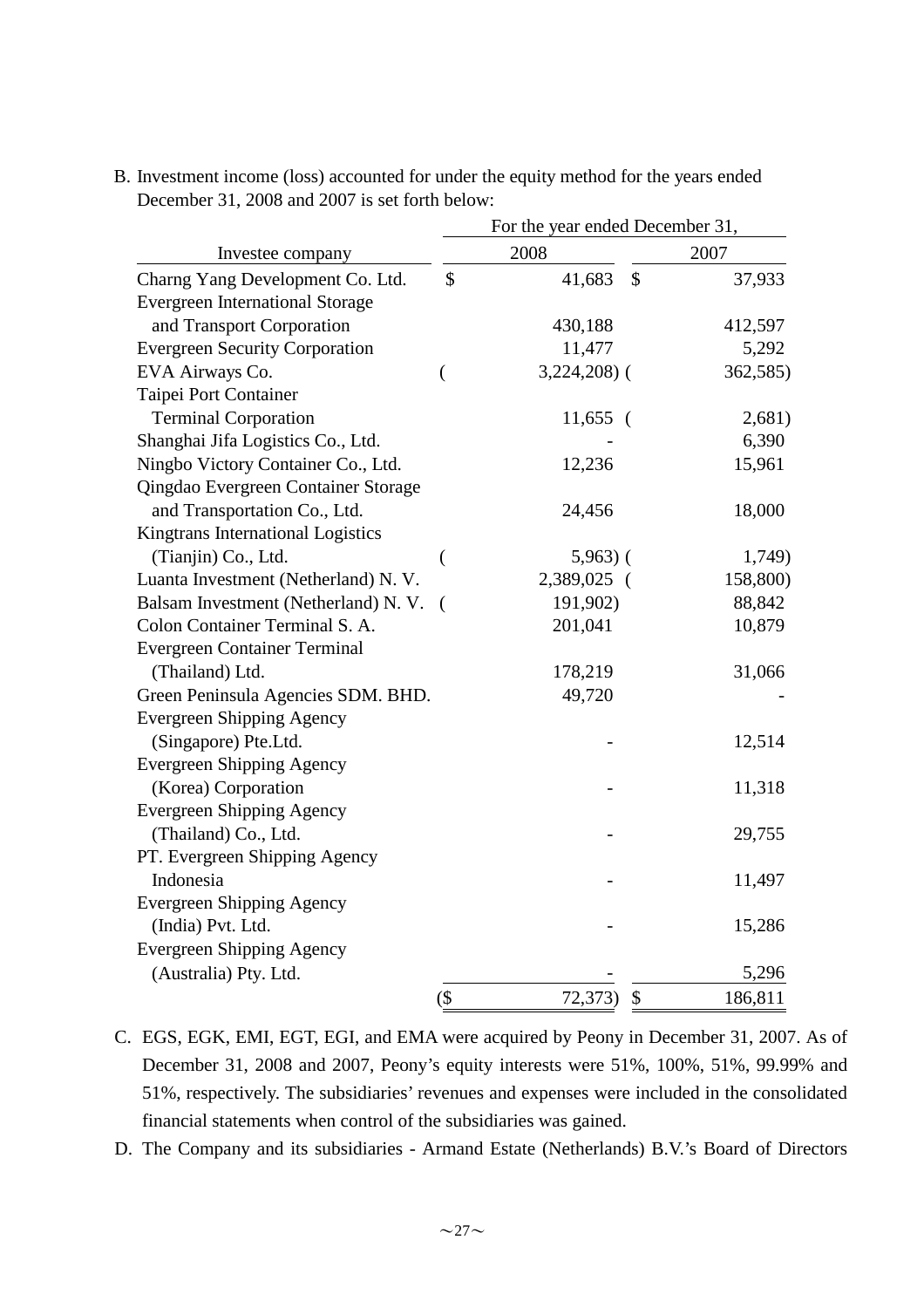B. Investment income (loss) accounted for under the equity method for the years ended December 31, 2008 and 2007 is set forth below:

| Investee company | For the year ended December 31, 2008 | 2007 |
|---|---|---|
| Charng Yang Development Co. Ltd. | $ 41,683 | $ 37,933 |
| Evergreen International Storage and Transport Corporation | 430,188 | 412,597 |
| Evergreen Security Corporation | 11,477 | 5,292 |
| EVA Airways Co. | ( 3,224,208) | ( 362,585) |
| Taipei Port Container Terminal Corporation | 11,655 | ( 2,681) |
| Shanghai Jifa Logistics Co., Ltd. | - | 6,390 |
| Ningbo Victory Container Co., Ltd. | 12,236 | 15,961 |
| Qingdao Evergreen Container Storage and Transportation Co., Ltd. | 24,456 | 18,000 |
| Kingtrans International Logistics (Tianjin) Co., Ltd. | ( 5,963) | ( 1,749) |
| Luanta Investment (Netherland) N. V. | 2,389,025 | ( 158,800) |
| Balsam Investment (Netherland) N. V. | ( 191,902) | 88,842 |
| Colon Container Terminal S. A. | 201,041 | 10,879 |
| Evergreen Container Terminal (Thailand) Ltd. | 178,219 | 31,066 |
| Green Peninsula Agencies SDM. BHD. | 49,720 | - |
| Evergreen Shipping Agency (Singapore) Pte.Ltd. | - | 12,514 |
| Evergreen Shipping Agency (Korea) Corporation | - | 11,318 |
| Evergreen Shipping Agency (Thailand) Co., Ltd. | - | 29,755 |
| PT. Evergreen Shipping Agency Indonesia | - | 11,497 |
| Evergreen Shipping Agency (India) Pvt. Ltd. | - | 15,286 |
| Evergreen Shipping Agency (Australia) Pty. Ltd. | - | 5,296 |
| | ($ 72,373) | $ 186,811 |

C. EGS, EGK, EMI, EGT, EGI, and EMA were acquired by Peony in December 31, 2007. As of December 31, 2008 and 2007, Peony's equity interests were 51%, 100%, 51%, 99.99% and 51%, respectively. The subsidiaries' revenues and expenses were included in the consolidated financial statements when control of the subsidiaries was gained.

D. The Company and its subsidiaries - Armand Estate (Netherlands) B.V.'s Board of Directors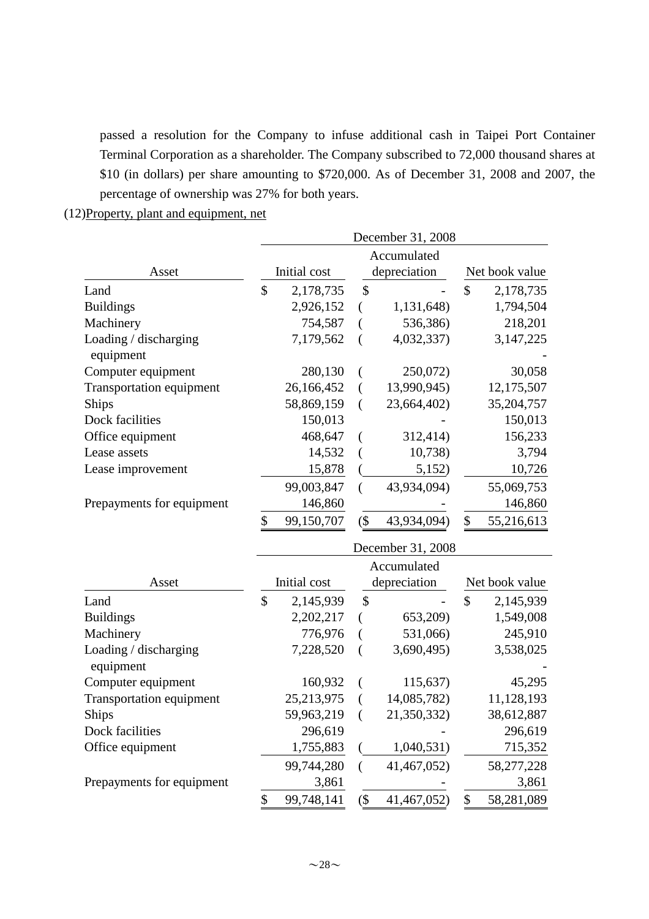passed a resolution for the Company to infuse additional cash in Taipei Port Container Terminal Corporation as a shareholder. The Company subscribed to 72,000 thousand shares at $10 (in dollars) per share amounting to $720,000. As of December 31, 2008 and 2007, the percentage of ownership was 27% for both years.

(12)Property, plant and equipment, net

| Asset | December 31, 2008 | | |
|---|---|---|---|
| | Initial cost | Accumulated depreciation | Net book value |
| Land | $ 2,178,735 | $ - | $ 2,178,735 |
| Buildings | 2,926,152 | ( 1,131,648) | 1,794,504 |
| Machinery | 754,587 | ( 536,386) | 218,201 |
| Loading / discharging equipment | 7,179,562 | ( 4,032,337) | 3,147,225 |
| Computer equipment | 280,130 | ( 250,072) | 30,058 |
| Transportation equipment | 26,166,452 | ( 13,990,945) | 12,175,507 |
| Ships | 58,869,159 | ( 23,664,402) | 35,204,757 |
| Dock facilities | 150,013 | - | 150,013 |
| Office equipment | 468,647 | ( 312,414) | 156,233 |
| Lease assets | 14,532 | ( 10,738) | 3,794 |
| Lease improvement | 15,878 | ( 5,152) | 10,726 |
| | 99,003,847 | ( 43,934,094) | 55,069,753 |
| Prepayments for equipment | 146,860 | - | 146,860 |
| | $ 99,150,707 | ($ 43,934,094) | $ 55,216,613 |

| Asset | December 31, 2008 | | |
|---|---|---|---|
| | Initial cost | Accumulated depreciation | Net book value |
| Land | $ 2,145,939 | $ - | $ 2,145,939 |
| Buildings | 2,202,217 | ( 653,209) | 1,549,008 |
| Machinery | 776,976 | ( 531,066) | 245,910 |
| Loading / discharging equipment | 7,228,520 | ( 3,690,495) | 3,538,025 |
| Computer equipment | 160,932 | ( 115,637) | 45,295 |
| Transportation equipment | 25,213,975 | ( 14,085,782) | 11,128,193 |
| Ships | 59,963,219 | ( 21,350,332) | 38,612,887 |
| Dock facilities | 296,619 | - | 296,619 |
| Office equipment | 1,755,883 | ( 1,040,531) | 715,352 |
| | 99,744,280 | ( 41,467,052) | 58,277,228 |
| Prepayments for equipment | 3,861 | - | 3,861 |
| | $ 99,748,141 | ($ 41,467,052) | $ 58,281,089 |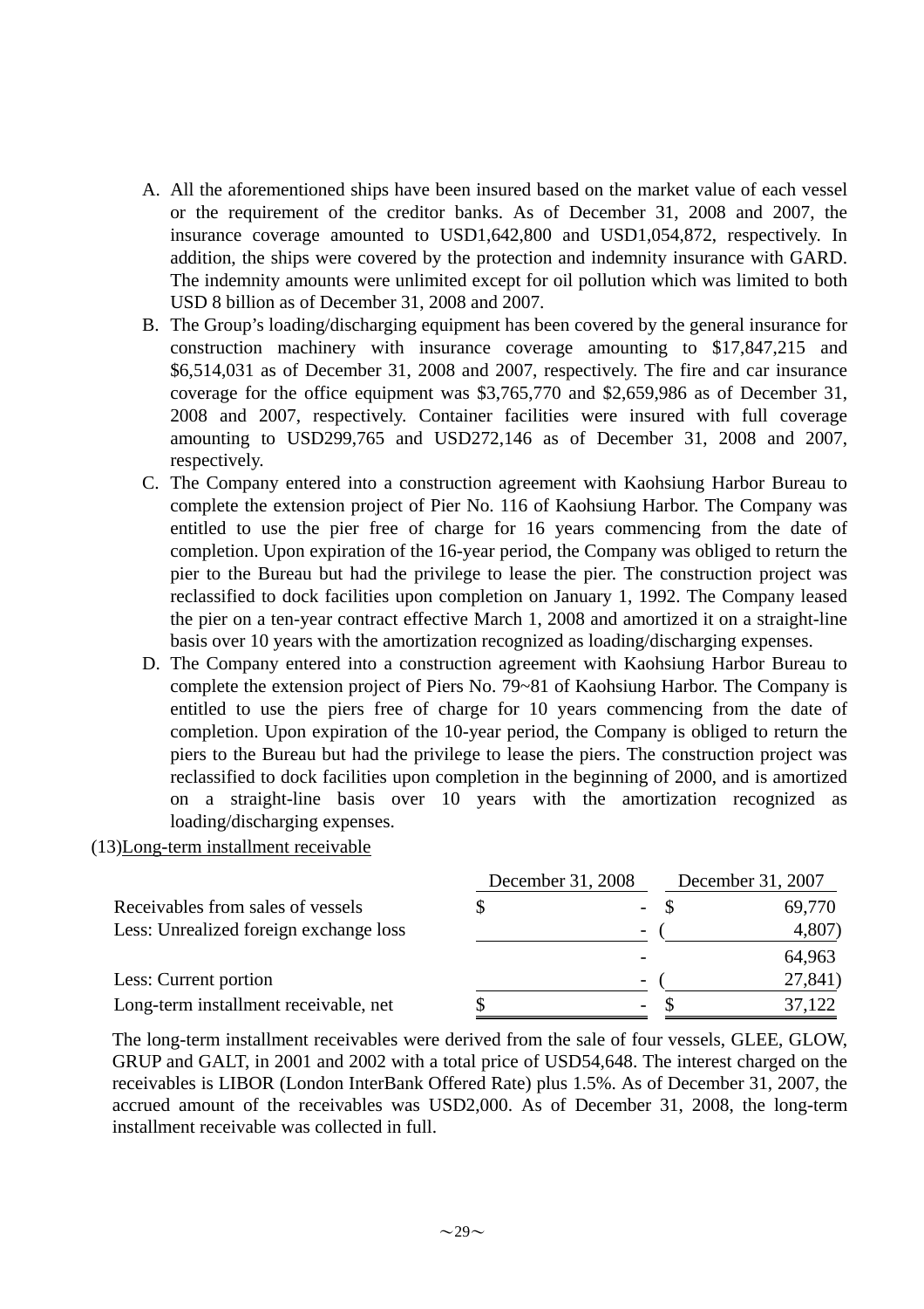A. All the aforementioned ships have been insured based on the market value of each vessel or the requirement of the creditor banks. As of December 31, 2008 and 2007, the insurance coverage amounted to USD1,642,800 and USD1,054,872, respectively. In addition, the ships were covered by the protection and indemnity insurance with GARD. The indemnity amounts were unlimited except for oil pollution which was limited to both USD 8 billion as of December 31, 2008 and 2007.

B. The Group's loading/discharging equipment has been covered by the general insurance for construction machinery with insurance coverage amounting to $17,847,215 and $6,514,031 as of December 31, 2008 and 2007, respectively. The fire and car insurance coverage for the office equipment was $3,765,770 and $2,659,986 as of December 31, 2008 and 2007, respectively. Container facilities were insured with full coverage amounting to USD299,765 and USD272,146 as of December 31, 2008 and 2007, respectively.

C. The Company entered into a construction agreement with Kaohsiung Harbor Bureau to complete the extension project of Pier No. 116 of Kaohsiung Harbor. The Company was entitled to use the pier free of charge for 16 years commencing from the date of completion. Upon expiration of the 16-year period, the Company was obliged to return the pier to the Bureau but had the privilege to lease the pier. The construction project was reclassified to dock facilities upon completion on January 1, 1992. The Company leased the pier on a ten-year contract effective March 1, 2008 and amortized it on a straight-line basis over 10 years with the amortization recognized as loading/discharging expenses.

D. The Company entered into a construction agreement with Kaohsiung Harbor Bureau to complete the extension project of Piers No. 79~81 of Kaohsiung Harbor. The Company is entitled to use the piers free of charge for 10 years commencing from the date of completion. Upon expiration of the 10-year period, the Company is obliged to return the piers to the Bureau but had the privilege to lease the piers. The construction project was reclassified to dock facilities upon completion in the beginning of 2000, and is amortized on a straight-line basis over 10 years with the amortization recognized as loading/discharging expenses.

(13)Long-term installment receivable

| | December 31, 2008 | December 31, 2007 |
|---|---|---|
| Receivables from sales of vessels | $ - | $ 69,770 |
| Less: Unrealized foreign exchange loss | - | ( 4,807) |
| | - | 64,963 |
| Less: Current portion | - | ( 27,841) |
| Long-term installment receivable, net | $ - | $ 37,122 |

The long-term installment receivables were derived from the sale of four vessels, GLEE, GLOW, GRUP and GALT, in 2001 and 2002 with a total price of USD54,648. The interest charged on the receivables is LIBOR (London InterBank Offered Rate) plus 1.5%. As of December 31, 2007, the accrued amount of the receivables was USD2,000. As of December 31, 2008, the long-term installment receivable was collected in full.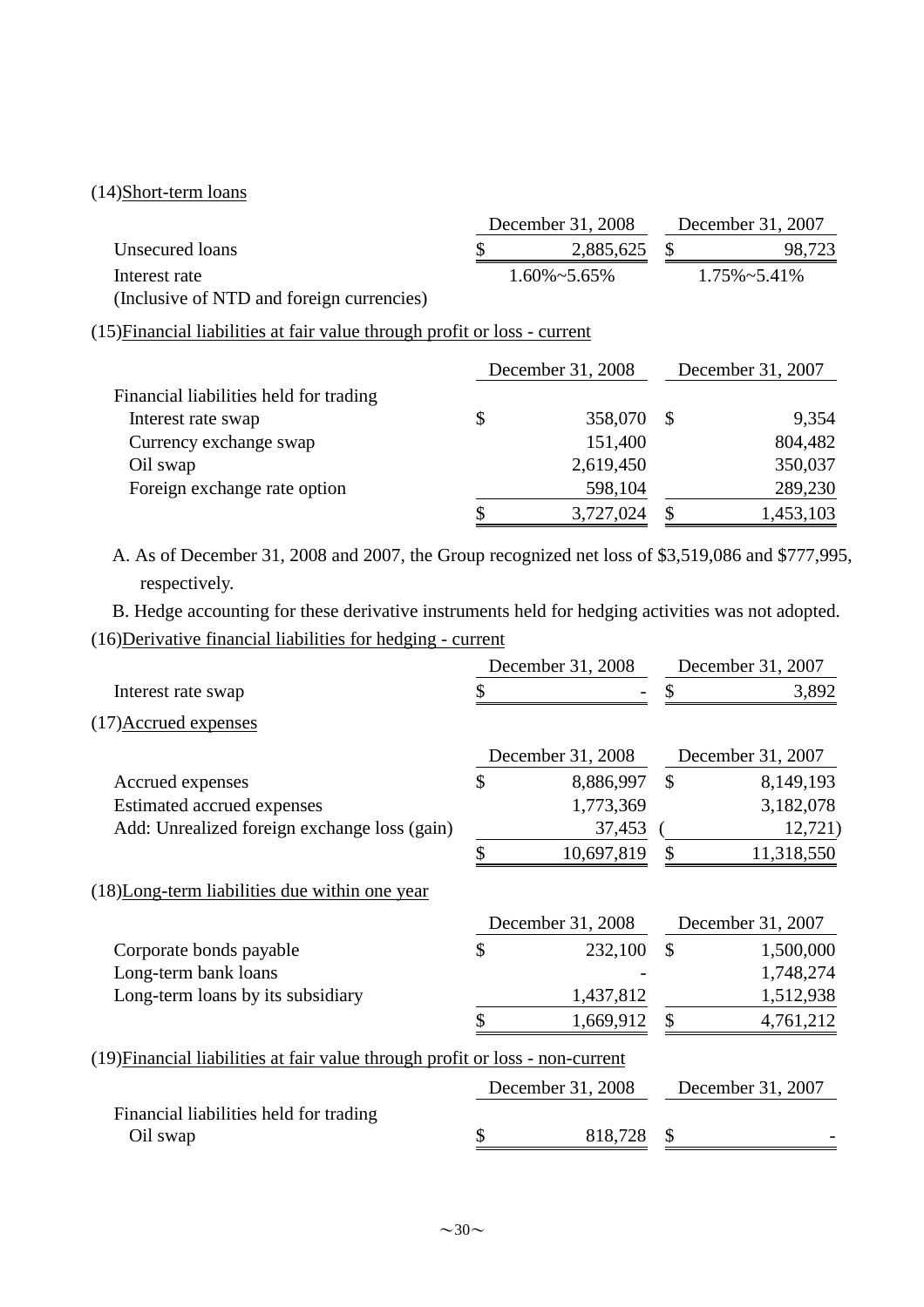(14)Short-term loans

| | December 31, 2008 | December 31, 2007 |
|---|---|---|
| Unsecured loans | $ 2,885,625 | $ 98,723 |
| Interest rate | 1.60%~5.65% | 1.75%~5.41% |
| (Inclusive of NTD and foreign currencies) | | |

(15)Financial liabilities at fair value through profit or loss - current

| | December 31, 2008 | December 31, 2007 |
|---|---|---|
| Financial liabilities held for trading | | |
| Interest rate swap | $ 358,070 | $ 9,354 |
| Currency exchange swap | 151,400 | 804,482 |
| Oil swap | 2,619,450 | 350,037 |
| Foreign exchange rate option | 598,104 | 289,230 |
| | $ 3,727,024 | $ 1,453,103 |

A. As of December 31, 2008 and 2007, the Group recognized net loss of $3,519,086 and $777,995, respectively.

B. Hedge accounting for these derivative instruments held for hedging activities was not adopted.

(16)Derivative financial liabilities for hedging - current

| | December 31, 2008 | December 31, 2007 |
|---|---|---|
| Interest rate swap | $ - | $ 3,892 |

(17)Accrued expenses

| | December 31, 2008 | December 31, 2007 |
|---|---|---|
| Accrued expenses | $ 8,886,997 | $ 8,149,193 |
| Estimated accrued expenses | 1,773,369 | 3,182,078 |
| Add: Unrealized foreign exchange loss (gain) | 37,453 | ( 12,721) |
| | $ 10,697,819 | $ 11,318,550 |

(18)Long-term liabilities due within one year

| | December 31, 2008 | December 31, 2007 |
|---|---|---|
| Corporate bonds payable | $ 232,100 | $ 1,500,000 |
| Long-term bank loans | - | 1,748,274 |
| Long-term loans by its subsidiary | 1,437,812 | 1,512,938 |
| | $ 1,669,912 | $ 4,761,212 |

(19)Financial liabilities at fair value through profit or loss - non-current

| | December 31, 2008 | December 31, 2007 |
|---|---|---|
| Financial liabilities held for trading | | |
| Oil swap | $ 818,728 | $ - |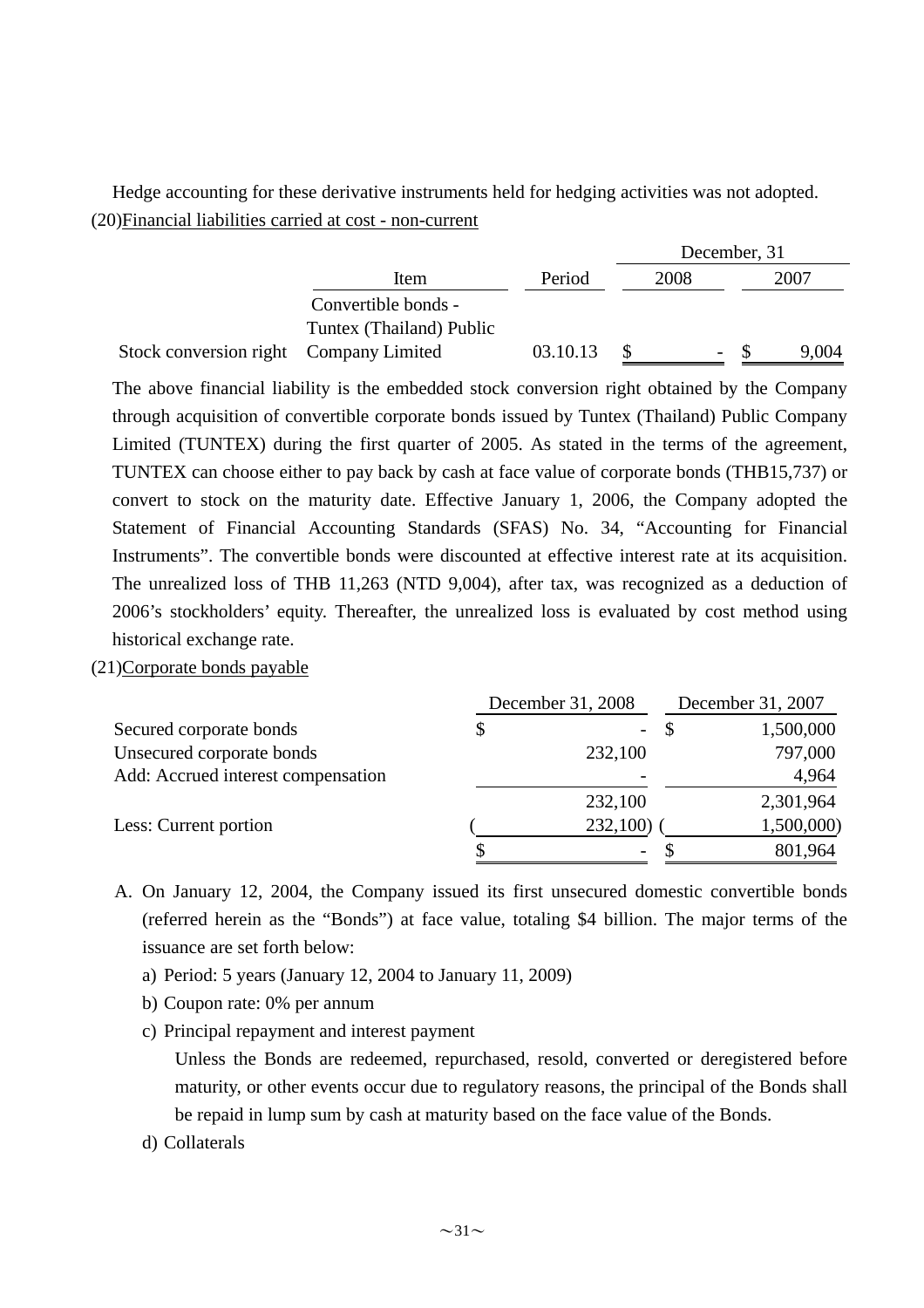Hedge accounting for these derivative instruments held for hedging activities was not adopted.

(20)Financial liabilities carried at cost - non-current

| | Item | Period | December, 31 2008 | December, 31 2007 |
|---|---|---|---|---|
| Stock conversion right | Convertible bonds - Tuntex (Thailand) Public Company Limited | 03.10.13 | $ - | $ 9,004 |

The above financial liability is the embedded stock conversion right obtained by the Company through acquisition of convertible corporate bonds issued by Tuntex (Thailand) Public Company Limited (TUNTEX) during the first quarter of 2005. As stated in the terms of the agreement, TUNTEX can choose either to pay back by cash at face value of corporate bonds (THB15,737) or convert to stock on the maturity date. Effective January 1, 2006, the Company adopted the Statement of Financial Accounting Standards (SFAS) No. 34, "Accounting for Financial Instruments". The convertible bonds were discounted at effective interest rate at its acquisition. The unrealized loss of THB 11,263 (NTD 9,004), after tax, was recognized as a deduction of 2006's stockholders' equity. Thereafter, the unrealized loss is evaluated by cost method using historical exchange rate.

(21)Corporate bonds payable

| | December 31, 2008 | December 31, 2007 |
|---|---|---|
| Secured corporate bonds | $ - | $ 1,500,000 |
| Unsecured corporate bonds | 232,100 | 797,000 |
| Add: Accrued interest compensation | - | 4,964 |
| | 232,100 | 2,301,964 |
| Less: Current portion | ( 232,100) | ( 1,500,000) |
| | $ - | $ 801,964 |

A. On January 12, 2004, the Company issued its first unsecured domestic convertible bonds (referred herein as the "Bonds") at face value, totaling $4 billion. The major terms of the issuance are set forth below:

   a) Period: 5 years (January 12, 2004 to January 11, 2009)

   b) Coupon rate: 0% per annum

   c) Principal repayment and interest payment

      Unless the Bonds are redeemed, repurchased, resold, converted or deregistered before maturity, or other events occur due to regulatory reasons, the principal of the Bonds shall be repaid in lump sum by cash at maturity based on the face value of the Bonds.

   d) Collaterals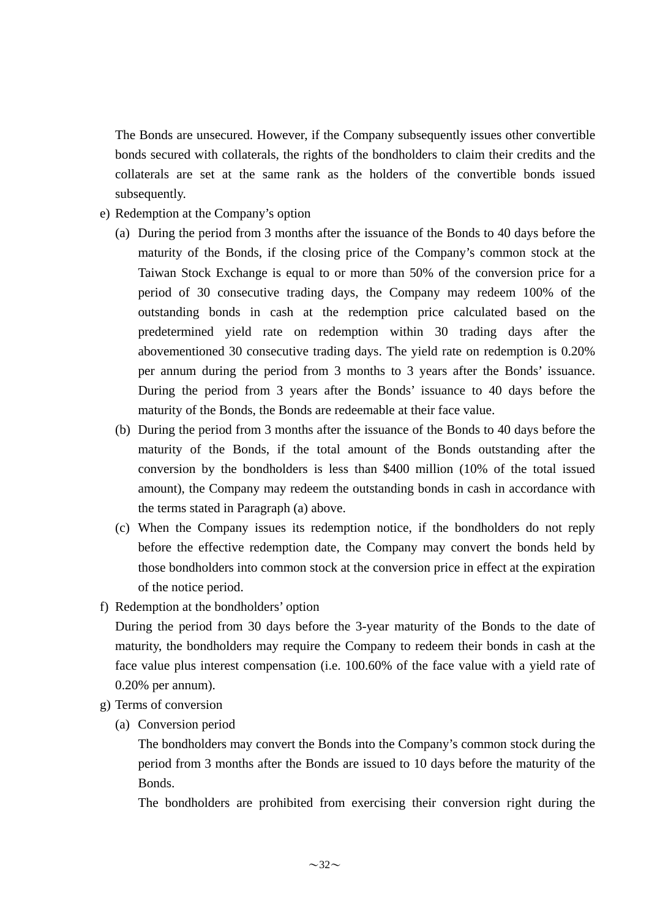The Bonds are unsecured. However, if the Company subsequently issues other convertible bonds secured with collaterals, the rights of the bondholders to claim their credits and the collaterals are set at the same rank as the holders of the convertible bonds issued subsequently.

e) Redemption at the Company's option

(a) During the period from 3 months after the issuance of the Bonds to 40 days before the maturity of the Bonds, if the closing price of the Company's common stock at the Taiwan Stock Exchange is equal to or more than 50% of the conversion price for a period of 30 consecutive trading days, the Company may redeem 100% of the outstanding bonds in cash at the redemption price calculated based on the predetermined yield rate on redemption within 30 trading days after the abovementioned 30 consecutive trading days. The yield rate on redemption is 0.20% per annum during the period from 3 months to 3 years after the Bonds' issuance. During the period from 3 years after the Bonds' issuance to 40 days before the maturity of the Bonds, the Bonds are redeemable at their face value.

(b) During the period from 3 months after the issuance of the Bonds to 40 days before the maturity of the Bonds, if the total amount of the Bonds outstanding after the conversion by the bondholders is less than $400 million (10% of the total issued amount), the Company may redeem the outstanding bonds in cash in accordance with the terms stated in Paragraph (a) above.

(c) When the Company issues its redemption notice, if the bondholders do not reply before the effective redemption date, the Company may convert the bonds held by those bondholders into common stock at the conversion price in effect at the expiration of the notice period.

f) Redemption at the bondholders' option

During the period from 30 days before the 3-year maturity of the Bonds to the date of maturity, the bondholders may require the Company to redeem their bonds in cash at the face value plus interest compensation (i.e. 100.60% of the face value with a yield rate of 0.20% per annum).

g) Terms of conversion

(a) Conversion period

The bondholders may convert the Bonds into the Company's common stock during the period from 3 months after the Bonds are issued to 10 days before the maturity of the Bonds.

The bondholders are prohibited from exercising their conversion right during the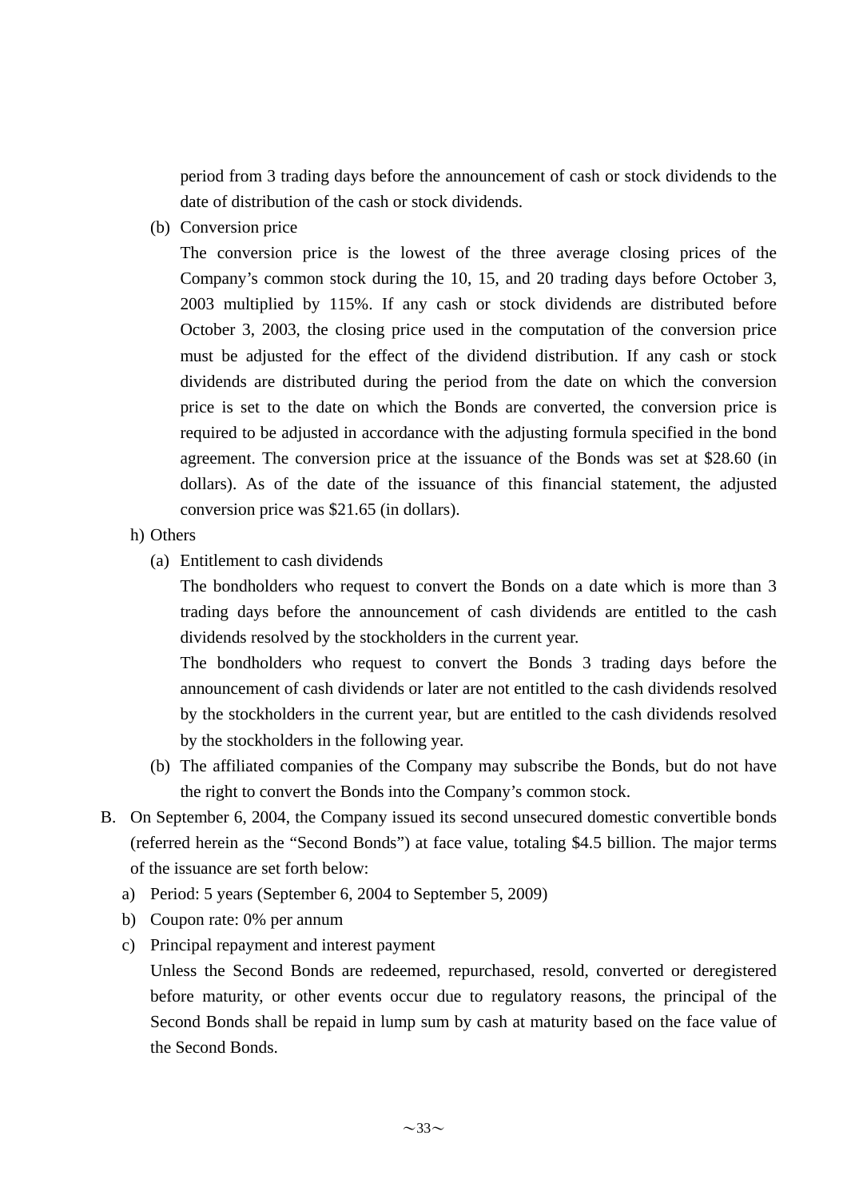period from 3 trading days before the announcement of cash or stock dividends to the date of distribution of the cash or stock dividends.

(b) Conversion price

The conversion price is the lowest of the three average closing prices of the Company's common stock during the 10, 15, and 20 trading days before October 3, 2003 multiplied by 115%. If any cash or stock dividends are distributed before October 3, 2003, the closing price used in the computation of the conversion price must be adjusted for the effect of the dividend distribution. If any cash or stock dividends are distributed during the period from the date on which the conversion price is set to the date on which the Bonds are converted, the conversion price is required to be adjusted in accordance with the adjusting formula specified in the bond agreement. The conversion price at the issuance of the Bonds was set at $28.60 (in dollars). As of the date of the issuance of this financial statement, the adjusted conversion price was $21.65 (in dollars).

h) Others

(a) Entitlement to cash dividends

The bondholders who request to convert the Bonds on a date which is more than 3 trading days before the announcement of cash dividends are entitled to the cash dividends resolved by the stockholders in the current year.

The bondholders who request to convert the Bonds 3 trading days before the announcement of cash dividends or later are not entitled to the cash dividends resolved by the stockholders in the current year, but are entitled to the cash dividends resolved by the stockholders in the following year.

(b) The affiliated companies of the Company may subscribe the Bonds, but do not have the right to convert the Bonds into the Company's common stock.

B. On September 6, 2004, the Company issued its second unsecured domestic convertible bonds (referred herein as the "Second Bonds") at face value, totaling $4.5 billion. The major terms of the issuance are set forth below:

a) Period: 5 years (September 6, 2004 to September 5, 2009)

b) Coupon rate: 0% per annum

c) Principal repayment and interest payment

Unless the Second Bonds are redeemed, repurchased, resold, converted or deregistered before maturity, or other events occur due to regulatory reasons, the principal of the Second Bonds shall be repaid in lump sum by cash at maturity based on the face value of the Second Bonds.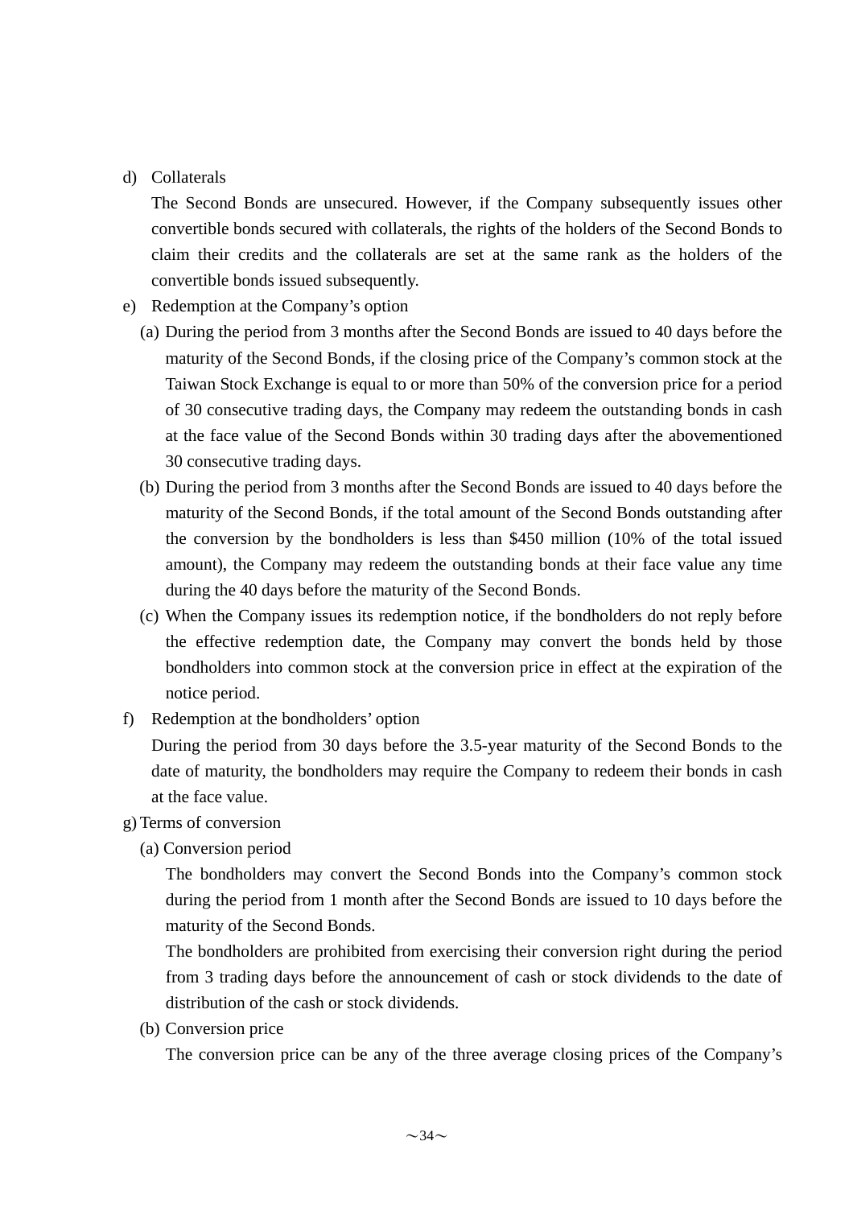d) Collaterals

The Second Bonds are unsecured. However, if the Company subsequently issues other convertible bonds secured with collaterals, the rights of the holders of the Second Bonds to claim their credits and the collaterals are set at the same rank as the holders of the convertible bonds issued subsequently.

e) Redemption at the Company's option

(a) During the period from 3 months after the Second Bonds are issued to 40 days before the maturity of the Second Bonds, if the closing price of the Company's common stock at the Taiwan Stock Exchange is equal to or more than 50% of the conversion price for a period of 30 consecutive trading days, the Company may redeem the outstanding bonds in cash at the face value of the Second Bonds within 30 trading days after the abovementioned 30 consecutive trading days.

(b) During the period from 3 months after the Second Bonds are issued to 40 days before the maturity of the Second Bonds, if the total amount of the Second Bonds outstanding after the conversion by the bondholders is less than $450 million (10% of the total issued amount), the Company may redeem the outstanding bonds at their face value any time during the 40 days before the maturity of the Second Bonds.

(c) When the Company issues its redemption notice, if the bondholders do not reply before the effective redemption date, the Company may convert the bonds held by those bondholders into common stock at the conversion price in effect at the expiration of the notice period.

f) Redemption at the bondholders' option

During the period from 30 days before the 3.5-year maturity of the Second Bonds to the date of maturity, the bondholders may require the Company to redeem their bonds in cash at the face value.

g) Terms of conversion

(a) Conversion period

The bondholders may convert the Second Bonds into the Company's common stock during the period from 1 month after the Second Bonds are issued to 10 days before the maturity of the Second Bonds.

The bondholders are prohibited from exercising their conversion right during the period from 3 trading days before the announcement of cash or stock dividends to the date of distribution of the cash or stock dividends.

(b) Conversion price

The conversion price can be any of the three average closing prices of the Company's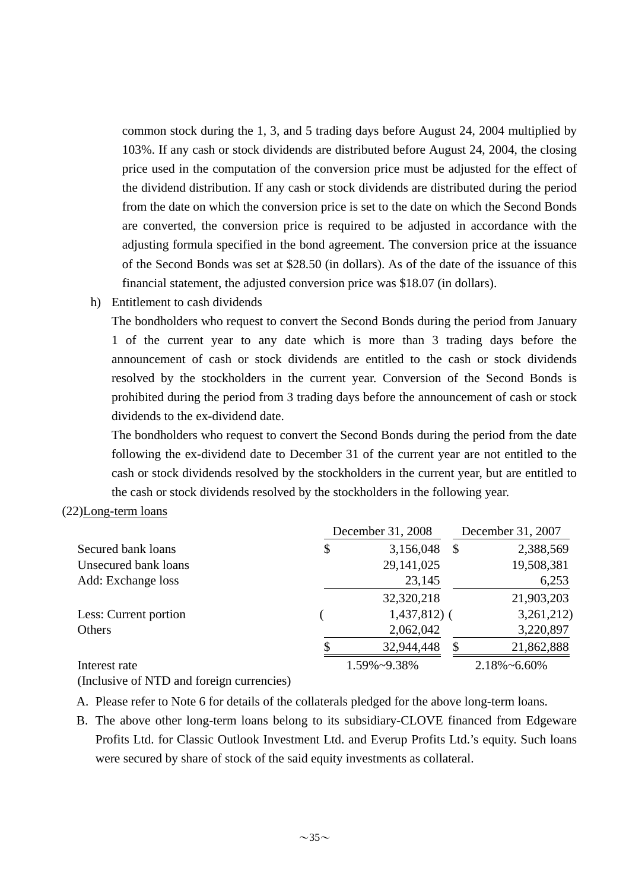common stock during the 1, 3, and 5 trading days before August 24, 2004 multiplied by 103%. If any cash or stock dividends are distributed before August 24, 2004, the closing price used in the computation of the conversion price must be adjusted for the effect of the dividend distribution. If any cash or stock dividends are distributed during the period from the date on which the conversion price is set to the date on which the Second Bonds are converted, the conversion price is required to be adjusted in accordance with the adjusting formula specified in the bond agreement. The conversion price at the issuance of the Second Bonds was set at $28.50 (in dollars). As of the date of the issuance of this financial statement, the adjusted conversion price was $18.07 (in dollars).

h) Entitlement to cash dividends

The bondholders who request to convert the Second Bonds during the period from January 1 of the current year to any date which is more than 3 trading days before the announcement of cash or stock dividends are entitled to the cash or stock dividends resolved by the stockholders in the current year. Conversion of the Second Bonds is prohibited during the period from 3 trading days before the announcement of cash or stock dividends to the ex-dividend date.

The bondholders who request to convert the Second Bonds during the period from the date following the ex-dividend date to December 31 of the current year are not entitled to the cash or stock dividends resolved by the stockholders in the current year, but are entitled to the cash or stock dividends resolved by the stockholders in the following year.

(22)Long-term loans

| | December 31, 2008 | December 31, 2007 |
|---|---|---|
| Secured bank loans | $ 3,156,048 | $ 2,388,569 |
| Unsecured bank loans | 29,141,025 | 19,508,381 |
| Add: Exchange loss | 23,145 | 6,253 |
| | 32,320,218 | 21,903,203 |
| Less: Current portion | ( 1,437,812) | ( 3,261,212) |
| Others | 2,062,042 | 3,220,897 |
| | $ 32,944,448 | $ 21,862,888 |
| Interest rate | 1.59%~9.38% | 2.18%~6.60% |
| (Inclusive of NTD and foreign currencies) | | |

A. Please refer to Note 6 for details of the collaterals pledged for the above long-term loans.

B. The above other long-term loans belong to its subsidiary-CLOVE financed from Edgeware Profits Ltd. for Classic Outlook Investment Ltd. and Everup Profits Ltd.'s equity. Such loans were secured by share of stock of the said equity investments as collateral.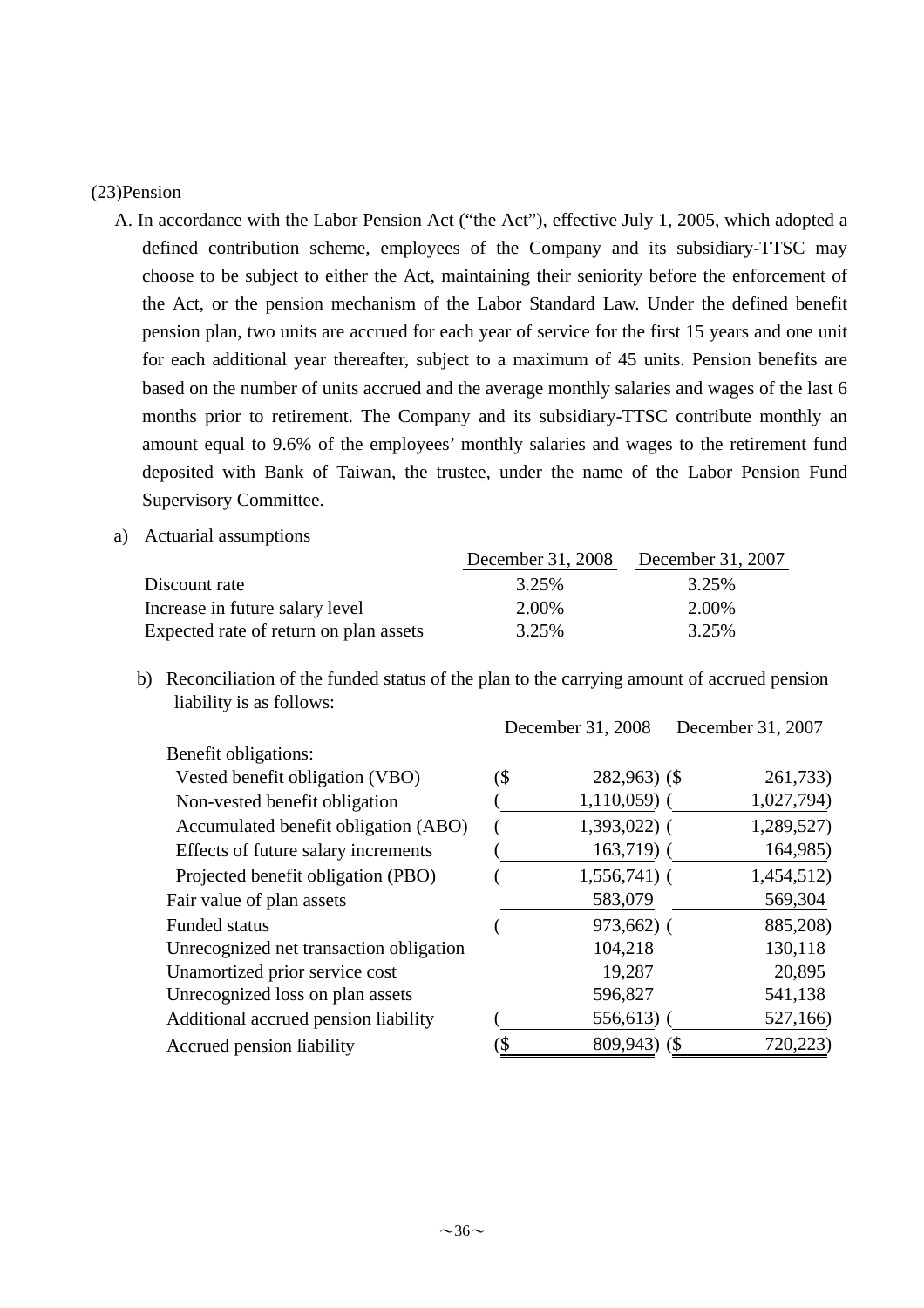(23)Pension

A. In accordance with the Labor Pension Act ("the Act"), effective July 1, 2005, which adopted a defined contribution scheme, employees of the Company and its subsidiary-TTSC may choose to be subject to either the Act, maintaining their seniority before the enforcement of the Act, or the pension mechanism of the Labor Standard Law. Under the defined benefit pension plan, two units are accrued for each year of service for the first 15 years and one unit for each additional year thereafter, subject to a maximum of 45 units. Pension benefits are based on the number of units accrued and the average monthly salaries and wages of the last 6 months prior to retirement. The Company and its subsidiary-TTSC contribute monthly an amount equal to 9.6% of the employees' monthly salaries and wages to the retirement fund deposited with Bank of Taiwan, the trustee, under the name of the Labor Pension Fund Supervisory Committee.

a) Actuarial assumptions

| | December 31, 2008 | December 31, 2007 |
|---|---|---|
| Discount rate | 3.25% | 3.25% |
| Increase in future salary level | 2.00% | 2.00% |
| Expected rate of return on plan assets | 3.25% | 3.25% |

b) Reconciliation of the funded status of the plan to the carrying amount of accrued pension liability is as follows:

| | December 31, 2008 | December 31, 2007 |
|---|---|---|
| Benefit obligations: | | |
| Vested benefit obligation (VBO) | ($ 282,963) | ($ 261,733) |
| Non-vested benefit obligation | ( 1,110,059) | ( 1,027,794) |
| Accumulated benefit obligation (ABO) | ( 1,393,022) | ( 1,289,527) |
| Effects of future salary increments | ( 163,719) | ( 164,985) |
| Projected benefit obligation (PBO) | ( 1,556,741) | ( 1,454,512) |
| Fair value of plan assets | 583,079 | 569,304 |
| Funded status | ( 973,662) | ( 885,208) |
| Unrecognized net transaction obligation | 104,218 | 130,118 |
| Unamortized prior service cost | 19,287 | 20,895 |
| Unrecognized loss on plan assets | 596,827 | 541,138 |
| Additional accrued pension liability | ( 556,613) | ( 527,166) |
| Accrued pension liability | ($ 809,943) | ($ 720,223) |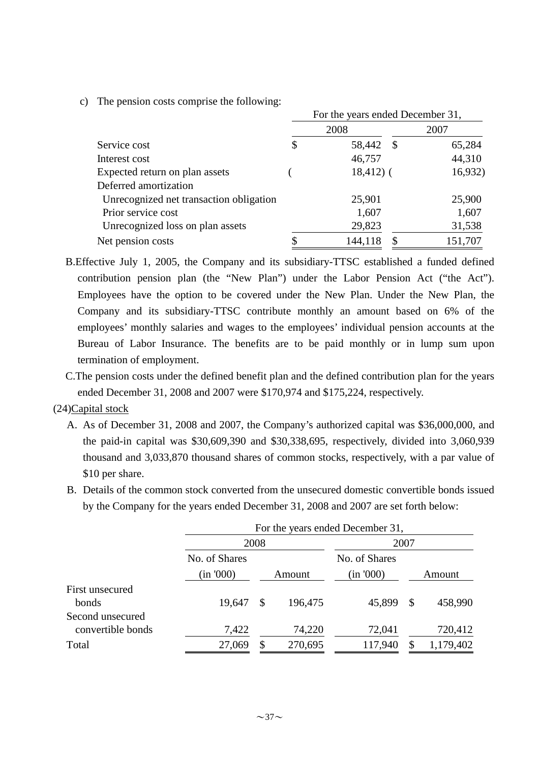c) The pension costs comprise the following:

| | For the years ended December 31, | |
|---|---|---|
| | 2008 | 2007 |
| Service cost | $ 58,442 | $ 65,284 |
| Interest cost | 46,757 | 44,310 |
| Expected return on plan assets | ( 18,412) | ( 16,932) |
| Deferred amortization | | |
| Unrecognized net transaction obligation | 25,901 | 25,900 |
| Prior service cost | 1,607 | 1,607 |
| Unrecognized loss on plan assets | 29,823 | 31,538 |
| Net pension costs | $ 144,118 | $ 151,707 |

B. Effective July 1, 2005, the Company and its subsidiary-TTSC established a funded defined contribution pension plan (the "New Plan") under the Labor Pension Act ("the Act"). Employees have the option to be covered under the New Plan. Under the New Plan, the Company and its subsidiary-TTSC contribute monthly an amount based on 6% of the employees' monthly salaries and wages to the employees' individual pension accounts at the Bureau of Labor Insurance. The benefits are to be paid monthly or in lump sum upon termination of employment.

C. The pension costs under the defined benefit plan and the defined contribution plan for the years ended December 31, 2008 and 2007 were $170,974 and $175,224, respectively.

(24) Capital stock

A. As of December 31, 2008 and 2007, the Company's authorized capital was $36,000,000, and the paid-in capital was $30,609,390 and $30,338,695, respectively, divided into 3,060,939 thousand and 3,033,870 thousand shares of common stocks, respectively, with a par value of $10 per share.

B. Details of the common stock converted from the unsecured domestic convertible bonds issued by the Company for the years ended December 31, 2008 and 2007 are set forth below:

| | For the years ended December 31, | | | |
|---|---|---|---|---|
| | 2008 | | 2007 | |
| | No. of Shares (in '000) | Amount | No. of Shares (in '000) | Amount |
| First unsecured bonds | 19,647 | $ 196,475 | 45,899 | $ 458,990 |
| Second unsecured convertible bonds | 7,422 | 74,220 | 72,041 | 720,412 |
| Total | 27,069 | $ 270,695 | 117,940 | $ 1,179,402 |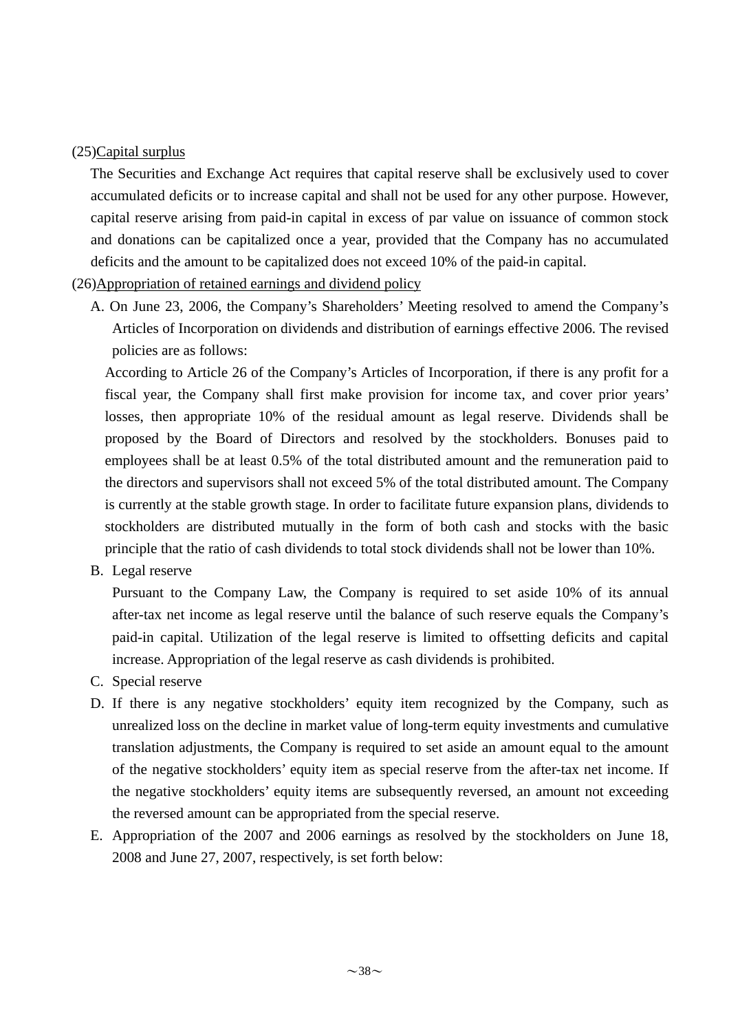(25)<u>Capital surplus</u>

The Securities and Exchange Act requires that capital reserve shall be exclusively used to cover accumulated deficits or to increase capital and shall not be used for any other purpose. However, capital reserve arising from paid-in capital in excess of par value on issuance of common stock and donations can be capitalized once a year, provided that the Company has no accumulated deficits and the amount to be capitalized does not exceed 10% of the paid-in capital.

(26)<u>Appropriation of retained earnings and dividend policy</u>

A. On June 23, 2006, the Company's Shareholders' Meeting resolved to amend the Company's Articles of Incorporation on dividends and distribution of earnings effective 2006. The revised policies are as follows:

According to Article 26 of the Company's Articles of Incorporation, if there is any profit for a fiscal year, the Company shall first make provision for income tax, and cover prior years' losses, then appropriate 10% of the residual amount as legal reserve. Dividends shall be proposed by the Board of Directors and resolved by the stockholders. Bonuses paid to employees shall be at least 0.5% of the total distributed amount and the remuneration paid to the directors and supervisors shall not exceed 5% of the total distributed amount. The Company is currently at the stable growth stage. In order to facilitate future expansion plans, dividends to stockholders are distributed mutually in the form of both cash and stocks with the basic principle that the ratio of cash dividends to total stock dividends shall not be lower than 10%.

B. Legal reserve

Pursuant to the Company Law, the Company is required to set aside 10% of its annual after-tax net income as legal reserve until the balance of such reserve equals the Company's paid-in capital. Utilization of the legal reserve is limited to offsetting deficits and capital increase. Appropriation of the legal reserve as cash dividends is prohibited.

C. Special reserve

D. If there is any negative stockholders' equity item recognized by the Company, such as unrealized loss on the decline in market value of long-term equity investments and cumulative translation adjustments, the Company is required to set aside an amount equal to the amount of the negative stockholders' equity item as special reserve from the after-tax net income. If the negative stockholders' equity items are subsequently reversed, an amount not exceeding the reversed amount can be appropriated from the special reserve.

E. Appropriation of the 2007 and 2006 earnings as resolved by the stockholders on June 18, 2008 and June 27, 2007, respectively, is set forth below: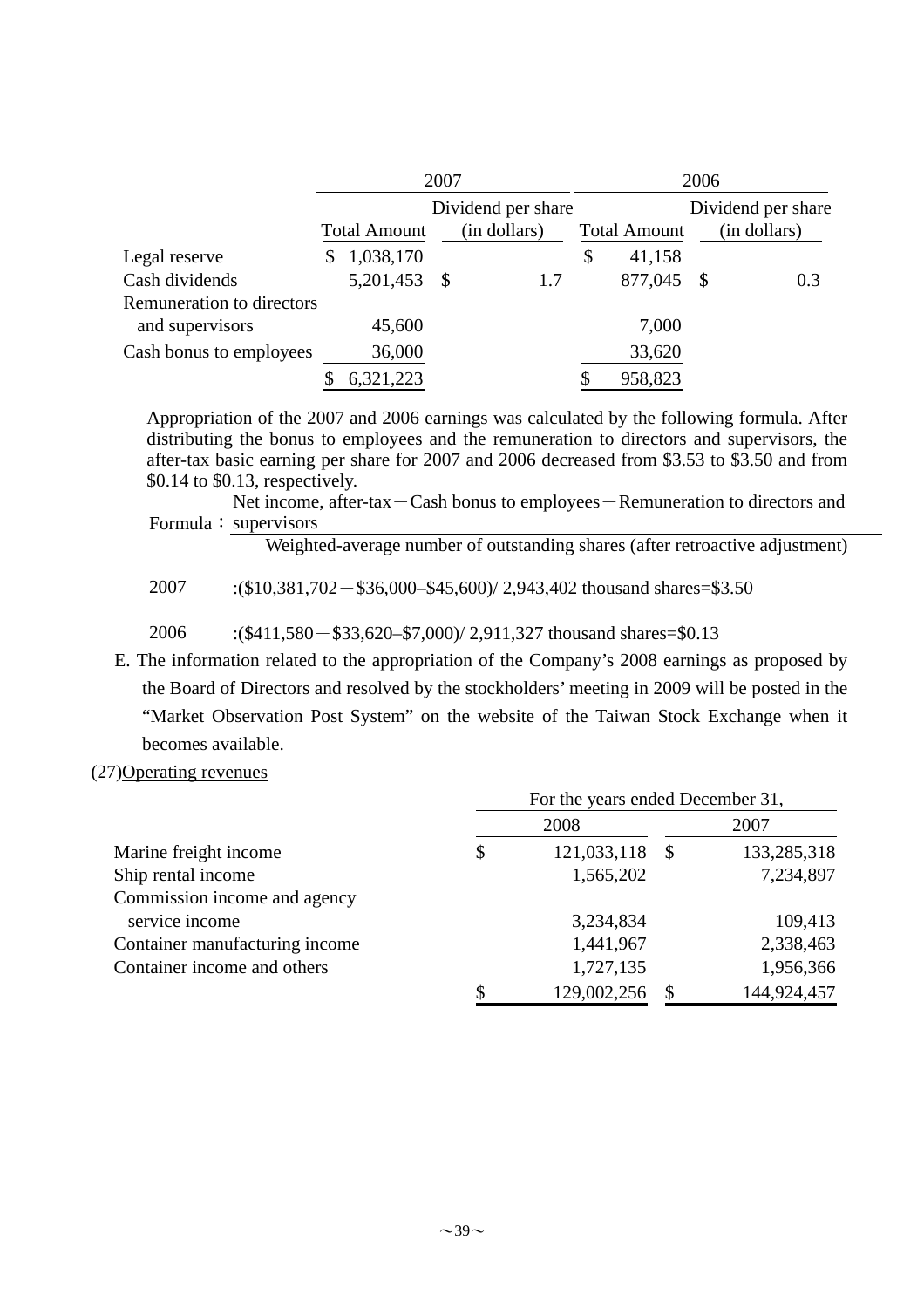| | 2007 | | 2006 | |
|---|---|---|---|---|
| | Total Amount | Dividend per share (in dollars) | Total Amount | Dividend per share (in dollars) |
| Legal reserve | $ 1,038,170 | | $ 41,158 | |
| Cash dividends | 5,201,453 | $ 1.7 | 877,045 | $ 0.3 |
| Remuneration to directors and supervisors | 45,600 | | 7,000 | |
| Cash bonus to employees | 36,000 | | 33,620 | |
| | $ 6,321,223 | | $ 958,823 | |

Appropriation of the 2007 and 2006 earnings was calculated by the following formula. After distributing the bonus to employees and the remuneration to directors and supervisors, the after-tax basic earning per share for 2007 and 2006 decreased from $3.53 to $3.50 and from $0.14 to $0.13, respectively.

Formula：(Net income, after-tax－Cash bonus to employees－Remuneration to directors and supervisors) / Weighted-average number of outstanding shares (after retroactive adjustment)

2007 :($10,381,702－$36,000–$45,600)/ 2,943,402 thousand shares=$3.50

2006 :($411,580－$33,620–$7,000)/ 2,911,327 thousand shares=$0.13

E. The information related to the appropriation of the Company's 2008 earnings as proposed by the Board of Directors and resolved by the stockholders' meeting in 2009 will be posted in the "Market Observation Post System" on the website of the Taiwan Stock Exchange when it becomes available.

(27)Operating revenues

| | For the years ended December 31, | |
|---|---|---|
| | 2008 | 2007 |
| Marine freight income | $ 121,033,118 | $ 133,285,318 |
| Ship rental income | 1,565,202 | 7,234,897 |
| Commission income and agency service income | 3,234,834 | 109,413 |
| Container manufacturing income | 1,441,967 | 2,338,463 |
| Container income and others | 1,727,135 | 1,956,366 |
| | $ 129,002,256 | $ 144,924,457 |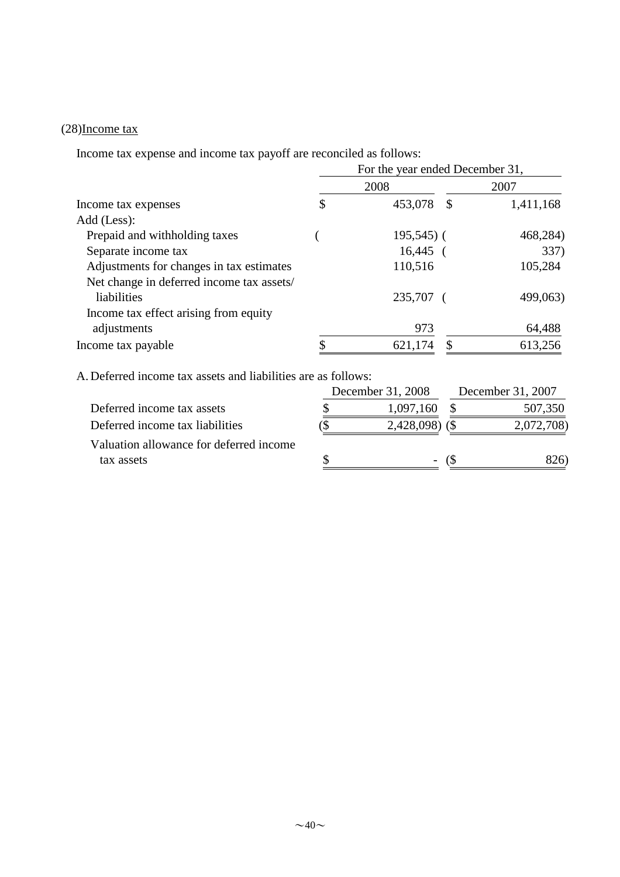(28)Income tax

Income tax expense and income tax payoff are reconciled as follows:

| | For the year ended December 31, | |
|---|---|---|
| | 2008 | 2007 |
| Income tax expenses | $ 453,078 | $ 1,411,168 |
| Add (Less): | | |
| Prepaid and withholding taxes | ( 195,545) | ( 468,284) |
| Separate income tax | 16,445 | ( 337) |
| Adjustments for changes in tax estimates | 110,516 | 105,284 |
| Net change in deferred income tax assets/ liabilities | 235,707 | ( 499,063) |
| Income tax effect arising from equity adjustments | 973 | 64,488 |
| Income tax payable | $ 621,174 | $ 613,256 |

A. Deferred income tax assets and liabilities are as follows:

| | December 31, 2008 | December 31, 2007 |
|---|---|---|
| Deferred income tax assets | $ 1,097,160 | $ 507,350 |
| Deferred income tax liabilities | ($ 2,428,098) | ($ 2,072,708) |
| Valuation allowance for deferred income tax assets | $ - | ($ 826) |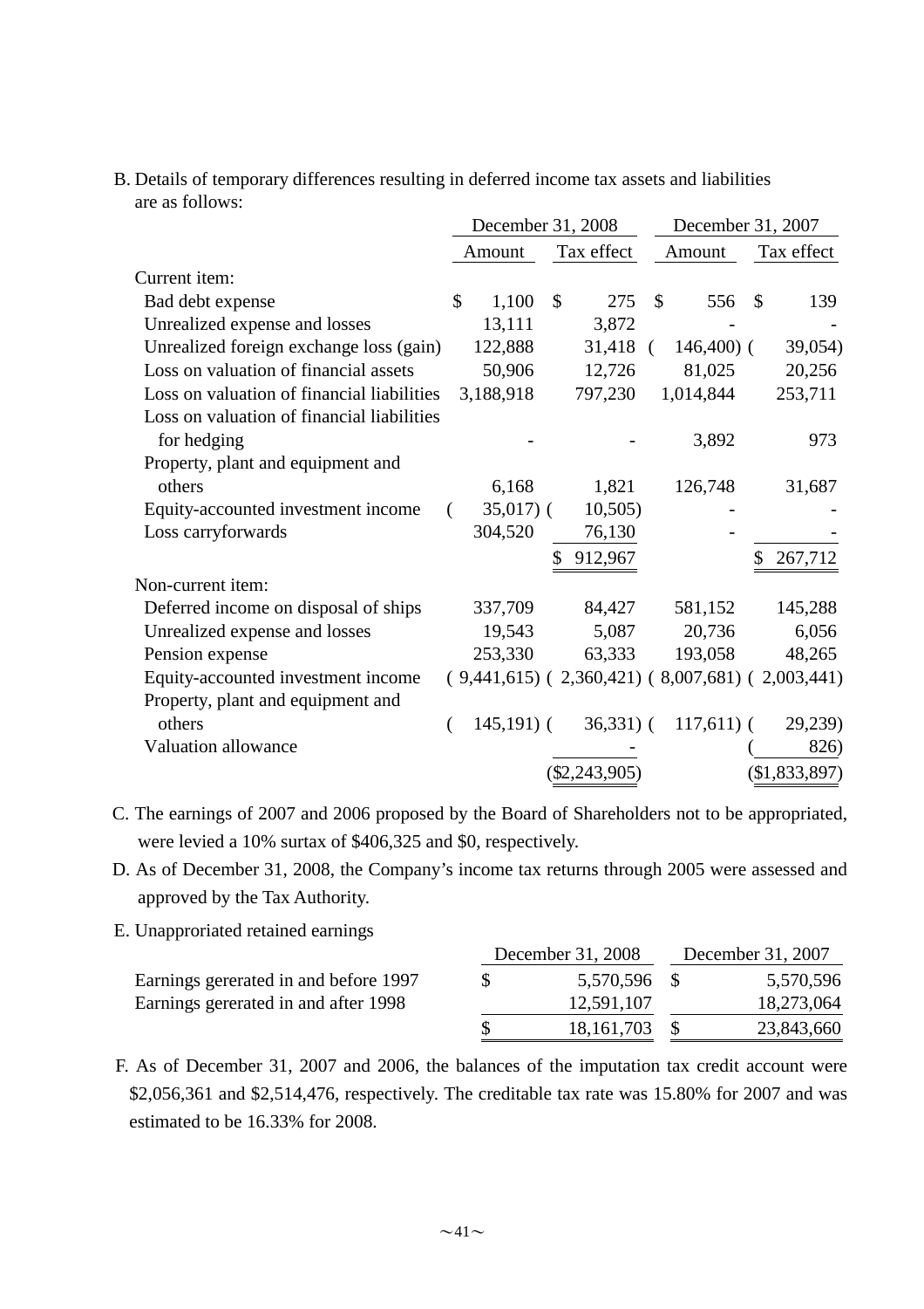B. Details of temporary differences resulting in deferred income tax assets and liabilities are as follows:

| | December 31, 2008 | | December 31, 2007 | |
|---|---|---|---|---|
| | Amount | Tax effect | Amount | Tax effect |
| Current item: | | | | |
| Bad debt expense | $ 1,100 | $ 275 | $ 556 | $ 139 |
| Unrealized expense and losses | 13,111 | 3,872 | - | - |
| Unrealized foreign exchange loss (gain) | 122,888 | 31,418 | ( 146,400) | ( 39,054) |
| Loss on valuation of financial assets | 50,906 | 12,726 | 81,025 | 20,256 |
| Loss on valuation of financial liabilities | 3,188,918 | 797,230 | 1,014,844 | 253,711 |
| Loss on valuation of financial liabilities for hedging | - | - | 3,892 | 973 |
| Property, plant and equipment and others | 6,168 | 1,821 | 126,748 | 31,687 |
| Equity-accounted investment income | ( 35,017) | ( 10,505) | - | - |
| Loss carryforwards | 304,520 | 76,130 | - | - |
| | | $ 912,967 | | $ 267,712 |
| Non-current item: | | | | |
| Deferred income on disposal of ships | 337,709 | 84,427 | 581,152 | 145,288 |
| Unrealized expense and losses | 19,543 | 5,087 | 20,736 | 6,056 |
| Pension expense | 253,330 | 63,333 | 193,058 | 48,265 |
| Equity-accounted investment income | ( 9,441,615) | ( 2,360,421) | ( 8,007,681) | ( 2,003,441) |
| Property, plant and equipment and others | ( 145,191) | ( 36,331) | ( 117,611) | ( 29,239) |
| Valuation allowance | | - | | ( 826) |
| | | ($2,243,905) | | ($1,833,897) |

C. The earnings of 2007 and 2006 proposed by the Board of Shareholders not to be appropriated, were levied a 10% surtax of $406,325 and $0, respectively.

D. As of December 31, 2008, the Company's income tax returns through 2005 were assessed and approved by the Tax Authority.

E. Unapproriated retained earnings

| | December 31, 2008 | December 31, 2007 |
|---|---|---|
| Earnings gererated in and before 1997 | $ 5,570,596 | $ 5,570,596 |
| Earnings gererated in and after 1998 | 12,591,107 | 18,273,064 |
| | $ 18,161,703 | $ 23,843,660 |

F. As of December 31, 2007 and 2006, the balances of the imputation tax credit account were $2,056,361 and $2,514,476, respectively. The creditable tax rate was 15.80% for 2007 and was estimated to be 16.33% for 2008.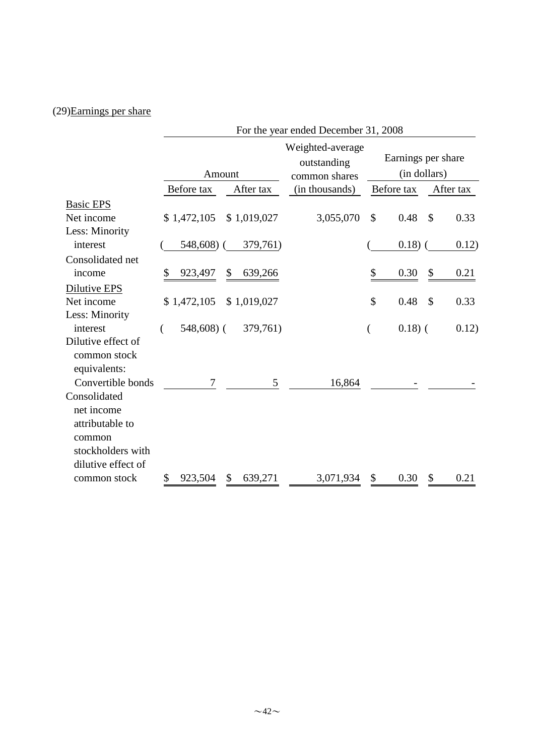(29) Earnings per share

| | For the year ended December 31, 2008 | | | | |
|---|---|---|---|---|---|
| | Amount | | Weighted-average outstanding common shares | Earnings per share (in dollars) | |
| | Before tax | After tax | (in thousands) | Before tax | After tax |
| Basic EPS | | | | | |
| Net income | $ 1,472,105 | $ 1,019,027 | 3,055,070 | $ 0.48 | $ 0.33 |
| Less: Minority interest | ( 548,608) | ( 379,761) | | ( 0.18) | ( 0.12) |
| Consolidated net income | $ 923,497 | $ 639,266 | | $ 0.30 | $ 0.21 |
| Dilutive EPS | | | | | |
| Net income | $ 1,472,105 | $ 1,019,027 | | $ 0.48 | $ 0.33 |
| Less: Minority interest | ( 548,608) | ( 379,761) | | ( 0.18) | ( 0.12) |
| Dilutive effect of common stock equivalents: | | | | | |
| Convertible bonds | 7 | 5 | 16,864 | - | - |
| Consolidated net income attributable to common stockholders with dilutive effect of common stock | $ 923,504 | $ 639,271 | 3,071,934 | $ 0.30 | $ 0.21 |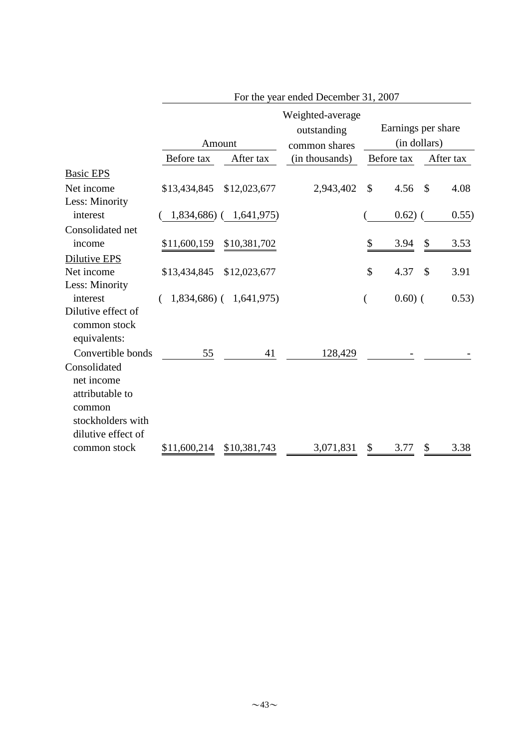| | For the year ended December 31, 2007 | | | | |
|---|---|---|---|---|---|
| | Amount | | Weighted-average outstanding common shares (in thousands) | Earnings per share (in dollars) | |
| | Before tax | After tax | | Before tax | After tax |
| Basic EPS | | | | | |
| Net income | $13,434,845 | $12,023,677 | 2,943,402 | $ 4.56 | $ 4.08 |
| Less: Minority interest | ( 1,834,686) | ( 1,641,975) | | ( 0.62) | ( 0.55) |
| Consolidated net income | $11,600,159 | $10,381,702 | | $ 3.94 | $ 3.53 |
| Dilutive EPS | | | | | |
| Net income | $13,434,845 | $12,023,677 | | $ 4.37 | $ 3.91 |
| Less: Minority interest | ( 1,834,686) | ( 1,641,975) | | ( 0.60) | ( 0.53) |
| Dilutive effect of common stock equivalents: | | | | | |
| Convertible bonds | 55 | 41 | 128,429 | - | - |
| Consolidated net income attributable to common stockholders with dilutive effect of common stock | $11,600,214 | $10,381,743 | 3,071,831 | $ 3.77 | $ 3.38 |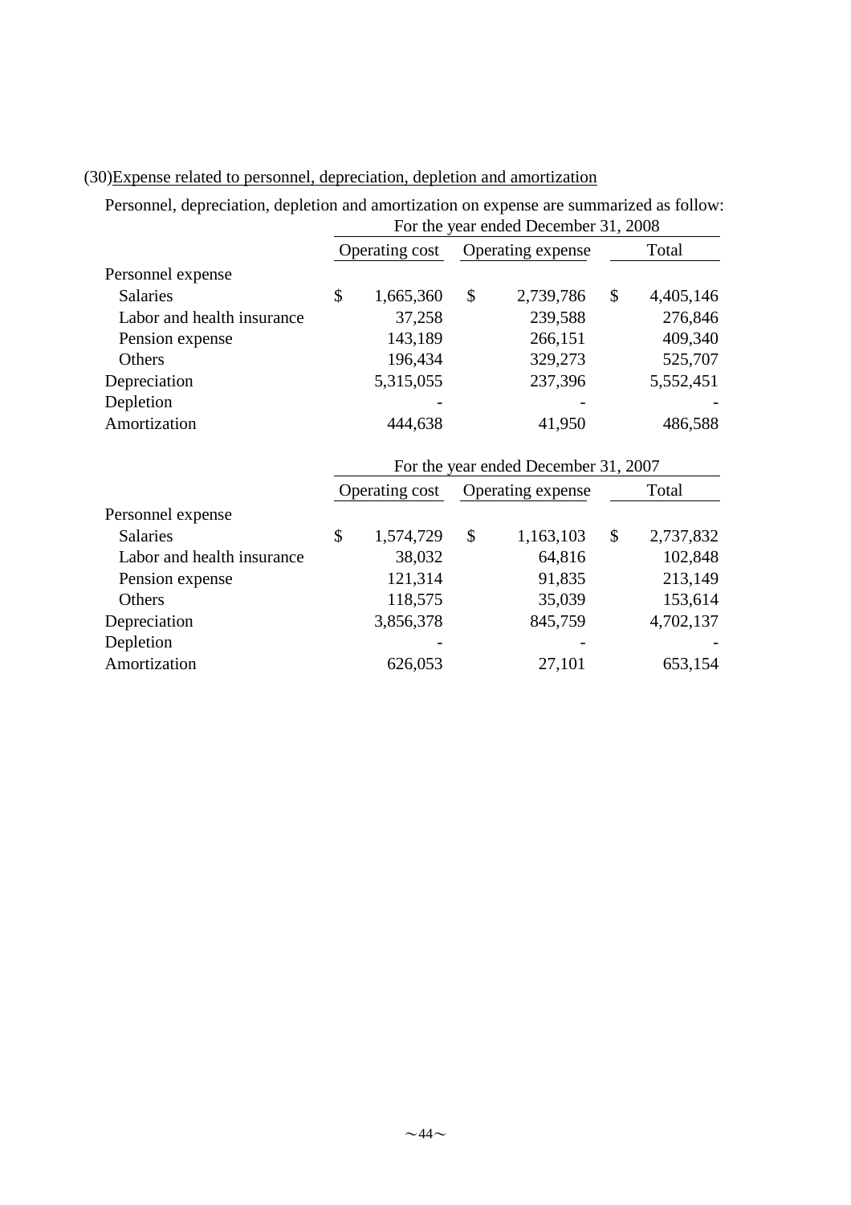(30) Expense related to personnel, depreciation, depletion and amortization

Personnel, depreciation, depletion and amortization on expense are summarized as follow:

| | For the year ended December 31, 2008 | | |
|---|---|---|---|
| | Operating cost | Operating expense | Total |
| Personnel expense | | | |
| Salaries | $ 1,665,360 | $ 2,739,786 | $ 4,405,146 |
| Labor and health insurance | 37,258 | 239,588 | 276,846 |
| Pension expense | 143,189 | 266,151 | 409,340 |
| Others | 196,434 | 329,273 | 525,707 |
| Depreciation | 5,315,055 | 237,396 | 5,552,451 |
| Depletion | - | - | - |
| Amortization | 444,638 | 41,950 | 486,588 |

| | For the year ended December 31, 2007 | | |
|---|---|---|---|
| | Operating cost | Operating expense | Total |
| Personnel expense | | | |
| Salaries | $ 1,574,729 | $ 1,163,103 | $ 2,737,832 |
| Labor and health insurance | 38,032 | 64,816 | 102,848 |
| Pension expense | 121,314 | 91,835 | 213,149 |
| Others | 118,575 | 35,039 | 153,614 |
| Depreciation | 3,856,378 | 845,759 | 4,702,137 |
| Depletion | - | - | - |
| Amortization | 626,053 | 27,101 | 653,154 |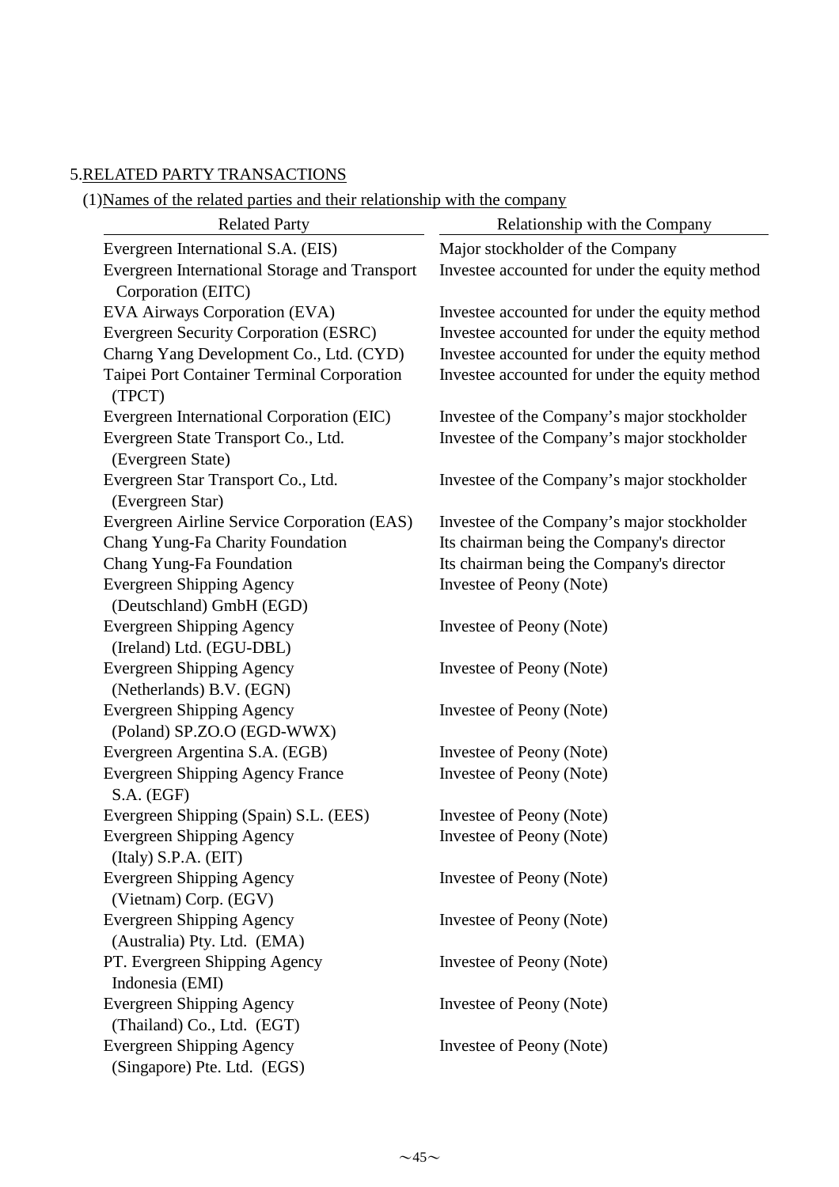## 5.RELATED PARTY TRANSACTIONS

### (1)Names of the related parties and their relationship with the company

| Related Party | Relationship with the Company |
|---|---|
| Evergreen International S.A. (EIS) | Major stockholder of the Company |
| Evergreen International Storage and Transport Corporation (EITC) | Investee accounted for under the equity method |
| EVA Airways Corporation (EVA) | Investee accounted for under the equity method |
| Evergreen Security Corporation (ESRC) | Investee accounted for under the equity method |
| Charng Yang Development Co., Ltd. (CYD) | Investee accounted for under the equity method |
| Taipei Port Container Terminal Corporation (TPCT) | Investee accounted for under the equity method |
| Evergreen International Corporation (EIC) | Investee of the Company's major stockholder |
| Evergreen State Transport Co., Ltd. (Evergreen State) | Investee of the Company's major stockholder |
| Evergreen Star Transport Co., Ltd. (Evergreen Star) | Investee of the Company's major stockholder |
| Evergreen Airline Service Corporation (EAS) | Investee of the Company's major stockholder |
| Chang Yung-Fa Charity Foundation | Its chairman being the Company's director |
| Chang Yung-Fa Foundation | Its chairman being the Company's director |
| Evergreen Shipping Agency (Deutschland) GmbH (EGD) | Investee of Peony (Note) |
| Evergreen Shipping Agency (Ireland) Ltd. (EGU-DBL) | Investee of Peony (Note) |
| Evergreen Shipping Agency (Netherlands) B.V. (EGN) | Investee of Peony (Note) |
| Evergreen Shipping Agency (Poland) SP.ZO.O (EGD-WWX) | Investee of Peony (Note) |
| Evergreen Argentina S.A. (EGB) | Investee of Peony (Note) |
| Evergreen Shipping Agency France S.A. (EGF) | Investee of Peony (Note) |
| Evergreen Shipping (Spain) S.L. (EES) | Investee of Peony (Note) |
| Evergreen Shipping Agency (Italy) S.P.A. (EIT) | Investee of Peony (Note) |
| Evergreen Shipping Agency (Vietnam) Corp. (EGV) | Investee of Peony (Note) |
| Evergreen Shipping Agency (Australia) Pty. Ltd. (EMA) | Investee of Peony (Note) |
| PT. Evergreen Shipping Agency Indonesia (EMI) | Investee of Peony (Note) |
| Evergreen Shipping Agency (Thailand) Co., Ltd. (EGT) | Investee of Peony (Note) |
| Evergreen Shipping Agency (Singapore) Pte. Ltd. (EGS) | Investee of Peony (Note) |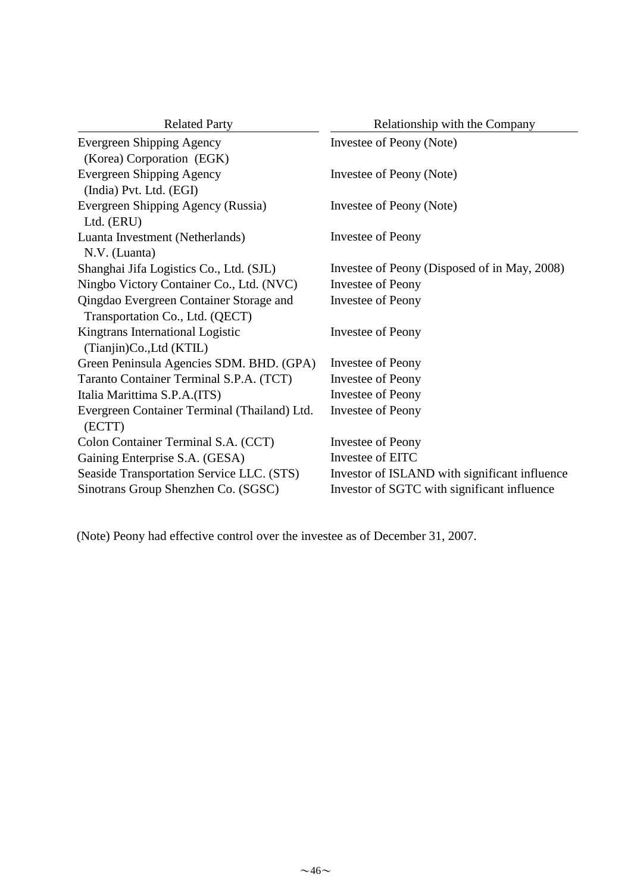| Related Party | Relationship with the Company |
|---|---|
| Evergreen Shipping Agency (Korea) Corporation (EGK) | Investee of Peony (Note) |
| Evergreen Shipping Agency (India) Pvt. Ltd. (EGI) | Investee of Peony (Note) |
| Evergreen Shipping Agency (Russia) Ltd. (ERU) | Investee of Peony (Note) |
| Luanta Investment (Netherlands) N.V. (Luanta) | Investee of Peony |
| Shanghai Jifa Logistics Co., Ltd. (SJL) | Investee of Peony (Disposed of in May, 2008) |
| Ningbo Victory Container Co., Ltd. (NVC) | Investee of Peony |
| Qingdao Evergreen Container Storage and Transportation Co., Ltd. (QECT) | Investee of Peony |
| Kingtrans International Logistic (Tianjin)Co.,Ltd (KTIL) | Investee of Peony |
| Green Peninsula Agencies SDM. BHD. (GPA) | Investee of Peony |
| Taranto Container Terminal S.P.A. (TCT) | Investee of Peony |
| Italia Marittima S.P.A.(ITS) | Investee of Peony |
| Evergreen Container Terminal (Thailand) Ltd. (ECTT) | Investee of Peony |
| Colon Container Terminal S.A. (CCT) | Investee of Peony |
| Gaining Enterprise S.A. (GESA) | Investee of EITC |
| Seaside Transportation Service LLC. (STS) | Investor of ISLAND with significant influence |
| Sinotrans Group Shenzhen Co. (SGSC) | Investor of SGTC with significant influence |

(Note) Peony had effective control over the investee as of December 31, 2007.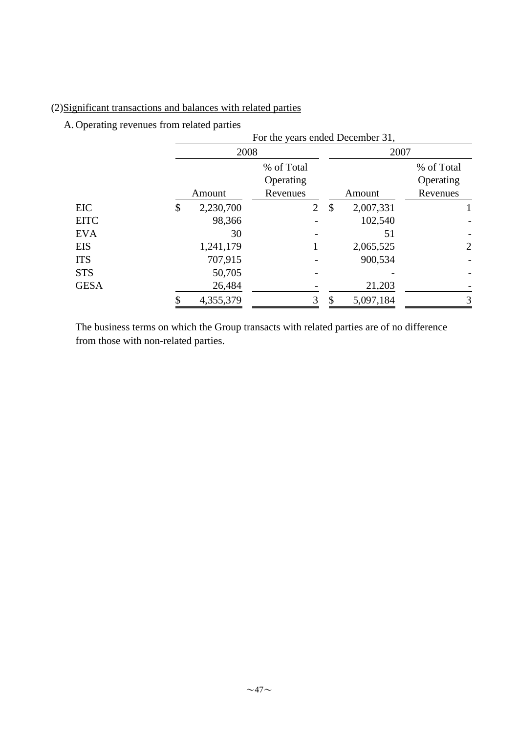(2)Significant transactions and balances with related parties

A. Operating revenues from related parties

| | For the years ended December 31, | | | |
|---|---|---|---|---|
| | 2008 | | 2007 | |
| | Amount | % of Total Operating Revenues | Amount | % of Total Operating Revenues |
| EIC | $ 2,230,700 | 2 | $ 2,007,331 | 1 |
| EITC | 98,366 | - | 102,540 | - |
| EVA | 30 | - | 51 | - |
| EIS | 1,241,179 | 1 | 2,065,525 | 2 |
| ITS | 707,915 | - | 900,534 | - |
| STS | 50,705 | - | - | - |
| GESA | 26,484 | - | 21,203 | - |
| | $ 4,355,379 | 3 | $ 5,097,184 | 3 |

The business terms on which the Group transacts with related parties are of no difference from those with non-related parties.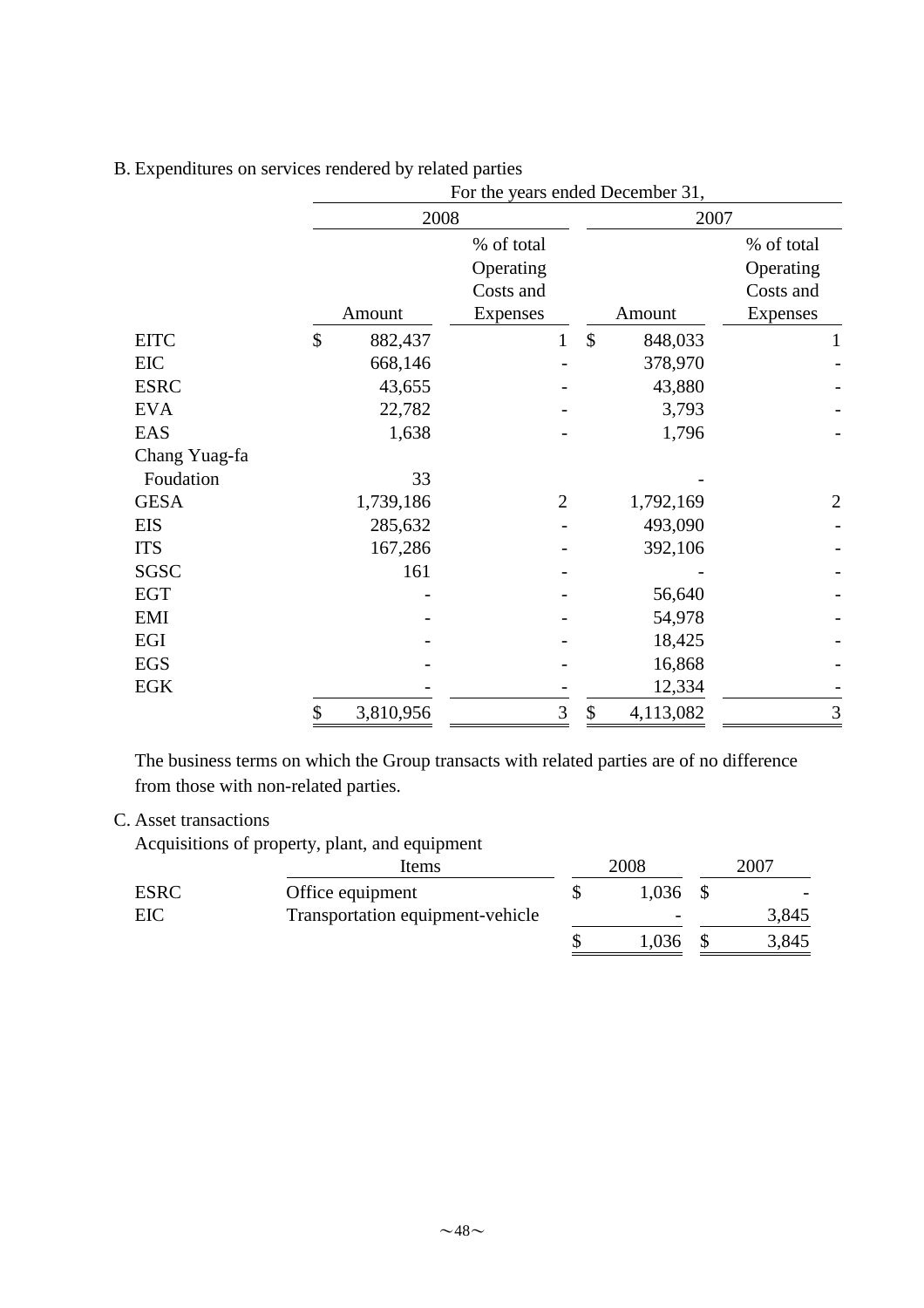B. Expenditures on services rendered by related parties

| | For the years ended December 31, | | | |
|---|---|---|---|---|
| | 2008 | | 2007 | |
| | Amount | % of total Operating Costs and Expenses | Amount | % of total Operating Costs and Expenses |
| EITC | $ 882,437 | 1 | $ 848,033 | 1 |
| EIC | 668,146 | - | 378,970 | - |
| ESRC | 43,655 | - | 43,880 | - |
| EVA | 22,782 | - | 3,793 | - |
| EAS | 1,638 | - | 1,796 | - |
| Chang Yuag-fa Foudation | 33 | | - | |
| GESA | 1,739,186 | 2 | 1,792,169 | 2 |
| EIS | 285,632 | - | 493,090 | - |
| ITS | 167,286 | - | 392,106 | - |
| SGSC | 161 | - | - | - |
| EGT | - | - | 56,640 | - |
| EMI | - | - | 54,978 | - |
| EGI | - | - | 18,425 | - |
| EGS | - | - | 16,868 | - |
| EGK | - | - | 12,334 | - |
| | $ 3,810,956 | 3 | $ 4,113,082 | 3 |

The business terms on which the Group transacts with related parties are of no difference from those with non-related parties.

C. Asset transactions

Acquisitions of property, plant, and equipment

| | Items | 2008 | 2007 |
|---|---|---|---|
| ESRC | Office equipment | $ 1,036 | $ - |
| EIC | Transportation equipment-vehicle | - | 3,845 |
| | | $ 1,036 | $ 3,845 |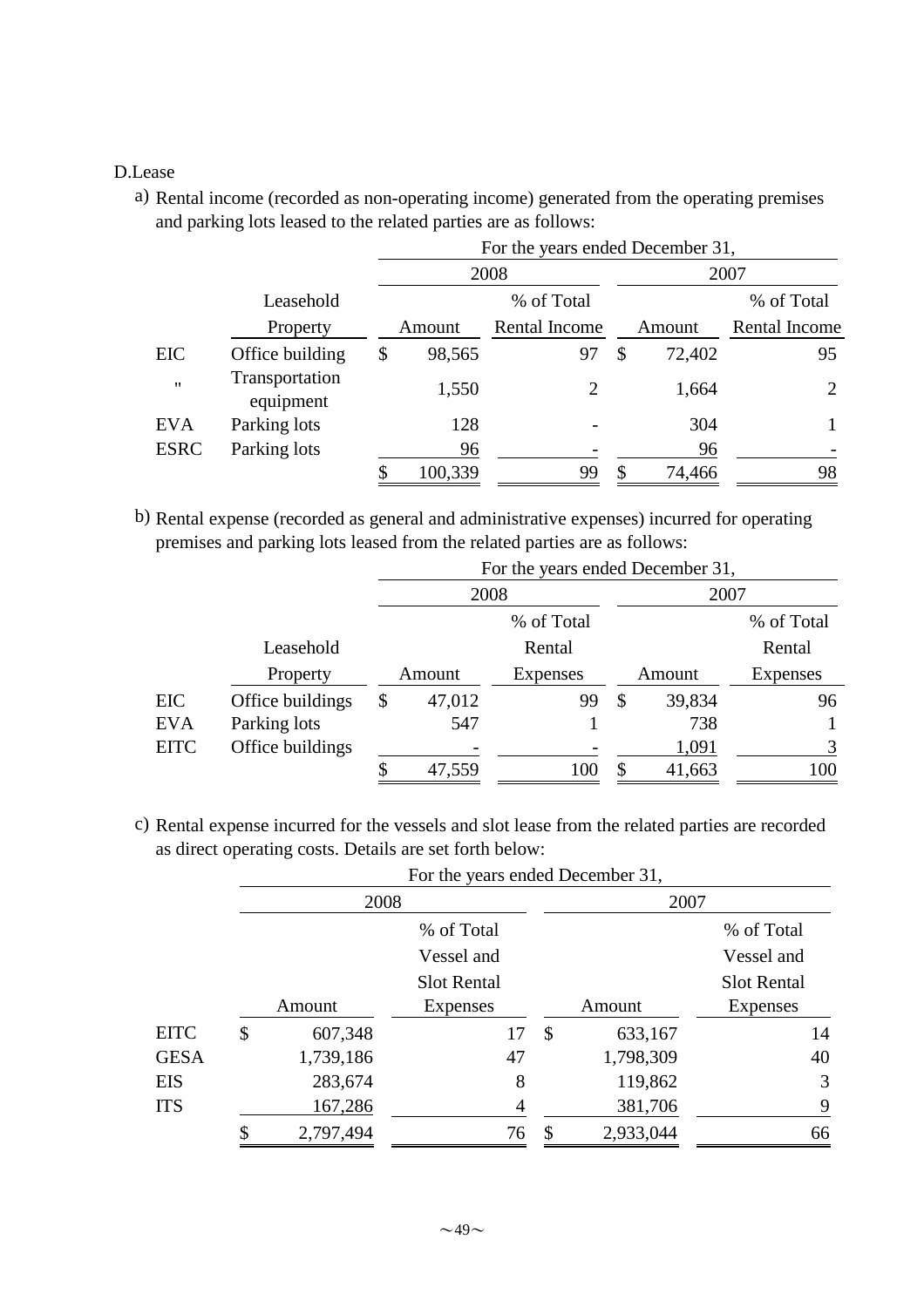D.Lease

a) Rental income (recorded as non-operating income) generated from the operating premises and parking lots leased to the related parties are as follows:

| | | For the years ended December 31, | | | |
|---|---|---|---|---|---|
| | | 2008 | | 2007 | |
| | Leasehold Property | Amount | % of Total Rental Income | Amount | % of Total Rental Income |
| EIC | Office building | $ 98,565 | 97 | $ 72,402 | 95 |
| " | Transportation equipment | 1,550 | 2 | 1,664 | 2 |
| EVA | Parking lots | 128 | - | 304 | 1 |
| ESRC | Parking lots | 96 | - | 96 | - |
| | | $ 100,339 | 99 | $ 74,466 | 98 |

b) Rental expense (recorded as general and administrative expenses) incurred for operating premises and parking lots leased from the related parties are as follows:

| | | For the years ended December 31, | | | |
|---|---|---|---|---|---|
| | | 2008 | | 2007 | |
| | Leasehold Property | Amount | % of Total Rental Expenses | Amount | % of Total Rental Expenses |
| EIC | Office buildings | $ 47,012 | 99 | $ 39,834 | 96 |
| EVA | Parking lots | 547 | 1 | 738 | 1 |
| EITC | Office buildings | - | - | 1,091 | 3 |
| | | $ 47,559 | 100 | $ 41,663 | 100 |

c) Rental expense incurred for the vessels and slot lease from the related parties are recorded as direct operating costs. Details are set forth below:

| | For the years ended December 31, | | | |
|---|---|---|---|---|
| | 2008 | | 2007 | |
| | Amount | % of Total Vessel and Slot Rental Expenses | Amount | % of Total Vessel and Slot Rental Expenses |
| EITC | $ 607,348 | 17 | $ 633,167 | 14 |
| GESA | 1,739,186 | 47 | 1,798,309 | 40 |
| EIS | 283,674 | 8 | 119,862 | 3 |
| ITS | 167,286 | 4 | 381,706 | 9 |
| | $ 2,797,494 | 76 | $ 2,933,044 | 66 |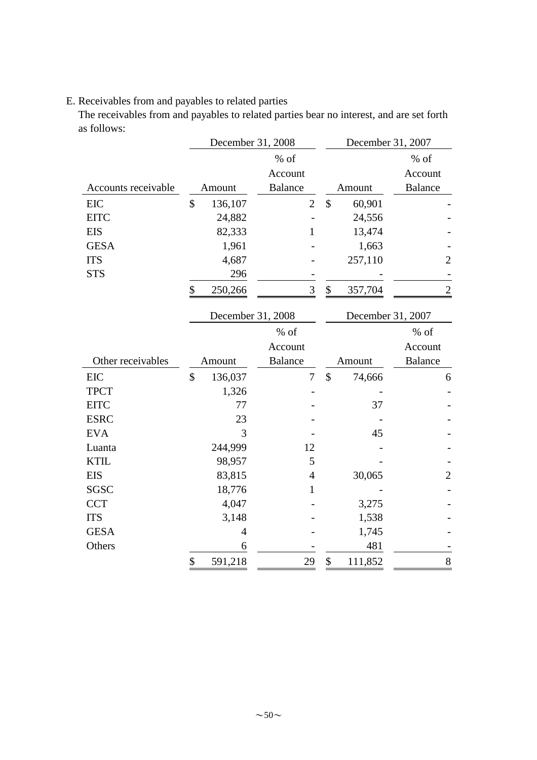E. Receivables from and payables to related parties

The receivables from and payables to related parties bear no interest, and are set forth as follows:

| | December 31, 2008 | | December 31, 2007 | |
|---|---|---|---|---|
| Accounts receivable | Amount | % of Account Balance | Amount | % of Account Balance |
| EIC | $ 136,107 | 2 | $ 60,901 | - |
| EITC | 24,882 | - | 24,556 | - |
| EIS | 82,333 | 1 | 13,474 | - |
| GESA | 1,961 | - | 1,663 | - |
| ITS | 4,687 | - | 257,110 | 2 |
| STS | 296 | - | - | - |
| | $ 250,266 | 3 | $ 357,704 | 2 |

| | December 31, 2008 | | December 31, 2007 | |
|---|---|---|---|---|
| Other receivables | Amount | % of Account Balance | Amount | % of Account Balance |
| EIC | $ 136,037 | 7 | $ 74,666 | 6 |
| TPCT | 1,326 | - | - | - |
| EITC | 77 | - | 37 | - |
| ESRC | 23 | - | - | - |
| EVA | 3 | - | 45 | - |
| Luanta | 244,999 | 12 | - | - |
| KTIL | 98,957 | 5 | - | - |
| EIS | 83,815 | 4 | 30,065 | 2 |
| SGSC | 18,776 | 1 | - | - |
| CCT | 4,047 | - | 3,275 | - |
| ITS | 3,148 | - | 1,538 | - |
| GESA | 4 | - | 1,745 | - |
| Others | 6 | - | 481 | - |
| | $ 591,218 | 29 | $ 111,852 | 8 |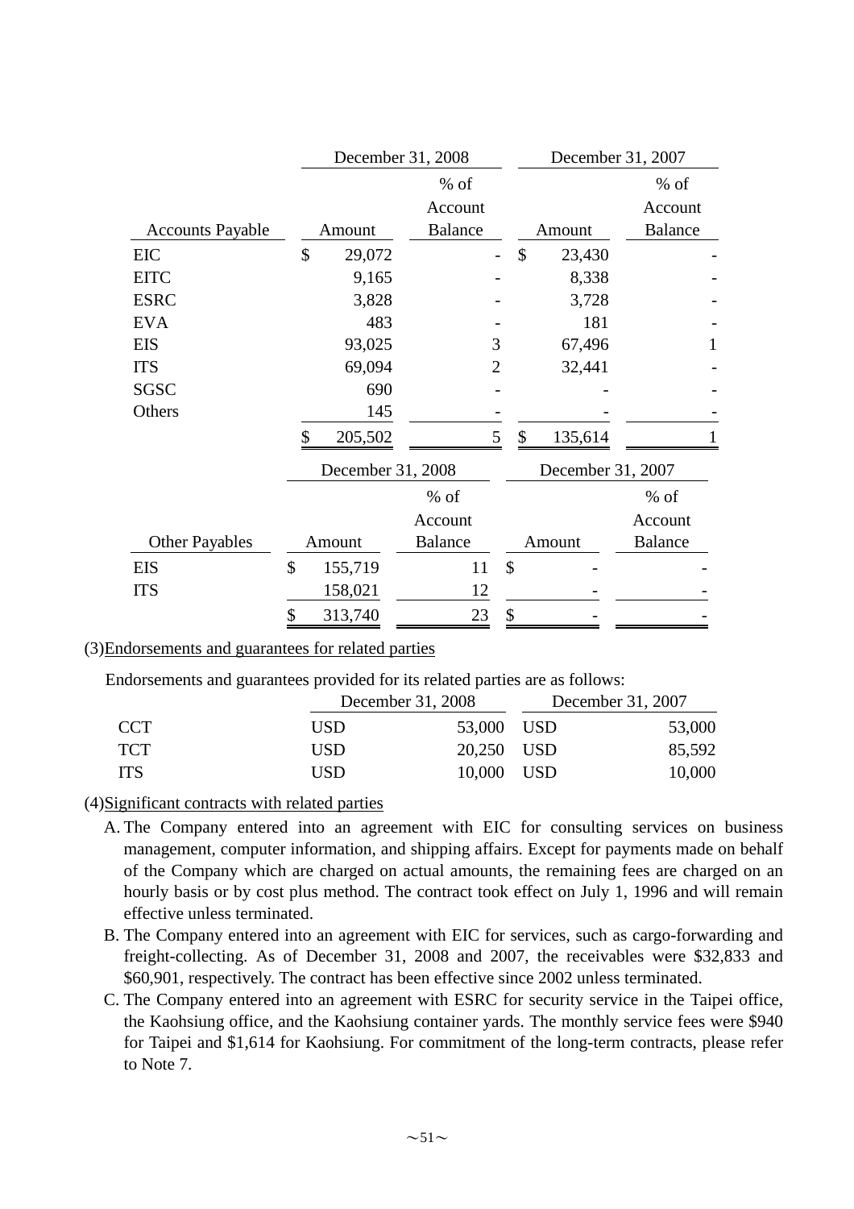| Accounts Payable | December 31, 2008 Amount | % of Account Balance | December 31, 2007 Amount | % of Account Balance |
|---|---|---|---|---|
| EIC | $ 29,072 | - | $ 23,430 | - |
| EITC | 9,165 | - | 8,338 | - |
| ESRC | 3,828 | - | 3,728 | - |
| EVA | 483 | - | 181 | - |
| EIS | 93,025 | 3 | 67,496 | 1 |
| ITS | 69,094 | 2 | 32,441 | - |
| SGSC | 690 | - | - | - |
| Others | 145 | - | - | - |
| | $ 205,502 | 5 | $ 135,614 | 1 |

| Other Payables | December 31, 2008 Amount | % of Account Balance | December 31, 2007 Amount | % of Account Balance |
|---|---|---|---|---|
| EIS | $ 155,719 | 11 | $ - | - |
| ITS | 158,021 | 12 | - | - |
| | $ 313,740 | 23 | $ - | - |

(3)Endorsements and guarantees for related parties

Endorsements and guarantees provided for its related parties are as follows:

| | December 31, 2008 | December 31, 2007 |
|---|---|---|
| CCT | USD 53,000 | USD 53,000 |
| TCT | USD 20,250 | USD 85,592 |
| ITS | USD 10,000 | USD 10,000 |

(4)Significant contracts with related parties

A. The Company entered into an agreement with EIC for consulting services on business management, computer information, and shipping affairs. Except for payments made on behalf of the Company which are charged on actual amounts, the remaining fees are charged on an hourly basis or by cost plus method. The contract took effect on July 1, 1996 and will remain effective unless terminated.

B. The Company entered into an agreement with EIC for services, such as cargo-forwarding and freight-collecting. As of December 31, 2008 and 2007, the receivables were $32,833 and $60,901, respectively. The contract has been effective since 2002 unless terminated.

C. The Company entered into an agreement with ESRC for security service in the Taipei office, the Kaohsiung office, and the Kaohsiung container yards. The monthly service fees were $940 for Taipei and $1,614 for Kaohsiung. For commitment of the long-term contracts, please refer to Note 7.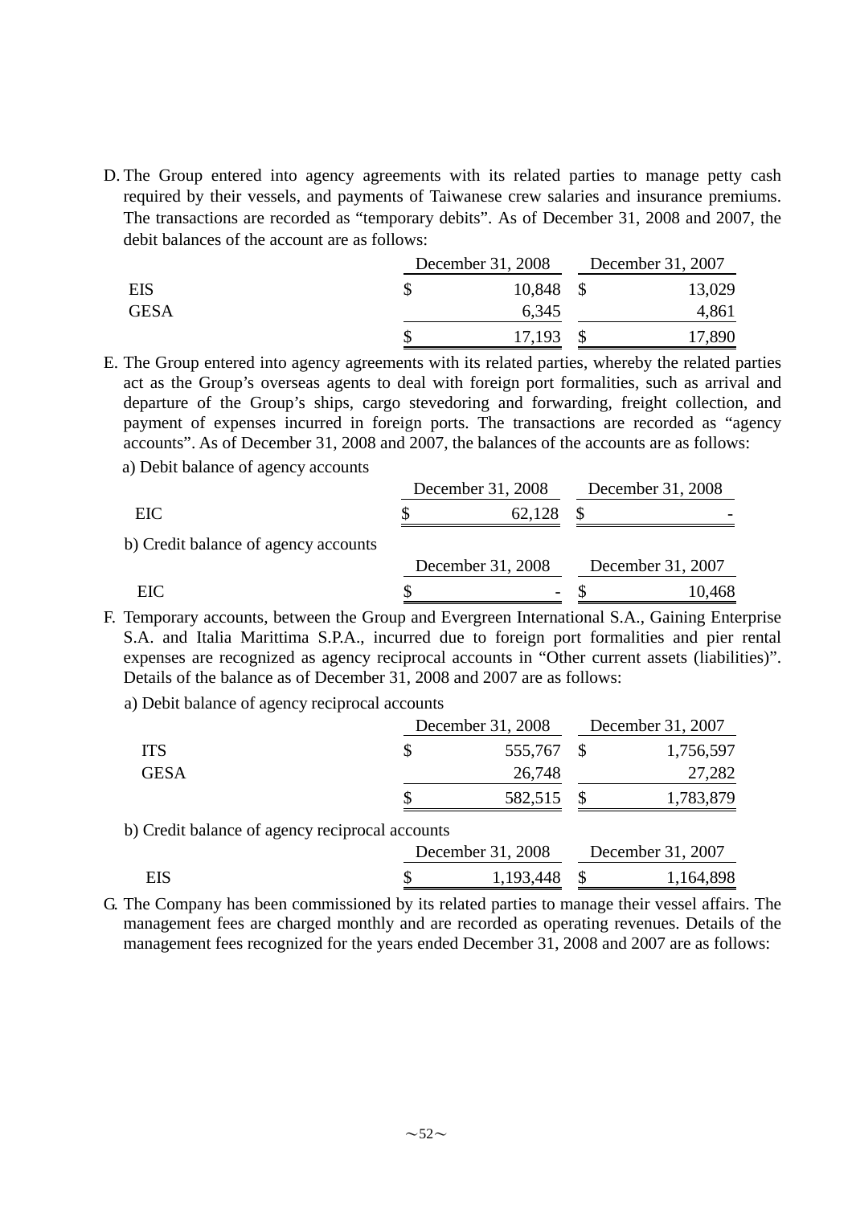D. The Group entered into agency agreements with its related parties to manage petty cash required by their vessels, and payments of Taiwanese crew salaries and insurance premiums. The transactions are recorded as "temporary debits". As of December 31, 2008 and 2007, the debit balances of the account are as follows:

| | December 31, 2008 | December 31, 2007 |
|---|---|---|
| EIS | $ 10,848 | $ 13,029 |
| GESA | 6,345 | 4,861 |
| | $ 17,193 | $ 17,890 |

E. The Group entered into agency agreements with its related parties, whereby the related parties act as the Group's overseas agents to deal with foreign port formalities, such as arrival and departure of the Group's ships, cargo stevedoring and forwarding, freight collection, and payment of expenses incurred in foreign ports. The transactions are recorded as "agency accounts". As of December 31, 2008 and 2007, the balances of the accounts are as follows:

a) Debit balance of agency accounts

| | December 31, 2008 | December 31, 2008 |
|---|---|---|
| EIC | $ 62,128 | $ - |

b) Credit balance of agency accounts

| | December 31, 2008 | December 31, 2007 |
|---|---|---|
| EIC | $ - | $ 10,468 |

F. Temporary accounts, between the Group and Evergreen International S.A., Gaining Enterprise S.A. and Italia Marittima S.P.A., incurred due to foreign port formalities and pier rental expenses are recognized as agency reciprocal accounts in "Other current assets (liabilities)". Details of the balance as of December 31, 2008 and 2007 are as follows:

a) Debit balance of agency reciprocal accounts

| | December 31, 2008 | December 31, 2007 |
|---|---|---|
| ITS | $ 555,767 | $ 1,756,597 |
| GESA | 26,748 | 27,282 |
| | $ 582,515 | $ 1,783,879 |

b) Credit balance of agency reciprocal accounts

| | December 31, 2008 | December 31, 2007 |
|---|---|---|
| EIS | $ 1,193,448 | $ 1,164,898 |

G. The Company has been commissioned by its related parties to manage their vessel affairs. The management fees are charged monthly and are recorded as operating revenues. Details of the management fees recognized for the years ended December 31, 2008 and 2007 are as follows: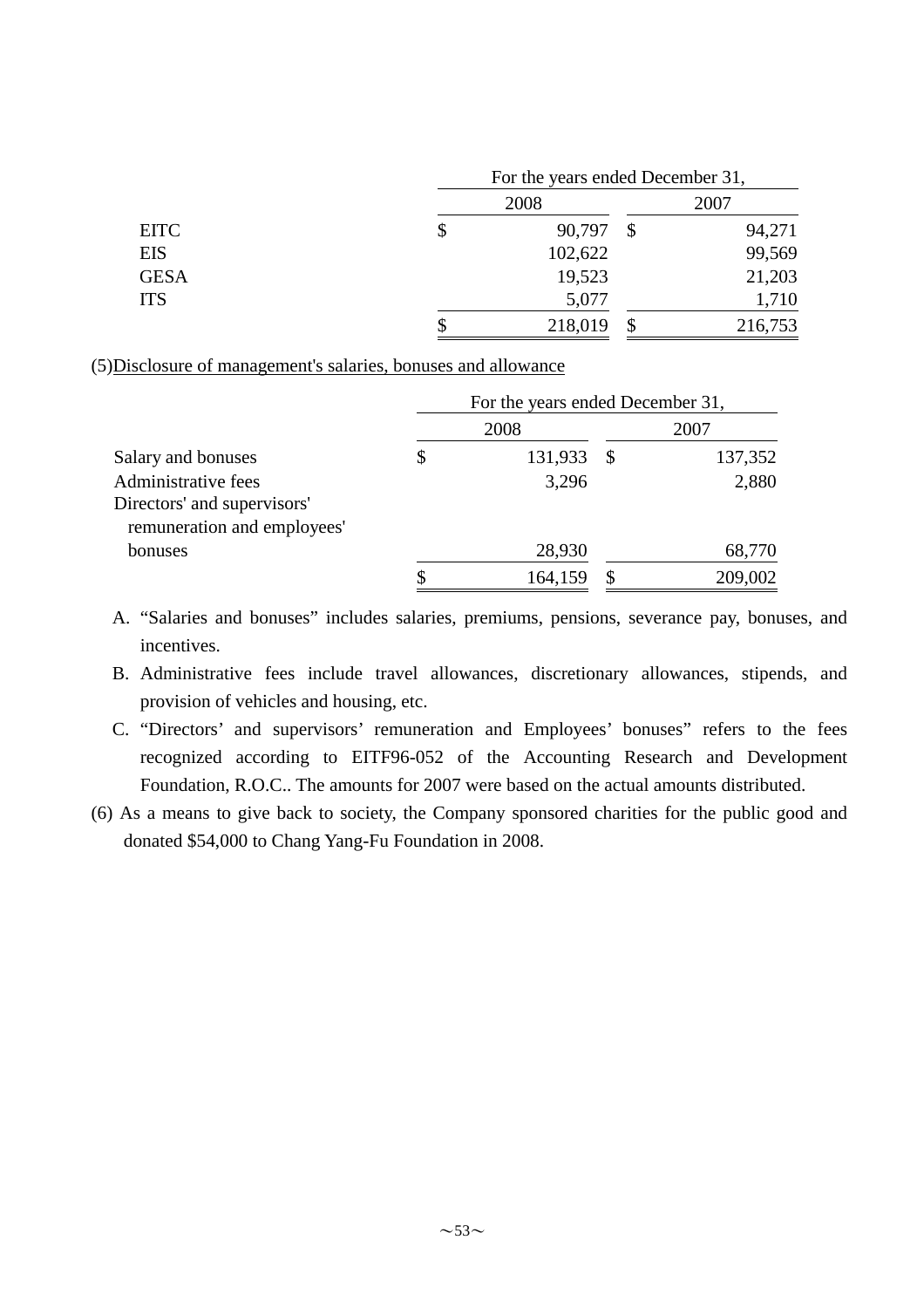| | For the years ended December 31, | |
|---|---|---|
| | 2008 | 2007 |
| EITC | $ 90,797 | $ 94,271 |
| EIS | 102,622 | 99,569 |
| GESA | 19,523 | 21,203 |
| ITS | 5,077 | 1,710 |
| | $ 218,019 | $ 216,753 |

(5)Disclosure of management's salaries, bonuses and allowance

| | For the years ended December 31, | |
|---|---|---|
| | 2008 | 2007 |
| Salary and bonuses | $ 131,933 | $ 137,352 |
| Administrative fees | 3,296 | 2,880 |
| Directors' and supervisors' remuneration and employees' bonuses | 28,930 | 68,770 |
| | $ 164,159 | $ 209,002 |

A. “Salaries and bonuses” includes salaries, premiums, pensions, severance pay, bonuses, and incentives.

B. Administrative fees include travel allowances, discretionary allowances, stipends, and provision of vehicles and housing, etc.

C. “Directors’ and supervisors’ remuneration and Employees’ bonuses” refers to the fees recognized according to EITF96-052 of the Accounting Research and Development Foundation, R.O.C.. The amounts for 2007 were based on the actual amounts distributed.

(6) As a means to give back to society, the Company sponsored charities for the public good and donated $54,000 to Chang Yang-Fu Foundation in 2008.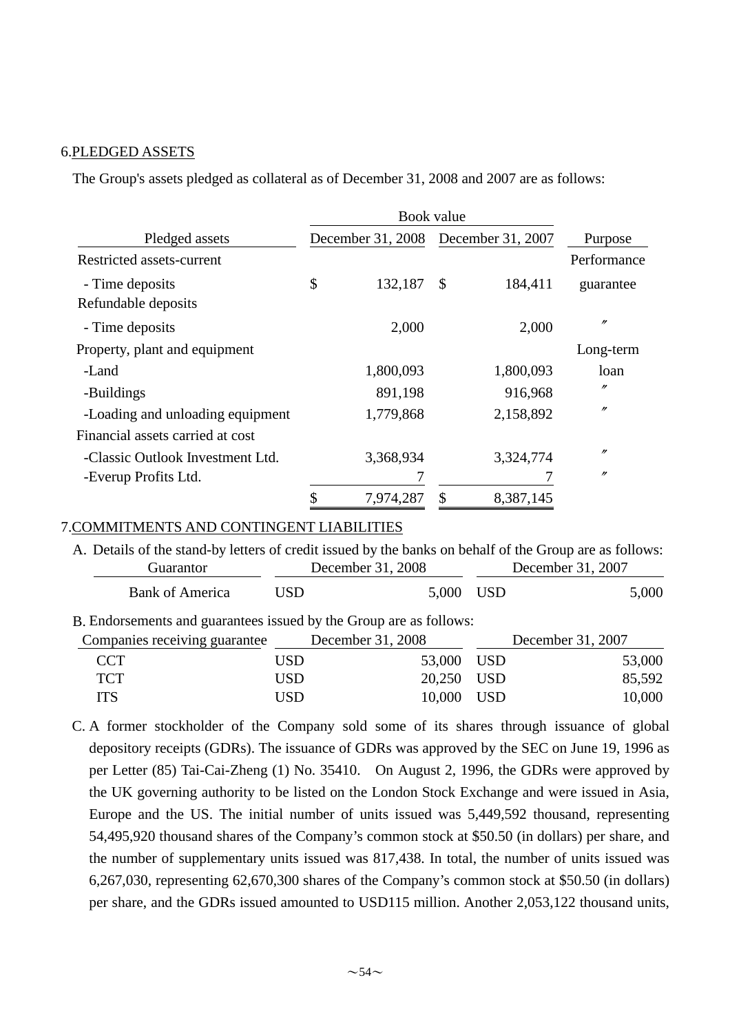6.PLEDGED ASSETS

The Group's assets pledged as collateral as of December 31, 2008 and 2007 are as follows:

| Pledged assets | Book value | | Purpose |
|---|---|---|---|
| | December 31, 2008 | December 31, 2007 | |
| Restricted assets-current | | | Performance |
| - Time deposits | $ 132,187 | $ 184,411 | guarantee |
| Refundable deposits | | | |
| - Time deposits | 2,000 | 2,000 | 〃 |
| Property, plant and equipment | | | Long-term |
| -Land | 1,800,093 | 1,800,093 | loan |
| -Buildings | 891,198 | 916,968 | 〃 |
| -Loading and unloading equipment | 1,779,868 | 2,158,892 | 〃 |
| Financial assets carried at cost | | | |
| -Classic Outlook Investment Ltd. | 3,368,934 | 3,324,774 | 〃 |
| -Everup Profits Ltd. | 7 | 7 | 〃 |
| | $ 7,974,287 | $ 8,387,145 | |

7.COMMITMENTS AND CONTINGENT LIABILITIES

A. Details of the stand-by letters of credit issued by the banks on behalf of the Group are as follows:

| Guarantor | December 31, 2008 | December 31, 2007 |
|---|---|---|
| Bank of America | USD 5,000 | USD 5,000 |

B. Endorsements and guarantees issued by the Group are as follows:

| Companies receiving guarantee | December 31, 2008 | December 31, 2007 |
|---|---|---|
| CCT | USD 53,000 | USD 53,000 |
| TCT | USD 20,250 | USD 85,592 |
| ITS | USD 10,000 | USD 10,000 |

C. A former stockholder of the Company sold some of its shares through issuance of global depository receipts (GDRs). The issuance of GDRs was approved by the SEC on June 19, 1996 as per Letter (85) Tai-Cai-Zheng (1) No. 35410. On August 2, 1996, the GDRs were approved by the UK governing authority to be listed on the London Stock Exchange and were issued in Asia, Europe and the US. The initial number of units issued was 5,449,592 thousand, representing 54,495,920 thousand shares of the Company's common stock at $50.50 (in dollars) per share, and the number of supplementary units issued was 817,438. In total, the number of units issued was 6,267,030, representing 62,670,300 shares of the Company's common stock at $50.50 (in dollars) per share, and the GDRs issued amounted to USD115 million. Another 2,053,122 thousand units,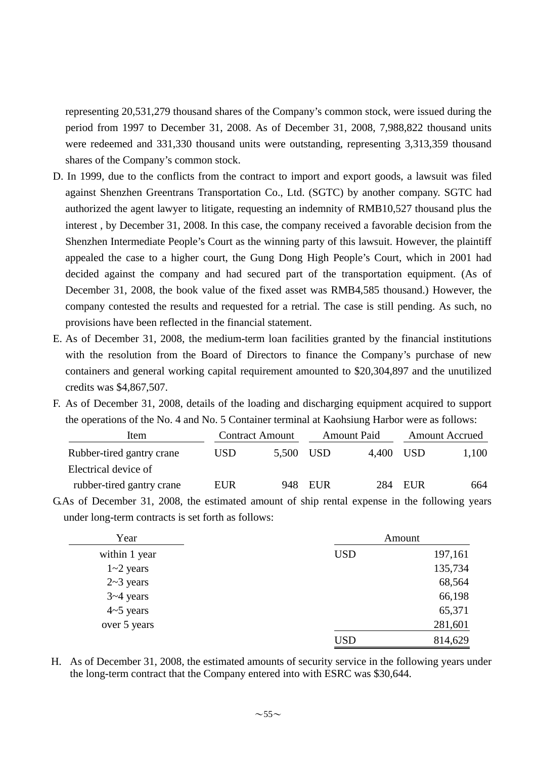representing 20,531,279 thousand shares of the Company's common stock, were issued during the period from 1997 to December 31, 2008. As of December 31, 2008, 7,988,822 thousand units were redeemed and 331,330 thousand units were outstanding, representing 3,313,359 thousand shares of the Company's common stock.

D. In 1999, due to the conflicts from the contract to import and export goods, a lawsuit was filed against Shenzhen Greentrans Transportation Co., Ltd. (SGTC) by another company. SGTC had authorized the agent lawyer to litigate, requesting an indemnity of RMB10,527 thousand plus the interest , by December 31, 2008. In this case, the company received a favorable decision from the Shenzhen Intermediate People's Court as the winning party of this lawsuit. However, the plaintiff appealed the case to a higher court, the Gung Dong High People's Court, which in 2001 had decided against the company and had secured part of the transportation equipment. (As of December 31, 2008, the book value of the fixed asset was RMB4,585 thousand.) However, the company contested the results and requested for a retrial. The case is still pending. As such, no provisions have been reflected in the financial statement.

E. As of December 31, 2008, the medium-term loan facilities granted by the financial institutions with the resolution from the Board of Directors to finance the Company's purchase of new containers and general working capital requirement amounted to $20,304,897 and the unutilized credits was $4,867,507.

F. As of December 31, 2008, details of the loading and discharging equipment acquired to support the operations of the No. 4 and No. 5 Container terminal at Kaohsiung Harbor were as follows:

| Item | Contract Amount | | Amount Paid | | Amount Accrued | |
|---|---|---|---|---|---|---|
| Rubber-tired gantry crane | USD | 5,500 | USD | 4,400 | USD | 1,100 |
| Electrical device of rubber-tired gantry crane | EUR | 948 | EUR | 284 | EUR | 664 |

G. As of December 31, 2008, the estimated amount of ship rental expense in the following years under long-term contracts is set forth as follows:

| Year | Amount | |
|---|---|---|
| within 1 year | USD | 197,161 |
| 1~2 years | | 135,734 |
| 2~3 years | | 68,564 |
| 3~4 years | | 66,198 |
| 4~5 years | | 65,371 |
| over 5 years | | 281,601 |
| | USD | 814,629 |

H. As of December 31, 2008, the estimated amounts of security service in the following years under the long-term contract that the Company entered into with ESRC was $30,644.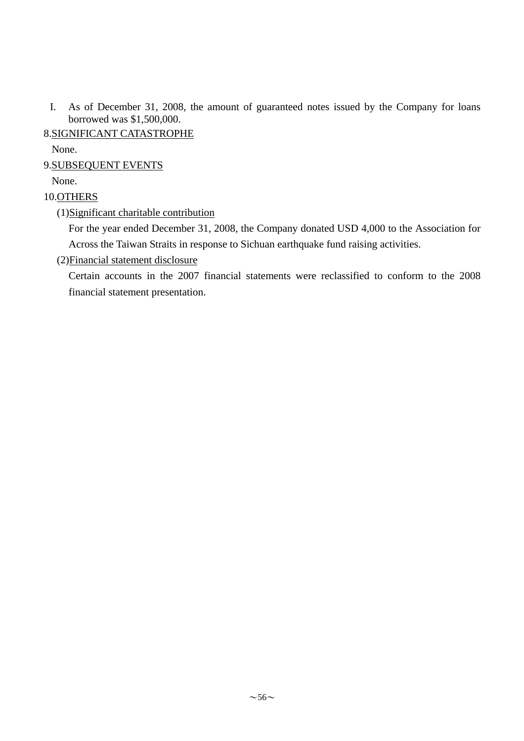I. As of December 31, 2008, the amount of guaranteed notes issued by the Company for loans borrowed was $1,500,000.

8. SIGNIFICANT CATASTROPHE

None.

9. SUBSEQUENT EVENTS

None.

10. OTHERS

(1) Significant charitable contribution

For the year ended December 31, 2008, the Company donated USD 4,000 to the Association for Across the Taiwan Straits in response to Sichuan earthquake fund raising activities.

(2) Financial statement disclosure

Certain accounts in the 2007 financial statements were reclassified to conform to the 2008 financial statement presentation.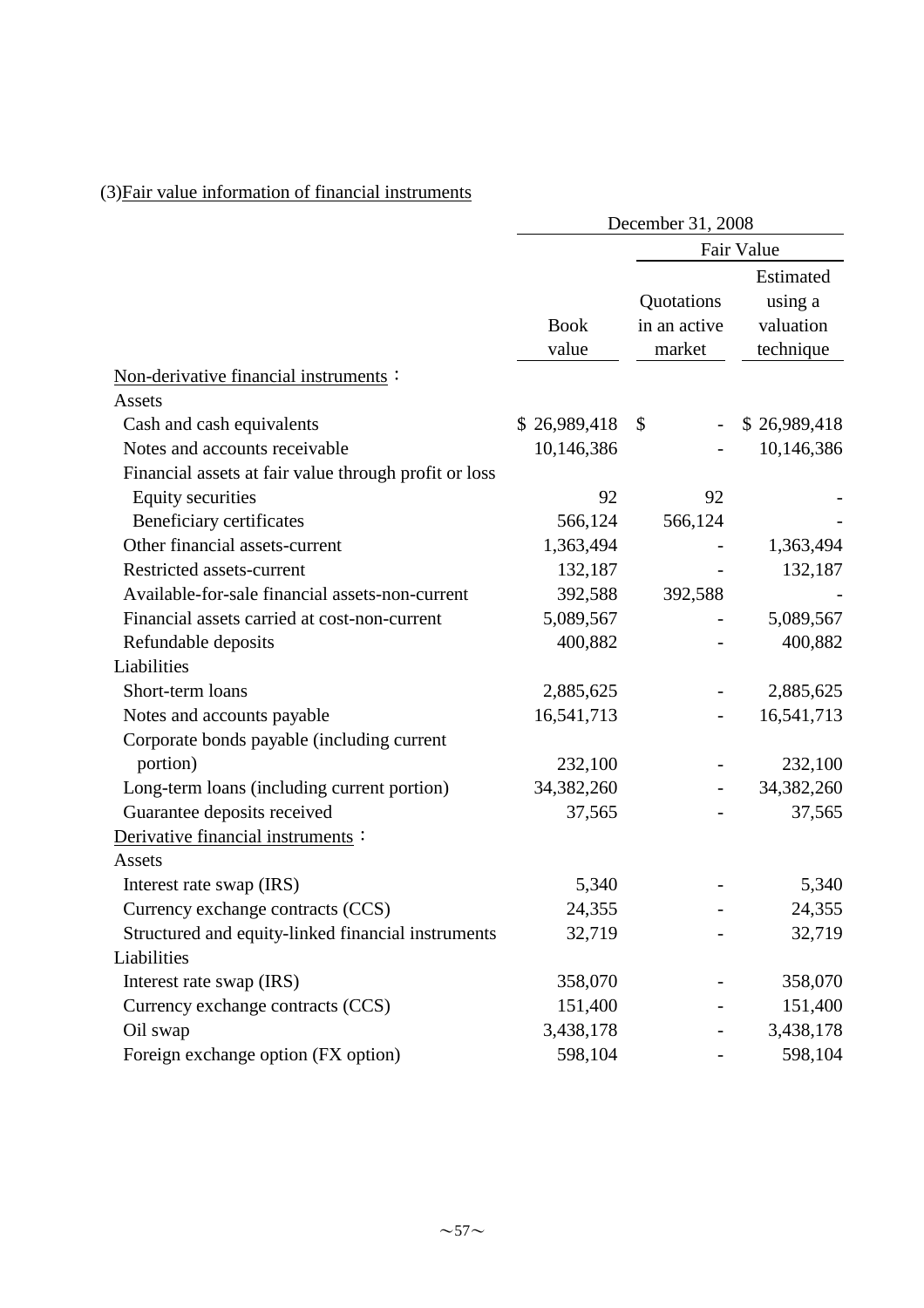(3)<u>Fair value information of financial instruments</u>

| | December 31, 2008 | | |
|---|---|---|---|
| | | Fair Value | |
| | Book value | Quotations in an active market | Estimated using a valuation technique |
| <u>Non-derivative financial instruments</u>： | | | |
| Assets | | | |
| Cash and cash equivalents | $ 26,989,418 | $ - | $ 26,989,418 |
| Notes and accounts receivable | 10,146,386 | - | 10,146,386 |
| Financial assets at fair value through profit or loss | | | |
| Equity securities | 92 | 92 | - |
| Beneficiary certificates | 566,124 | 566,124 | - |
| Other financial assets-current | 1,363,494 | - | 1,363,494 |
| Restricted assets-current | 132,187 | - | 132,187 |
| Available-for-sale financial assets-non-current | 392,588 | 392,588 | - |
| Financial assets carried at cost-non-current | 5,089,567 | - | 5,089,567 |
| Refundable deposits | 400,882 | - | 400,882 |
| Liabilities | | | |
| Short-term loans | 2,885,625 | - | 2,885,625 |
| Notes and accounts payable | 16,541,713 | - | 16,541,713 |
| Corporate bonds payable (including current portion) | 232,100 | - | 232,100 |
| Long-term loans (including current portion) | 34,382,260 | - | 34,382,260 |
| Guarantee deposits received | 37,565 | - | 37,565 |
| <u>Derivative financial instruments</u>： | | | |
| Assets | | | |
| Interest rate swap (IRS) | 5,340 | - | 5,340 |
| Currency exchange contracts (CCS) | 24,355 | - | 24,355 |
| Structured and equity-linked financial instruments | 32,719 | - | 32,719 |
| Liabilities | | | |
| Interest rate swap (IRS) | 358,070 | - | 358,070 |
| Currency exchange contracts (CCS) | 151,400 | - | 151,400 |
| Oil swap | 3,438,178 | - | 3,438,178 |
| Foreign exchange option (FX option) | 598,104 | - | 598,104 |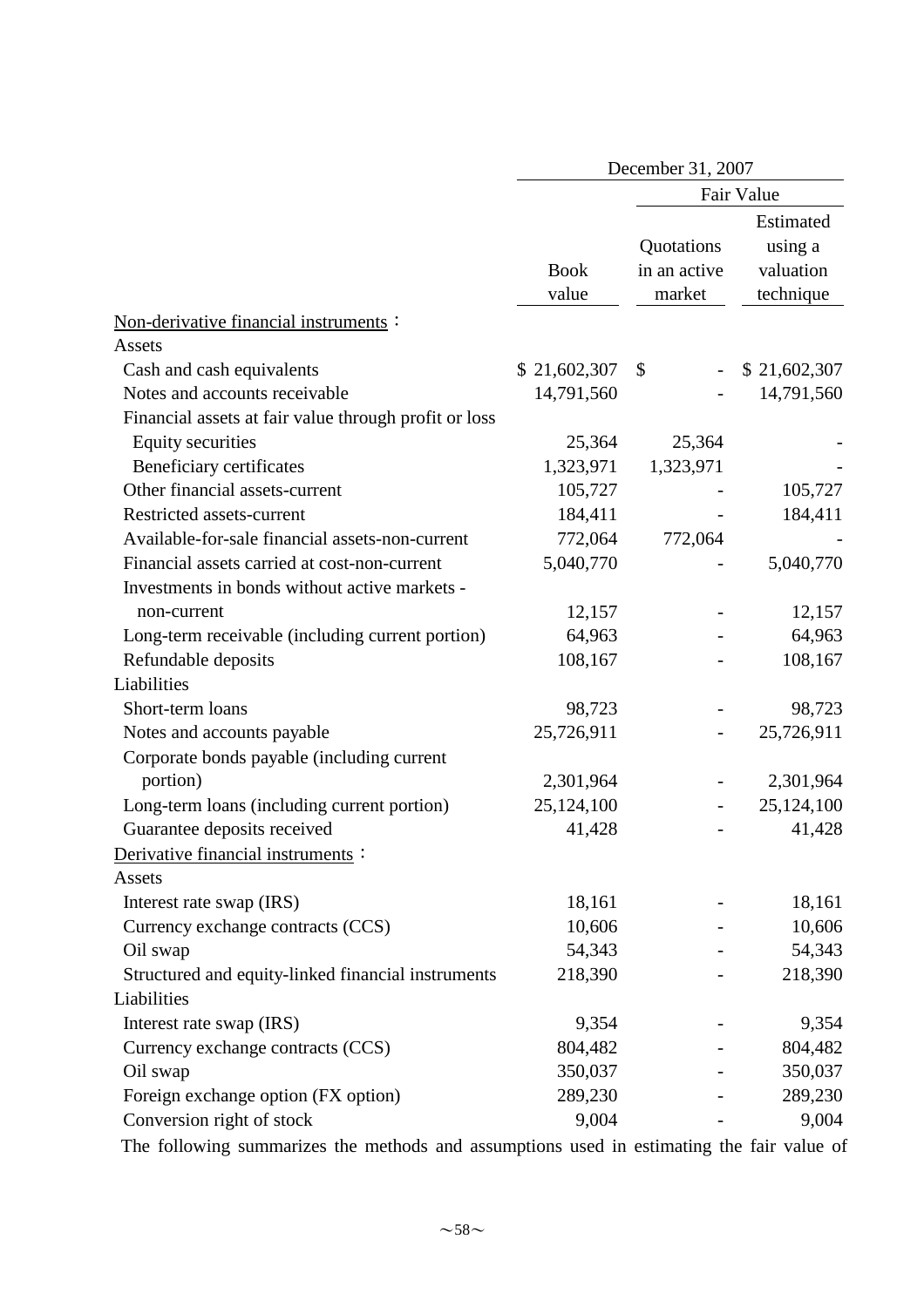| | December 31, 2007 | | |
|---|---|---|---|
| | | Fair Value | |
| | Book value | Quotations in an active market | Estimated using a valuation technique |
| Non-derivative financial instruments： | | | |
| Assets | | | |
| Cash and cash equivalents | $ 21,602,307 | $ - | $ 21,602,307 |
| Notes and accounts receivable | 14,791,560 | - | 14,791,560 |
| Financial assets at fair value through profit or loss | | | |
| Equity securities | 25,364 | 25,364 | - |
| Beneficiary certificates | 1,323,971 | 1,323,971 | - |
| Other financial assets-current | 105,727 | - | 105,727 |
| Restricted assets-current | 184,411 | - | 184,411 |
| Available-for-sale financial assets-non-current | 772,064 | 772,064 | - |
| Financial assets carried at cost-non-current | 5,040,770 | - | 5,040,770 |
| Investments in bonds without active markets - non-current | 12,157 | - | 12,157 |
| Long-term receivable (including current portion) | 64,963 | - | 64,963 |
| Refundable deposits | 108,167 | - | 108,167 |
| Liabilities | | | |
| Short-term loans | 98,723 | - | 98,723 |
| Notes and accounts payable | 25,726,911 | - | 25,726,911 |
| Corporate bonds payable (including current portion) | 2,301,964 | - | 2,301,964 |
| Long-term loans (including current portion) | 25,124,100 | - | 25,124,100 |
| Guarantee deposits received | 41,428 | - | 41,428 |
| Derivative financial instruments： | | | |
| Assets | | | |
| Interest rate swap (IRS) | 18,161 | - | 18,161 |
| Currency exchange contracts (CCS) | 10,606 | - | 10,606 |
| Oil swap | 54,343 | - | 54,343 |
| Structured and equity-linked financial instruments | 218,390 | - | 218,390 |
| Liabilities | | | |
| Interest rate swap (IRS) | 9,354 | - | 9,354 |
| Currency exchange contracts (CCS) | 804,482 | - | 804,482 |
| Oil swap | 350,037 | - | 350,037 |
| Foreign exchange option (FX option) | 289,230 | - | 289,230 |
| Conversion right of stock | 9,004 | - | 9,004 |

The following summarizes the methods and assumptions used in estimating the fair value of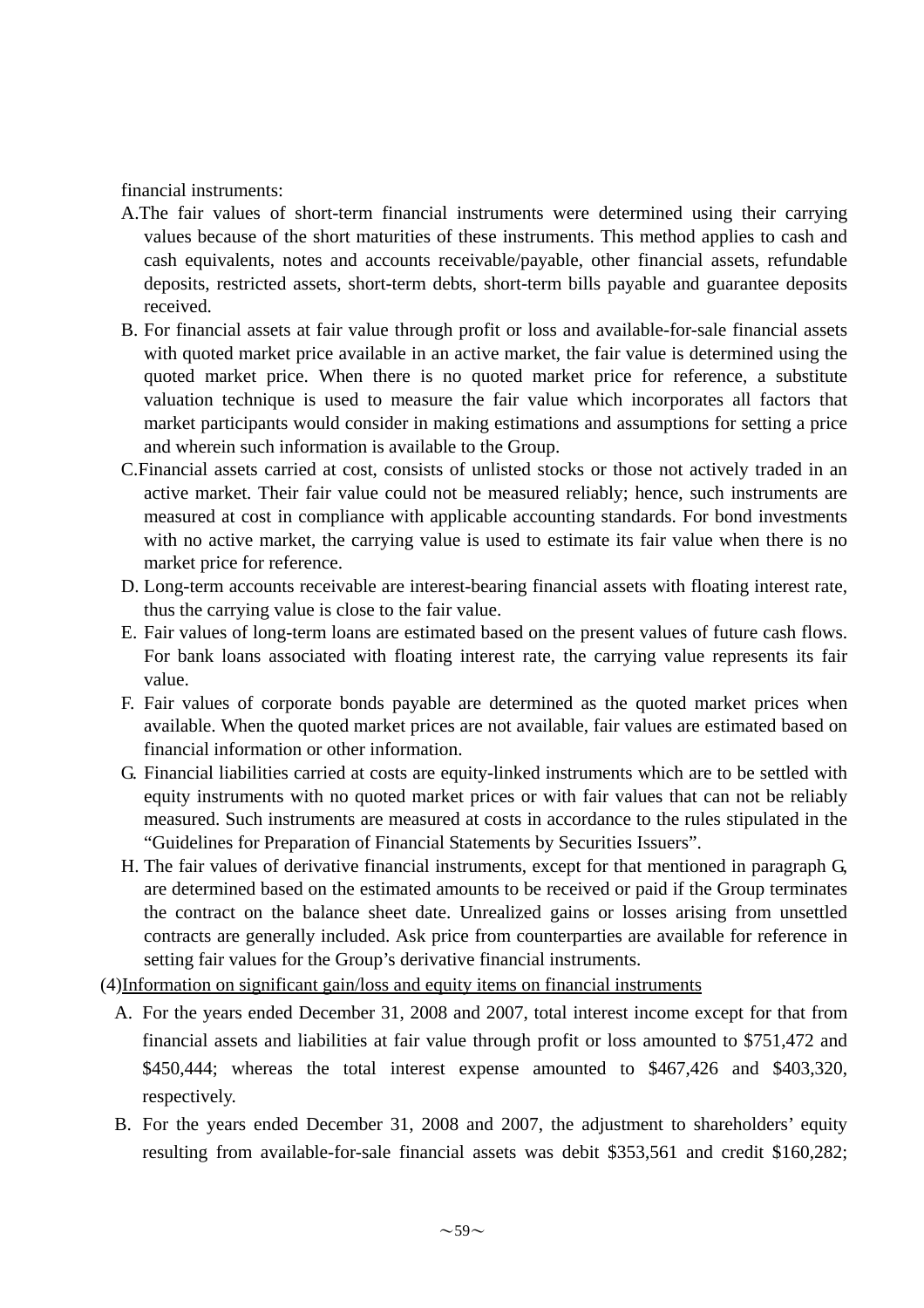financial instruments:

A. The fair values of short-term financial instruments were determined using their carrying values because of the short maturities of these instruments. This method applies to cash and cash equivalents, notes and accounts receivable/payable, other financial assets, refundable deposits, restricted assets, short-term debts, short-term bills payable and guarantee deposits received.

B. For financial assets at fair value through profit or loss and available-for-sale financial assets with quoted market price available in an active market, the fair value is determined using the quoted market price. When there is no quoted market price for reference, a substitute valuation technique is used to measure the fair value which incorporates all factors that market participants would consider in making estimations and assumptions for setting a price and wherein such information is available to the Group.

C. Financial assets carried at cost, consists of unlisted stocks or those not actively traded in an active market. Their fair value could not be measured reliably; hence, such instruments are measured at cost in compliance with applicable accounting standards. For bond investments with no active market, the carrying is used to estimate its fair value when there is no market price for reference.

D. Long-term accounts receivable are interest-bearing financial assets with floating interest rate, thus the carrying value is close to the fair value.

E. Fair values of long-term loans are estimated based on the present values of future cash flows. For bank loans associated with floating interest rate, the carrying value represents its fair value.

F. Fair values of corporate bonds payable are determined as the quoted market prices when available. When the quoted market prices are not available, fair values are estimated based on financial information or other information.

G. Financial liabilities carried at costs are equity-linked instruments which are to be settled with equity instruments with no quoted market prices or with fair values that can not be reliably measured. Such instruments are measured at costs in accordance to the rules stipulated in the "Guidelines for Preparation of Financial Statements by Securities Issuers".

H. The fair values of derivative financial instruments, except for that mentioned in paragraph G, are determined based on the estimated amounts to be received or paid if the Group terminates the contract on the balance sheet date. Unrealized gains or losses arising from unsettled contracts are generally included. Ask price from counterparties are available for reference in setting fair values for the Group's derivative financial instruments.

(4) Information on significant gain/loss and equity items on financial instruments

A. For the years ended December 31, 2008 and 2007, total interest income except for that from financial assets and liabilities at fair value through profit or loss amounted to $751,472 and $450,444; whereas the total interest expense amounted to $467,426 and $403,320, respectively.

B. For the years ended December 31, 2008 and 2007, the adjustment to shareholders' equity resulting from available-for-sale financial assets was debit $353,561 and credit $160,282;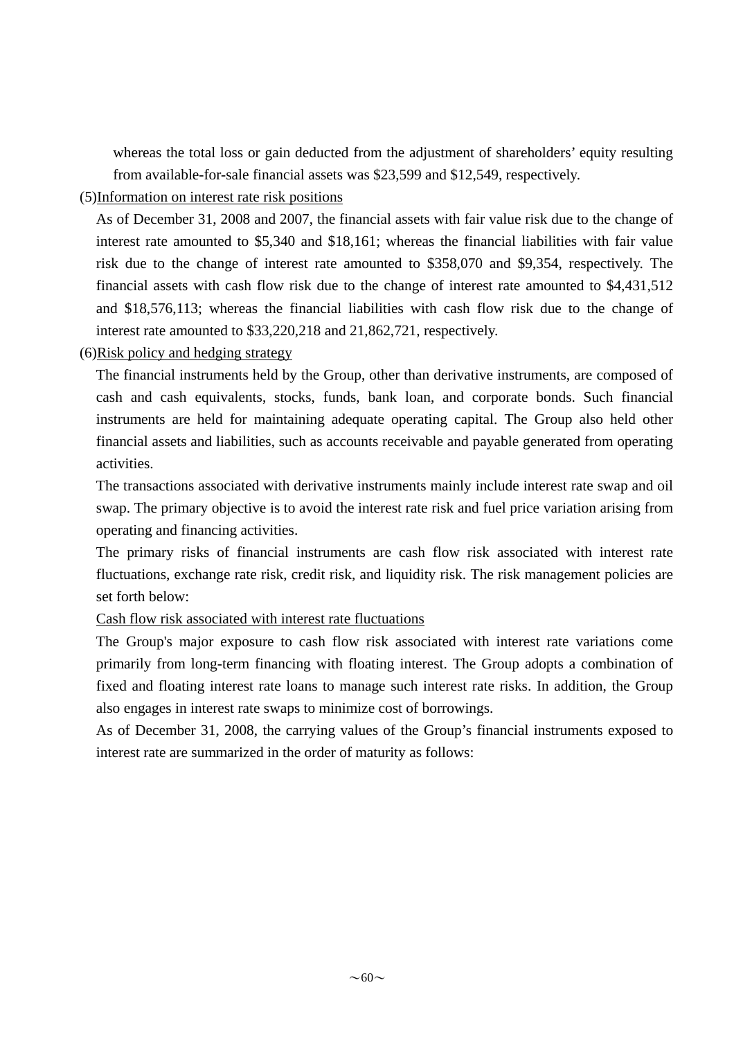whereas the total loss or gain deducted from the adjustment of shareholders' equity resulting from available-for-sale financial assets was $23,599 and $12,549, respectively.

(5)<u>Information on interest rate risk positions</u>

As of December 31, 2008 and 2007, the financial assets with fair value risk due to the change of interest rate amounted to $5,340 and $18,161; whereas the financial liabilities with fair value risk due to the change of interest rate amounted to $358,070 and $9,354, respectively. The financial assets with cash flow risk due to the change of interest rate amounted to $4,431,512 and $18,576,113; whereas the financial liabilities with cash flow risk due to the change of interest rate amounted to $33,220,218 and 21,862,721, respectively.

(6)<u>Risk policy and hedging strategy</u>

The financial instruments held by the Group, other than derivative instruments, are composed of cash and cash equivalents, stocks, funds, bank loan, and corporate bonds. Such financial instruments are held for maintaining adequate operating capital. The Group also held other financial assets and liabilities, such as accounts receivable and payable generated from operating activities.

The transactions associated with derivative instruments mainly include interest rate swap and oil swap. The primary objective is to avoid the interest rate risk and fuel price variation arising from operating and financing activities.

The primary risks of financial instruments are cash flow risk associated with interest rate fluctuations, exchange rate risk, credit risk, and liquidity risk. The risk management policies are set forth below:

<u>Cash flow risk associated with interest rate fluctuations</u>

The Group's major exposure to cash flow risk associated with interest rate variations come primarily from long-term financing with floating interest. The Group adopts a combination of fixed and floating interest rate loans to manage such interest rate risks. In addition, the Group also engages in interest rate swaps to minimize cost of borrowings.

As of December 31, 2008, the carrying values of the Group's financial instruments exposed to interest rate are summarized in the order of maturity as follows: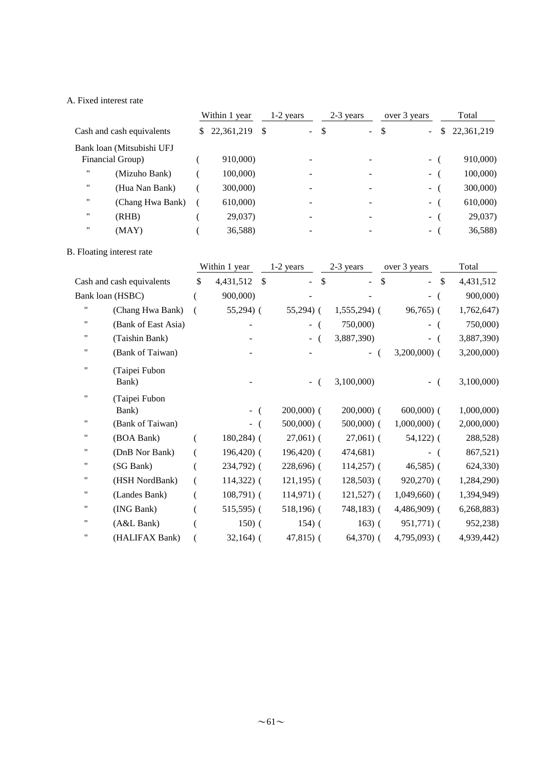A. Fixed interest rate

| | Within 1 year | 1-2 years | 2-3 years | over 3 years | Total |
|---|---|---|---|---|---|
| Cash and cash equivalents | $ 22,361,219 | $ - | $ - | $ - | $ 22,361,219 |
| Bank loan (Mitsubishi UFJ Financial Group) | ( 910,000) | - | - | - | ( 910,000) |
| " (Mizuho Bank) | ( 100,000) | - | - | - | ( 100,000) |
| " (Hua Nan Bank) | ( 300,000) | - | - | - | ( 300,000) |
| " (Chang Hwa Bank) | ( 610,000) | - | - | - | ( 610,000) |
| " (RHB) | ( 29,037) | - | - | - | ( 29,037) |
| " (MAY) | ( 36,588) | - | - | - | ( 36,588) |

B. Floating interest rate

| | Within 1 year | 1-2 years | 2-3 years | over 3 years | Total |
|---|---|---|---|---|---|
| Cash and cash equivalents | $ 4,431,512 | $ - | $ - | $ - | $ 4,431,512 |
| Bank loan (HSBC) | ( 900,000) | - | - | - | ( 900,000) |
| " (Chang Hwa Bank) | ( 55,294) | ( 55,294) | ( 1,555,294) | ( 96,765) | ( 1,762,647) |
| " (Bank of East Asia) | - | - | ( 750,000) | - | ( 750,000) |
| " (Taishin Bank) | - | - | ( 3,887,390) | - | ( 3,887,390) |
| " (Bank of Taiwan) | - | - | - | ( 3,200,000) | ( 3,200,000) |
| " (Taipei Fubon Bank) | - | - | ( 3,100,000) | - | ( 3,100,000) |
| " (Taipei Fubon Bank) | - | ( 200,000) | ( 200,000) | ( 600,000) | ( 1,000,000) |
| " (Bank of Taiwan) | - | ( 500,000) | ( 500,000) | ( 1,000,000) | ( 2,000,000) |
| " (BOA Bank) | ( 180,284) | ( 27,061) | ( 27,061) | ( 54,122) | ( 288,528) |
| " (DnB Nor Bank) | ( 196,420) | ( 196,420) | ( 474,681) | - | ( 867,521) |
| " (SG Bank) | ( 234,792) | ( 228,696) | ( 114,257) | ( 46,585) | ( 624,330) |
| " (HSH NordBank) | ( 114,322) | ( 121,195) | ( 128,503) | ( 920,270) | ( 1,284,290) |
| " (Landes Bank) | ( 108,791) | ( 114,971) | ( 121,527) | ( 1,049,660) | ( 1,394,949) |
| " (ING Bank) | ( 515,595) | ( 518,196) | ( 748,183) | ( 4,486,909) | ( 6,268,883) |
| " (A&L Bank) | ( 150) | ( 154) | ( 163) | ( 951,771) | ( 952,238) |
| " (HALIFAX Bank) | ( 32,164) | ( 47,815) | ( 64,370) | ( 4,795,093) | ( 4,939,442) |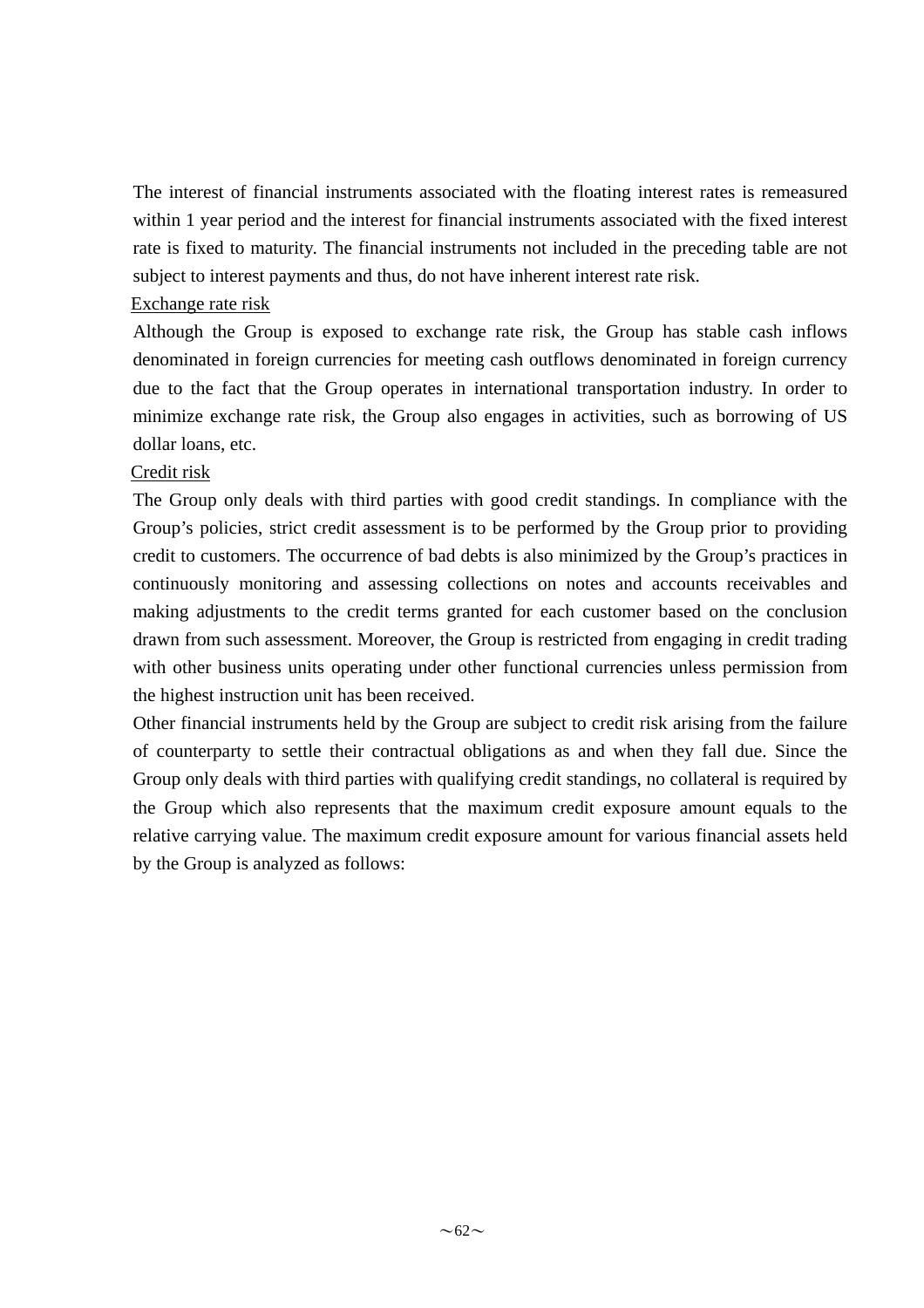The interest of financial instruments associated with the floating interest rates is remeasured within 1 year period and the interest for financial instruments associated with the fixed interest rate is fixed to maturity. The financial instruments not included in the preceding table are not subject to interest payments and thus, do not have inherent interest rate risk.

Exchange rate risk

Although the Group is exposed to exchange rate risk, the Group has stable cash inflows denominated in foreign currencies for meeting cash outflows denominated in foreign currency due to the fact that the Group operates in international transportation industry. In order to minimize exchange rate risk, the Group also engages in activities, such as borrowing of US dollar loans, etc.

Credit risk

The Group only deals with third parties with good credit standings. In compliance with the Group's policies, strict credit assessment is to be performed by the Group prior to providing credit to customers. The occurrence of bad debts is also minimized by the Group's practices in continuously monitoring and assessing collections on notes and accounts receivables and making adjustments to the credit terms granted for each customer based on the conclusion drawn from such assessment. Moreover, the Group is restricted from engaging in credit trading with other business units operating under other functional currencies unless permission from the highest instruction unit has been received.

Other financial instruments held by the Group are subject to credit risk arising from the failure of counterparty to settle their contractual obligations as and when they fall due. Since the Group only deals with third parties with qualifying credit standings, no collateral is required by the Group which also represents that the maximum credit exposure amount equals to the relative carrying value. The maximum credit exposure amount for various financial assets held by the Group is analyzed as follows: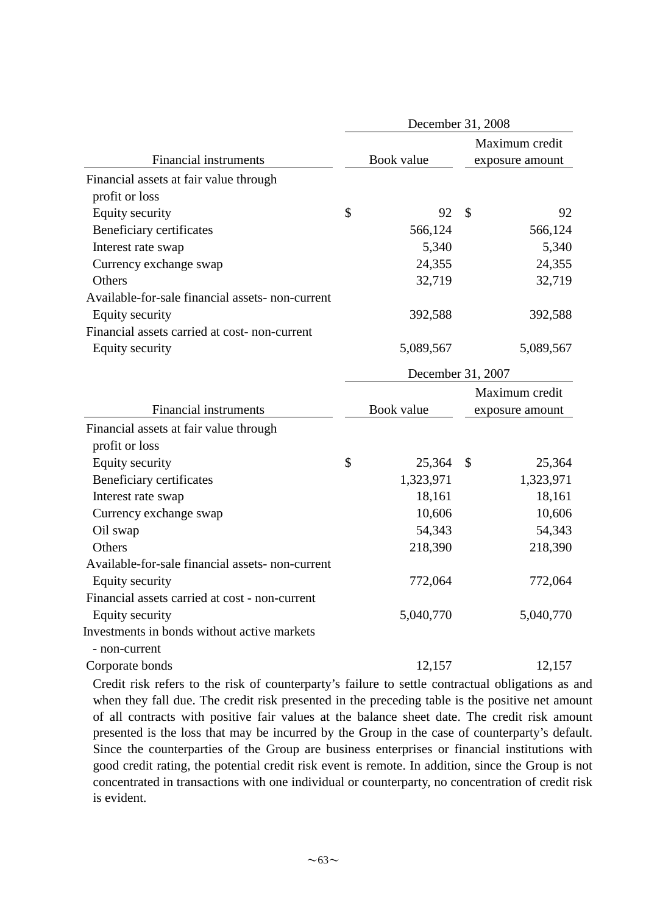| Financial instruments | December 31, 2008 | |
|---|---|---|
| | Book value | Maximum credit exposure amount |
| Financial assets at fair value through profit or loss | | |
| Equity security | $ 92 | $ 92 |
| Beneficiary certificates | 566,124 | 566,124 |
| Interest rate swap | 5,340 | 5,340 |
| Currency exchange swap | 24,355 | 24,355 |
| Others | 32,719 | 32,719 |
| Available-for-sale financial assets- non-current | | |
| Equity security | 392,588 | 392,588 |
| Financial assets carried at cost- non-current | | |
| Equity security | 5,089,567 | 5,089,567 |

| Financial instruments | December 31, 2007 | |
|---|---|---|
| | Book value | Maximum credit exposure amount |
| Financial assets at fair value through profit or loss | | |
| Equity security | $ 25,364 | $ 25,364 |
| Beneficiary certificates | 1,323,971 | 1,323,971 |
| Interest rate swap | 18,161 | 18,161 |
| Currency exchange swap | 10,606 | 10,606 |
| Oil swap | 54,343 | 54,343 |
| Others | 218,390 | 218,390 |
| Available-for-sale financial assets- non-current | | |
| Equity security | 772,064 | 772,064 |
| Financial assets carried at cost - non-current | | |
| Equity security | 5,040,770 | 5,040,770 |
| Investments in bonds without active markets - non-current | | |
| Corporate bonds | 12,157 | 12,157 |

Credit risk refers to the risk of counterparty's failure to settle contractual obligations as and when they fall due. The credit risk presented in the preceding table is the positive net amount of all contracts with positive fair values at the balance sheet date. The credit risk amount presented is the loss that may be incurred by the Group in the case of counterparty's default. Since the counterparties of the Group are business enterprises or financial institutions with good credit rating, the potential credit risk event is remote. In addition, since the Group is not concentrated in transactions with one individual or counterparty, no concentration of credit risk is evident.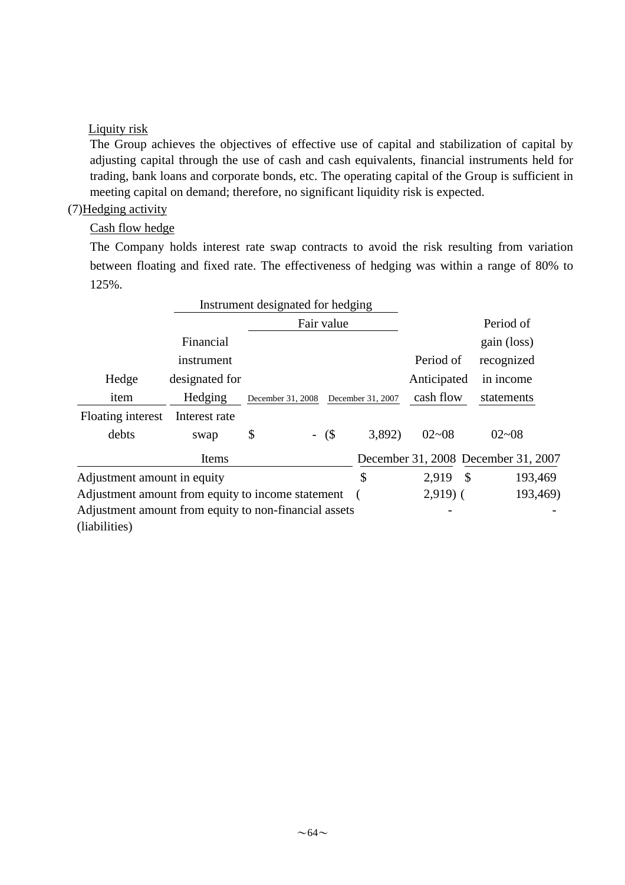Liquity risk

The Group achieves the objectives of effective use of capital and stabilization of capital by adjusting capital through the use of cash and cash equivalents, financial instruments held for trading, bank loans and corporate bonds, etc. The operating capital of the Group is sufficient in meeting capital on demand; therefore, no significant liquidity risk is expected.

(7)Hedging activity

Cash flow hedge

The Company holds interest rate swap contracts to avoid the risk resulting from variation between floating and fixed rate. The effectiveness of hedging was within a range of 80% to 125%.

| Hedge item | Instrument designated for hedging: Financial instrument designated for Hedging | Instrument designated for hedging: Fair value December 31, 2008 | Instrument designated for hedging: Fair value December 31, 2007 | Period of Anticipated cash flow | Period of gain (loss) recognized in income statements |
|---|---|---|---|---|---|
| Floating interest debts | Interest rate swap | $ - | ($ 3,892) | 02~08 | 02~08 |

| Items | December 31, 2008 | December 31, 2007 |
|---|---|---|
| Adjustment amount in equity | $ 2,919 | $ 193,469 |
| Adjustment amount from equity to income statement | ( 2,919) | ( 193,469) |
| Adjustment amount from equity to non-financial assets (liabilities) | - | - |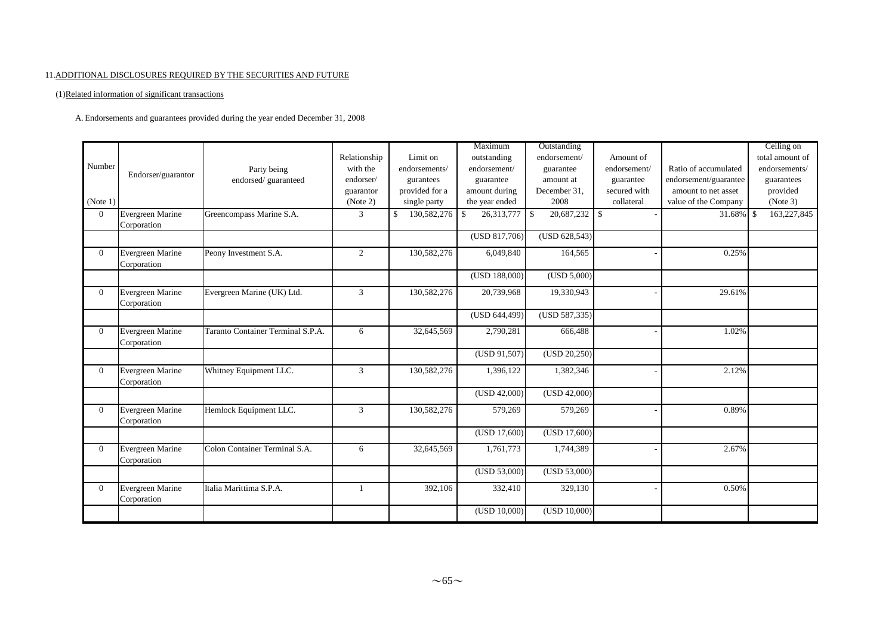11.ADDITIONAL DISCLOSURES REQUIRED BY THE SECURITIES AND FUTURE

(1)Related information of significant transactions

A. Endorsements and guarantees provided during the year ended December 31, 2008

| Number (Note 1) | Endorser/guarantor | Party being endorsed/ guaranteed | Relationship with the endorser/ guarantor (Note 2) | Limit on endorsements/ gurantees provided for a single party | Maximum outstanding endorsement/ guarantee amount during the year ended | Outstanding endorsement/ guarantee amount at December 31, 2008 | Amount of endorsement/ guarantee secured with collateral | Ratio of accumulated endorsement/guarantee amount to net asset value of the Company | Ceiling on total amount of endorsements/ guarantees provided (Note 3) |
|---|---|---|---|---|---|---|---|---|---|
| 0 | Evergreen Marine Corporation | Greencompass Marine S.A. | 3 | $ 130,582,276 | $ 26,313,777 | $ 20,687,232 | $ - | 31.68% | $ 163,227,845 |
| | | | | | (USD 817,706) | (USD 628,543) | | | |
| 0 | Evergreen Marine Corporation | Peony Investment S.A. | 2 | 130,582,276 | 6,049,840 | 164,565 | - | 0.25% | |
| | | | | | (USD 188,000) | (USD 5,000) | | | |
| 0 | Evergreen Marine Corporation | Evergreen Marine (UK) Ltd. | 3 | 130,582,276 | 20,739,968 | 19,330,943 | - | 29.61% | |
| | | | | | (USD 644,499) | (USD 587,335) | | | |
| 0 | Evergreen Marine Corporation | Taranto Container Terminal S.P.A. | 6 | 32,645,569 | 2,790,281 | 666,488 | - | 1.02% | |
| | | | | | (USD 91,507) | (USD 20,250) | | | |
| 0 | Evergreen Marine Corporation | Whitney Equipment LLC. | 3 | 130,582,276 | 1,396,122 | 1,382,346 | - | 2.12% | |
| | | | | | (USD 42,000) | (USD 42,000) | | | |
| 0 | Evergreen Marine Corporation | Hemlock Equipment LLC. | 3 | 130,582,276 | 579,269 | 579,269 | - | 0.89% | |
| | | | | | (USD 17,600) | (USD 17,600) | | | |
| 0 | Evergreen Marine Corporation | Colon Container Terminal S.A. | 6 | 32,645,569 | 1,761,773 | 1,744,389 | - | 2.67% | |
| | | | | | (USD 53,000) | (USD 53,000) | | | |
| 0 | Evergreen Marine Corporation | Italia Marittima S.P.A. | 1 | 392,106 | 332,410 | 329,130 | - | 0.50% | |
| | | | | | (USD 10,000) | (USD 10,000) | | | |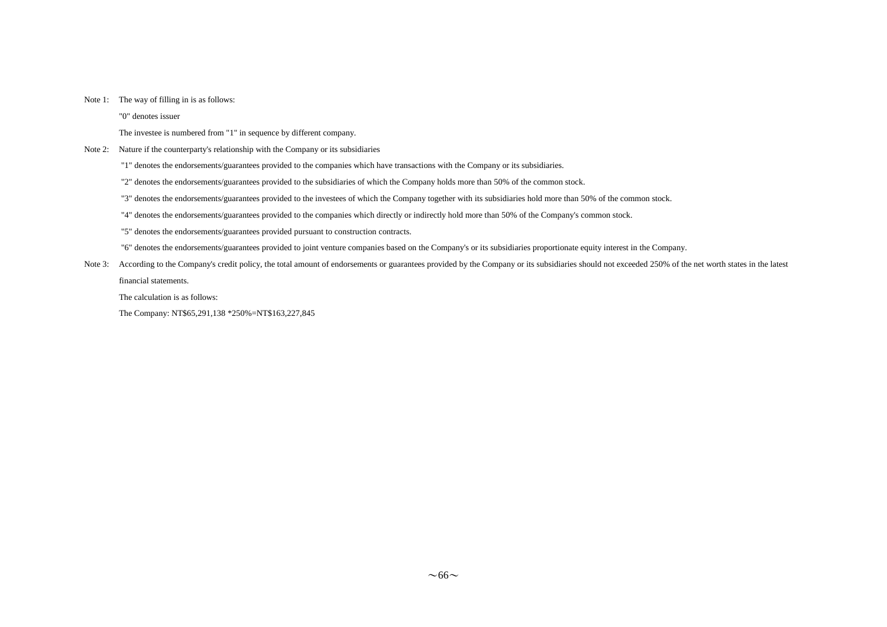Note 1: The way of filling in is as follows:

"0" denotes issuer

The investee is numbered from "1" in sequence by different company.

Note 2: Nature if the counterparty's relationship with the Company or its subsidiaries

"1" denotes the endorsements/guarantees provided to the companies which have transactions with the Company or its subsidiaries.

"2" denotes the endorsements/guarantees provided to the subsidiaries of which the Company holds more than 50% of the common stock.

"3" denotes the endorsements/guarantees provided to the investees of which the Company together with its subsidiaries hold more than 50% of the common stock.

"4" denotes the endorsements/guarantees provided to the companies which directly or indirectly hold more than 50% of the Company's common stock.

"5" denotes the endorsements/guarantees provided pursuant to construction contracts.

"6" denotes the endorsements/guarantees provided to joint venture companies based on the Company's or its subsidiaries proportionate equity interest in the Company.

Note 3: According to the Company's credit policy, the total amount of endorsements or guarantees provided by the Company or its subsidiaries should not exceeded 250% of the net worth states in the latest financial statements.

The calculation is as follows:

The Company: NT$65,291,138 *250%=NT$163,227,845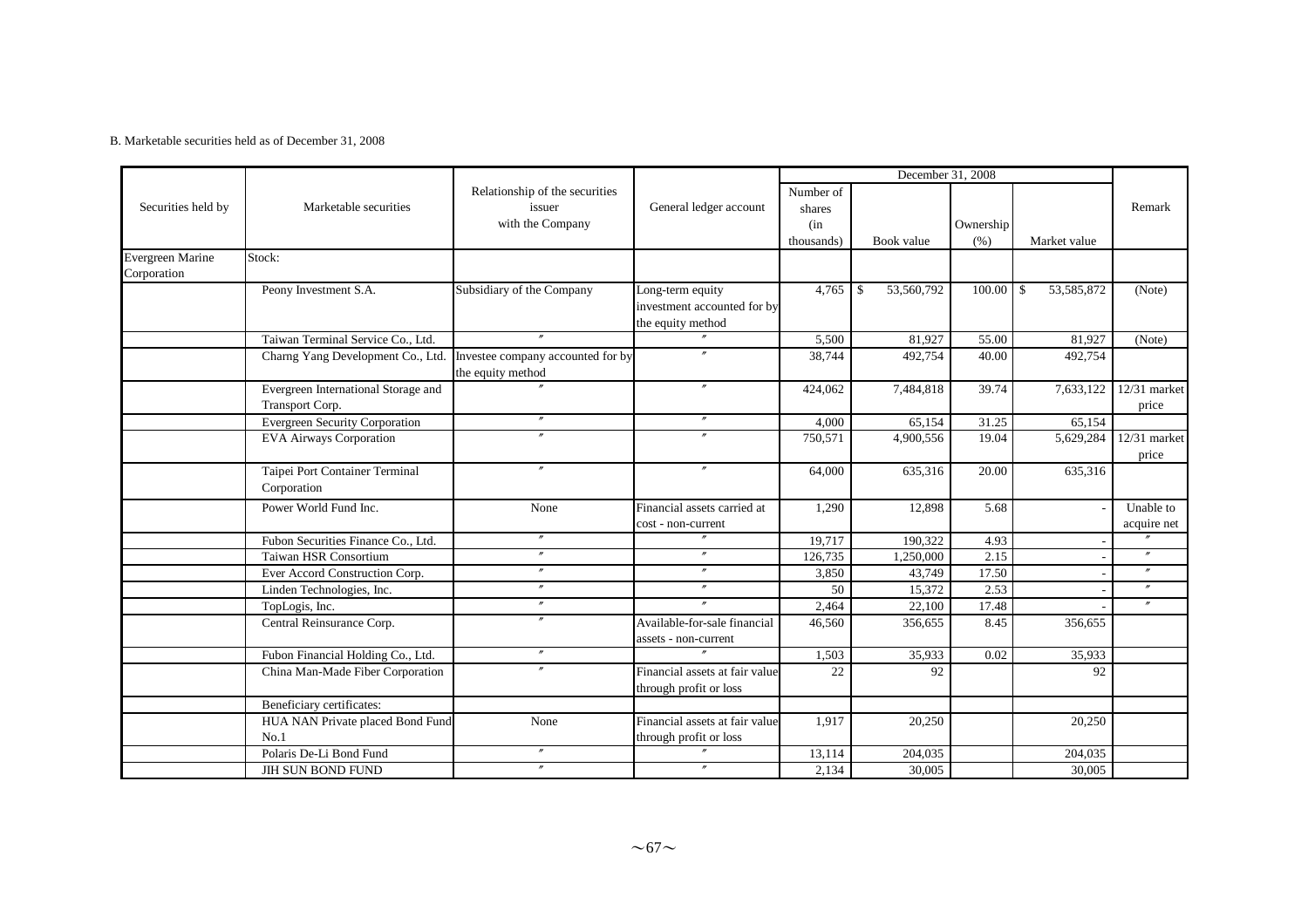B. Marketable securities held as of December 31, 2008

| Securities held by | Marketable securities | Relationship of the securities issuer with the Company | General ledger account | December 31, 2008 | | | | Remark |
|---|---|---|---|---|---|---|---|---|
| | | | | Number of shares (in thousands) | Book value | Ownership (%) | Market value | |
| Evergreen Marine Corporation | Stock: | | | | | | | |
| | Peony Investment S.A. | Subsidiary of the Company | Long-term equity investment accounted for by the equity method | 4,765 | $ 53,560,792 | 100.00 | $ 53,585,872 | (Note) |
| | Taiwan Terminal Service Co., Ltd. | 〃 | 〃 | 5,500 | 81,927 | 55.00 | 81,927 | (Note) |
| | Charng Yang Development Co., Ltd. | Investee company accounted for by the equity method | 〃 | 38,744 | 492,754 | 40.00 | 492,754 | |
| | Evergreen International Storage and Transport Corp. | 〃 | 〃 | 424,062 | 7,484,818 | 39.74 | 7,633,122 | 12/31 market price |
| | Evergreen Security Corporation | 〃 | 〃 | 4,000 | 65,154 | 31.25 | 65,154 | |
| | EVA Airways Corporation | 〃 | 〃 | 750,571 | 4,900,556 | 19.04 | 5,629,284 | 12/31 market price |
| | Taipei Port Container Terminal Corporation | 〃 | 〃 | 64,000 | 635,316 | 20.00 | 635,316 | |
| | Power World Fund Inc. | None | Financial assets carried at cost - non-current | 1,290 | 12,898 | 5.68 | - | Unable to acquire net |
| | Fubon Securities Finance Co., Ltd. | 〃 | 〃 | 19,717 | 190,322 | 4.93 | - | 〃 |
| | Taiwan HSR Consortium | 〃 | 〃 | 126,735 | 1,250,000 | 2.15 | - | 〃 |
| | Ever Accord Construction Corp. | 〃 | 〃 | 3,850 | 43,749 | 17.50 | - | 〃 |
| | Linden Technologies, Inc. | 〃 | 〃 | 50 | 15,372 | 2.53 | - | 〃 |
| | TopLogis, Inc. | 〃 | 〃 | 2,464 | 22,100 | 17.48 | - | 〃 |
| | Central Reinsurance Corp. | 〃 | Available-for-sale financial assets - non-current | 46,560 | 356,655 | 8.45 | 356,655 | |
| | Fubon Financial Holding Co., Ltd. | 〃 | 〃 | 1,503 | 35,933 | 0.02 | 35,933 | |
| | China Man-Made Fiber Corporation | 〃 | Financial assets at fair value through profit or loss | 22 | 92 | | 92 | |
| | Beneficiary certificates: | | | | | | | |
| | HUA NAN Private placed Bond Fund No.1 | None | Financial assets at fair value through profit or loss | 1,917 | 20,250 | | 20,250 | |
| | Polaris De-Li Bond Fund | 〃 | 〃 | 13,114 | 204,035 | | 204,035 | |
| | JIH SUN BOND FUND | 〃 | 〃 | 2,134 | 30,005 | | 30,005 | |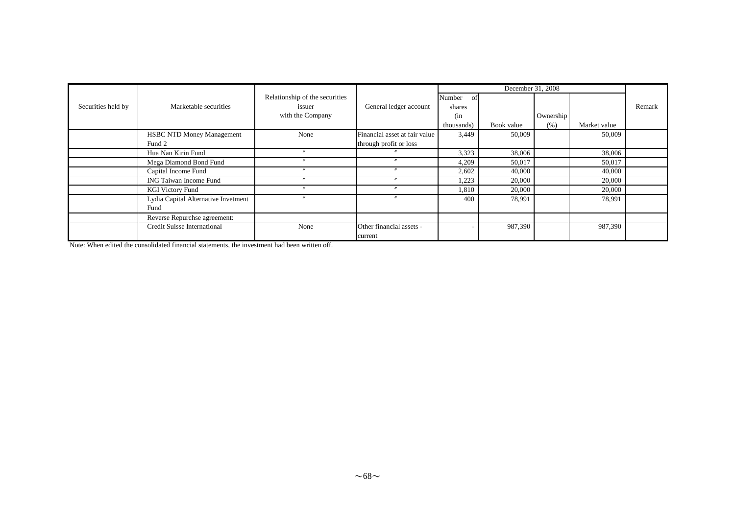| Securities held by | Marketable securities | Relationship of the securities issuer with the Company | General ledger account | December 31, 2008 | | | | Remark |
|---|---|---|---|---|---|---|---|---|
| | | | | Number of shares (in thousands) | Book value | Ownership (%) | Market value | |
| | HSBC NTD Money Management Fund 2 | None | Financial asset at fair value through profit or loss | 3,449 | 50,009 | | 50,009 | |
| | Hua Nan Kirin Fund | 〃 | 〃 | 3,323 | 38,006 | | 38,006 | |
| | Mega Diamond Bond Fund | 〃 | 〃 | 4,209 | 50,017 | | 50,017 | |
| | Capital Income Fund | 〃 | 〃 | 2,602 | 40,000 | | 40,000 | |
| | ING Taiwan Income Fund | 〃 | 〃 | 1,223 | 20,000 | | 20,000 | |
| | KGI Victory Fund | 〃 | 〃 | 1,810 | 20,000 | | 20,000 | |
| | Lydia Capital Alternative Invetment Fund | 〃 | 〃 | 400 | 78,991 | | 78,991 | |
| | Reverse Repurchse agreement: | | | | | | | |
| | Credit Suisse International | None | Other financial assets - current | - | 987,390 | | 987,390 | |

Note: When edited the consolidated financial statements, the investment had been written off.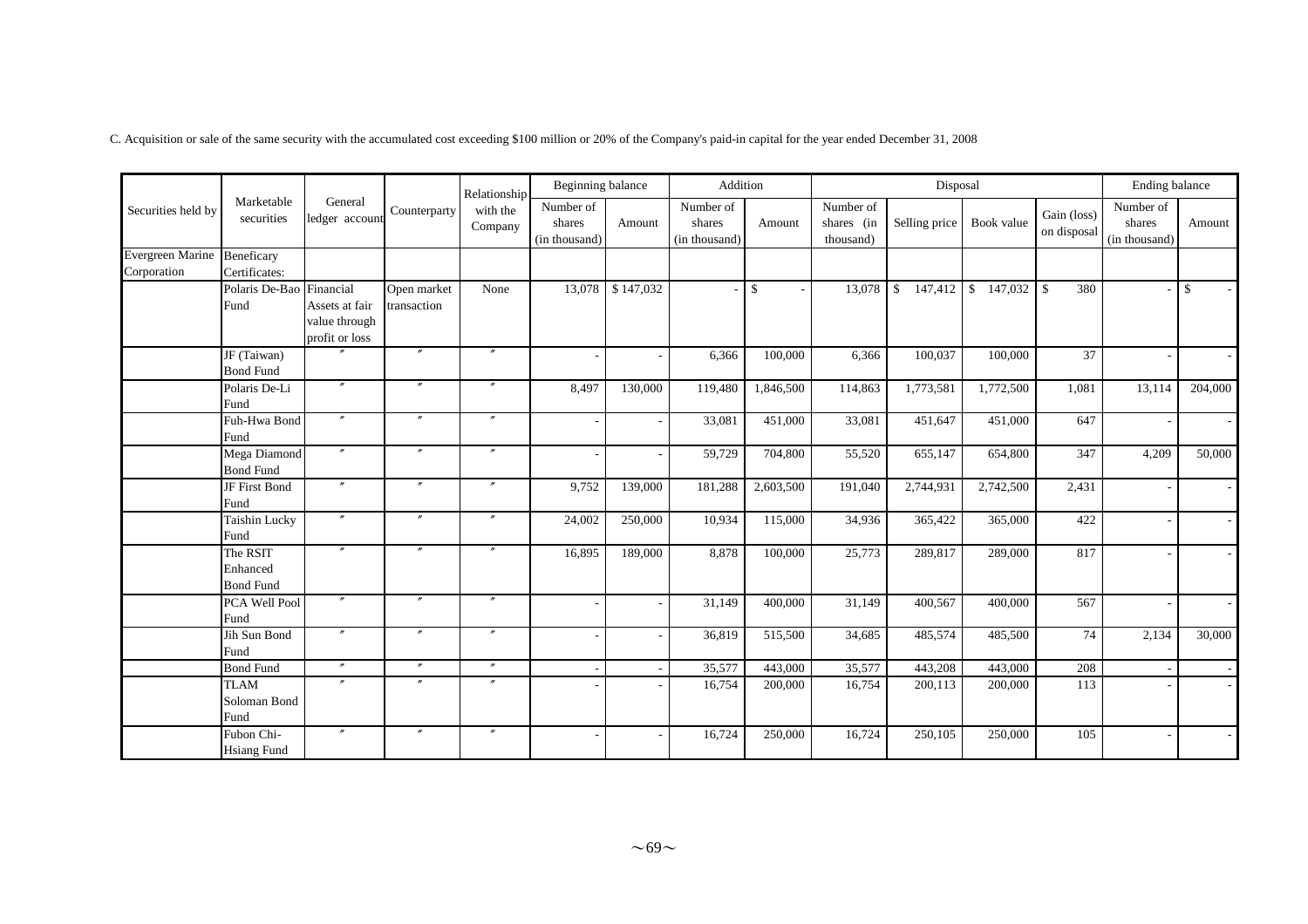C. Acquisition or sale of the same security with the accumulated cost exceeding $100 million or 20% of the Company's paid-in capital for the year ended December 31, 2008

| Securities held by | Marketable securities | General ledger account | Counterparty | Relationship with the Company | Beginning balance | | Addition | | Disposal | | | | Ending balance | |
|---|---|---|---|---|---|---|---|---|---|---|---|---|---|---|
| | | | | | Number of shares (in thousand) | Amount | Number of shares (in thousand) | Amount | Number of shares (in thousand) | Selling price | Book value | Gain (loss) on disposal | Number of shares (in thousand) | Amount |
| Evergreen Marine Corporation | Beneficary Certificates: | | | | | | | | | | | | | |
| | Polaris De-Bao Fund | Financial Assets at fair value through profit or loss | Open market transaction | None | 13,078 | $ 147,032 | - | $ - | 13,078 | $ 147,412 | $ 147,032 | $ 380 | - | $ - |
| | JF (Taiwan) Bond Fund | 〃 | 〃 | 〃 | - | - | 6,366 | 100,000 | 6,366 | 100,037 | 100,000 | 37 | - | - |
| | Polaris De-Li Fund | 〃 | 〃 | 〃 | 8,497 | 130,000 | 119,480 | 1,846,500 | 114,863 | 1,773,581 | 1,772,500 | 1,081 | 13,114 | 204,000 |
| | Fuh-Hwa Bond Fund | 〃 | 〃 | 〃 | - | - | 33,081 | 451,000 | 33,081 | 451,647 | 451,000 | 647 | - | - |
| | Mega Diamond Bond Fund | 〃 | 〃 | 〃 | - | - | 59,729 | 704,800 | 55,520 | 655,147 | 654,800 | 347 | 4,209 | 50,000 |
| | JF First Bond Fund | 〃 | 〃 | 〃 | 9,752 | 139,000 | 181,288 | 2,603,500 | 191,040 | 2,744,931 | 2,742,500 | 2,431 | - | - |
| | Taishin Lucky Fund | 〃 | 〃 | 〃 | 24,002 | 250,000 | 10,934 | 115,000 | 34,936 | 365,422 | 365,000 | 422 | - | - |
| | The RSIT Enhanced Bond Fund | 〃 | 〃 | 〃 | 16,895 | 189,000 | 8,878 | 100,000 | 25,773 | 289,817 | 289,000 | 817 | - | - |
| | PCA Well Pool Fund | 〃 | 〃 | 〃 | - | - | 31,149 | 400,000 | 31,149 | 400,567 | 400,000 | 567 | - | - |
| | Jih Sun Bond Fund | 〃 | 〃 | 〃 | - | - | 36,819 | 515,500 | 34,685 | 485,574 | 485,500 | 74 | 2,134 | 30,000 |
| | Bond Fund | 〃 | 〃 | 〃 | - | - | 35,577 | 443,000 | 35,577 | 443,208 | 443,000 | 208 | - | - |
| | TLAM Soloman Bond Fund | 〃 | 〃 | 〃 | - | - | 16,754 | 200,000 | 16,754 | 200,113 | 200,000 | 113 | - | - |
| | Fubon Chi-Hsiang Fund | 〃 | 〃 | 〃 | - | - | 16,724 | 250,000 | 16,724 | 250,105 | 250,000 | 105 | - | - |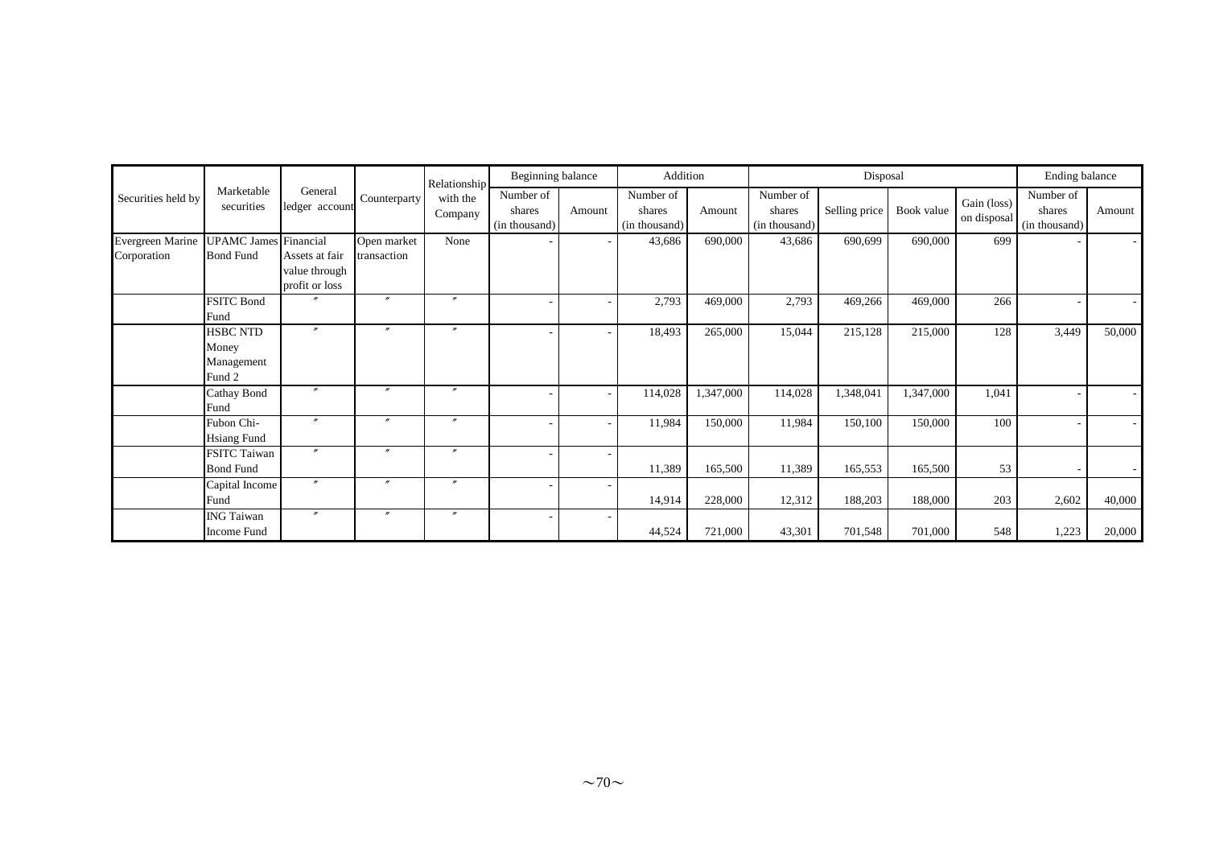| Securities held by | Marketable securities | General ledger account | Counterparty | Relationship with the Company | Beginning balance | | Addition | | Disposal | | | | Ending balance | |
|---|---|---|---|---|---|---|---|---|---|---|---|---|---|---|
| | | | | | Number of shares (in thousand) | Amount | Number of shares (in thousand) | Amount | Number of shares (in thousand) | Selling price | Book value | Gain (loss) on disposal | Number of shares (in thousand) | Amount |
| Evergreen Marine Corporation | UPAMC James Bond Fund | Financial Assets at fair value through profit or loss | Open market transaction | None | - | - | 43,686 | 690,000 | 43,686 | 690,699 | 690,000 | 699 | - | - |
| | FSITC Bond Fund | 〃 | 〃 | 〃 | - | - | 2,793 | 469,000 | 2,793 | 469,266 | 469,000 | 266 | - | - |
| | HSBC NTD Money Management Fund 2 | 〃 | 〃 | 〃 | - | - | 18,493 | 265,000 | 15,044 | 215,128 | 215,000 | 128 | 3,449 | 50,000 |
| | Cathay Bond Fund | 〃 | 〃 | 〃 | - | - | 114,028 | 1,347,000 | 114,028 | 1,348,041 | 1,347,000 | 1,041 | - | - |
| | Fubon Chi-Hsiang Fund | 〃 | 〃 | 〃 | - | - | 11,984 | 150,000 | 11,984 | 150,100 | 150,000 | 100 | - | - |
| | FSITC Taiwan Bond Fund | 〃 | 〃 | 〃 | - | - | 11,389 | 165,500 | 11,389 | 165,553 | 165,500 | 53 | - | - |
| | Capital Income Fund | 〃 | 〃 | 〃 | - | - | 14,914 | 228,000 | 12,312 | 188,203 | 188,000 | 203 | 2,602 | 40,000 |
| | ING Taiwan Income Fund | 〃 | 〃 | 〃 | - | - | 44,524 | 721,000 | 43,301 | 701,548 | 701,000 | 548 | 1,223 | 20,000 |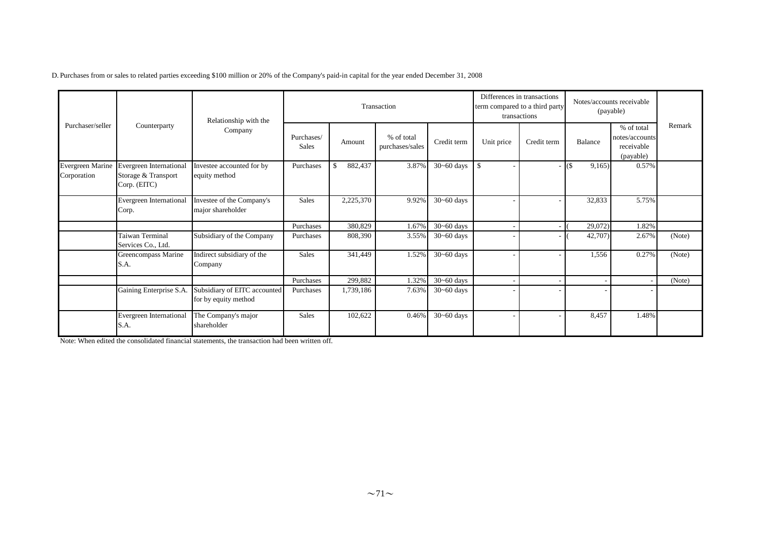D. Purchases from or sales to related parties exceeding $100 million or 20% of the Company's paid-in capital for the year ended December 31, 2008

| Purchaser/seller | Counterparty | Relationship with the Company | Transaction | | | | Differences in transactions term compared to a third party transactions | | Notes/accounts receivable (payable) | | Remark |
|---|---|---|---|---|---|---|---|---|---|---|---|
| | | | Purchases/ Sales | Amount | % of total purchases/sales | Credit term | Unit price | Credit term | Balance | % of total notes/accounts receivable (payable) | |
| Evergreen Marine Corporation | Evergreen International Storage & Transport Corp. (EITC) | Investee accounted for by equity method | Purchases | $ 882,437 | 3.87% | 30~60 days | $ - | - | ($ 9,165) | 0.57% | |
| | Evergreen International Corp. | Investee of the Company's major shareholder | Sales | 2,225,370 | 9.92% | 30~60 days | - | - | 32,833 | 5.75% | |
| | | | Purchases | 380,829 | 1.67% | 30~60 days | - | - | ( 29,072) | 1.82% | |
| | Taiwan Terminal Services Co., Ltd. | Subsidiary of the Company | Purchases | 808,390 | 3.55% | 30~60 days | - | - | ( 42,707) | 2.67% | (Note) |
| | Greencompass Marine S.A. | Indirect subsidiary of the Company | Sales | 341,449 | 1.52% | 30~60 days | - | - | 1,556 | 0.27% | (Note) |
| | | | Purchases | 299,882 | 1.32% | 30~60 days | - | - | - | - | (Note) |
| | Gaining Enterprise S.A. | Subsidiary of EITC accounted for by equity method | Purchases | 1,739,186 | 7.63% | 30~60 days | - | - | - | - | |
| | Evergreen International S.A. | The Company's major shareholder | Sales | 102,622 | 0.46% | 30~60 days | - | - | 8,457 | 1.48% | |

Note: When edited the consolidated financial statements, the transaction had been written off.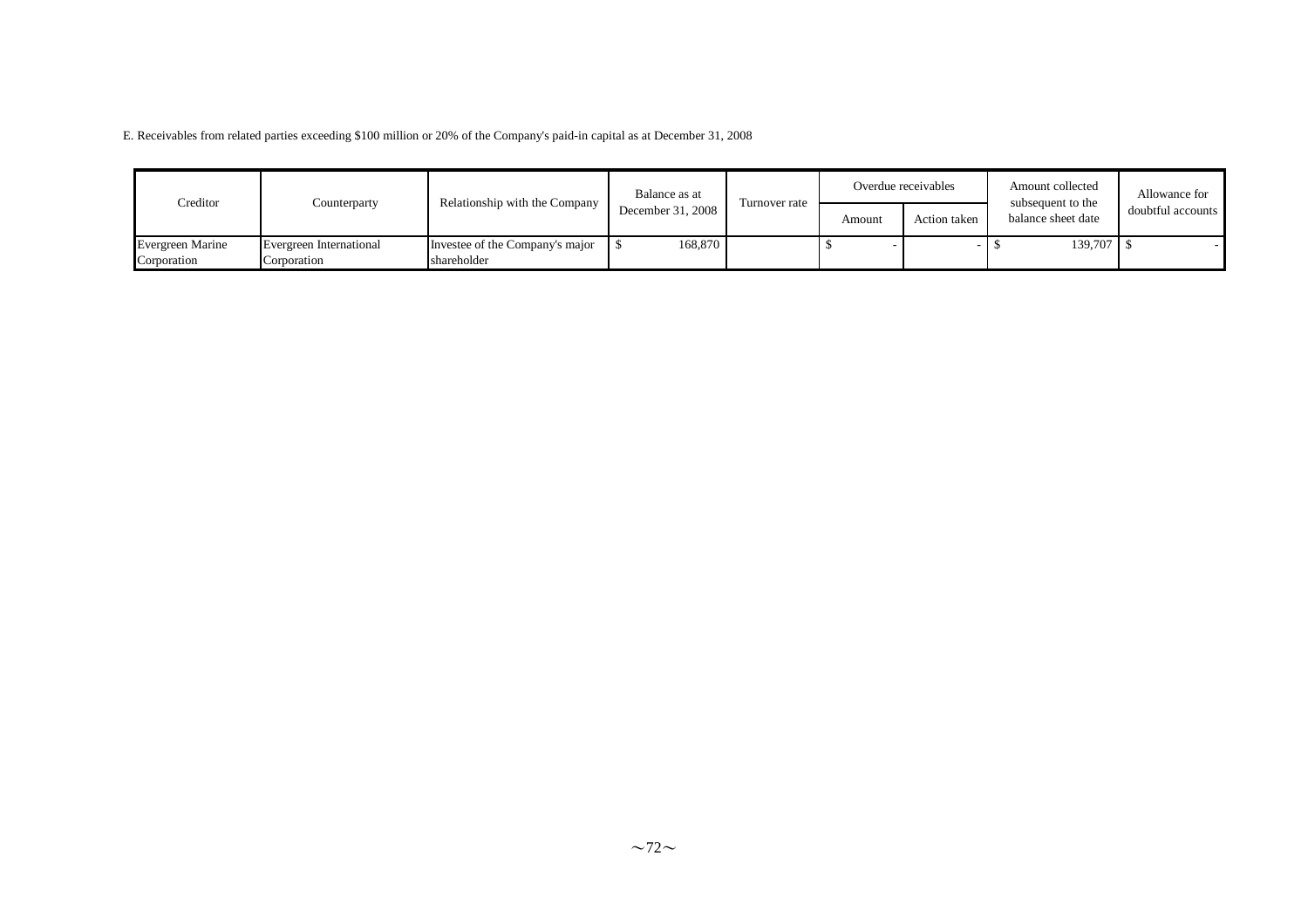E. Receivables from related parties exceeding $100 million or 20% of the Company's paid-in capital as at December 31, 2008

| Creditor | Counterparty | Relationship with the Company | Balance as at December 31, 2008 | Turnover rate | Overdue receivables | | Amount collected subsequent to the balance sheet date | Allowance for doubtful accounts |
|---|---|---|---|---|---|---|---|---|
| | | | | | Amount | Action taken | | |
| Evergreen Marine Corporation | Evergreen International Corporation | Investee of the Company's major shareholder | $ 168,870 | | $ - | - | $ 139,707 | $ - |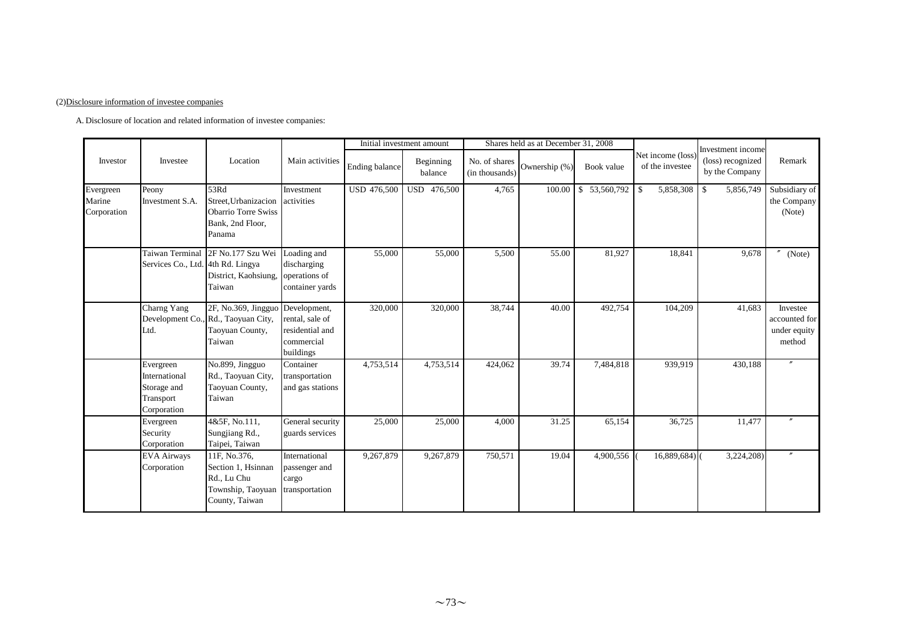(2)Disclosure information of investee companies

A. Disclosure of location and related information of investee companies:

| Investor | Investee | Location | Main activities | Initial investment amount | | Shares held as at December 31, 2008 | | | Net income (loss) of the investee | Investment income (loss) recognized by the Company | Remark |
|---|---|---|---|---|---|---|---|---|---|---|---|
| | | | | Ending balance | Beginning balance | No. of shares (in thousands) | Ownership (%) | Book value | | | |
| Evergreen Marine Corporation | Peony Investment S.A. | 53Rd Street,Urbanizacion Obarrio Torre Swiss Bank, 2nd Floor, Panama | Investment activities | USD 476,500 | USD 476,500 | 4,765 | 100.00 | $ 53,560,792 | $ 5,858,308 | $ 5,856,749 | Subsidiary of the Company (Note) |
| | Taiwan Terminal Services Co., Ltd. | 2F No.177 Szu Wei 4th Rd. Lingya District, Kaohsiung, Taiwan | Loading and discharging operations of container yards | 55,000 | 55,000 | 5,500 | 55.00 | 81,927 | 18,841 | 9,678 | 〃 (Note) |
| | Charng Yang Development Co., Ltd. | 2F, No.369, Jingguo Rd., Taoyuan City, Taoyuan County, Taiwan | Development, rental, sale of residential and commercial buildings | 320,000 | 320,000 | 38,744 | 40.00 | 492,754 | 104,209 | 41,683 | Investee accounted for under equity method |
| | Evergreen International Storage and Transport Corporation | No.899, Jingguo Rd., Taoyuan City, Taoyuan County, Taiwan | Container transportation and gas stations | 4,753,514 | 4,753,514 | 424,062 | 39.74 | 7,484,818 | 939,919 | 430,188 | 〃 |
| | Evergreen Security Corporation | 4&5F, No.111, Sungjiang Rd., Taipei, Taiwan | General security guards services | 25,000 | 25,000 | 4,000 | 31.25 | 65,154 | 36,725 | 11,477 | 〃 |
| | EVA Airways Corporation | 11F, No.376, Section 1, Hsinnan Rd., Lu Chu Township, Taoyuan County, Taiwan | International passenger and cargo transportation | 9,267,879 | 9,267,879 | 750,571 | 19.04 | 4,900,556 | ( 16,889,684) | ( 3,224,208) | 〃 |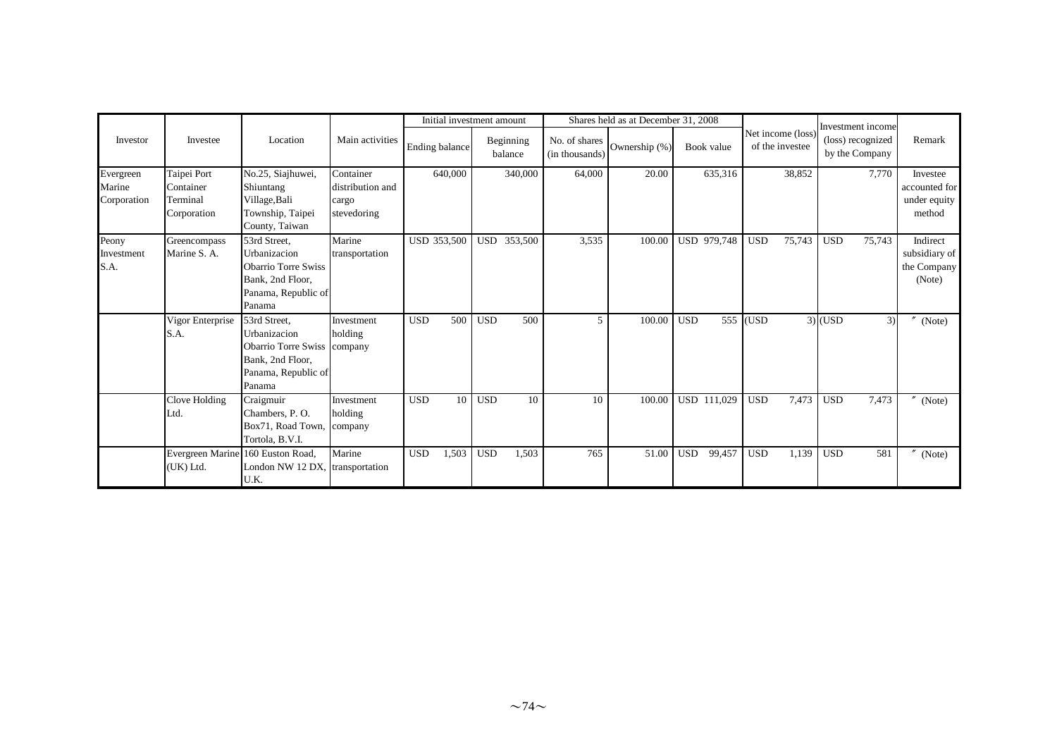| Investor | Investee | Location | Main activities | Initial investment amount | | Shares held as at December 31, 2008 | | | Net income (loss) of the investee | Investment income (loss) recognized by the Company | Remark |
|---|---|---|---|---|---|---|---|---|---|---|---|
| | | | | Ending balance | Beginning balance | No. of shares (in thousands) | Ownership (%) | Book value | | | |
| Evergreen Marine Corporation | Taipei Port Container Terminal Corporation | No.25, Siajhuwei, Shiuntang Village,Bali Township, Taipei County, Taiwan | Container distribution and cargo stevedoring | 640,000 | 340,000 | 64,000 | 20.00 | 635,316 | 38,852 | 7,770 | Investee accounted for under equity method |
| Peony Investment S.A. | Greencompass Marine S. A. | 53rd Street, Urbanizacion Obarrio Torre Swiss Bank, 2nd Floor, Panama, Republic of Panama | Marine transportation | USD 353,500 | USD 353,500 | 3,535 | 100.00 | USD 979,748 | USD 75,743 | USD 75,743 | Indirect subsidiary of the Company (Note) |
| | Vigor Enterprise S.A. | 53rd Street, Urbanizacion Obarrio Torre Swiss Bank, 2nd Floor, Panama, Republic of Panama | Investment holding company | USD 500 | USD 500 | 5 | 100.00 | USD 555 | (USD 3) | (USD 3) | 〃 (Note) |
| | Clove Holding Ltd. | Craigmuir Chambers, P. O. Box71, Road Town, Tortola, B.V.I. | Investment holding company | USD 10 | USD 10 | 10 | 100.00 | USD 111,029 | USD 7,473 | USD 7,473 | 〃 (Note) |
| | Evergreen Marine (UK) Ltd. | 160 Euston Road, London NW 12 DX, U.K. | Marine transportation | USD 1,503 | USD 1,503 | 765 | 51.00 | USD 99,457 | USD 1,139 | USD 581 | 〃 (Note) |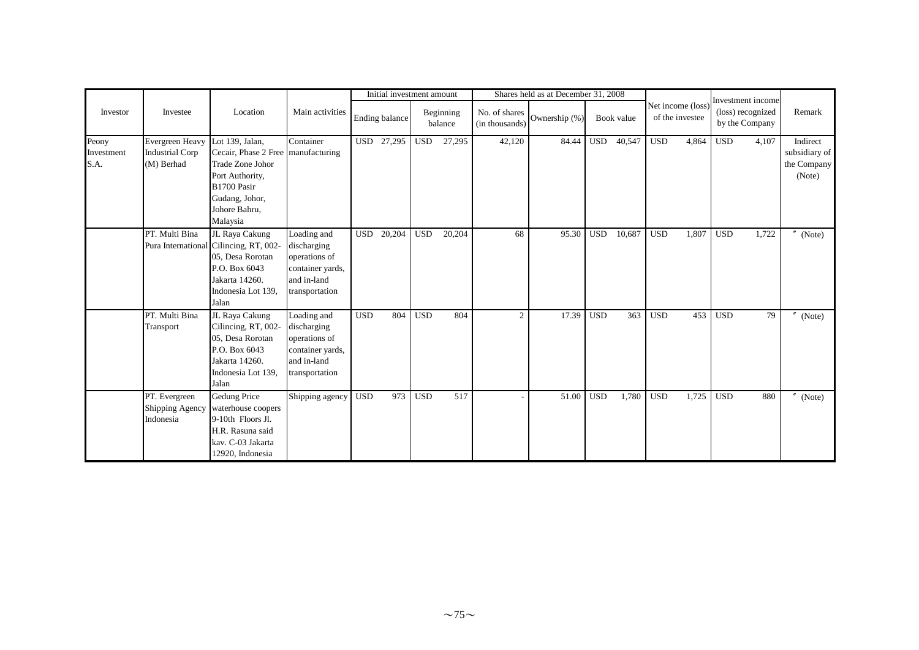| Investor | Investee | Location | Main activities | Initial investment amount | | Shares held as at December 31, 2008 | | | Net income (loss) of the investee | Investment income (loss) recognized by the Company | Remark |
|---|---|---|---|---|---|---|---|---|---|---|---|
| | | | | Ending balance | Beginning balance | No. of shares (in thousands) | Ownership (%) | Book value | | | |
| Peony Investment S.A. | Evergreen Heavy Industrial Corp (M) Berhad | Lot 139, Jalan, Cecair, Phase 2 Free Trade Zone Johor Port Authority, B1700 Pasir Gudang, Johor, Johore Bahru, Malaysia | Container manufacturing | USD 27,295 | USD 27,295 | 42,120 | 84.44 | USD 40,547 | USD 4,864 | USD 4,107 | Indirect subsidiary of the Company (Note) |
| | PT. Multi Bina Pura International | JL Raya Cakung Cilincing, RT, 002-05, Desa Rorotan P.O. Box 6043 Jakarta 14260. Indonesia Lot 139, Jalan | Loading and discharging operations of container yards, and in-land transportation | USD 20,204 | USD 20,204 | 68 | 95.30 | USD 10,687 | USD 1,807 | USD 1,722 | 〃 (Note) |
| | PT. Multi Bina Transport | JL Raya Cakung Cilincing, RT, 002-05, Desa Rorotan P.O. Box 6043 Jakarta 14260. Indonesia Lot 139, Jalan | Loading and discharging operations of container yards, and in-land transportation | USD 804 | USD 804 | 2 | 17.39 | USD 363 | USD 453 | USD 79 | 〃 (Note) |
| | PT. Evergreen Shipping Agency Indonesia | Gedung Price waterhouse coopers 9-10th Floors Jl. H.R. Rasuna said kav. C-03 Jakarta 12920, Indonesia | Shipping agency | USD 973 | USD 517 | - | 51.00 | USD 1,780 | USD 1,725 | USD 880 | 〃 (Note) |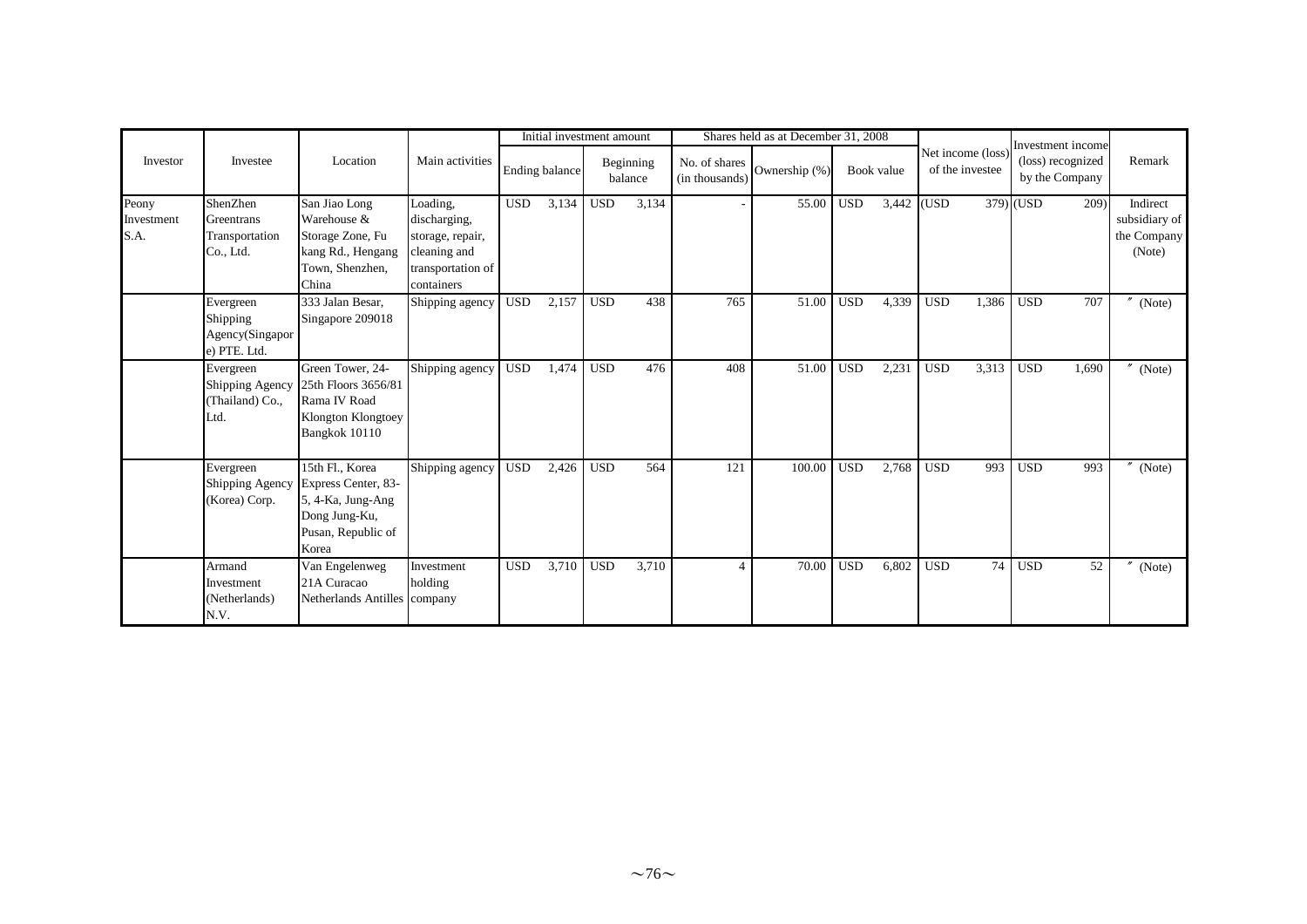| Investor | Investee | Location | Main activities | Initial investment amount | | Shares held as at December 31, 2008 | | | Net income (loss) of the investee | Investment income (loss) recognized by the Company | Remark |
|---|---|---|---|---|---|---|---|---|---|---|---|
| | | | | Ending balance | Beginning balance | No. of shares (in thousands) | Ownership (%) | Book value | | | |
| Peony Investment S.A. | ShenZhen Greentrans Transportation Co., Ltd. | San Jiao Long Warehouse & Storage Zone, Fu kang Rd., Hengang Town, Shenzhen, China | Loading, discharging, storage, repair, cleaning and transportation of containers | USD 3,134 | USD 3,134 | - | 55.00 | USD 3,442 | (USD 379) | (USD 209) | Indirect subsidiary of the Company (Note) |
| | Evergreen Shipping Agency(Singapore) PTE. Ltd. | 333 Jalan Besar, Singapore 209018 | Shipping agency | USD 2,157 | USD 438 | 765 | 51.00 | USD 4,339 | USD 1,386 | USD 707 | 〃 (Note) |
| | Evergreen Shipping Agency (Thailand) Co., Ltd. | Green Tower, 24-25th Floors 3656/81 Rama IV Road Klongton Klongtoey Bangkok 10110 | Shipping agency | USD 1,474 | USD 476 | 408 | 51.00 | USD 2,231 | USD 3,313 | USD 1,690 | 〃 (Note) |
| | Evergreen Shipping Agency (Korea) Corp. | 15th Fl., Korea Express Center, 83-5, 4-Ka, Jung-Ang Dong Jung-Ku, Pusan, Republic of Korea | Shipping agency | USD 2,426 | USD 564 | 121 | 100.00 | USD 2,768 | USD 993 | USD 993 | 〃 (Note) |
| | Armand Investment (Netherlands) N.V. | Van Engelenweg 21A Curacao Netherlands Antilles | Investment holding company | USD 3,710 | USD 3,710 | 4 | 70.00 | USD 6,802 | USD 74 | USD 52 | 〃 (Note) |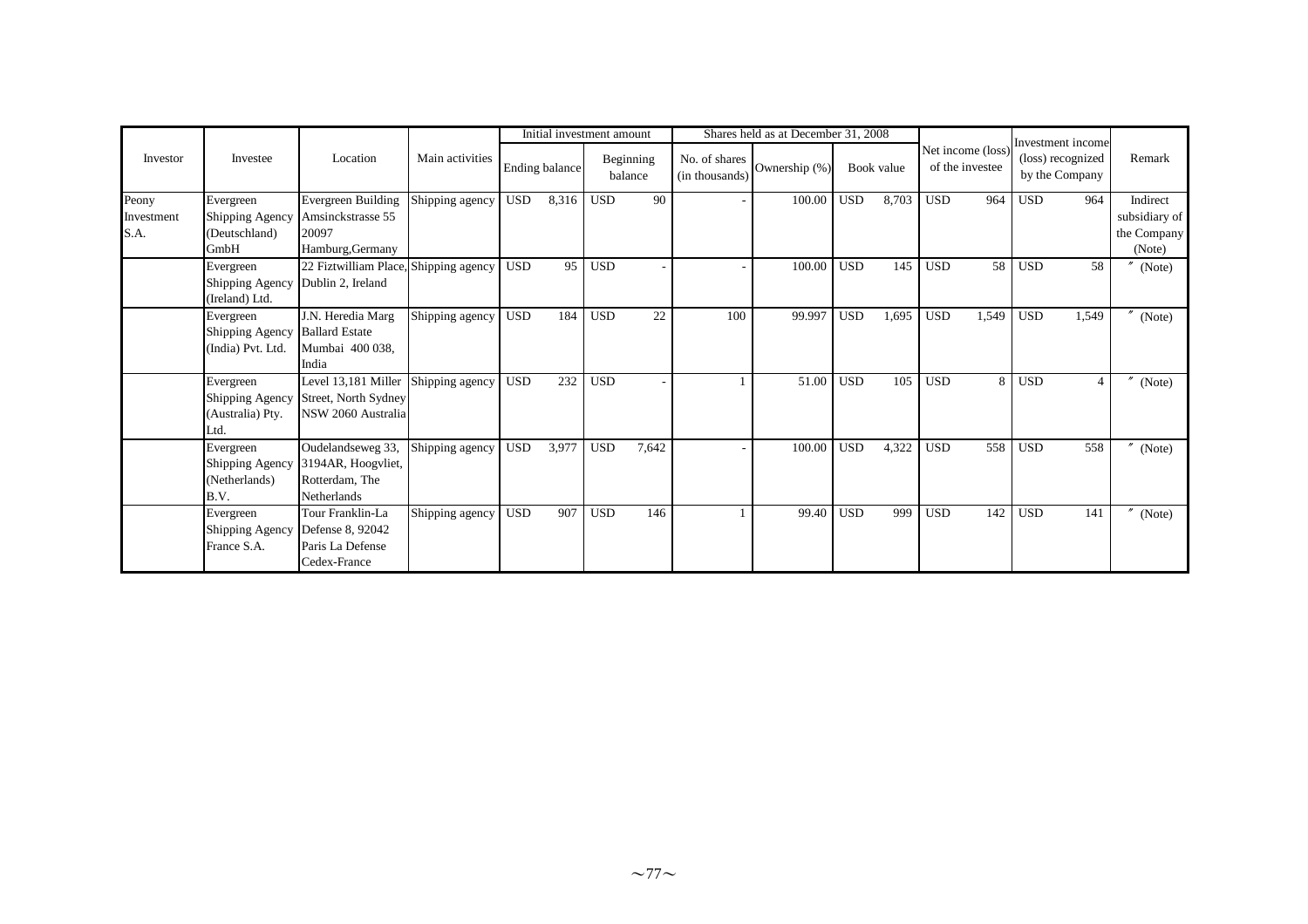| Investor | Investee | Location | Main activities | Initial investment amount | | | | Shares held as at December 31, 2008 | | | | Net income (loss) of the investee | | Investment income (loss) recognized by the Company | | Remark |
|---|---|---|---|---|---|---|---|---|---|---|---|---|---|---|---|---|
| | | | | Ending balance | | Beginning balance | | No. of shares (in thousands) | Ownership (%) | Book value | | | | | | |
| Peony Investment S.A. | Evergreen Shipping Agency (Deutschland) GmbH | Evergreen Building Amsinckstrasse 55 20097 Hamburg,Germany | Shipping agency | USD | 8,316 | USD | 90 | - | 100.00 | USD | 8,703 | USD | 964 | USD | 964 | Indirect subsidiary of the Company (Note) |
| | Evergreen Shipping Agency (Ireland) Ltd. | 22 Fiztwilliam Place, Dublin 2, Ireland | Shipping agency | USD | 95 | USD | - | - | 100.00 | USD | 145 | USD | 58 | USD | 58 | 〃 (Note) |
| | Evergreen Shipping Agency (India) Pvt. Ltd. | J.N. Heredia Marg Ballard Estate Mumbai 400 038, India | Shipping agency | USD | 184 | USD | 22 | 100 | 99.997 | USD | 1,695 | USD | 1,549 | USD | 1,549 | 〃 (Note) |
| | Evergreen Shipping Agency (Australia) Pty. Ltd. | Level 13,181 Miller Street, North Sydney NSW 2060 Australia | Shipping agency | USD | 232 | USD | - | 1 | 51.00 | USD | 105 | USD | 8 | USD | 4 | 〃 (Note) |
| | Evergreen Shipping Agency (Netherlands) B.V. | Oudelandseweg 33, 3194AR, Hoogvliet, Rotterdam, The Netherlands | Shipping agency | USD | 3,977 | USD | 7,642 | - | 100.00 | USD | 4,322 | USD | 558 | USD | 558 | 〃 (Note) |
| | Evergreen Shipping Agency France S.A. | Tour Franklin-La Defense 8, 92042 Paris La Defense Cedex-France | Shipping agency | USD | 907 | USD | 146 | 1 | 99.40 | USD | 999 | USD | 142 | USD | 141 | 〃 (Note) |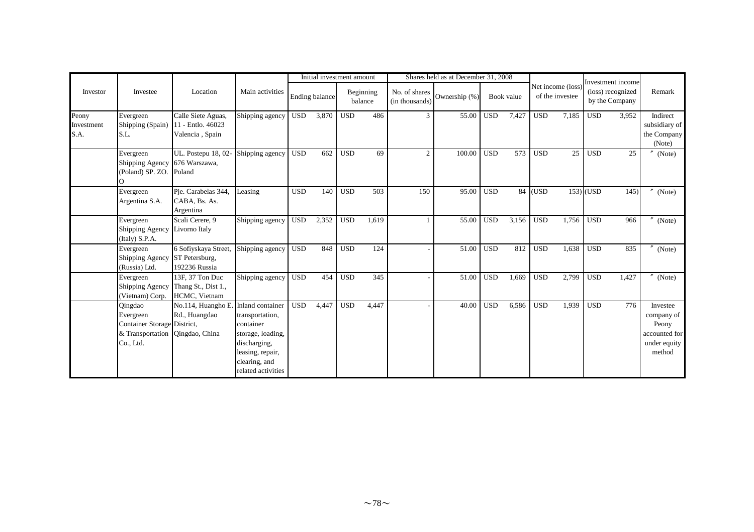| Investor | Investee | Location | Main activities | Initial investment amount | | Shares held as at December 31, 2008 | | | Net income (loss) of the investee | Investment income (loss) recognized by the Company | Remark |
|---|---|---|---|---|---|---|---|---|---|---|---|
| | | | | Ending balance | Beginning balance | No. of shares (in thousands) | Ownership (%) | Book value | | | |
| Peony Investment S.A. | Evergreen Shipping (Spain) S.L. | Calle Siete Aguas, 11 - Entlo. 46023 Valencia , Spain | Shipping agency | USD 3,870 | USD 486 | 3 | 55.00 | USD 7,427 | USD 7,185 | USD 3,952 | Indirect subsidiary of the Company (Note) |
| | Evergreen Shipping Agency (Poland) SP. ZO. O | UL. Postepu 18, 02-676 Warszawa, Poland | Shipping agency | USD 662 | USD 69 | 2 | 100.00 | USD 573 | USD 25 | USD 25 | 〃 (Note) |
| | Evergreen Argentina S.A. | Pje. Carabelas 344, CABA, Bs. As. Argentina | Leasing | USD 140 | USD 503 | 150 | 95.00 | USD 84 | (USD 153) | (USD 145) | 〃 (Note) |
| | Evergreen Shipping Agency (Italy) S.P.A. | Scali Cerere, 9 Livorno Italy | Shipping agency | USD 2,352 | USD 1,619 | 1 | 55.00 | USD 3,156 | USD 1,756 | USD 966 | 〃 (Note) |
| | Evergreen Shipping Agency (Russia) Ltd. | 6 Sofiyskaya Street, ST Petersburg, 192236 Russia | Shipping agency | USD 848 | USD 124 | - | 51.00 | USD 812 | USD 1,638 | USD 835 | 〃 (Note) |
| | Evergreen Shipping Agency (Vietnam) Corp. | 13F, 37 Ton Duc Thang St., Dist 1., HCMC, Vietnam | Shipping agency | USD 454 | USD 345 | - | 51.00 | USD 1,669 | USD 2,799 | USD 1,427 | 〃 (Note) |
| | Qingdao Evergreen Container Storage & Transportation Co., Ltd. | No.114, Huangho E. Rd., Huangdao District, Qingdao, China | Inland container transportation, container storage, loading, discharging, leasing, repair, clearing, and related activities | USD 4,447 | USD 4,447 | - | 40.00 | USD 6,586 | USD 1,939 | USD 776 | Investee company of Peony accounted for under equity method |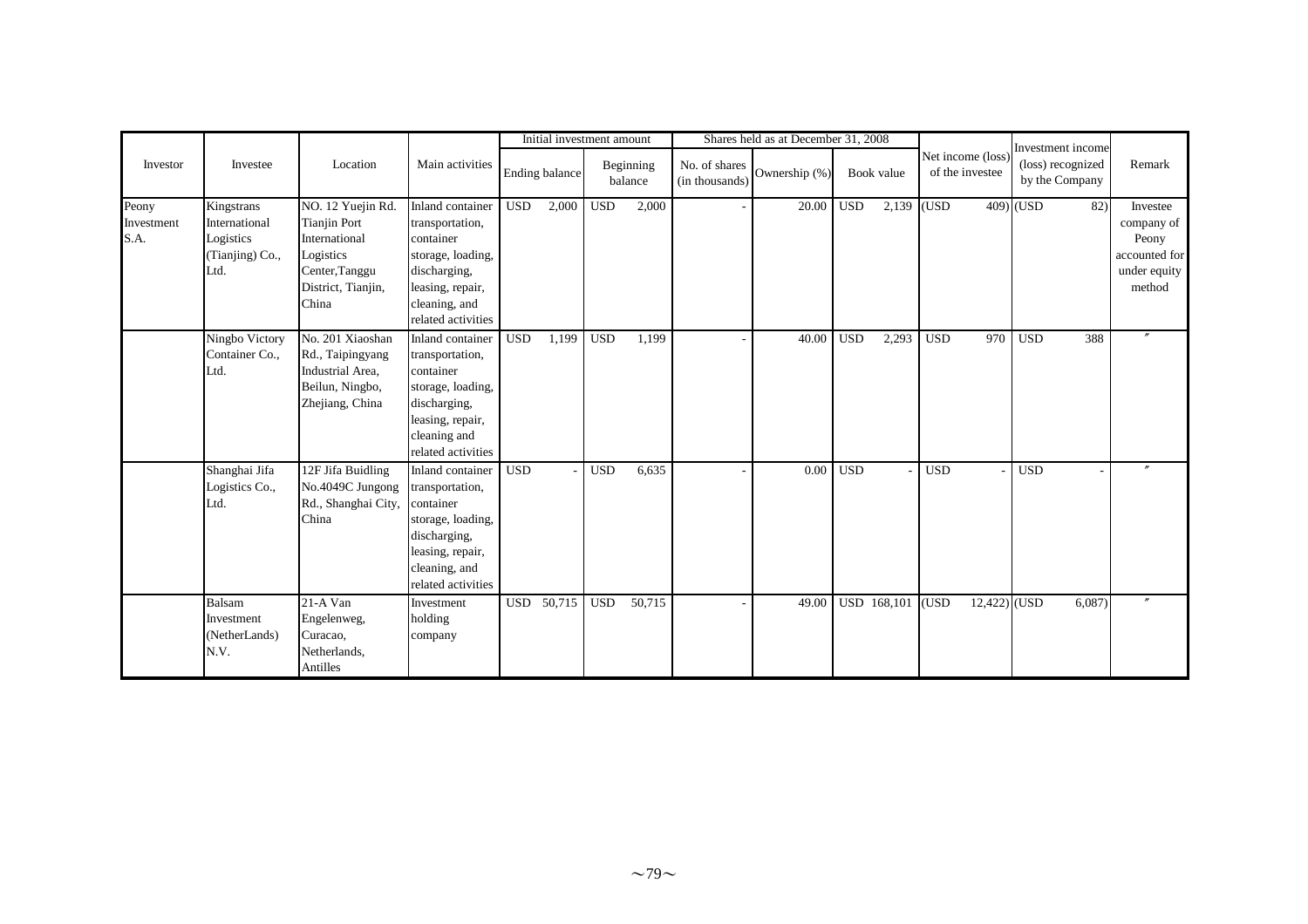| Investor | Investee | Location | Main activities | Initial investment amount | | Shares held as at December 31, 2008 | | | Net income (loss) of the investee | Investment income (loss) recognized by the Company | Remark |
|---|---|---|---|---|---|---|---|---|---|---|---|
| | | | | Ending balance | Beginning balance | No. of shares (in thousands) | Ownership (%) | Book value | | | |
| Peony Investment S.A. | Kingstrans International Logistics (Tianjing) Co., Ltd. | NO. 12 Yuejin Rd. Tianjin Port International Logistics Center,Tanggu District, Tianjin, China | Inland container transportation, container storage, loading, discharging, leasing, repair, cleaning, and related activities | USD 2,000 | USD 2,000 | - | 20.00 | USD 2,139 | (USD 409) | (USD 82) | Investee company of Peony accounted for under equity method |
| | Ningbo Victory Container Co., Ltd. | No. 201 Xiaoshan Rd., Taipingyang Industrial Area, Beilun, Ningbo, Zhejiang, China | Inland container transportation, container storage, loading, discharging, leasing, repair, cleaning and related activities | USD 1,199 | USD 1,199 | - | 40.00 | USD 2,293 | USD 970 | USD 388 | 〃 |
| | Shanghai Jifa Logistics Co., Ltd. | 12F Jifa Buidling No.4049C Jungong Rd., Shanghai City, China | Inland container transportation, container storage, loading, discharging, leasing, repair, cleaning, and related activities | USD - | USD 6,635 | - | 0.00 | USD - | USD - | USD - | 〃 |
| | Balsam Investment (NetherLands) N.V. | 21-A Van Engelenweg, Curacao, Netherlands, Antilles | Investment holding company | USD 50,715 | USD 50,715 | - | 49.00 | USD 168,101 | (USD 12,422) | (USD 6,087) | 〃 |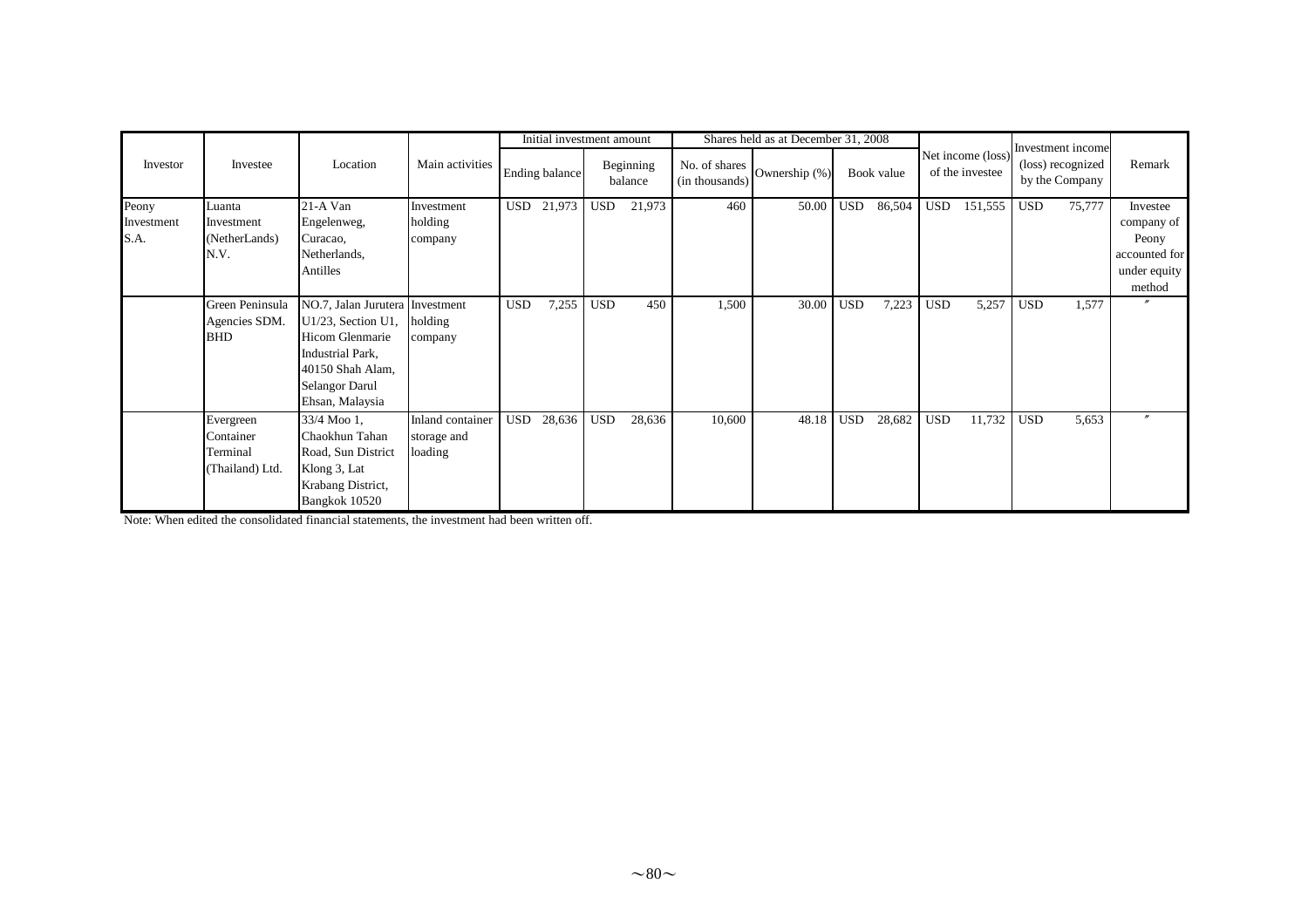| Investor | Investee | Location | Main activities | Initial investment amount | | Shares held as at December 31, 2008 | | | Net income (loss) of the investee | Investment income (loss) recognized by the Company | Remark |
|---|---|---|---|---|---|---|---|---|---|---|---|
| | | | | Ending balance | Beginning balance | No. of shares (in thousands) | Ownership (%) | Book value | | | |
| Peony Investment S.A. | Luanta Investment (NetherLands) N.V. | 21-A Van Engelenweg, Curacao, Netherlands, Antilles | Investment holding company | USD 21,973 | USD 21,973 | 460 | 50.00 | USD 86,504 | USD 151,555 | USD 75,777 | Investee company of Peony accounted for under equity method |
| | Green Peninsula Agencies SDM. BHD | NO.7, Jalan Jurutera U1/23, Section U1, Hicom Glenmarie Industrial Park, 40150 Shah Alam, Selangor Darul Ehsan, Malaysia | Investment holding company | USD 7,255 | USD 450 | 1,500 | 30.00 | USD 7,223 | USD 5,257 | USD 1,577 | 〃 |
| | Evergreen Container Terminal (Thailand) Ltd. | 33/4 Moo 1, Chaokhun Tahan Road, Sun District Klong 3, Lat Krabang District, Bangkok 10520 | Inland container storage and loading | USD 28,636 | USD 28,636 | 10,600 | 48.18 | USD 28,682 | USD 11,732 | USD 5,653 | 〃 |

Note: When edited the consolidated financial statements, the investment had been written off.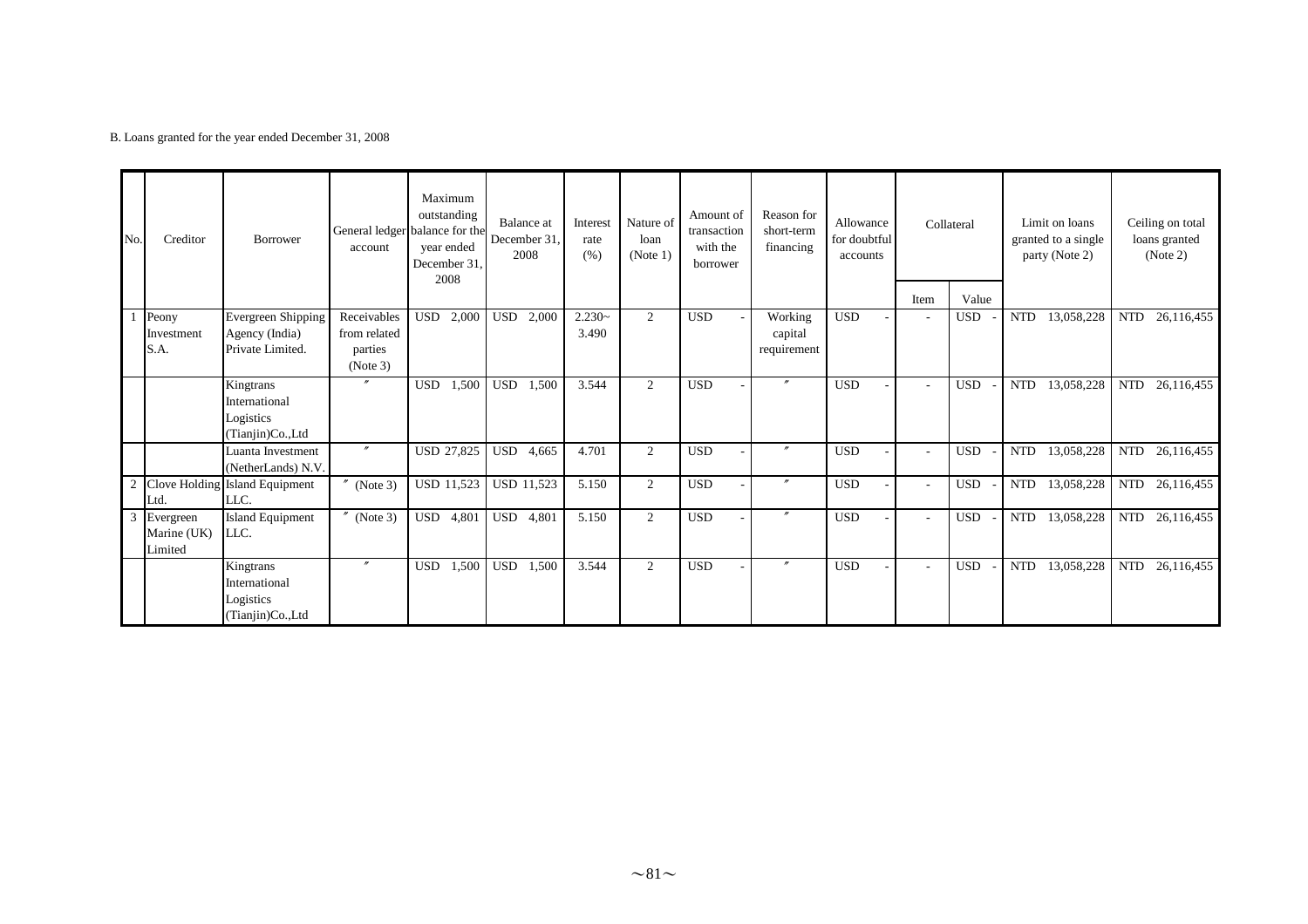B. Loans granted for the year ended December 31, 2008

| No. | Creditor | Borrower | General ledger account | Maximum outstanding balance for the year ended December 31, 2008 | Balance at December 31, 2008 | Interest rate (%) | Nature of loan (Note 1) | Amount of transaction with the borrower | Reason for short-term financing | Allowance for doubtful accounts | Collateral | | Limit on loans granted to a single party (Note 2) | Ceiling on total loans granted (Note 2) |
|---|---|---|---|---|---|---|---|---|---|---|---|---|---|---|
| | | | | | | | | | | | Item | Value | | |
| 1 | Peony Investment S.A. | Evergreen Shipping Agency (India) Private Limited. | Receivables from related parties (Note 3) | USD 2,000 | USD 2,000 | 2.230~ 3.490 | 2 | USD - | Working capital requirement | USD - | - | USD - | NTD 13,058,228 | NTD 26,116,455 |
| | | Kingtrans International Logistics (Tianjin)Co.,Ltd | 〃 | USD 1,500 | USD 1,500 | 3.544 | 2 | USD - | 〃 | USD - | - | USD - | NTD 13,058,228 | NTD 26,116,455 |
| | | Luanta Investment (NetherLands) N.V. | 〃 | USD 27,825 | USD 4,665 | 4.701 | 2 | USD - | 〃 | USD - | - | USD - | NTD 13,058,228 | NTD 26,116,455 |
| 2 | Clove Holding Ltd. | Island Equipment LLC. | 〃 (Note 3) | USD 11,523 | USD 11,523 | 5.150 | 2 | USD - | 〃 | USD - | - | USD - | NTD 13,058,228 | NTD 26,116,455 |
| 3 | Evergreen Marine (UK) Limited | Island Equipment LLC. | 〃 (Note 3) | USD 4,801 | USD 4,801 | 5.150 | 2 | USD - | 〃 | USD - | - | USD - | NTD 13,058,228 | NTD 26,116,455 |
| | | Kingtrans International Logistics (Tianjin)Co.,Ltd | 〃 | USD 1,500 | USD 1,500 | 3.544 | 2 | USD - | 〃 | USD - | - | USD - | NTD 13,058,228 | NTD 26,116,455 |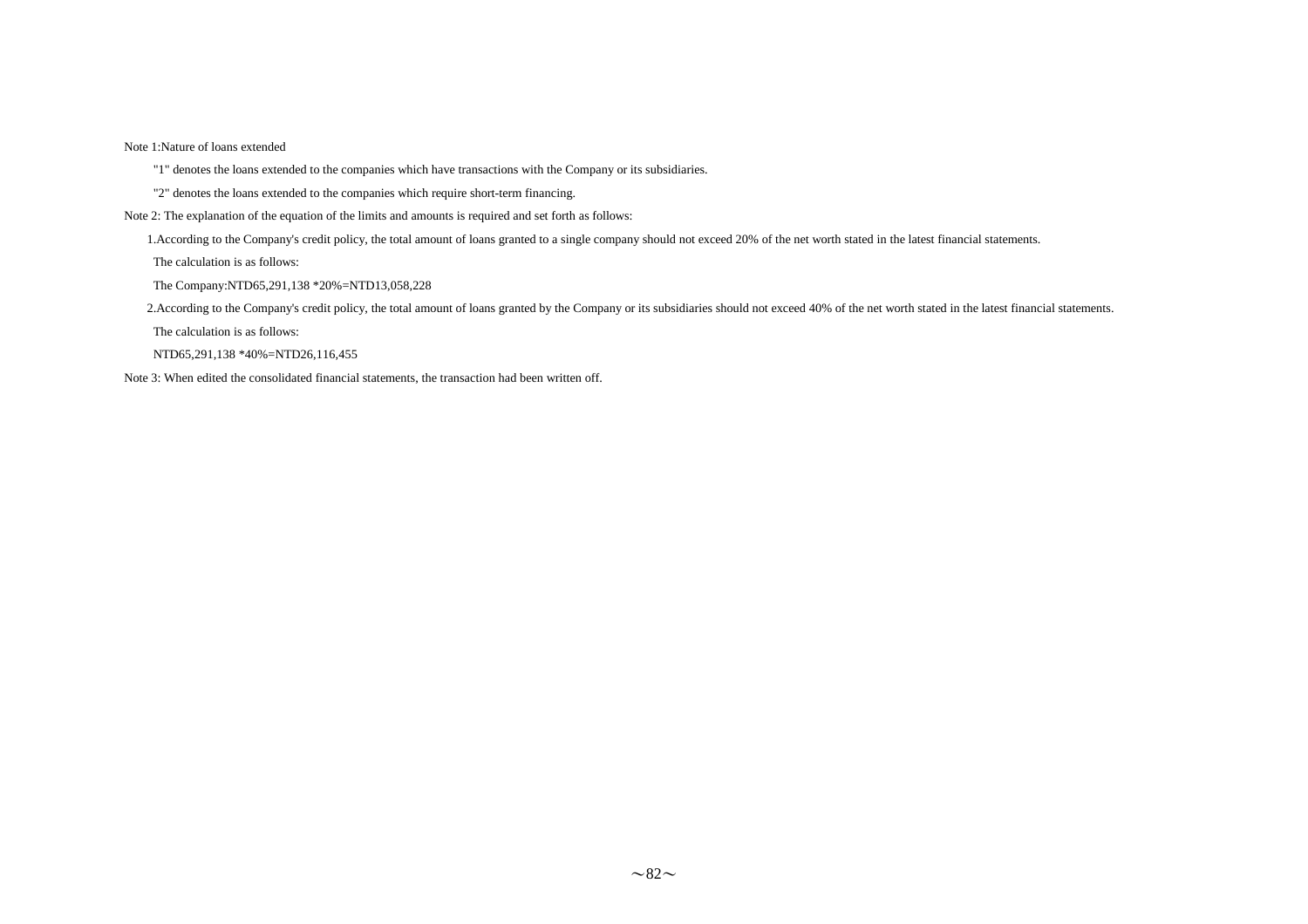Note 1:Nature of loans extended

"1" denotes the loans extended to the companies which have transactions with the Company or its subsidiaries.

"2" denotes the loans extended to the companies which require short-term financing.

Note 2: The explanation of the equation of the limits and amounts is required and set forth as follows:

1.According to the Company's credit policy, the total amount of loans granted to a single company should not exceed 20% of the net worth stated in the latest financial statements.

The calculation is as follows:

The Company:NTD65,291,138 *20%=NTD13,058,228

2.According to the Company's credit policy, the total amount of loans granted by the Company or its subsidiaries should not exceed 40% of the net worth stated in the latest financial statements.

The calculation is as follows:

NTD65,291,138 *40%=NTD26,116,455

Note 3: When edited the consolidated financial statements, the transaction had been written off.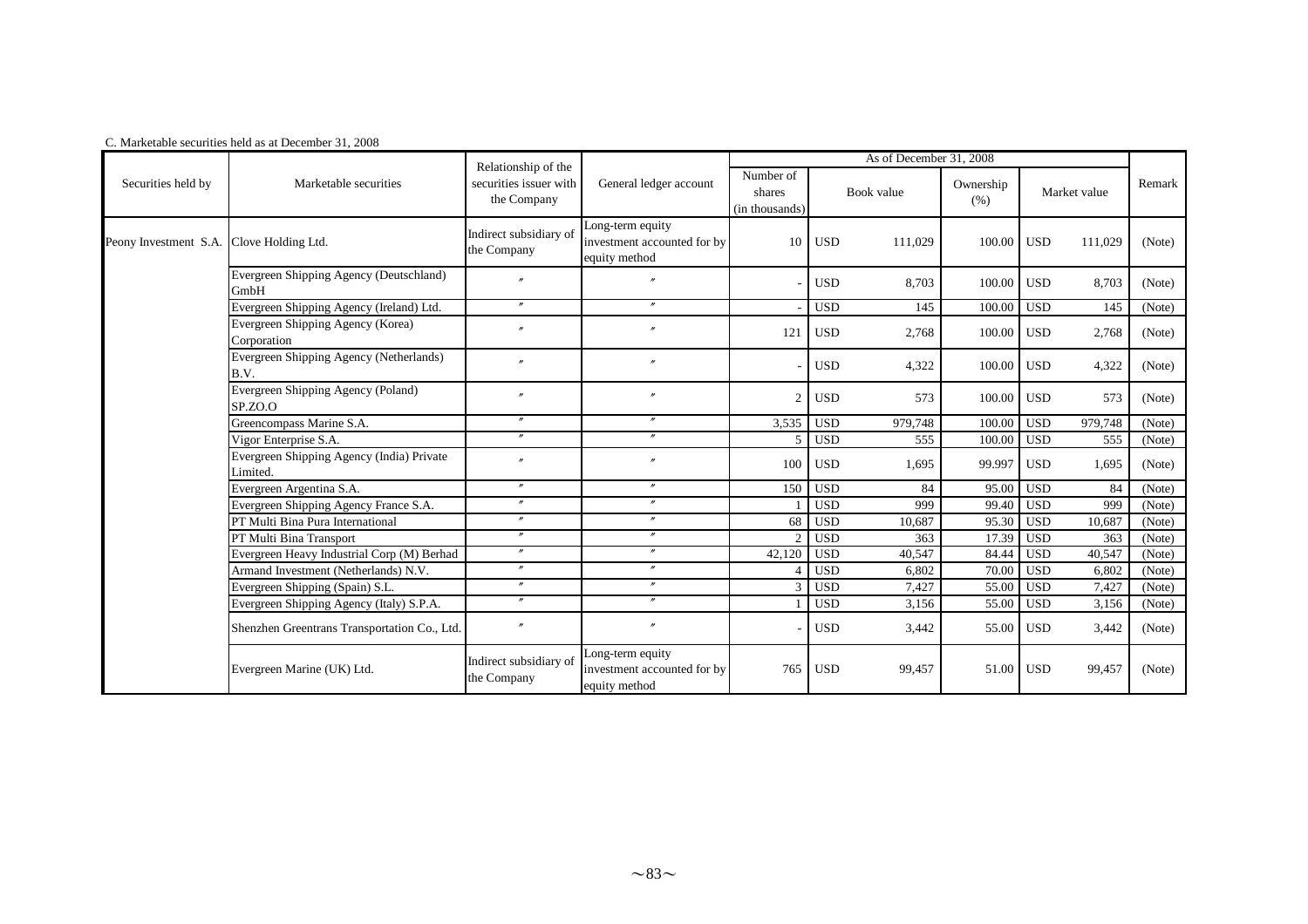C. Marketable securities held as at December 31, 2008

| Securities held by | Marketable securities | Relationship of the securities issuer with the Company | General ledger account | As of December 31, 2008 | | | | | | Remark |
|---|---|---|---|---|---|---|---|---|---|---|
| | | | | Number of shares (in thousands) | Book value | | Ownership (%) | Market value | | |
| Peony Investment S.A. | Clove Holding Ltd. | Indirect subsidiary of the Company | Long-term equity investment accounted for by equity method | 10 | USD | 111,029 | 100.00 | USD | 111,029 | (Note) |
| | Evergreen Shipping Agency (Deutschland) GmbH | 〃 | 〃 | - | USD | 8,703 | 100.00 | USD | 8,703 | (Note) |
| | Evergreen Shipping Agency (Ireland) Ltd. | 〃 | 〃 | - | USD | 145 | 100.00 | USD | 145 | (Note) |
| | Evergreen Shipping Agency (Korea) Corporation | 〃 | 〃 | 121 | USD | 2,768 | 100.00 | USD | 2,768 | (Note) |
| | Evergreen Shipping Agency (Netherlands) B.V. | 〃 | 〃 | - | USD | 4,322 | 100.00 | USD | 4,322 | (Note) |
| | Evergreen Shipping Agency (Poland) SP.ZO.O | 〃 | 〃 | 2 | USD | 573 | 100.00 | USD | 573 | (Note) |
| | Greencompass Marine S.A. | 〃 | 〃 | 3,535 | USD | 979,748 | 100.00 | USD | 979,748 | (Note) |
| | Vigor Enterprise S.A. | 〃 | 〃 | 5 | USD | 555 | 100.00 | USD | 555 | (Note) |
| | Evergreen Shipping Agency (India) Private Limited. | 〃 | 〃 | 100 | USD | 1,695 | 99.997 | USD | 1,695 | (Note) |
| | Evergreen Argentina S.A. | 〃 | 〃 | 150 | USD | 84 | 95.00 | USD | 84 | (Note) |
| | Evergreen Shipping Agency France S.A. | 〃 | 〃 | 1 | USD | 999 | 99.40 | USD | 999 | (Note) |
| | PT Multi Bina Pura International | 〃 | 〃 | 68 | USD | 10,687 | 95.30 | USD | 10,687 | (Note) |
| | PT Multi Bina Transport | 〃 | 〃 | 2 | USD | 363 | 17.39 | USD | 363 | (Note) |
| | Evergreen Heavy Industrial Corp (M) Berhad | 〃 | 〃 | 42,120 | USD | 40,547 | 84.44 | USD | 40,547 | (Note) |
| | Armand Investment (Netherlands) N.V. | 〃 | 〃 | 4 | USD | 6,802 | 70.00 | USD | 6,802 | (Note) |
| | Evergreen Shipping (Spain) S.L. | 〃 | 〃 | 3 | USD | 7,427 | 55.00 | USD | 7,427 | (Note) |
| | Evergreen Shipping Agency (Italy) S.P.A. | 〃 | 〃 | 1 | USD | 3,156 | 55.00 | USD | 3,156 | (Note) |
| | Shenzhen Greentrans Transportation Co., Ltd. | 〃 | 〃 | - | USD | 3,442 | 55.00 | USD | 3,442 | (Note) |
| | Evergreen Marine (UK) Ltd. | Indirect subsidiary of the Company | Long-term equity investment accounted for by equity method | 765 | USD | 99,457 | 51.00 | USD | 99,457 | (Note) |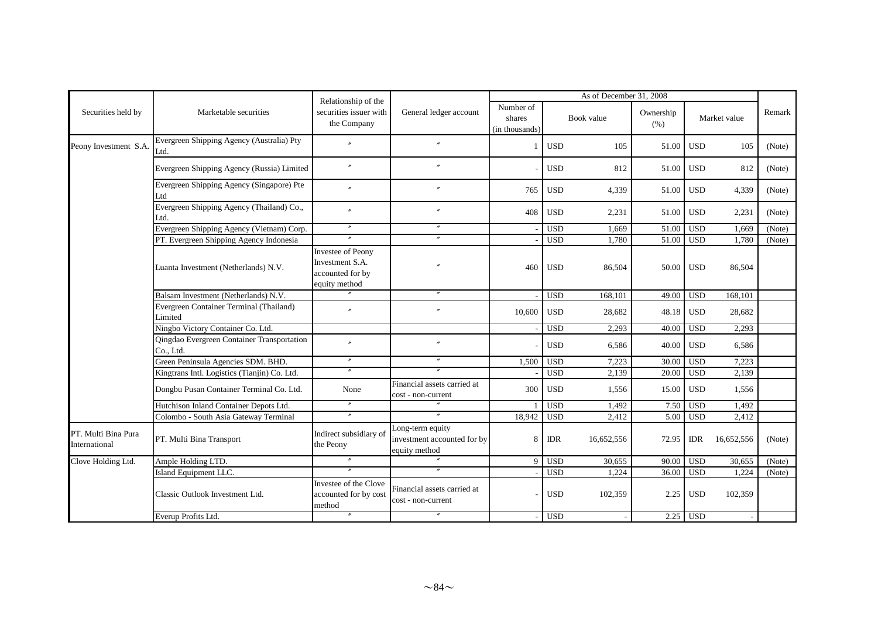| Securities held by | Marketable securities | Relationship of the securities issuer with the Company | General ledger account | As of December 31, 2008 | | | | | | | Remark |
|---|---|---|---|---|---|---|---|---|---|---|---|
| | | | | Number of shares (in thousands) | Book value | | Ownership (%) | Market value | | | |
| Peony Investment S.A. | Evergreen Shipping Agency (Australia) Pty Ltd. | 〃 | 〃 | 1 | USD | 105 | 51.00 | USD | 105 | | (Note) |
| | Evergreen Shipping Agency (Russia) Limited | 〃 | 〃 | - | USD | 812 | 51.00 | USD | 812 | | (Note) |
| | Evergreen Shipping Agency (Singapore) Pte Ltd | 〃 | 〃 | 765 | USD | 4,339 | 51.00 | USD | 4,339 | | (Note) |
| | Evergreen Shipping Agency (Thailand) Co., Ltd. | 〃 | 〃 | 408 | USD | 2,231 | 51.00 | USD | 2,231 | | (Note) |
| | Evergreen Shipping Agency (Vietnam) Corp. | 〃 | 〃 | - | USD | 1,669 | 51.00 | USD | 1,669 | | (Note) |
| | PT. Evergreen Shipping Agency Indonesia | 〃 | 〃 | - | USD | 1,780 | 51.00 | USD | 1,780 | | (Note) |
| | Luanta Investment (Netherlands) N.V. | Investee of Peony Investment S.A. accounted for by equity method | 〃 | 460 | USD | 86,504 | 50.00 | USD | 86,504 | | |
| | Balsam Investment (Netherlands) N.V. | 〃 | 〃 | - | USD | 168,101 | 49.00 | USD | 168,101 | | |
| | Evergreen Container Terminal (Thailand) Limited | 〃 | 〃 | 10,600 | USD | 28,682 | 48.18 | USD | 28,682 | | |
| | Ningbo Victory Container Co. Ltd. | | | - | USD | 2,293 | 40.00 | USD | 2,293 | | |
| | Qingdao Evergreen Container Transportation Co., Ltd. | 〃 | 〃 | - | USD | 6,586 | 40.00 | USD | 6,586 | | |
| | Green Peninsula Agencies SDM. BHD. | 〃 | 〃 | 1,500 | USD | 7,223 | 30.00 | USD | 7,223 | | |
| | Kingtrans Intl. Logistics (Tianjin) Co. Ltd. | 〃 | 〃 | - | USD | 2,139 | 20.00 | USD | 2,139 | | |
| | Dongbu Pusan Container Terminal Co. Ltd. | None | Financial assets carried at cost - non-current | 300 | USD | 1,556 | 15.00 | USD | 1,556 | | |
| | Hutchison Inland Container Depots Ltd. | 〃 | 〃 | 1 | USD | 1,492 | 7.50 | USD | 1,492 | | |
| | Colombo - South Asia Gateway Terminal | 〃 | 〃 | 18,942 | USD | 2,412 | 5.00 | USD | 2,412 | | |
| PT. Multi Bina Pura International | PT. Multi Bina Transport | Indirect subsidiary of the Peony | Long-term equity investment accounted for by equity method | 8 | IDR | 16,652,556 | 72.95 | IDR | 16,652,556 | | (Note) |
| Clove Holding Ltd. | Ample Holding LTD. | 〃 | 〃 | 9 | USD | 30,655 | 90.00 | USD | 30,655 | | (Note) |
| | Island Equipment LLC. | 〃 | 〃 | - | USD | 1,224 | 36.00 | USD | 1,224 | | (Note) |
| | Classic Outlook Investment Ltd. | Investee of the Clove accounted for by cost method | Financial assets carried at cost - non-current | - | USD | 102,359 | 2.25 | USD | 102,359 | | |
| | Everup Profits Ltd. | 〃 | 〃 | - | USD | - | 2.25 | USD | - | | |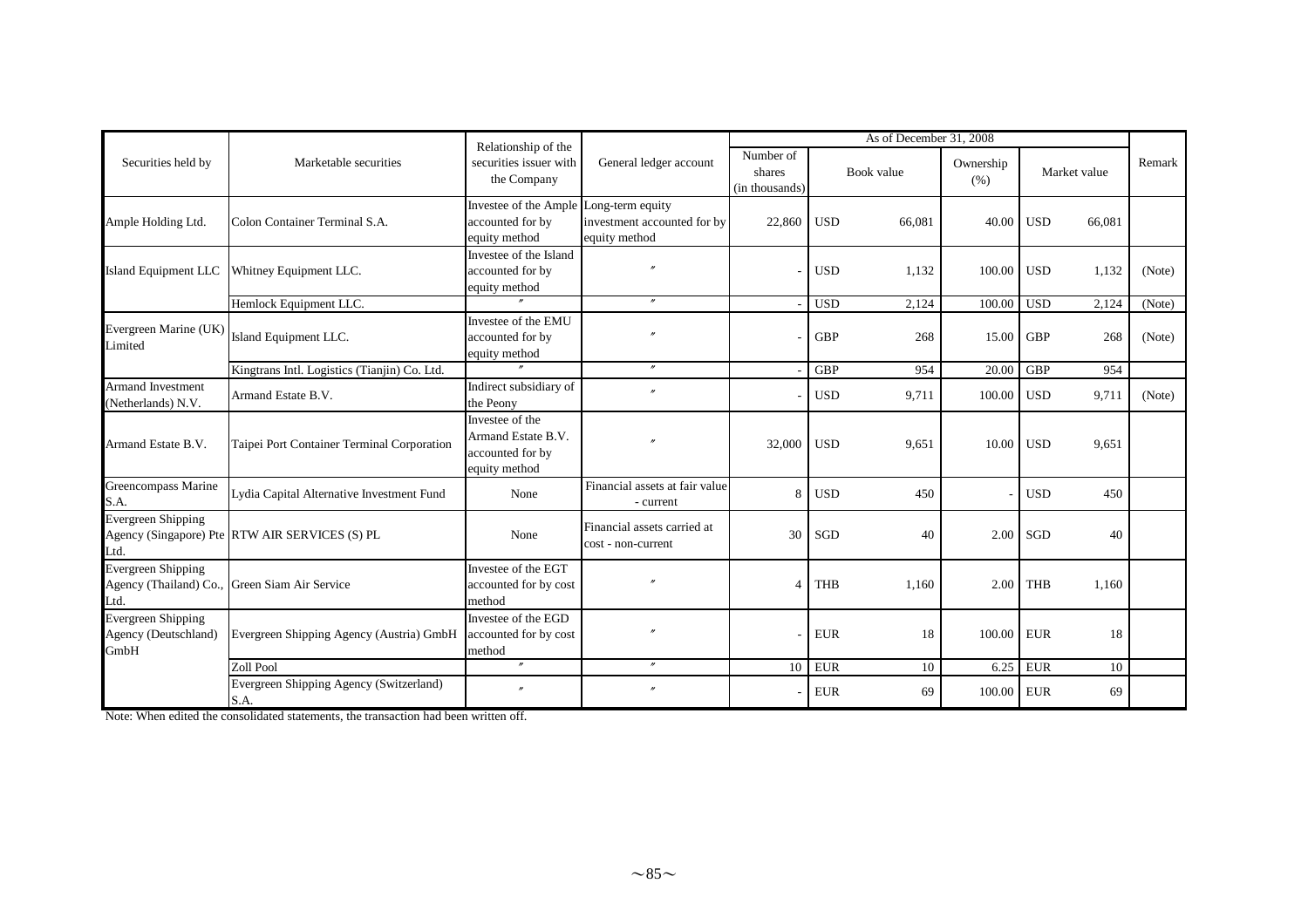| Securities held by | Marketable securities | Relationship of the securities issuer with the Company | General ledger account | As of December 31, 2008 | | | | | | | Remark |
|---|---|---|---|---|---|---|---|---|---|---|---|
| | | | | Number of shares (in thousands) | Book value | | Ownership (%) | Market value | | | |
| Ample Holding Ltd. | Colon Container Terminal S.A. | Investee of the Ample accounted for by equity method | Long-term equity investment accounted for by equity method | 22,860 | USD | 66,081 | 40.00 | USD | 66,081 | | |
| Island Equipment LLC | Whitney Equipment LLC. | Investee of the Island accounted for by equity method | 〃 | - | USD | 1,132 | 100.00 | USD | 1,132 | | (Note) |
| | Hemlock Equipment LLC. | 〃 | 〃 | - | USD | 2,124 | 100.00 | USD | 2,124 | | (Note) |
| Evergreen Marine (UK) Limited | Island Equipment LLC. | Investee of the EMU accounted for by equity method | 〃 | - | GBP | 268 | 15.00 | GBP | 268 | | (Note) |
| | Kingtrans Intl. Logistics (Tianjin) Co. Ltd. | 〃 | 〃 | - | GBP | 954 | 20.00 | GBP | 954 | | |
| Armand Investment (Netherlands) N.V. | Armand Estate B.V. | Indirect subsidiary of the Peony | 〃 | - | USD | 9,711 | 100.00 | USD | 9,711 | | (Note) |
| Armand Estate B.V. | Taipei Port Container Terminal Corporation | Investee of the Armand Estate B.V. accounted for by equity method | 〃 | 32,000 | USD | 9,651 | 10.00 | USD | 9,651 | | |
| Greencompass Marine S.A. | Lydia Capital Alternative Investment Fund | None | Financial assets at fair value - current | 8 | USD | 450 | - | USD | 450 | | |
| Evergreen Shipping Agency (Singapore) Pte Ltd. | RTW AIR SERVICES (S) PL | None | Financial assets carried at cost - non-current | 30 | SGD | 40 | 2.00 | SGD | 40 | | |
| Evergreen Shipping Agency (Thailand) Co., Ltd. | Green Siam Air Service | Investee of the EGT accounted for by cost method | 〃 | 4 | THB | 1,160 | 2.00 | THB | 1,160 | | |
| Evergreen Shipping Agency (Deutschland) GmbH | Evergreen Shipping Agency (Austria) GmbH | Investee of the EGD accounted for by cost method | 〃 | - | EUR | 18 | 100.00 | EUR | 18 | | |
| | Zoll Pool | 〃 | 〃 | 10 | EUR | 10 | 6.25 | EUR | 10 | | |
| | Evergreen Shipping Agency (Switzerland) S.A. | 〃 | 〃 | - | EUR | 69 | 100.00 | EUR | 69 | | |

Note: When edited the consolidated statements, the transaction had been written off.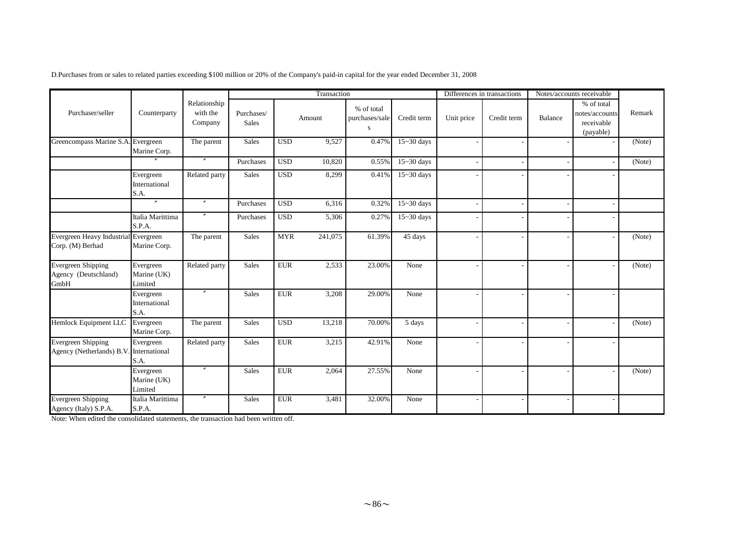D.Purchases from or sales to related parties exceeding $100 million or 20% of the Company's paid-in capital for the year ended December 31, 2008

| Purchaser/seller | Counterparty | Relationship with the Company | Transaction | | | | | Differences in transactions | | Notes/accounts receivable | | Remark |
|---|---|---|---|---|---|---|---|---|---|---|---|---|
| | | | Purchases/ Sales | Amount | | % of total purchases/sales | Credit term | Unit price | Credit term | Balance | % of total notes/accounts receivable (payable) | |
| Greencompass Marine S.A. | Evergreen Marine Corp. | The parent | Sales | USD | 9,527 | 0.47% | 15~30 days | - | - | - | - | (Note) |
| | 〃 | 〃 | Purchases | USD | 10,820 | 0.55% | 15~30 days | - | - | - | - | (Note) |
| | Evergreen International S.A. | Related party | Sales | USD | 8,299 | 0.41% | 15~30 days | - | - | - | - | |
| | 〃 | 〃 | Purchases | USD | 6,316 | 0.32% | 15~30 days | - | - | - | - | |
| | Italia Marittima S.P.A. | 〃 | Purchases | USD | 5,306 | 0.27% | 15~30 days | - | - | - | - | |
| Evergreen Heavy Industrial Corp. (M) Berhad | Evergreen Marine Corp. | The parent | Sales | MYR | 241,075 | 61.39% | 45 days | - | - | - | - | (Note) |
| Evergreen Shipping Agency (Deutschland) GmbH | Evergreen Marine (UK) Limited | Related party | Sales | EUR | 2,533 | 23.00% | None | - | - | - | - | (Note) |
| | Evergreen International S.A. | 〃 | Sales | EUR | 3,208 | 29.00% | None | - | - | - | - | |
| Hemlock Equipment LLC | Evergreen Marine Corp. | The parent | Sales | USD | 13,218 | 70.00% | 5 days | - | - | - | - | (Note) |
| Evergreen Shipping Agency (Netherlands) B.V. | Evergreen International S.A. | Related party | Sales | EUR | 3,215 | 42.91% | None | - | - | - | - | |
| | Evergreen Marine (UK) Limited | 〃 | Sales | EUR | 2,064 | 27.55% | None | - | - | - | - | (Note) |
| Evergreen Shipping Agency (Italy) S.P.A. | Italia Marittima S.P.A. | 〃 | Sales | EUR | 3,481 | 32.00% | None | - | - | - | - | |

Note: When edited the consolidated statements, the transaction had been written off.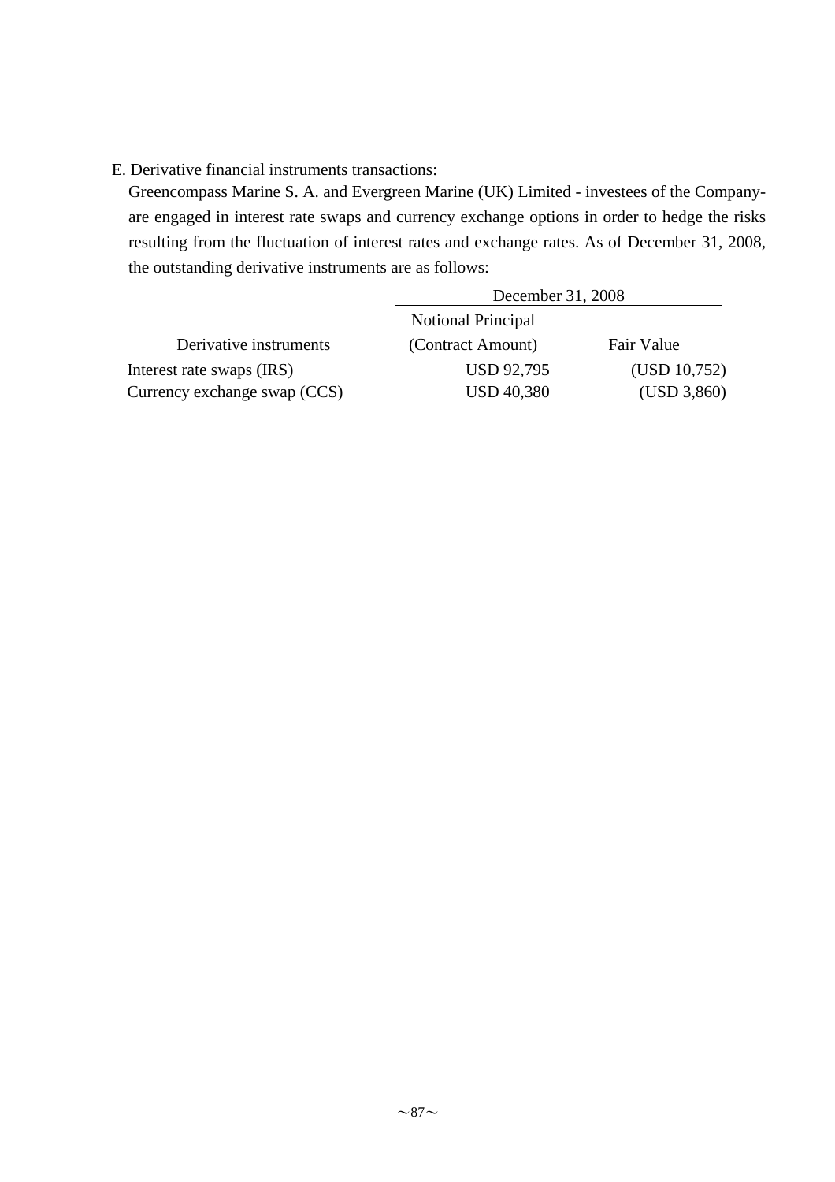E. Derivative financial instruments transactions:

Greencompass Marine S. A. and Evergreen Marine (UK) Limited - investees of the Company- are engaged in interest rate swaps and currency exchange options in order to hedge the risks resulting from the fluctuation of interest rates and exchange rates. As of December 31, 2008, the outstanding derivative instruments are as follows:

| | December 31, 2008 | |
|---|---|---|
| Derivative instruments | Notional Principal (Contract Amount) | Fair Value |
| Interest rate swaps (IRS) | USD 92,795 | (USD 10,752) |
| Currency exchange swap (CCS) | USD 40,380 | (USD 3,860) |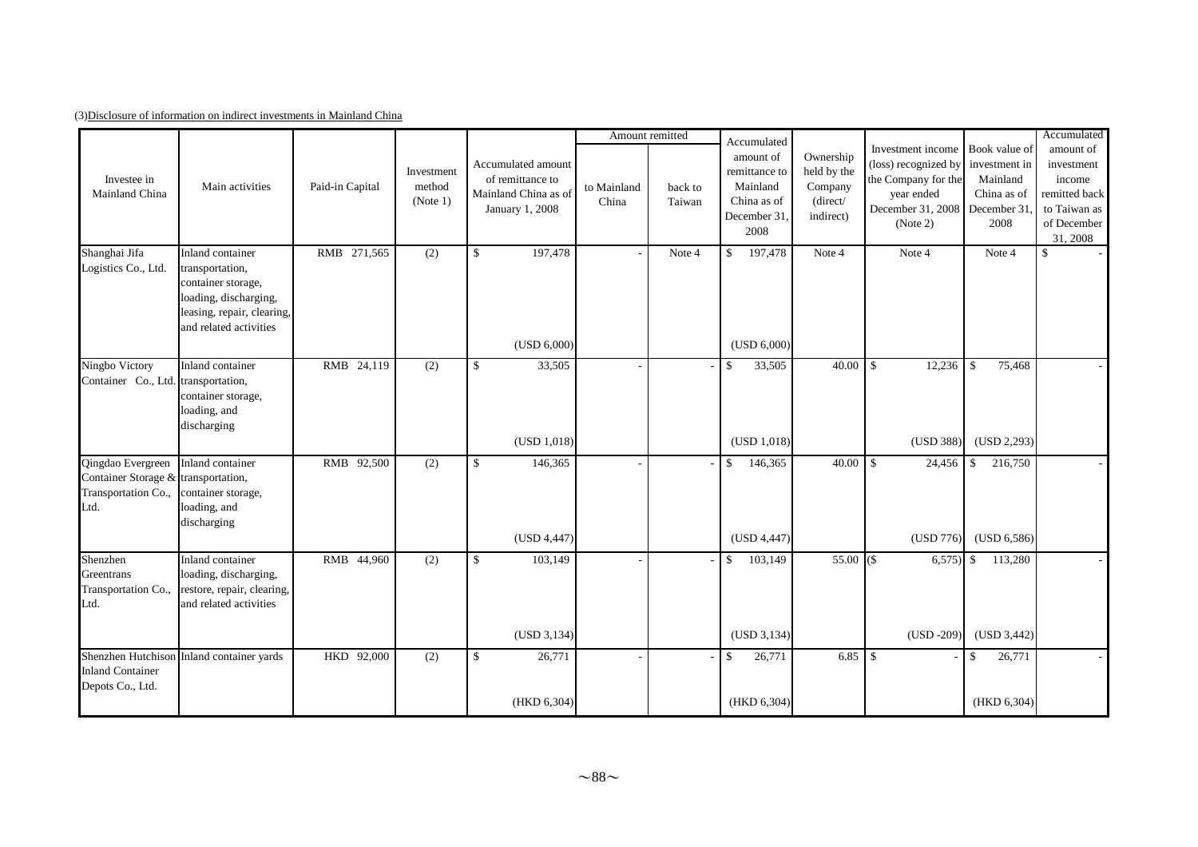(3)Disclosure of information on indirect investments in Mainland China

| Investee in Mainland China | Main activities | Paid-in Capital | Investment method (Note 1) | Accumulated amount of remittance to Mainland China as of January 1, 2008 | Amount remitted | | Accumulated amount of remittance to Mainland China as of December 31, 2008 | Ownership held by the Company (direct/ indirect) | Investment income (loss) recognized by the Company for the year ended December 31, 2008 (Note 2) | Book value of investment in Mainland China as of December 31, 2008 | Accumulated amount of investment income remitted back to Taiwan as of December 31, 2008 |
|---|---|---|---|---|---|---|---|---|---|---|---|
| | | | | | to Mainland China | back to Taiwan | | | | | |
| Shanghai Jifa Logistics Co., Ltd. | Inland container transportation, container storage, loading, discharging, leasing, repair, clearing, and related activities | RMB 271,565 | (2) | $ 197,478 (USD 6,000) | - | Note 4 | $ 197,478 (USD 6,000) | Note 4 | Note 4 | Note 4 | $ - |
| Ningbo Victory Container Co., Ltd. | Inland container transportation, container storage, loading, and discharging | RMB 24,119 | (2) | $ 33,505 (USD 1,018) | - | - | $ 33,505 (USD 1,018) | 40.00 | $ 12,236 (USD 388) | $ 75,468 (USD 2,293) | - |
| Qingdao Evergreen Container Storage & Transportation Co., Ltd. | Inland container transportation, container storage, loading, and discharging | RMB 92,500 | (2) | $ 146,365 (USD 4,447) | - | - | $ 146,365 (USD 4,447) | 40.00 | $ 24,456 (USD 776) | $ 216,750 (USD 6,586) | - |
| Shenzhen Greentrans Transportation Co., Ltd. | Inland container loading, discharging, restore, repair, clearing, and related activities | RMB 44,960 | (2) | $ 103,149 (USD 3,134) | - | - | $ 103,149 (USD 3,134) | 55.00 | ($ 6,575) (USD -209) | $ 113,280 (USD 3,442) | - |
| Shenzhen Hutchison Inland Container Depots Co., Ltd. | Inland container yards | HKD 92,000 | (2) | $ 26,771 (HKD 6,304) | - | - | $ 26,771 (HKD 6,304) | 6.85 | $ - | $ 26,771 (HKD 6,304) | - |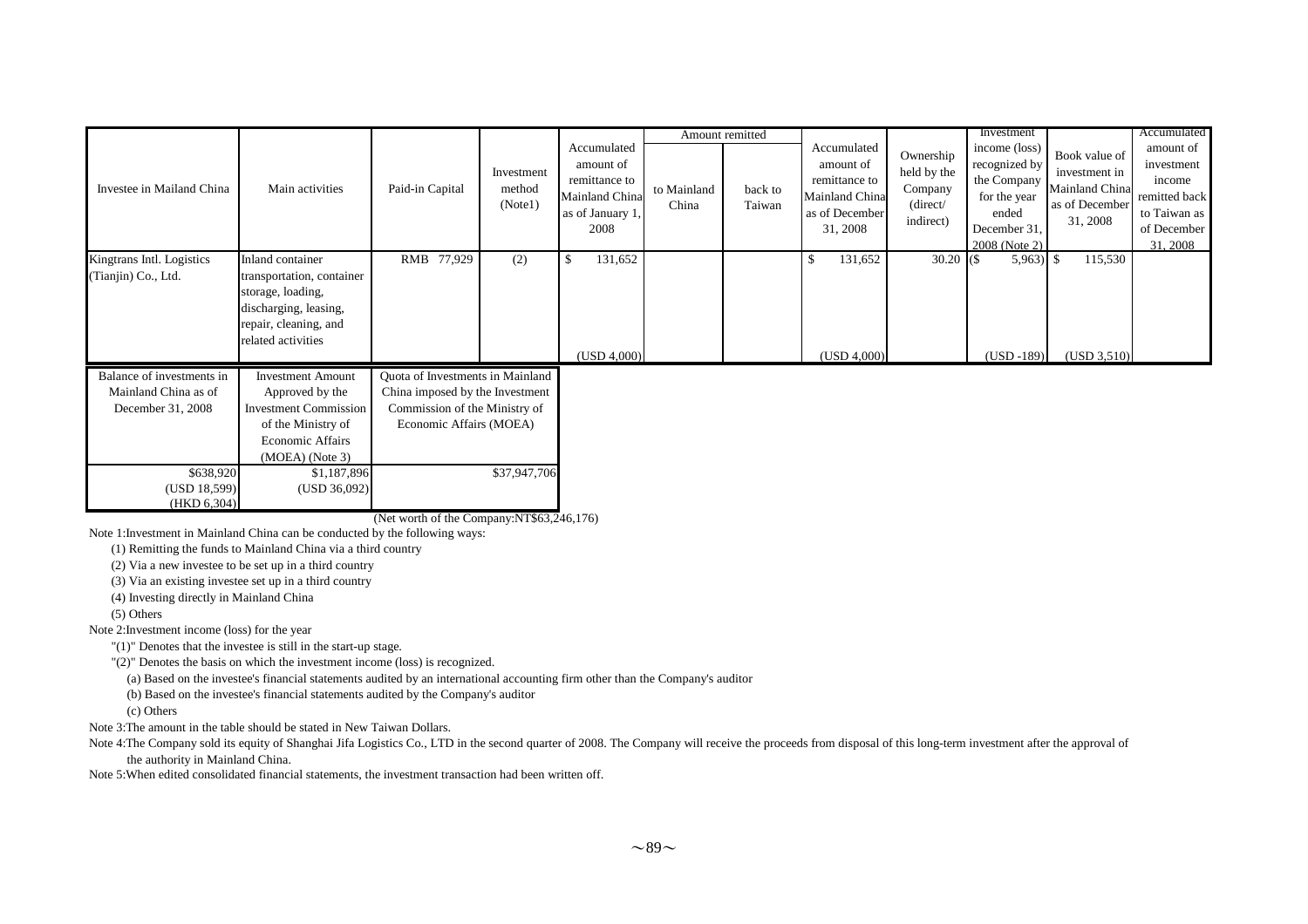| Investee in Mailand China | Main activities | Paid-in Capital | Investment method (Note1) | Accumulated amount of remittance to Mainland China as of January 1, 2008 | Amount remitted | | Accumulated amount of remittance to Mainland China as of December 31, 2008 | Ownership held by the Company (direct/ indirect) | Investment income (loss) recognized by the Company for the year ended December 31, 2008 (Note 2) | Book value of investment in Mainland China as of December 31, 2008 | Accumulated amount of investment income remitted back to Taiwan as of December 31, 2008 |
|---|---|---|---|---|---|---|---|---|---|---|---|
| | | | | | to Mainland China | back to Taiwan | | | | | |
| Kingtrans Intl. Logistics (Tianjin) Co., Ltd. | Inland container transportation, container storage, loading, discharging, leasing, repair, cleaning, and related activities | RMB 77,929 | (2) | $ 131,652 (USD 4,000) | | | $ 131,652 (USD 4,000) | 30.20 | ($ 5,963) (USD -189) | $ 115,530 (USD 3,510) | |

| Balance of investments in Mainland China as of December 31, 2008 | Investment Amount Approved by the Investment Commission of the Ministry of Economic Affairs (MOEA) (Note 3) | Quota of Investments in Mainland China imposed by the Investment Commission of the Ministry of Economic Affairs (MOEA) |
|---|---|---|
| $638,920 (USD 18,599) (HKD 6,304) | $1,187,896 (USD 36,092) | $37,947,706 |

(Net worth of the Company:NT$63,246,176)

Note 1:Investment in Mainland China can be conducted by the following ways:

(1) Remitting the funds to Mainland China via a third country

(2) Via a new investee to be set up in a third country

(3) Via an existing investee set up in a third country

(4) Investing directly in Mainland China

(5) Others

Note 2:Investment income (loss) for the year

"(1)" Denotes that the investee is still in the start-up stage.

"(2)" Denotes the basis on which the investment income (loss) is recognized.

(a) Based on the investee's financial statements audited by an international accounting firm other than the Company's auditor

(b) Based on the investee's financial statements audited by the Company's auditor

(c) Others

Note 3:The amount in the table should be stated in New Taiwan Dollars.

Note 4:The Company sold its equity of Shanghai Jifa Logistics Co., LTD in the second quarter of 2008. The Company will receive the proceeds from disposal of this long-term investment after the approval of the authority in Mainland China.

Note 5:When edited consolidated financial statements, the investment transaction had been written off.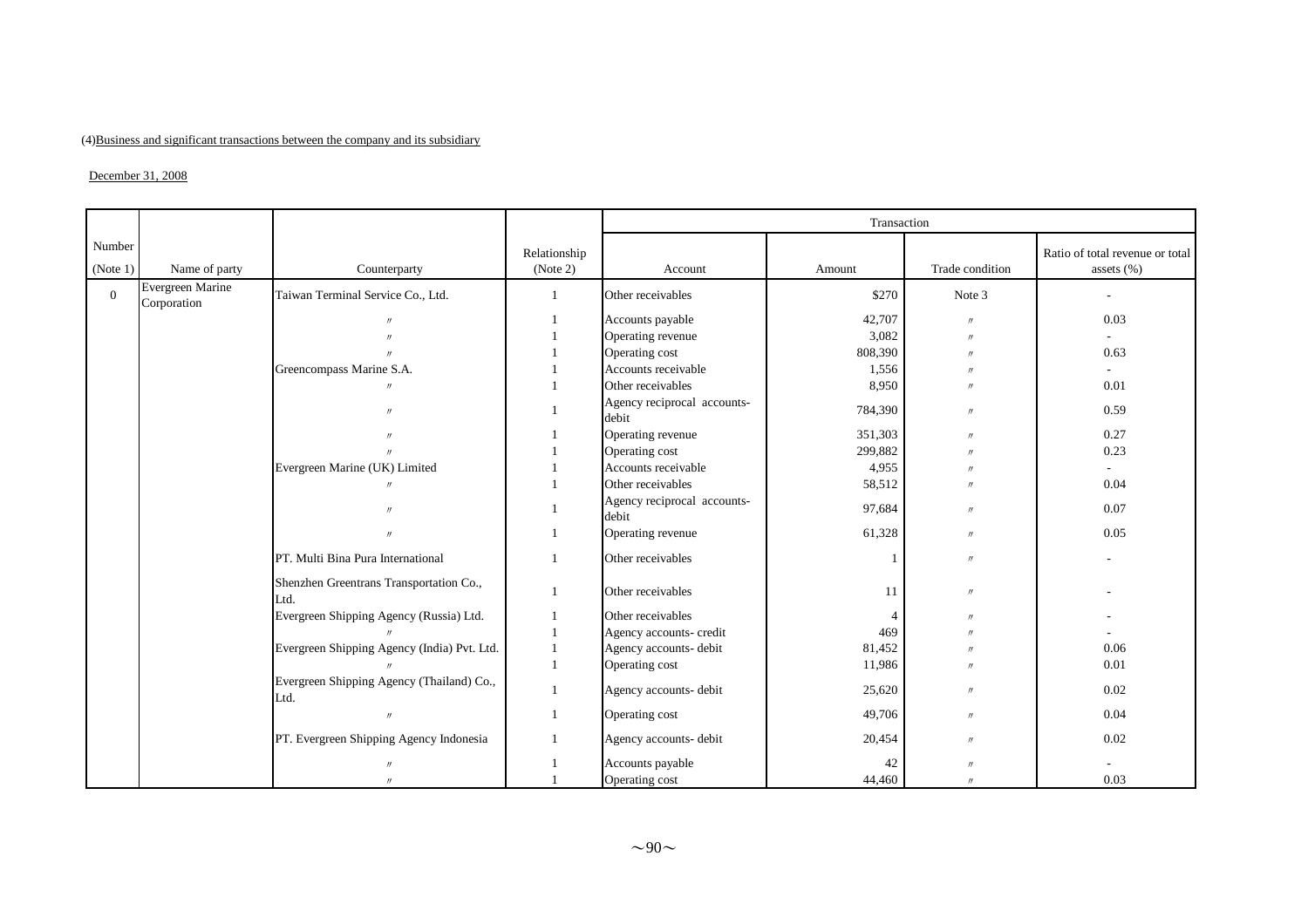(4)Business and significant transactions between the company and its subsidiary

December 31, 2008

| Number (Note 1) | Name of party | Counterparty | Relationship (Note 2) | Transaction | | | |
|---|---|---|---|---|---|---|---|
| | | | | Account | Amount | Trade condition | Ratio of total revenue or total assets (%) |
| 0 | Evergreen Marine Corporation | Taiwan Terminal Service Co., Ltd. | 1 | Other receivables | $270 | Note 3 | - |
| | | 〃 | 1 | Accounts payable | 42,707 | 〃 | 0.03 |
| | | 〃 | 1 | Operating revenue | 3,082 | 〃 | - |
| | | 〃 | 1 | Operating cost | 808,390 | 〃 | 0.63 |
| | | Greencompass Marine S.A. | 1 | Accounts receivable | 1,556 | 〃 | - |
| | | 〃 | 1 | Other receivables | 8,950 | 〃 | 0.01 |
| | | 〃 | 1 | Agency reciprocal accounts-debit | 784,390 | 〃 | 0.59 |
| | | 〃 | 1 | Operating revenue | 351,303 | 〃 | 0.27 |
| | | 〃 | 1 | Operating cost | 299,882 | 〃 | 0.23 |
| | | Evergreen Marine (UK) Limited | 1 | Accounts receivable | 4,955 | 〃 | - |
| | | 〃 | 1 | Other receivables | 58,512 | 〃 | 0.04 |
| | | 〃 | 1 | Agency reciprocal accounts-debit | 97,684 | 〃 | 0.07 |
| | | 〃 | 1 | Operating revenue | 61,328 | 〃 | 0.05 |
| | | PT. Multi Bina Pura International | 1 | Other receivables | 1 | 〃 | - |
| | | Shenzhen Greentrans Transportation Co., Ltd. | 1 | Other receivables | 11 | 〃 | - |
| | | Evergreen Shipping Agency (Russia) Ltd. | 1 | Other receivables | 4 | 〃 | - |
| | | 〃 | 1 | Agency accounts- credit | 469 | 〃 | - |
| | | Evergreen Shipping Agency (India) Pvt. Ltd. | 1 | Agency accounts- debit | 81,452 | 〃 | 0.06 |
| | | 〃 | 1 | Operating cost | 11,986 | 〃 | 0.01 |
| | | Evergreen Shipping Agency (Thailand) Co., Ltd. | 1 | Agency accounts- debit | 25,620 | 〃 | 0.02 |
| | | 〃 | 1 | Operating cost | 49,706 | 〃 | 0.04 |
| | | PT. Evergreen Shipping Agency Indonesia | 1 | Agency accounts- debit | 20,454 | 〃 | 0.02 |
| | | 〃 | 1 | Accounts payable | 42 | 〃 | - |
| | | 〃 | 1 | Operating cost | 44,460 | 〃 | 0.03 |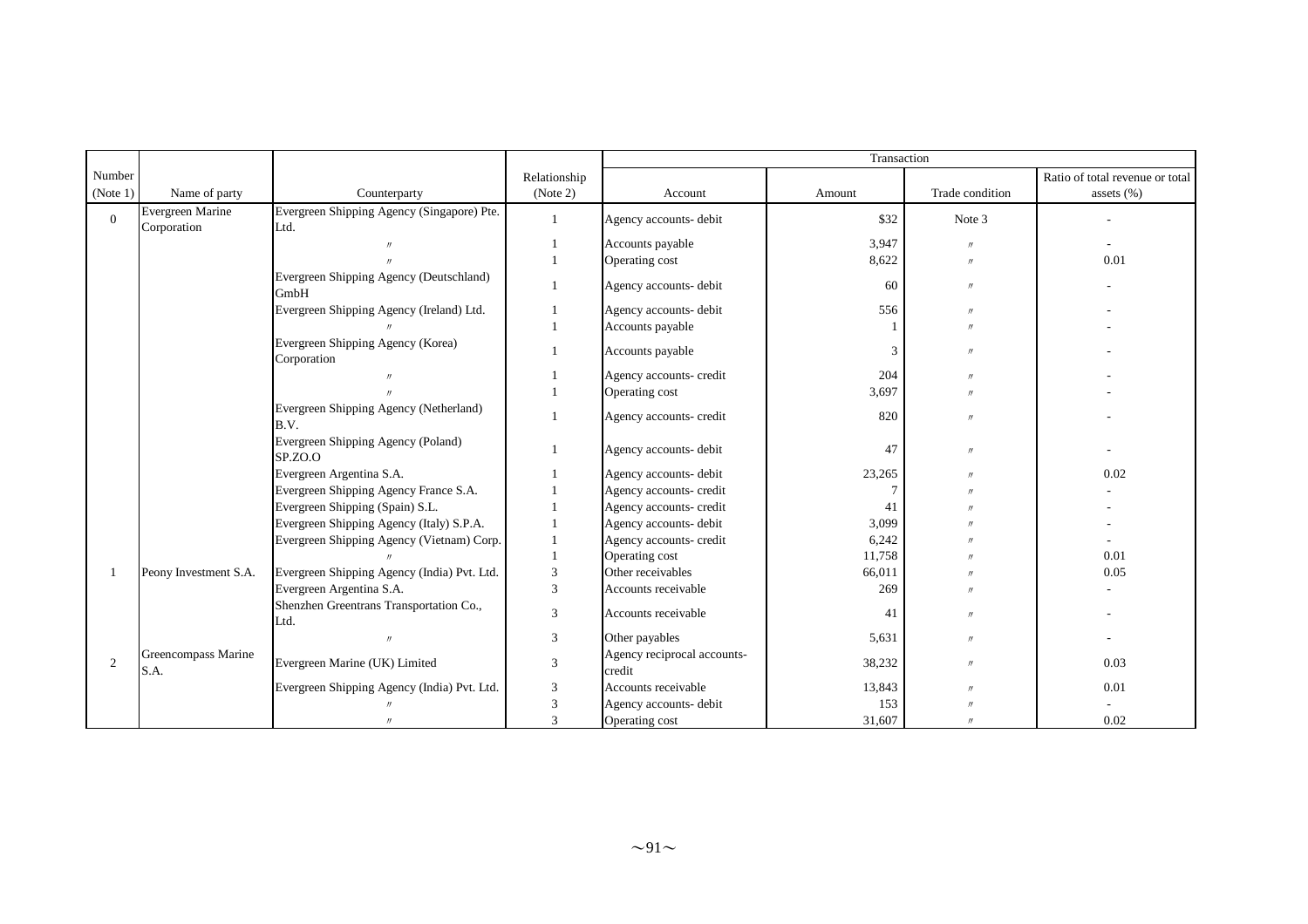| Number (Note 1) | Name of party | Counterparty | Relationship (Note 2) | Transaction | | | |
|---|---|---|---|---|---|---|---|
| | | | | Account | Amount | Trade condition | Ratio of total revenue or total assets (%) |
| 0 | Evergreen Marine Corporation | Evergreen Shipping Agency (Singapore) Pte. Ltd. | 1 | Agency accounts- debit | $32 | Note 3 | - |
| | | 〃 | 1 | Accounts payable | 3,947 | 〃 | - |
| | | 〃 | 1 | Operating cost | 8,622 | 〃 | 0.01 |
| | | Evergreen Shipping Agency (Deutschland) GmbH | 1 | Agency accounts- debit | 60 | 〃 | - |
| | | Evergreen Shipping Agency (Ireland) Ltd. | 1 | Agency accounts- debit | 556 | 〃 | - |
| | | 〃 | 1 | Accounts payable | 1 | 〃 | - |
| | | Evergreen Shipping Agency (Korea) Corporation | 1 | Accounts payable | 3 | 〃 | - |
| | | 〃 | 1 | Agency accounts- credit | 204 | 〃 | - |
| | | 〃 | 1 | Operating cost | 3,697 | 〃 | - |
| | | Evergreen Shipping Agency (Netherland) B.V. | 1 | Agency accounts- credit | 820 | 〃 | - |
| | | Evergreen Shipping Agency (Poland) SP.ZO.O | 1 | Agency accounts- debit | 47 | 〃 | - |
| | | Evergreen Argentina S.A. | 1 | Agency accounts- debit | 23,265 | 〃 | 0.02 |
| | | Evergreen Shipping Agency France S.A. | 1 | Agency accounts- credit | 7 | 〃 | - |
| | | Evergreen Shipping (Spain) S.L. | 1 | Agency accounts- credit | 41 | 〃 | - |
| | | Evergreen Shipping Agency (Italy) S.P.A. | 1 | Agency accounts- debit | 3,099 | 〃 | - |
| | | Evergreen Shipping Agency (Vietnam) Corp. | 1 | Agency accounts- credit | 6,242 | 〃 | - |
| | | 〃 | 1 | Operating cost | 11,758 | 〃 | 0.01 |
| 1 | Peony Investment S.A. | Evergreen Shipping Agency (India) Pvt. Ltd. | 3 | Other receivables | 66,011 | 〃 | 0.05 |
| | | Evergreen Argentina S.A. | 3 | Accounts receivable | 269 | 〃 | - |
| | | Shenzhen Greentrans Transportation Co., Ltd. | 3 | Accounts receivable | 41 | 〃 | - |
| | | 〃 | 3 | Other payables | 5,631 | 〃 | - |
| 2 | Greencompass Marine S.A. | Evergreen Marine (UK) Limited | 3 | Agency reciprocal accounts- credit | 38,232 | 〃 | 0.03 |
| | | Evergreen Shipping Agency (India) Pvt. Ltd. | 3 | Accounts receivable | 13,843 | 〃 | 0.01 |
| | | 〃 | 3 | Agency accounts- debit | 153 | 〃 | - |
| | | 〃 | 3 | Operating cost | 31,607 | 〃 | 0.02 |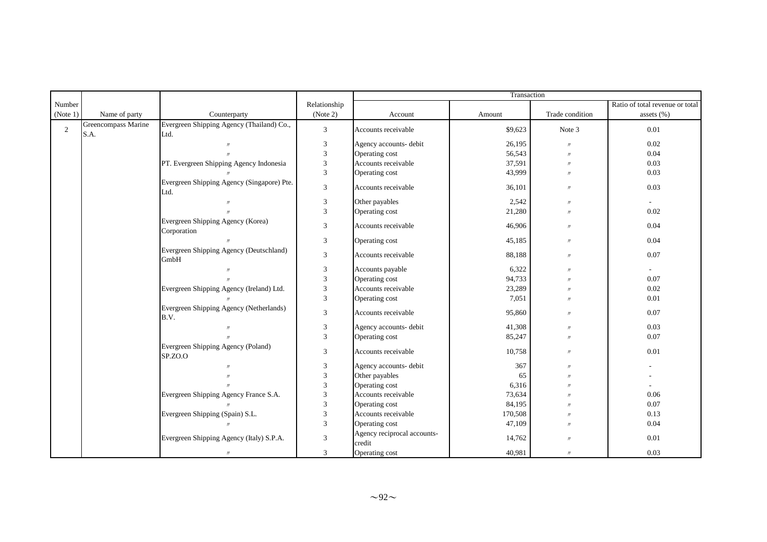| Number (Note 1) | Name of party | Counterparty | Relationship (Note 2) | Transaction | | | |
|---|---|---|---|---|---|---|---|
| | | | | Account | Amount | Trade condition | Ratio of total revenue or total assets (%) |
| 2 | Greencompass Marine S.A. | Evergreen Shipping Agency (Thailand) Co., Ltd. | 3 | Accounts receivable | $9,623 | Note 3 | 0.01 |
| | | 〃 | 3 | Agency accounts- debit | 26,195 | 〃 | 0.02 |
| | | 〃 | 3 | Operating cost | 56,543 | 〃 | 0.04 |
| | | PT. Evergreen Shipping Agency Indonesia | 3 | Accounts receivable | 37,591 | 〃 | 0.03 |
| | | 〃 | 3 | Operating cost | 43,999 | 〃 | 0.03 |
| | | Evergreen Shipping Agency (Singapore) Pte. Ltd. | 3 | Accounts receivable | 36,101 | 〃 | 0.03 |
| | | 〃 | 3 | Other payables | 2,542 | 〃 | - |
| | | 〃 | 3 | Operating cost | 21,280 | 〃 | 0.02 |
| | | Evergreen Shipping Agency (Korea) Corporation | 3 | Accounts receivable | 46,906 | 〃 | 0.04 |
| | | 〃 | 3 | Operating cost | 45,185 | 〃 | 0.04 |
| | | Evergreen Shipping Agency (Deutschland) GmbH | 3 | Accounts receivable | 88,188 | 〃 | 0.07 |
| | | 〃 | 3 | Accounts payable | 6,322 | 〃 | - |
| | | 〃 | 3 | Operating cost | 94,733 | 〃 | 0.07 |
| | | Evergreen Shipping Agency (Ireland) Ltd. | 3 | Accounts receivable | 23,289 | 〃 | 0.02 |
| | | 〃 | 3 | Operating cost | 7,051 | 〃 | 0.01 |
| | | Evergreen Shipping Agency (Netherlands) B.V. | 3 | Accounts receivable | 95,860 | 〃 | 0.07 |
| | | 〃 | 3 | Agency accounts- debit | 41,308 | 〃 | 0.03 |
| | | 〃 | 3 | Operating cost | 85,247 | 〃 | 0.07 |
| | | Evergreen Shipping Agency (Poland) SP.ZO.O | 3 | Accounts receivable | 10,758 | 〃 | 0.01 |
| | | 〃 | 3 | Agency accounts- debit | 367 | 〃 | - |
| | | 〃 | 3 | Other payables | 65 | 〃 | - |
| | | 〃 | 3 | Operating cost | 6,316 | 〃 | - |
| | | Evergreen Shipping Agency France S.A. | 3 | Accounts receivable | 73,634 | 〃 | 0.06 |
| | | 〃 | 3 | Operating cost | 84,195 | 〃 | 0.07 |
| | | Evergreen Shipping (Spain) S.L. | 3 | Accounts receivable | 170,508 | 〃 | 0.13 |
| | | 〃 | 3 | Operating cost | 47,109 | 〃 | 0.04 |
| | | Evergreen Shipping Agency (Italy) S.P.A. | 3 | Agency reciprocal accounts- credit | 14,762 | 〃 | 0.01 |
| | | 〃 | 3 | Operating cost | 40,981 | 〃 | 0.03 |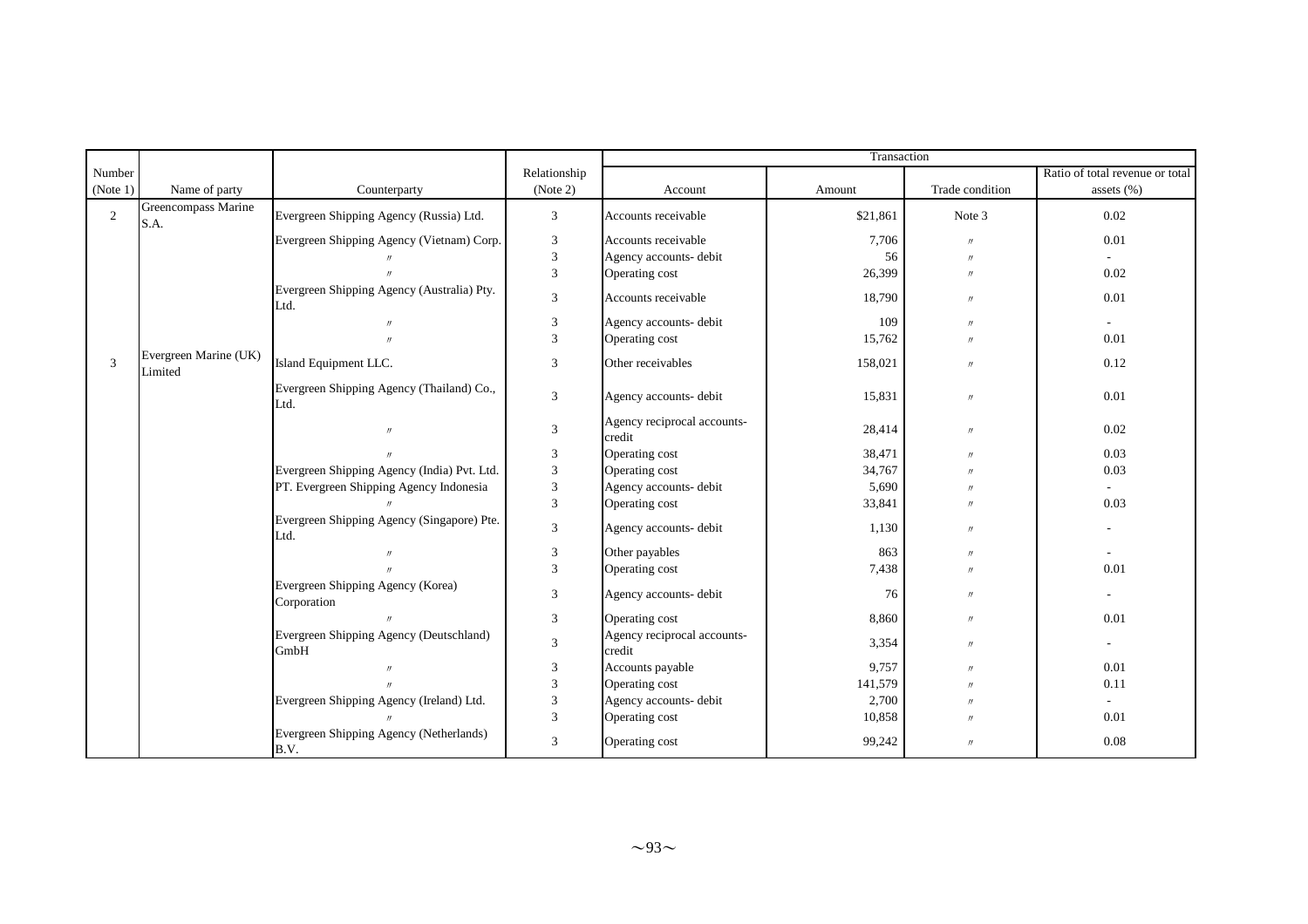| Number (Note 1) | Name of party | Counterparty | Relationship (Note 2) | Transaction | | | |
|---|---|---|---|---|---|---|---|
| | | | | Account | Amount | Trade condition | Ratio of total revenue or total assets (%) |
| 2 | Greencompass Marine S.A. | Evergreen Shipping Agency (Russia) Ltd. | 3 | Accounts receivable | $21,861 | Note 3 | 0.02 |
| | | Evergreen Shipping Agency (Vietnam) Corp. | 3 | Accounts receivable | 7,706 | 〃 | 0.01 |
| | | 〃 | 3 | Agency accounts- debit | 56 | 〃 | - |
| | | 〃 | 3 | Operating cost | 26,399 | 〃 | 0.02 |
| | | Evergreen Shipping Agency (Australia) Pty. Ltd. | 3 | Accounts receivable | 18,790 | 〃 | 0.01 |
| | | 〃 | 3 | Agency accounts- debit | 109 | 〃 | - |
| | | 〃 | 3 | Operating cost | 15,762 | 〃 | 0.01 |
| 3 | Evergreen Marine (UK) Limited | Island Equipment LLC. | 3 | Other receivables | 158,021 | 〃 | 0.12 |
| | | Evergreen Shipping Agency (Thailand) Co., Ltd. | 3 | Agency accounts- debit | 15,831 | 〃 | 0.01 |
| | | 〃 | 3 | Agency reciprocal accounts- credit | 28,414 | 〃 | 0.02 |
| | | 〃 | 3 | Operating cost | 38,471 | 〃 | 0.03 |
| | | Evergreen Shipping Agency (India) Pvt. Ltd. | 3 | Operating cost | 34,767 | 〃 | 0.03 |
| | | PT. Evergreen Shipping Agency Indonesia | 3 | Agency accounts- debit | 5,690 | 〃 | - |
| | | 〃 | 3 | Operating cost | 33,841 | 〃 | 0.03 |
| | | Evergreen Shipping Agency (Singapore) Pte. Ltd. | 3 | Agency accounts- debit | 1,130 | 〃 | - |
| | | 〃 | 3 | Other payables | 863 | 〃 | - |
| | | 〃 | 3 | Operating cost | 7,438 | 〃 | 0.01 |
| | | Evergreen Shipping Agency (Korea) Corporation | 3 | Agency accounts- debit | 76 | 〃 | - |
| | | 〃 | 3 | Operating cost | 8,860 | 〃 | 0.01 |
| | | Evergreen Shipping Agency (Deutschland) GmbH | 3 | Agency reciprocal accounts- credit | 3,354 | 〃 | - |
| | | 〃 | 3 | Accounts payable | 9,757 | 〃 | 0.01 |
| | | 〃 | 3 | Operating cost | 141,579 | 〃 | 0.11 |
| | | Evergreen Shipping Agency (Ireland) Ltd. | 3 | Agency accounts- debit | 2,700 | 〃 | - |
| | | 〃 | 3 | Operating cost | 10,858 | 〃 | 0.01 |
| | | Evergreen Shipping Agency (Netherlands) B.V. | 3 | Operating cost | 99,242 | 〃 | 0.08 |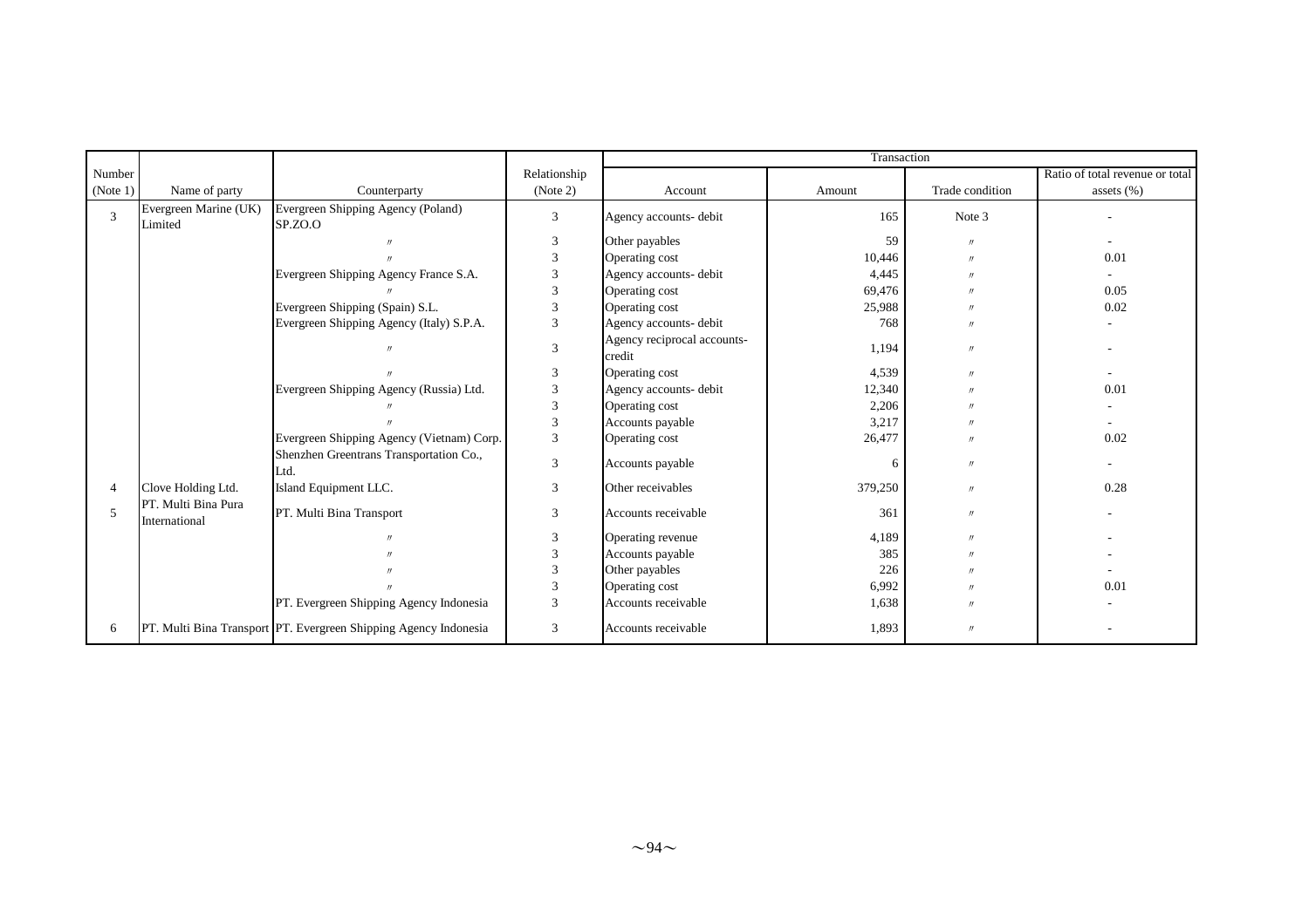| Number (Note 1) | Name of party | Counterparty | Relationship (Note 2) | Transaction | | | |
|---|---|---|---|---|---|---|---|
| | | | | Account | Amount | Trade condition | Ratio of total revenue or total assets (%) |
| 3 | Evergreen Marine (UK) Limited | Evergreen Shipping Agency (Poland) SP.ZO.O | 3 | Agency accounts- debit | 165 | Note 3 | - |
| | | 〃 | 3 | Other payables | 59 | 〃 | - |
| | | 〃 | 3 | Operating cost | 10,446 | 〃 | 0.01 |
| | | Evergreen Shipping Agency France S.A. | 3 | Agency accounts- debit | 4,445 | 〃 | - |
| | | 〃 | 3 | Operating cost | 69,476 | 〃 | 0.05 |
| | | Evergreen Shipping (Spain) S.L. | 3 | Operating cost | 25,988 | 〃 | 0.02 |
| | | Evergreen Shipping Agency (Italy) S.P.A. | 3 | Agency accounts- debit | 768 | 〃 | - |
| | | 〃 | 3 | Agency reciprocal accounts- credit | 1,194 | 〃 | - |
| | | 〃 | 3 | Operating cost | 4,539 | 〃 | - |
| | | Evergreen Shipping Agency (Russia) Ltd. | 3 | Agency accounts- debit | 12,340 | 〃 | 0.01 |
| | | 〃 | 3 | Operating cost | 2,206 | 〃 | - |
| | | 〃 | 3 | Accounts payable | 3,217 | 〃 | - |
| | | Evergreen Shipping Agency (Vietnam) Corp. | 3 | Operating cost | 26,477 | 〃 | 0.02 |
| | | Shenzhen Greentrans Transportation Co., Ltd. | 3 | Accounts payable | 6 | 〃 | - |
| 4 | Clove Holding Ltd. | Island Equipment LLC. | 3 | Other receivables | 379,250 | 〃 | 0.28 |
| 5 | PT. Multi Bina Pura International | PT. Multi Bina Transport | 3 | Accounts receivable | 361 | 〃 | - |
| | | 〃 | 3 | Operating revenue | 4,189 | 〃 | - |
| | | 〃 | 3 | Accounts payable | 385 | 〃 | - |
| | | 〃 | 3 | Other payables | 226 | 〃 | - |
| | | 〃 | 3 | Operating cost | 6,992 | 〃 | 0.01 |
| | | PT. Evergreen Shipping Agency Indonesia | 3 | Accounts receivable | 1,638 | 〃 | - |
| 6 | PT. Multi Bina Transport | PT. Evergreen Shipping Agency Indonesia | 3 | Accounts receivable | 1,893 | 〃 | - |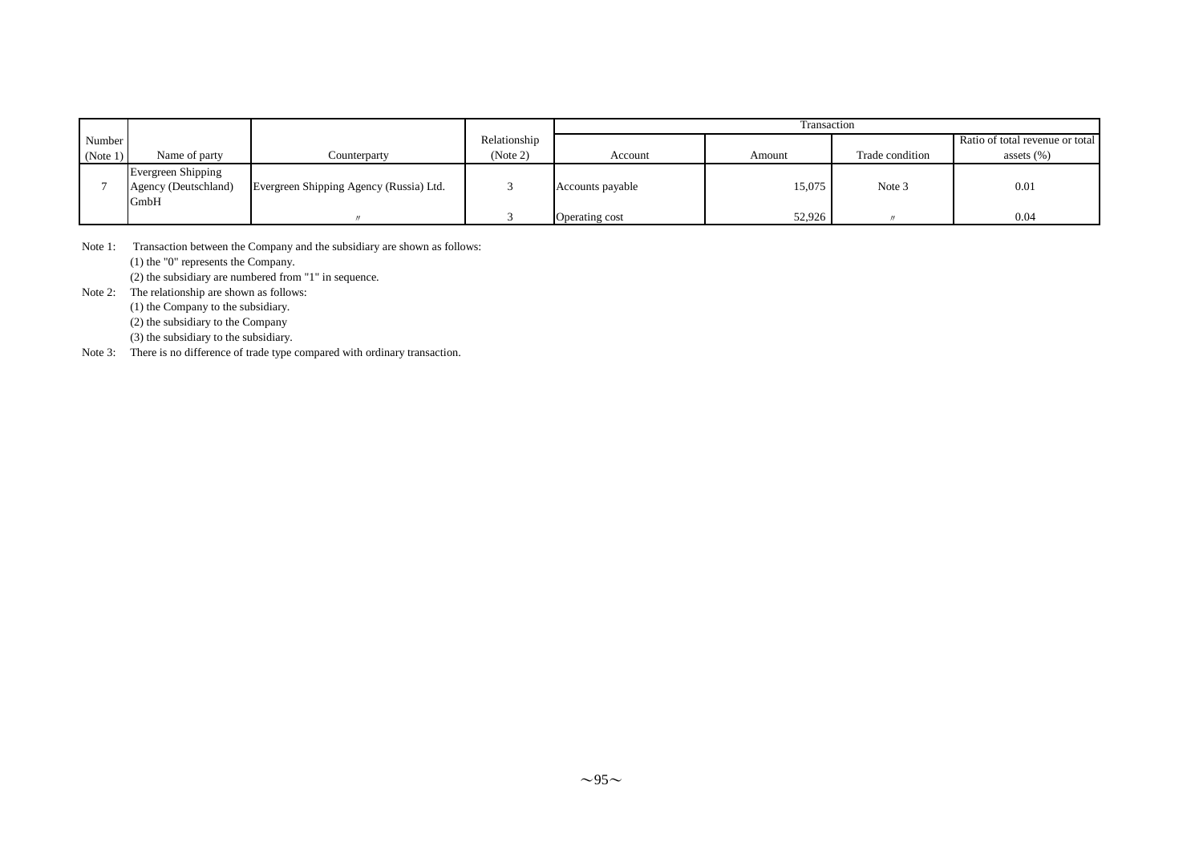| Number (Note 1) | Name of party | Counterparty | Relationship (Note 2) | Transaction | | | |
|---|---|---|---|---|---|---|---|
| | | | | Account | Amount | Trade condition | Ratio of total revenue or total assets (%) |
| 7 | Evergreen Shipping Agency (Deutschland) GmbH | Evergreen Shipping Agency (Russia) Ltd. | 3 | Accounts payable | 15,075 | Note 3 | 0.01 |
| | | 〃 | 3 | Operating cost | 52,926 | 〃 | 0.04 |

Note 1: Transaction between the Company and the subsidiary are shown as follows:

(1) the "0" represents the Company.

(2) the subsidiary are numbered from "1" in sequence.

Note 2: The relationship are shown as follows:

(1) the Company to the subsidiary.

(2) the subsidiary to the Company

(3) the subsidiary to the subsidiary.

Note 3: There is no difference of trade type compared with ordinary transaction.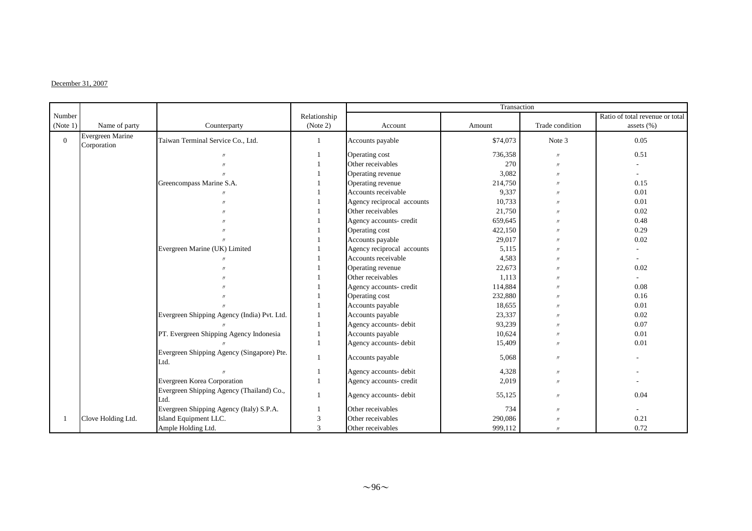December 31, 2007

| Number (Note 1) | Name of party | Counterparty | Relationship (Note 2) | Transaction | | | |
|---|---|---|---|---|---|---|---|
| | | | | Account | Amount | Trade condition | Ratio of total revenue or total assets (%) |
| 0 | Evergreen Marine Corporation | Taiwan Terminal Service Co., Ltd. | 1 | Accounts payable | $74,073 | Note 3 | 0.05 |
| | | 〃 | 1 | Operating cost | 736,358 | 〃 | 0.51 |
| | | 〃 | 1 | Other receivables | 270 | 〃 | - |
| | | 〃 | 1 | Operating revenue | 3,082 | 〃 | - |
| | | Greencompass Marine S.A. | 1 | Operating revenue | 214,750 | 〃 | 0.15 |
| | | 〃 | 1 | Accounts receivable | 9,337 | 〃 | 0.01 |
| | | 〃 | 1 | Agency reciprocal accounts | 10,733 | 〃 | 0.01 |
| | | 〃 | 1 | Other receivables | 21,750 | 〃 | 0.02 |
| | | 〃 | 1 | Agency accounts- credit | 659,645 | 〃 | 0.48 |
| | | 〃 | 1 | Operating cost | 422,150 | 〃 | 0.29 |
| | | 〃 | 1 | Accounts payable | 29,017 | 〃 | 0.02 |
| | | Evergreen Marine (UK) Limited | 1 | Agency reciprocal accounts | 5,115 | 〃 | - |
| | | 〃 | 1 | Accounts receivable | 4,583 | 〃 | - |
| | | 〃 | 1 | Operating revenue | 22,673 | 〃 | 0.02 |
| | | 〃 | 1 | Other receivables | 1,113 | 〃 | - |
| | | 〃 | 1 | Agency accounts- credit | 114,884 | 〃 | 0.08 |
| | | 〃 | 1 | Operating cost | 232,880 | 〃 | 0.16 |
| | | 〃 | 1 | Accounts payable | 18,655 | 〃 | 0.01 |
| | | Evergreen Shipping Agency (India) Pvt. Ltd. | 1 | Accounts payable | 23,337 | 〃 | 0.02 |
| | | 〃 | 1 | Agency accounts- debit | 93,239 | 〃 | 0.07 |
| | | PT. Evergreen Shipping Agency Indonesia | 1 | Accounts payable | 10,624 | 〃 | 0.01 |
| | | 〃 | 1 | Agency accounts- debit | 15,409 | 〃 | 0.01 |
| | | Evergreen Shipping Agency (Singapore) Pte. Ltd. | 1 | Accounts payable | 5,068 | 〃 | - |
| | | 〃 | 1 | Agency accounts- debit | 4,328 | 〃 | - |
| | | Evergreen Korea Corporation | 1 | Agency accounts- credit | 2,019 | 〃 | - |
| | | Evergreen Shipping Agency (Thailand) Co., Ltd. | 1 | Agency accounts- debit | 55,125 | 〃 | 0.04 |
| | | Evergreen Shipping Agency (Italy) S.P.A. | 1 | Other receivables | 734 | 〃 | - |
| 1 | Clove Holding Ltd. | Island Equipment LLC. | 3 | Other receivables | 290,086 | 〃 | 0.21 |
| | | Ample Holding Ltd. | 3 | Other receivables | 999,112 | 〃 | 0.72 |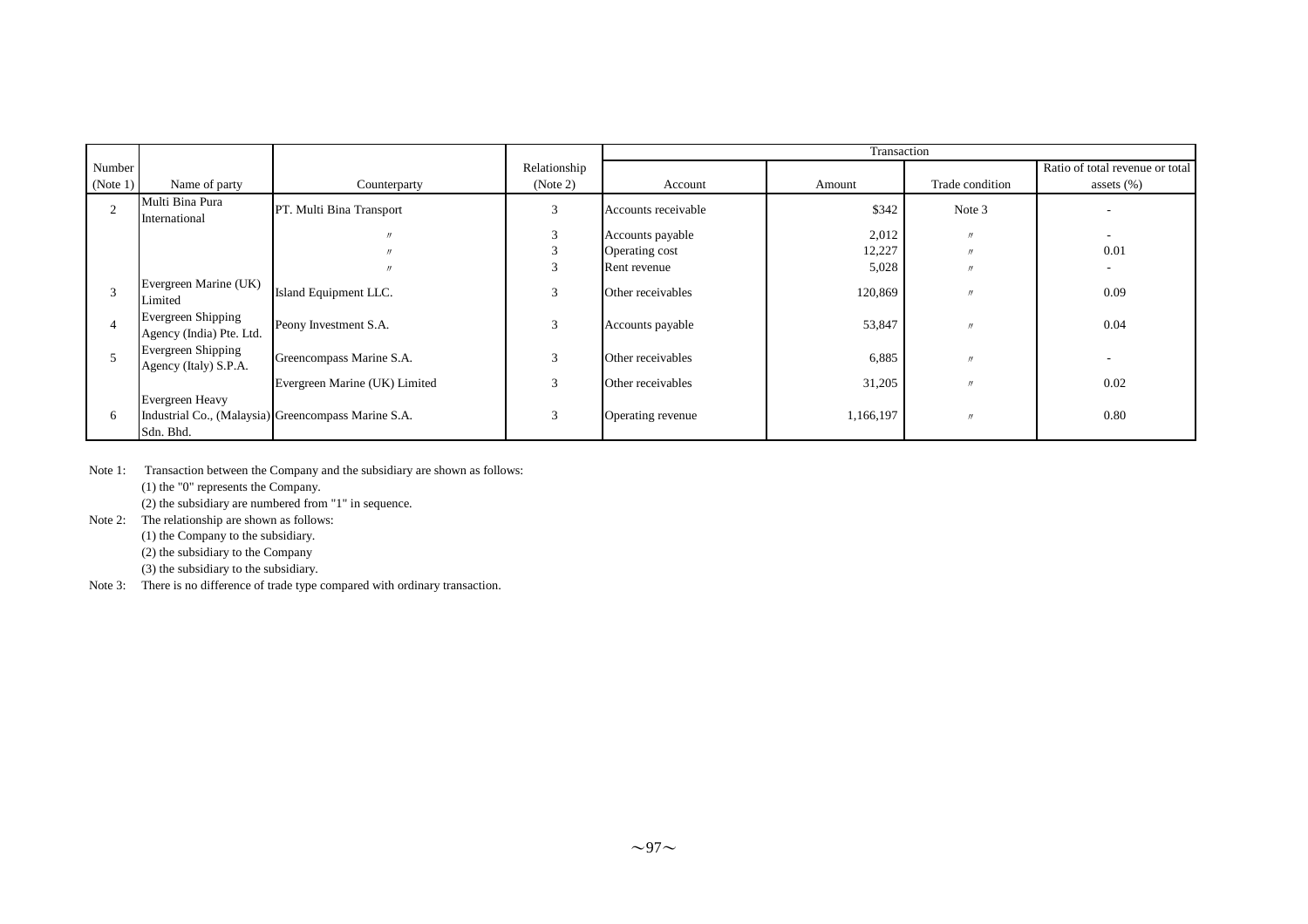| Number (Note 1) | Name of party | Counterparty | Relationship (Note 2) | Transaction | | | |
|---|---|---|---|---|---|---|---|
| | | | | Account | Amount | Trade condition | Ratio of total revenue or total assets (%) |
| 2 | Multi Bina Pura International | PT. Multi Bina Transport | 3 | Accounts receivable | \$342 | Note 3 | - |
| | | 〃 | 3 | Accounts payable | 2,012 | 〃 | - |
| | | 〃 | 3 | Operating cost | 12,227 | 〃 | 0.01 |
| | | 〃 | 3 | Rent revenue | 5,028 | 〃 | - |
| 3 | Evergreen Marine (UK) Limited | Island Equipment LLC. | 3 | Other receivables | 120,869 | 〃 | 0.09 |
| 4 | Evergreen Shipping Agency (India) Pte. Ltd. | Peony Investment S.A. | 3 | Accounts payable | 53,847 | 〃 | 0.04 |
| 5 | Evergreen Shipping Agency (Italy) S.P.A. | Greencompass Marine S.A. | 3 | Other receivables | 6,885 | 〃 | - |
| | | Evergreen Marine (UK) Limited | 3 | Other receivables | 31,205 | 〃 | 0.02 |
| 6 | Evergreen Heavy Industrial Co., (Malaysia) Sdn. Bhd. | Greencompass Marine S.A. | 3 | Operating revenue | 1,166,197 | 〃 | 0.80 |

Note 1: Transaction between the Company and the subsidiary are shown as follows:
(1) the "0" represents the Company.
(2) the subsidiary are numbered from "1" in sequence.

Note 2: The relationship are shown as follows:
(1) the Company to the subsidiary.
(2) the subsidiary to the Company
(3) the subsidiary to the subsidiary.

Note 3: There is no difference of trade type compared with ordinary transaction.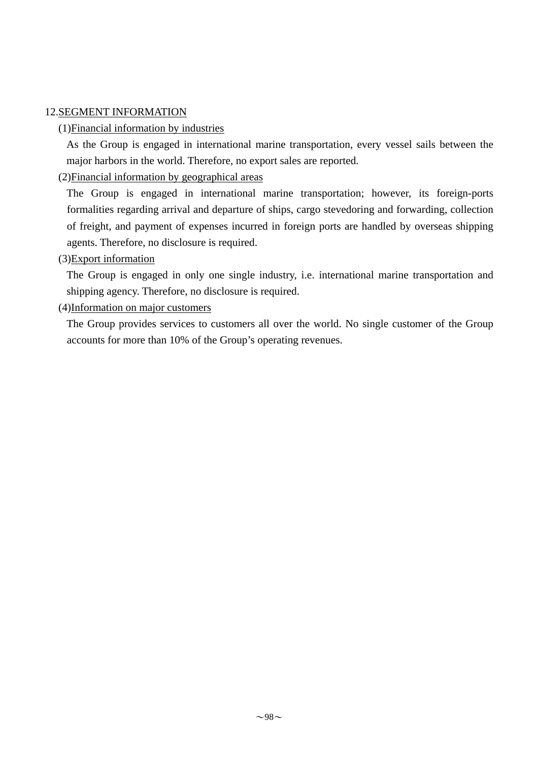## 12. SEGMENT INFORMATION

### (1) Financial information by industries

As the Group is engaged in international marine transportation, every vessel sails between the major harbors in the world. Therefore, no export sales are reported.

### (2) Financial information by geographical areas

The Group is engaged in international marine transportation; however, its foreign-ports formalities regarding arrival and departure of ships, cargo stevedoring and forwarding, collection of freight, and payment of expenses incurred in foreign ports are handled by overseas shipping agents. Therefore, no disclosure is required.

### (3) Export information

The Group is engaged in only one single industry, i.e. international marine transportation and shipping agency. Therefore, no disclosure is required.

### (4) Information on major customers

The Group provides services to customers all over the world. No single customer of the Group accounts for more than 10% of the Group's operating revenues.